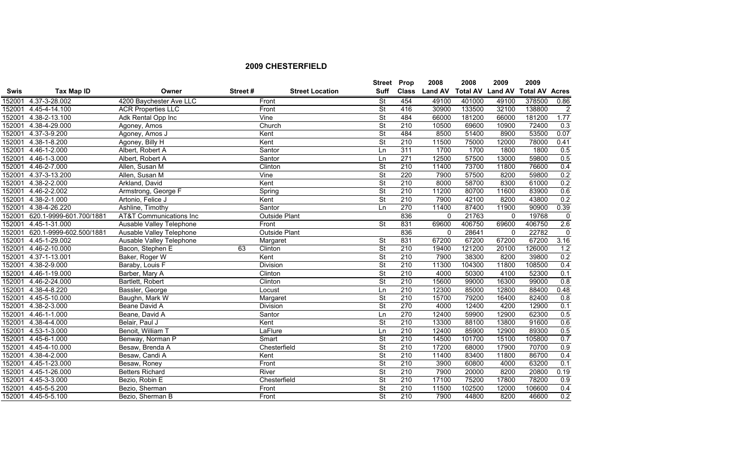## 2009 CHESTERFIELD

| Swis | Tax Map ID | Owner | Street # | Street Location | Street Suff | Prop Class | 2008 Land AV | 2008 Total AV | 2009 Land AV | 2009 Total AV | Acres |
|---|---|---|---|---|---|---|---|---|---|---|---|
| 152001 | 4.37-3-28.002 | 4200 Baychester Ave LLC | | Front | St | 454 | 49100 | 401000 | 49100 | 378500 | 0.86 |
| 152001 | 4.45-4-14.100 | ACR Properties LLC | | Front | St | 416 | 30900 | 133500 | 32100 | 138800 | 2 |
| 152001 | 4.38-2-13.100 | Adk Rental Opp Inc | | Vine | St | 484 | 66000 | 181200 | 66000 | 181200 | 1.77 |
| 152001 | 4.38-4-29.000 | Agoney, Amos | | Church | St | 210 | 10500 | 69600 | 10900 | 72400 | 0.3 |
| 152001 | 4.37-3-9.200 | Agoney, Amos J | | Kent | St | 484 | 8500 | 51400 | 8900 | 53500 | 0.07 |
| 152001 | 4.38-1-8.200 | Agoney, Billy H | | Kent | St | 210 | 11500 | 75000 | 12000 | 78000 | 0.41 |
| 152001 | 4.46-1-2.000 | Albert, Robert A | | Santor | Ln | 311 | 1700 | 1700 | 1800 | 1800 | 0.5 |
| 152001 | 4.46-1-3.000 | Albert, Robert A | | Santor | Ln | 271 | 12500 | 57500 | 13000 | 59800 | 0.5 |
| 152001 | 4.46-2-7.000 | Allen, Susan M | | Clinton | St | 210 | 11400 | 73700 | 11800 | 76600 | 0.4 |
| 152001 | 4.37-3-13.200 | Allen, Susan M | | Vine | St | 220 | 7900 | 57500 | 8200 | 59800 | 0.2 |
| 152001 | 4.38-2-2.000 | Arkland, David | | Kent | St | 210 | 8000 | 58700 | 8300 | 61000 | 0.2 |
| 152001 | 4.46-2-2.002 | Armstrong, George F | | Spring | St | 210 | 11200 | 80700 | 11600 | 83900 | 0.6 |
| 152001 | 4.38-2-1.000 | Artonio, Felice J | | Kent | St | 210 | 7900 | 42100 | 8200 | 43800 | 0.2 |
| 152001 | 4.38-4-26.220 | Ashline, Timothy | | Santor | Ln | 270 | 11400 | 87400 | 11900 | 90900 | 0.39 |
| 152001 | 620.1-9999-601.700/1881 | AT&T Communications Inc | | Outside Plant | | 836 | 0 | 21763 | 0 | 19768 | 0 |
| 152001 | 4.45-1-31.000 | Ausable Valley Telephone | | Front | St | 831 | 69600 | 406750 | 69600 | 406750 | 2.6 |
| 152001 | 620.1-9999-602.500/1881 | Ausable Valley Telephone | | Outside Plant | | 836 | 0 | 28641 | 0 | 22782 | 0 |
| 152001 | 4.45-1-29.002 | Ausable Valley Telephone | | Margaret | St | 831 | 67200 | 67200 | 67200 | 67200 | 3.16 |
| 152001 | 4.46-2-10.000 | Bacon, Stephen E | 63 | Clinton | St | 210 | 19400 | 121200 | 20100 | 126000 | 1.2 |
| 152001 | 4.37-1-13.001 | Baker, Roger W | | Kent | St | 210 | 7900 | 38300 | 8200 | 39800 | 0.2 |
| 152001 | 4.38-2-9.000 | Baraby, Louis F | | Division | St | 210 | 11300 | 104300 | 11800 | 108500 | 0.4 |
| 152001 | 4.46-1-19.000 | Barber, Mary A | | Clinton | St | 210 | 4000 | 50300 | 4100 | 52300 | 0.1 |
| 152001 | 4.46-2-24.000 | Bartlett, Robert | | Clinton | St | 210 | 15600 | 99000 | 16300 | 99000 | 0.8 |
| 152001 | 4.38-4-8.220 | Bassler, George | | Locust | Ln | 210 | 12300 | 85000 | 12800 | 88400 | 0.48 |
| 152001 | 4.45-5-10.000 | Baughn, Mark W | | Margaret | St | 210 | 15700 | 79200 | 16400 | 82400 | 0.8 |
| 152001 | 4.38-2-3.000 | Beane David A | | Division | St | 270 | 4000 | 12400 | 4200 | 12900 | 0.1 |
| 152001 | 4.46-1-1.000 | Beane, David A | | Santor | Ln | 270 | 12400 | 59900 | 12900 | 62300 | 0.5 |
| 152001 | 4.38-4-4.000 | Belair, Paul J | | Kent | St | 210 | 13300 | 88100 | 13800 | 91600 | 0.6 |
| 152001 | 4.53-1-3.000 | Benoit, William T | | LaFlure | Ln | 210 | 12400 | 85900 | 12900 | 89300 | 0.5 |
| 152001 | 4.45-6-1.000 | Benway, Norman P | | Smart | St | 210 | 14500 | 101700 | 15100 | 105800 | 0.7 |
| 152001 | 4.45-4-10.000 | Besaw, Brenda A | | Chesterfield | St | 210 | 17200 | 68000 | 17900 | 70700 | 0.9 |
| 152001 | 4.38-4-2.000 | Besaw, Candi A | | Kent | St | 210 | 11400 | 83400 | 11800 | 86700 | 0.4 |
| 152001 | 4.45-1-23.000 | Besaw, Roney | | Front | St | 210 | 3900 | 60800 | 4000 | 63200 | 0.1 |
| 152001 | 4.45-1-26.000 | Betters Richard | | River | St | 210 | 7900 | 20000 | 8200 | 20800 | 0.19 |
| 152001 | 4.45-3-3.000 | Bezio, Robin E | | Chesterfield | St | 210 | 17100 | 75200 | 17800 | 78200 | 0.9 |
| 152001 | 4.45-5-5.200 | Bezio, Sherman | | Front | St | 210 | 11500 | 102500 | 12000 | 106600 | 0.4 |
| 152001 | 4.45-5-5.100 | Bezio, Sherman B | | Front | St | 210 | 7900 | 44800 | 8200 | 46600 | 0.2 |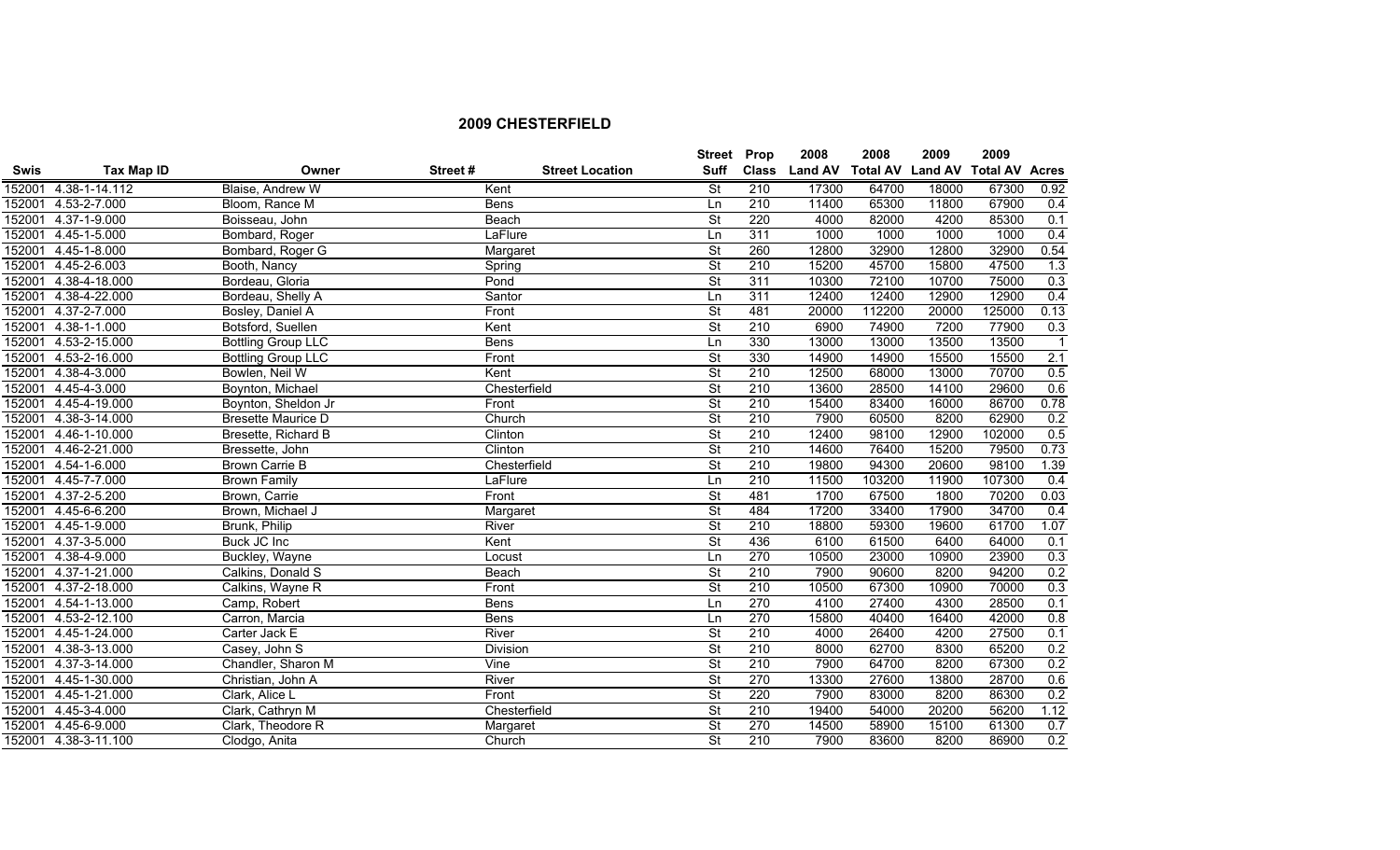## 2009 CHESTERFIELD

| Swis | Tax Map ID | Owner | Street # | Street Location | Street Suff | Prop Class | 2008 Land AV | 2008 Total AV | 2009 Land AV | 2009 Total AV | Acres |
|---|---|---|---|---|---|---|---|---|---|---|---|
| 152001 | 4.38-1-14.112 | Blaise, Andrew W | | Kent | St | 210 | 17300 | 64700 | 18000 | 67300 | 0.92 |
| 152001 | 4.53-2-7.000 | Bloom, Rance M | | Bens | Ln | 210 | 11400 | 65300 | 11800 | 67900 | 0.4 |
| 152001 | 4.37-1-9.000 | Boisseau, John | | Beach | St | 220 | 4000 | 82000 | 4200 | 85300 | 0.1 |
| 152001 | 4.45-1-5.000 | Bombard, Roger | | LaFlure | Ln | 311 | 1000 | 1000 | 1000 | 1000 | 0.4 |
| 152001 | 4.45-1-8.000 | Bombard, Roger G | | Margaret | St | 260 | 12800 | 32900 | 12800 | 32900 | 0.54 |
| 152001 | 4.45-2-6.003 | Booth, Nancy | | Spring | St | 210 | 15200 | 45700 | 15800 | 47500 | 1.3 |
| 152001 | 4.38-4-18.000 | Bordeau, Gloria | | Pond | St | 311 | 10300 | 72100 | 10700 | 75000 | 0.3 |
| 152001 | 4.38-4-22.000 | Bordeau, Shelly A | | Santor | Ln | 311 | 12400 | 12400 | 12900 | 12900 | 0.4 |
| 152001 | 4.37-2-7.000 | Bosley, Daniel A | | Front | St | 481 | 20000 | 112200 | 20000 | 125000 | 0.13 |
| 152001 | 4.38-1-1.000 | Botsford, Suellen | | Kent | St | 210 | 6900 | 74900 | 7200 | 77900 | 0.3 |
| 152001 | 4.53-2-15.000 | Bottling Group LLC | | Bens | Ln | 330 | 13000 | 13000 | 13500 | 13500 | 1 |
| 152001 | 4.53-2-16.000 | Bottling Group LLC | | Front | St | 330 | 14900 | 14900 | 15500 | 15500 | 2.1 |
| 152001 | 4.38-4-3.000 | Bowlen, Neil W | | Kent | St | 210 | 12500 | 68000 | 13000 | 70700 | 0.5 |
| 152001 | 4.45-4-3.000 | Boynton, Michael | | Chesterfield | St | 210 | 13600 | 28500 | 14100 | 29600 | 0.6 |
| 152001 | 4.45-4-19.000 | Boynton, Sheldon Jr | | Front | St | 210 | 15400 | 83400 | 16000 | 86700 | 0.78 |
| 152001 | 4.38-3-14.000 | Bresette Maurice D | | Church | St | 210 | 7900 | 60500 | 8200 | 62900 | 0.2 |
| 152001 | 4.46-1-10.000 | Bresette, Richard B | | Clinton | St | 210 | 12400 | 98100 | 12900 | 102000 | 0.5 |
| 152001 | 4.46-2-21.000 | Bressette, John | | Clinton | St | 210 | 14600 | 76400 | 15200 | 79500 | 0.73 |
| 152001 | 4.54-1-6.000 | Brown Carrie B | | Chesterfield | St | 210 | 19800 | 94300 | 20600 | 98100 | 1.39 |
| 152001 | 4.45-7-7.000 | Brown Family | | LaFlure | Ln | 210 | 11500 | 103200 | 11900 | 107300 | 0.4 |
| 152001 | 4.37-2-5.200 | Brown, Carrie | | Front | St | 481 | 1700 | 67500 | 1800 | 70200 | 0.03 |
| 152001 | 4.45-6-6.200 | Brown, Michael J | | Margaret | St | 484 | 17200 | 33400 | 17900 | 34700 | 0.4 |
| 152001 | 4.45-1-9.000 | Brunk, Philip | | River | St | 210 | 18800 | 59300 | 19600 | 61700 | 1.07 |
| 152001 | 4.37-3-5.000 | Buck JC Inc | | Kent | St | 436 | 6100 | 61500 | 6400 | 64000 | 0.1 |
| 152001 | 4.38-4-9.000 | Buckley, Wayne | | Locust | Ln | 270 | 10500 | 23000 | 10900 | 23900 | 0.3 |
| 152001 | 4.37-1-21.000 | Calkins, Donald S | | Beach | St | 210 | 7900 | 90600 | 8200 | 94200 | 0.2 |
| 152001 | 4.37-2-18.000 | Calkins, Wayne R | | Front | St | 210 | 10500 | 67300 | 10900 | 70000 | 0.3 |
| 152001 | 4.54-1-13.000 | Camp, Robert | | Bens | Ln | 270 | 4100 | 27400 | 4300 | 28500 | 0.1 |
| 152001 | 4.53-2-12.100 | Carron, Marcia | | Bens | Ln | 270 | 15800 | 40400 | 16400 | 42000 | 0.8 |
| 152001 | 4.45-1-24.000 | Carter Jack E | | River | St | 210 | 4000 | 26400 | 4200 | 27500 | 0.1 |
| 152001 | 4.38-3-13.000 | Casey, John S | | Division | St | 210 | 8000 | 62700 | 8300 | 65200 | 0.2 |
| 152001 | 4.37-3-14.000 | Chandler, Sharon M | | Vine | St | 210 | 7900 | 64700 | 8200 | 67300 | 0.2 |
| 152001 | 4.45-1-30.000 | Christian, John A | | River | St | 270 | 13300 | 27600 | 13800 | 28700 | 0.6 |
| 152001 | 4.45-1-21.000 | Clark, Alice L | | Front | St | 220 | 7900 | 83000 | 8200 | 86300 | 0.2 |
| 152001 | 4.45-3-4.000 | Clark, Cathryn M | | Chesterfield | St | 210 | 19400 | 54000 | 20200 | 56200 | 1.12 |
| 152001 | 4.45-6-9.000 | Clark, Theodore R | | Margaret | St | 270 | 14500 | 58900 | 15100 | 61300 | 0.7 |
| 152001 | 4.38-3-11.100 | Clodgo, Anita | | Church | St | 210 | 7900 | 83600 | 8200 | 86900 | 0.2 |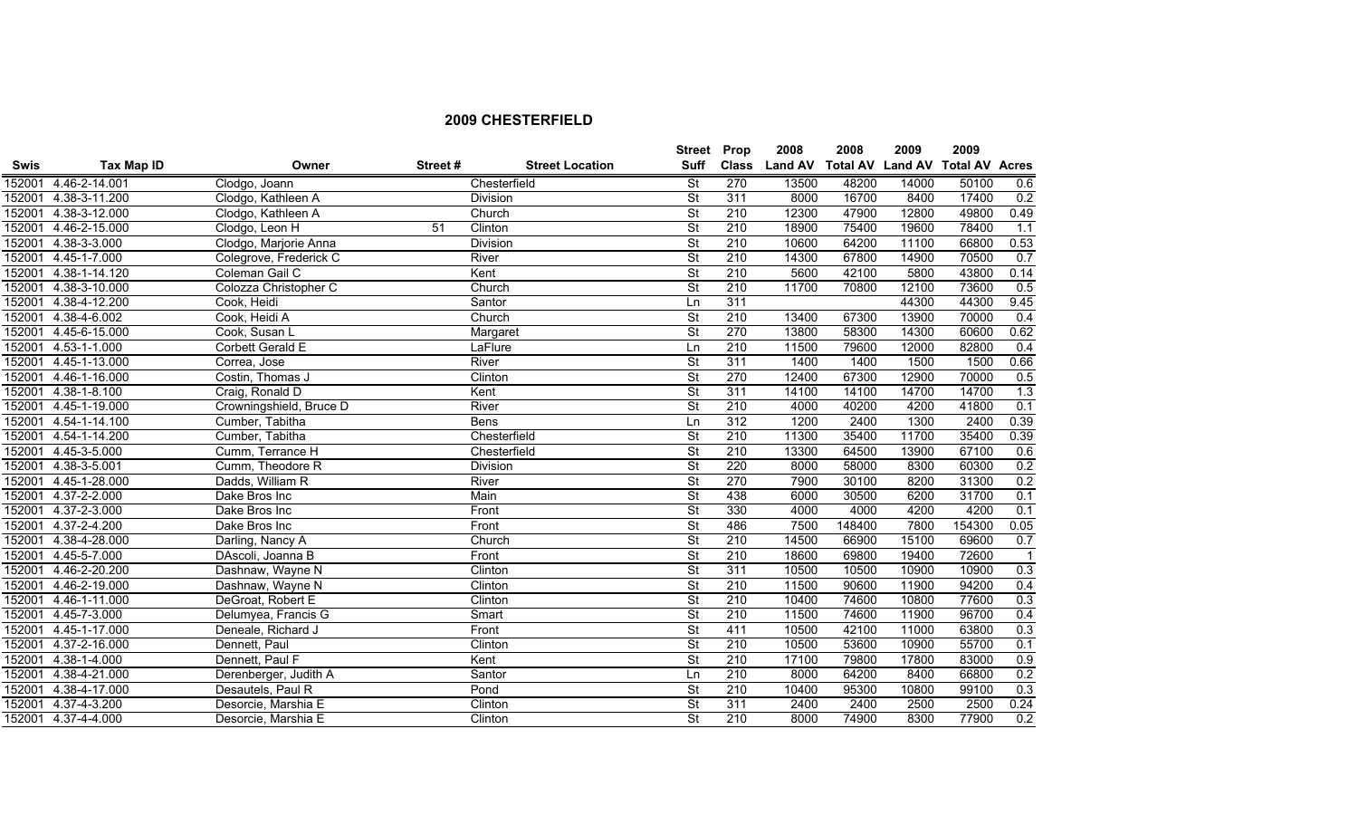## 2009 CHESTERFIELD

| Swis | Tax Map ID | Owner | Street # | Street Location | Street Suff | Prop Class | 2008 Land AV | 2008 Total AV | 2009 Land AV | 2009 Total AV | Acres |
|---|---|---|---|---|---|---|---|---|---|---|---|
| 152001 | 4.46-2-14.001 | Clodgo, Joann | | Chesterfield | St | 270 | 13500 | 48200 | 14000 | 50100 | 0.6 |
| 152001 | 4.38-3-11.200 | Clodgo, Kathleen A | | Division | St | 311 | 8000 | 16700 | 8400 | 17400 | 0.2 |
| 152001 | 4.38-3-12.000 | Clodgo, Kathleen A | | Church | St | 210 | 12300 | 47900 | 12800 | 49800 | 0.49 |
| 152001 | 4.46-2-15.000 | Clodgo, Leon H | 51 | Clinton | St | 210 | 18900 | 75400 | 19600 | 78400 | 1.1 |
| 152001 | 4.38-3-3.000 | Clodgo, Marjorie Anna | | Division | St | 210 | 10600 | 64200 | 11100 | 66800 | 0.53 |
| 152001 | 4.45-1-7.000 | Colegrove, Frederick C | | River | St | 210 | 14300 | 67800 | 14900 | 70500 | 0.7 |
| 152001 | 4.38-1-14.120 | Coleman Gail C | | Kent | St | 210 | 5600 | 42100 | 5800 | 43800 | 0.14 |
| 152001 | 4.38-3-10.000 | Colozza Christopher C | | Church | St | 210 | 11700 | 70800 | 12100 | 73600 | 0.5 |
| 152001 | 4.38-4-12.200 | Cook, Heidi | | Santor | Ln | 311 | | | 44300 | 44300 | 9.45 |
| 152001 | 4.38-4-6.002 | Cook, Heidi A | | Church | St | 210 | 13400 | 67300 | 13900 | 70000 | 0.4 |
| 152001 | 4.45-6-15.000 | Cook, Susan L | | Margaret | St | 270 | 13800 | 58300 | 14300 | 60600 | 0.62 |
| 152001 | 4.53-1-1.000 | Corbett Gerald E | | LaFlure | Ln | 210 | 11500 | 79600 | 12000 | 82800 | 0.4 |
| 152001 | 4.45-1-13.000 | Correa, Jose | | River | St | 311 | 1400 | 1400 | 1500 | 1500 | 0.66 |
| 152001 | 4.46-1-16.000 | Costin, Thomas J | | Clinton | St | 270 | 12400 | 67300 | 12900 | 70000 | 0.5 |
| 152001 | 4.38-1-8.100 | Craig, Ronald D | | Kent | St | 311 | 14100 | 14100 | 14700 | 14700 | 1.3 |
| 152001 | 4.45-1-19.000 | Crowningshield, Bruce D | | River | St | 210 | 4000 | 40200 | 4200 | 41800 | 0.1 |
| 152001 | 4.54-1-14.100 | Cumber, Tabitha | | Bens | Ln | 312 | 1200 | 2400 | 1300 | 2400 | 0.39 |
| 152001 | 4.54-1-14.200 | Cumber, Tabitha | | Chesterfield | St | 210 | 11300 | 35400 | 11700 | 35400 | 0.39 |
| 152001 | 4.45-3-5.000 | Cumm, Terrance H | | Chesterfield | St | 210 | 13300 | 64500 | 13900 | 67100 | 0.6 |
| 152001 | 4.38-3-5.001 | Cumm, Theodore R | | Division | St | 220 | 8000 | 58000 | 8300 | 60300 | 0.2 |
| 152001 | 4.45-1-28.000 | Dadds, William R | | River | St | 270 | 7900 | 30100 | 8200 | 31300 | 0.2 |
| 152001 | 4.37-2-2.000 | Dake Bros Inc | | Main | St | 438 | 6000 | 30500 | 6200 | 31700 | 0.1 |
| 152001 | 4.37-2-3.000 | Dake Bros Inc | | Front | St | 330 | 4000 | 4000 | 4200 | 4200 | 0.1 |
| 152001 | 4.37-2-4.200 | Dake Bros Inc | | Front | St | 486 | 7500 | 148400 | 7800 | 154300 | 0.05 |
| 152001 | 4.38-4-28.000 | Darling, Nancy A | | Church | St | 210 | 14500 | 66900 | 15100 | 69600 | 0.7 |
| 152001 | 4.45-5-7.000 | DAscoli, Joanna B | | Front | St | 210 | 18600 | 69800 | 19400 | 72600 | 1 |
| 152001 | 4.46-2-20.200 | Dashnaw, Wayne N | | Clinton | St | 311 | 10500 | 10500 | 10900 | 10900 | 0.3 |
| 152001 | 4.46-2-19.000 | Dashnaw, Wayne N | | Clinton | St | 210 | 11500 | 90600 | 11900 | 94200 | 0.4 |
| 152001 | 4.46-1-11.000 | DeGroat, Robert E | | Clinton | St | 210 | 10400 | 74600 | 10800 | 77600 | 0.3 |
| 152001 | 4.45-7-3.000 | Delumyea, Francis G | | Smart | St | 210 | 11500 | 74600 | 11900 | 96700 | 0.4 |
| 152001 | 4.45-1-17.000 | Deneale, Richard J | | Front | St | 411 | 10500 | 42100 | 11000 | 63800 | 0.3 |
| 152001 | 4.37-2-16.000 | Dennett, Paul | | Clinton | St | 210 | 10500 | 53600 | 10900 | 55700 | 0.1 |
| 152001 | 4.38-1-4.000 | Dennett, Paul F | | Kent | St | 210 | 17100 | 79800 | 17800 | 83000 | 0.9 |
| 152001 | 4.38-4-21.000 | Derenberger, Judith A | | Santor | Ln | 210 | 8000 | 64200 | 8400 | 66800 | 0.2 |
| 152001 | 4.38-4-17.000 | Desautels, Paul R | | Pond | St | 210 | 10400 | 95300 | 10800 | 99100 | 0.3 |
| 152001 | 4.37-4-3.200 | Desorcie, Marshia E | | Clinton | St | 311 | 2400 | 2400 | 2500 | 2500 | 0.24 |
| 152001 | 4.37-4-4.000 | Desorcie, Marshia E | | Clinton | St | 210 | 8000 | 74900 | 8300 | 77900 | 0.2 |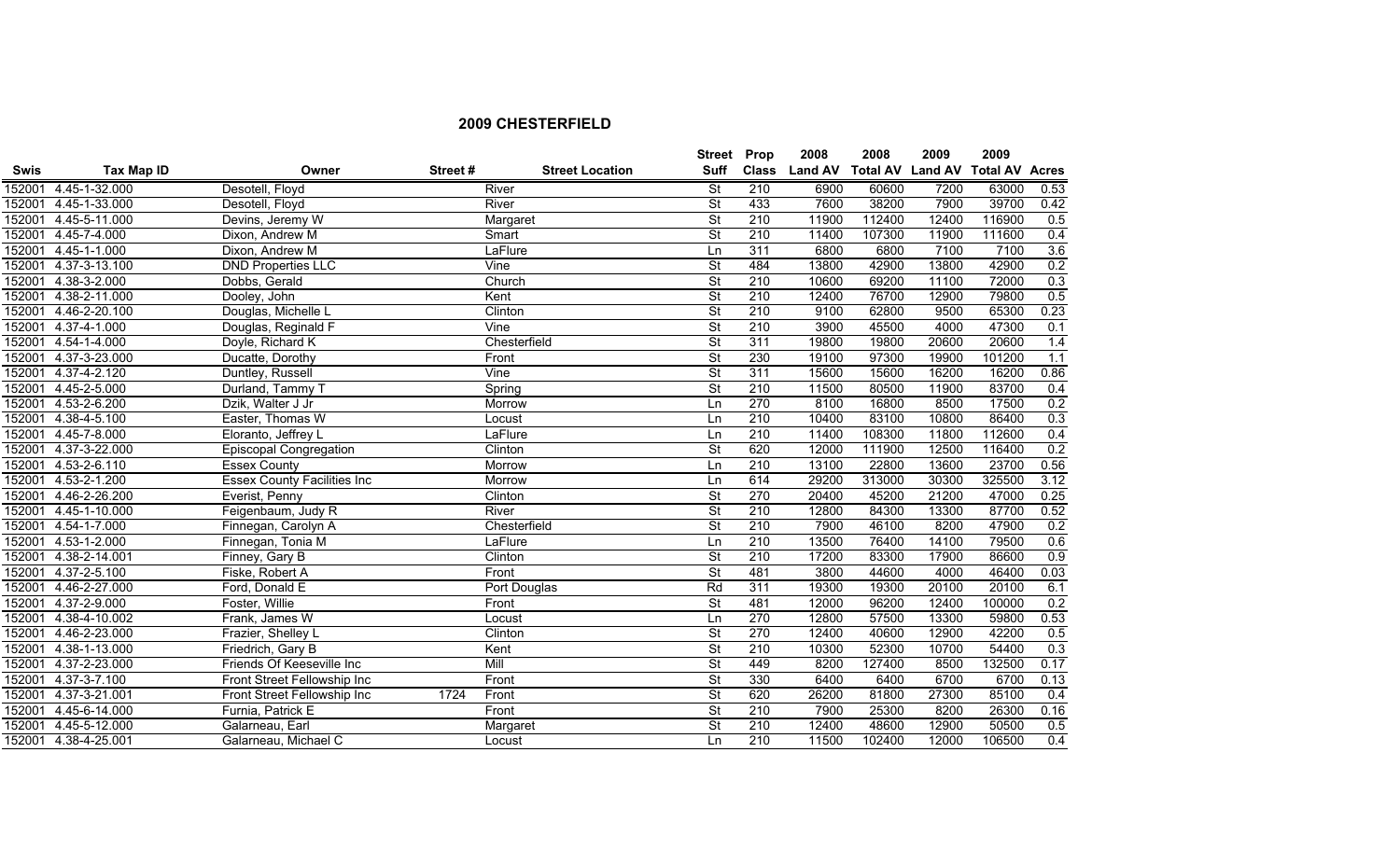## 2009 CHESTERFIELD

| Swis | Tax Map ID | Owner | Street # | Street Location | Street Suff | Prop Class | 2008 Land AV | 2008 Total AV | 2009 Land AV | 2009 Total AV | Acres |
|---|---|---|---|---|---|---|---|---|---|---|---|
| 152001 | 4.45-1-32.000 | Desotell, Floyd | | River | St | 210 | 6900 | 60600 | 7200 | 63000 | 0.53 |
| 152001 | 4.45-1-33.000 | Desotell, Floyd | | River | St | 433 | 7600 | 38200 | 7900 | 39700 | 0.42 |
| 152001 | 4.45-5-11.000 | Devins, Jeremy W | | Margaret | St | 210 | 11900 | 112400 | 12400 | 116900 | 0.5 |
| 152001 | 4.45-7-4.000 | Dixon, Andrew M | | Smart | St | 210 | 11400 | 107300 | 11900 | 111600 | 0.4 |
| 152001 | 4.45-1-1.000 | Dixon, Andrew M | | LaFlure | Ln | 311 | 6800 | 6800 | 7100 | 7100 | 3.6 |
| 152001 | 4.37-3-13.100 | DND Properties LLC | | Vine | St | 484 | 13800 | 42900 | 13800 | 42900 | 0.2 |
| 152001 | 4.38-3-2.000 | Dobbs, Gerald | | Church | St | 210 | 10600 | 69200 | 11100 | 72000 | 0.3 |
| 152001 | 4.38-2-11.000 | Dooley, John | | Kent | St | 210 | 12400 | 76700 | 12900 | 79800 | 0.5 |
| 152001 | 4.46-2-20.100 | Douglas, Michelle L | | Clinton | St | 210 | 9100 | 62800 | 9500 | 65300 | 0.23 |
| 152001 | 4.37-4-1.000 | Douglas, Reginald F | | Vine | St | 210 | 3900 | 45500 | 4000 | 47300 | 0.1 |
| 152001 | 4.54-1-4.000 | Doyle, Richard K | | Chesterfield | St | 311 | 19800 | 19800 | 20600 | 20600 | 1.4 |
| 152001 | 4.37-3-23.000 | Ducatte, Dorothy | | Front | St | 230 | 19100 | 97300 | 19900 | 101200 | 1.1 |
| 152001 | 4.37-4-2.120 | Duntley, Russell | | Vine | St | 311 | 15600 | 15600 | 16200 | 16200 | 0.86 |
| 152001 | 4.45-2-5.000 | Durland, Tammy T | | Spring | St | 210 | 11500 | 80500 | 11900 | 83700 | 0.4 |
| 152001 | 4.53-2-6.200 | Dzik, Walter J Jr | | Morrow | Ln | 270 | 8100 | 16800 | 8500 | 17500 | 0.2 |
| 152001 | 4.38-4-5.100 | Easter, Thomas W | | Locust | Ln | 210 | 10400 | 83100 | 10800 | 86400 | 0.3 |
| 152001 | 4.45-7-8.000 | Eloranto, Jeffrey L | | LaFlure | Ln | 210 | 11400 | 108300 | 11800 | 112600 | 0.4 |
| 152001 | 4.37-3-22.000 | Episcopal Congregation | | Clinton | St | 620 | 12000 | 111900 | 12500 | 116400 | 0.2 |
| 152001 | 4.53-2-6.110 | Essex County | | Morrow | Ln | 210 | 13100 | 22800 | 13600 | 23700 | 0.56 |
| 152001 | 4.53-2-1.200 | Essex County Facilities Inc | | Morrow | Ln | 614 | 29200 | 313000 | 30300 | 325500 | 3.12 |
| 152001 | 4.46-2-26.200 | Everist, Penny | | Clinton | St | 270 | 20400 | 45200 | 21200 | 47000 | 0.25 |
| 152001 | 4.45-1-10.000 | Feigenbaum, Judy R | | River | St | 210 | 12800 | 84300 | 13300 | 87700 | 0.52 |
| 152001 | 4.54-1-7.000 | Finnegan, Carolyn A | | Chesterfield | St | 210 | 7900 | 46100 | 8200 | 47900 | 0.2 |
| 152001 | 4.53-1-2.000 | Finnegan, Tonia M | | LaFlure | Ln | 210 | 13500 | 76400 | 14100 | 79500 | 0.6 |
| 152001 | 4.38-2-14.001 | Finney, Gary B | | Clinton | St | 210 | 17200 | 83300 | 17900 | 86600 | 0.9 |
| 152001 | 4.37-2-5.100 | Fiske, Robert A | | Front | St | 481 | 3800 | 44600 | 4000 | 46400 | 0.03 |
| 152001 | 4.46-2-27.000 | Ford, Donald E | | Port Douglas | Rd | 311 | 19300 | 19300 | 20100 | 20100 | 6.1 |
| 152001 | 4.37-2-9.000 | Foster, Willie | | Front | St | 481 | 12000 | 96200 | 12400 | 100000 | 0.2 |
| 152001 | 4.38-4-10.002 | Frank, James W | | Locust | Ln | 270 | 12800 | 57500 | 13300 | 59800 | 0.53 |
| 152001 | 4.46-2-23.000 | Frazier, Shelley L | | Clinton | St | 270 | 12400 | 40600 | 12900 | 42200 | 0.5 |
| 152001 | 4.38-1-13.000 | Friedrich, Gary B | | Kent | St | 210 | 10300 | 52300 | 10700 | 54400 | 0.3 |
| 152001 | 4.37-2-23.000 | Friends Of Keeseville Inc | | Mill | St | 449 | 8200 | 127400 | 8500 | 132500 | 0.17 |
| 152001 | 4.37-3-7.100 | Front Street Fellowship Inc | | Front | St | 330 | 6400 | 6400 | 6700 | 6700 | 0.13 |
| 152001 | 4.37-3-21.001 | Front Street Fellowship Inc | 1724 | Front | St | 620 | 26200 | 81800 | 27300 | 85100 | 0.4 |
| 152001 | 4.45-6-14.000 | Furnia, Patrick E | | Front | St | 210 | 7900 | 25300 | 8200 | 26300 | 0.16 |
| 152001 | 4.45-5-12.000 | Galarneau, Earl | | Margaret | St | 210 | 12400 | 48600 | 12900 | 50500 | 0.5 |
| 152001 | 4.38-4-25.001 | Galarneau, Michael C | | Locust | Ln | 210 | 11500 | 102400 | 12000 | 106500 | 0.4 |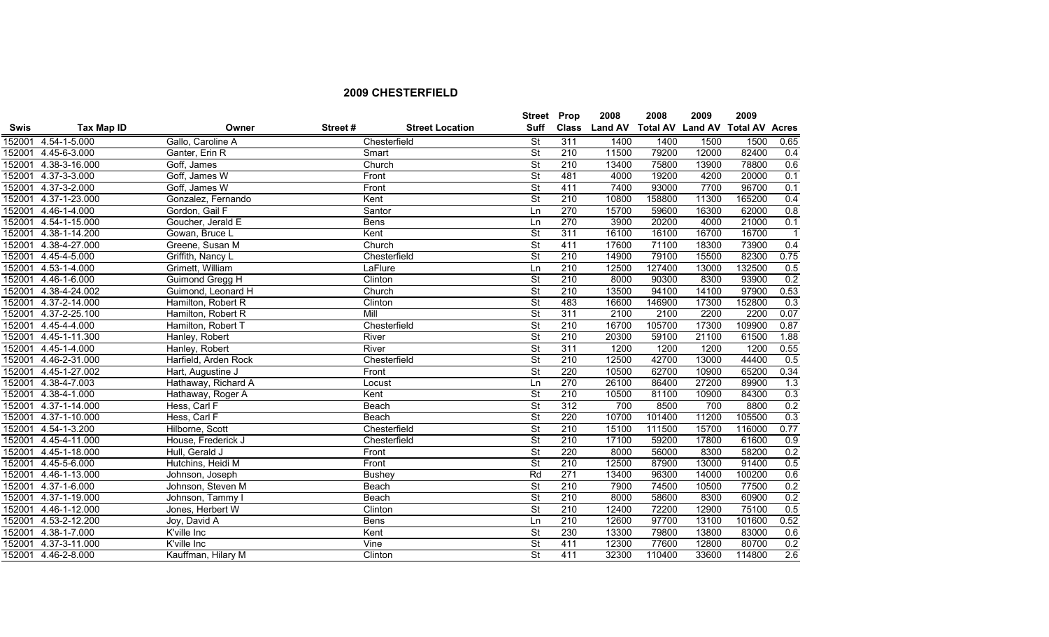## 2009 CHESTERFIELD

| Swis | Tax Map ID | Owner | Street # | Street Location | Street Suff | Prop Class | 2008 Land AV | 2008 Total AV | 2009 Land AV | 2009 Total AV | Acres |
|---|---|---|---|---|---|---|---|---|---|---|---|
| 152001 | 4.54-1-5.000 | Gallo, Caroline A | | Chesterfield | St | 311 | 1400 | 1400 | 1500 | 1500 | 0.65 |
| 152001 | 4.45-6-3.000 | Ganter, Erin R | | Smart | St | 210 | 11500 | 79200 | 12000 | 82400 | 0.4 |
| 152001 | 4.38-3-16.000 | Goff, James | | Church | St | 210 | 13400 | 75800 | 13900 | 78800 | 0.6 |
| 152001 | 4.37-3-3.000 | Goff, James W | | Front | St | 481 | 4000 | 19200 | 4200 | 20000 | 0.1 |
| 152001 | 4.37-3-2.000 | Goff, James W | | Front | St | 411 | 7400 | 93000 | 7700 | 96700 | 0.1 |
| 152001 | 4.37-1-23.000 | Gonzalez, Fernando | | Kent | St | 210 | 10800 | 158800 | 11300 | 165200 | 0.4 |
| 152001 | 4.46-1-4.000 | Gordon, Gail F | | Santor | Ln | 270 | 15700 | 59600 | 16300 | 62000 | 0.8 |
| 152001 | 4.54-1-15.000 | Goucher, Jerald E | | Bens | Ln | 270 | 3900 | 20200 | 4000 | 21000 | 0.1 |
| 152001 | 4.38-1-14.200 | Gowan, Bruce L | | Kent | St | 311 | 16100 | 16100 | 16700 | 16700 | 1 |
| 152001 | 4.38-4-27.000 | Greene, Susan M | | Church | St | 411 | 17600 | 71100 | 18300 | 73900 | 0.4 |
| 152001 | 4.45-4-5.000 | Griffith, Nancy L | | Chesterfield | St | 210 | 14900 | 79100 | 15500 | 82300 | 0.75 |
| 152001 | 4.53-1-4.000 | Grimett, William | | LaFlure | Ln | 210 | 12500 | 127400 | 13000 | 132500 | 0.5 |
| 152001 | 4.46-1-6.000 | Guimond Gregg H | | Clinton | St | 210 | 8000 | 90300 | 8300 | 93900 | 0.2 |
| 152001 | 4.38-4-24.002 | Guimond, Leonard H | | Church | St | 210 | 13500 | 94100 | 14100 | 97900 | 0.53 |
| 152001 | 4.37-2-14.000 | Hamilton, Robert R | | Clinton | St | 483 | 16600 | 146900 | 17300 | 152800 | 0.3 |
| 152001 | 4.37-2-25.100 | Hamilton, Robert R | | Mill | St | 311 | 2100 | 2100 | 2200 | 2200 | 0.07 |
| 152001 | 4.45-4-4.000 | Hamilton, Robert T | | Chesterfield | St | 210 | 16700 | 105700 | 17300 | 109900 | 0.87 |
| 152001 | 4.45-1-11.300 | Hanley, Robert | | River | St | 210 | 20300 | 59100 | 21100 | 61500 | 1.88 |
| 152001 | 4.45-1-4.000 | Hanley, Robert | | River | St | 311 | 1200 | 1200 | 1200 | 1200 | 0.55 |
| 152001 | 4.46-2-31.000 | Harfield, Arden Rock | | Chesterfield | St | 210 | 12500 | 42700 | 13000 | 44400 | 0.5 |
| 152001 | 4.45-1-27.002 | Hart, Augustine J | | Front | St | 220 | 10500 | 62700 | 10900 | 65200 | 0.34 |
| 152001 | 4.38-4-7.003 | Hathaway, Richard A | | Locust | Ln | 270 | 26100 | 86400 | 27200 | 89900 | 1.3 |
| 152001 | 4.38-4-1.000 | Hathaway, Roger A | | Kent | St | 210 | 10500 | 81100 | 10900 | 84300 | 0.3 |
| 152001 | 4.37-1-14.000 | Hess, Carl F | | Beach | St | 312 | 700 | 8500 | 700 | 8800 | 0.2 |
| 152001 | 4.37-1-10.000 | Hess, Carl F | | Beach | St | 220 | 10700 | 101400 | 11200 | 105500 | 0.3 |
| 152001 | 4.54-1-3.200 | Hilborne, Scott | | Chesterfield | St | 210 | 15100 | 111500 | 15700 | 116000 | 0.77 |
| 152001 | 4.45-4-11.000 | House, Frederick J | | Chesterfield | St | 210 | 17100 | 59200 | 17800 | 61600 | 0.9 |
| 152001 | 4.45-1-18.000 | Hull, Gerald J | | Front | St | 220 | 8000 | 56000 | 8300 | 58200 | 0.2 |
| 152001 | 4.45-5-6.000 | Hutchins, Heidi M | | Front | St | 210 | 12500 | 87900 | 13000 | 91400 | 0.5 |
| 152001 | 4.46-1-13.000 | Johnson, Joseph | | Bushey | Rd | 271 | 13400 | 96300 | 14000 | 100200 | 0.6 |
| 152001 | 4.37-1-6.000 | Johnson, Steven M | | Beach | St | 210 | 7900 | 74500 | 10500 | 77500 | 0.2 |
| 152001 | 4.37-1-19.000 | Johnson, Tammy I | | Beach | St | 210 | 8000 | 58600 | 8300 | 60900 | 0.2 |
| 152001 | 4.46-1-12.000 | Jones, Herbert W | | Clinton | St | 210 | 12400 | 72200 | 12900 | 75100 | 0.5 |
| 152001 | 4.53-2-12.200 | Joy, David A | | Bens | Ln | 210 | 12600 | 97700 | 13100 | 101600 | 0.52 |
| 152001 | 4.38-1-7.000 | K'ville Inc | | Kent | St | 230 | 13300 | 79800 | 13800 | 83000 | 0.6 |
| 152001 | 4.37-3-11.000 | K'ville Inc | | Vine | St | 411 | 12300 | 77600 | 12800 | 80700 | 0.2 |
| 152001 | 4.46-2-8.000 | Kauffman, Hilary M | | Clinton | St | 411 | 32300 | 110400 | 33600 | 114800 | 2.6 |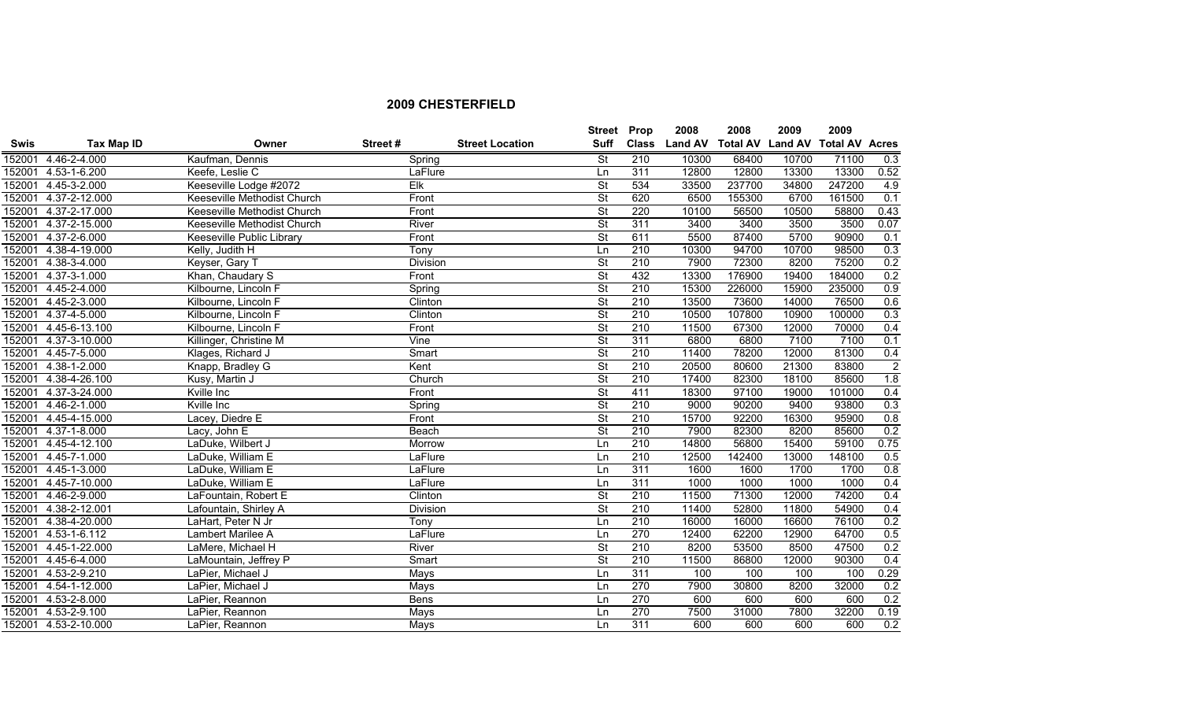## 2009 CHESTERFIELD

| Swis | Tax Map ID | Owner | Street # | Street Location | Street Suff | Prop Class | 2008 Land AV | 2008 Total AV | 2009 Land AV | 2009 Total AV | Acres |
|---|---|---|---|---|---|---|---|---|---|---|---|
| 152001 | 4.46-2-4.000 | Kaufman, Dennis | | Spring | St | 210 | 10300 | 68400 | 10700 | 71100 | 0.3 |
| 152001 | 4.53-1-6.200 | Keefe, Leslie C | | LaFlure | Ln | 311 | 12800 | 12800 | 13300 | 13300 | 0.52 |
| 152001 | 4.45-3-2.000 | Keeseville Lodge #2072 | | Elk | St | 534 | 33500 | 237700 | 34800 | 247200 | 4.9 |
| 152001 | 4.37-2-12.000 | Keeseville Methodist Church | | Front | St | 620 | 6500 | 155300 | 6700 | 161500 | 0.1 |
| 152001 | 4.37-2-17.000 | Keeseville Methodist Church | | Front | St | 220 | 10100 | 56500 | 10500 | 58800 | 0.43 |
| 152001 | 4.37-2-15.000 | Keeseville Methodist Church | | River | St | 311 | 3400 | 3400 | 3500 | 3500 | 0.07 |
| 152001 | 4.37-2-6.000 | Keeseville Public Library | | Front | St | 611 | 5500 | 87400 | 5700 | 90900 | 0.1 |
| 152001 | 4.38-4-19.000 | Kelly, Judith H | | Tony | Ln | 210 | 10300 | 94700 | 10700 | 98500 | 0.3 |
| 152001 | 4.38-3-4.000 | Keyser, Gary T | | Division | St | 210 | 7900 | 72300 | 8200 | 75200 | 0.2 |
| 152001 | 4.37-3-1.000 | Khan, Chaudary S | | Front | St | 432 | 13300 | 176900 | 19400 | 184000 | 0.2 |
| 152001 | 4.45-2-4.000 | Kilbourne, Lincoln F | | Spring | St | 210 | 15300 | 226000 | 15900 | 235000 | 0.9 |
| 152001 | 4.45-2-3.000 | Kilbourne, Lincoln F | | Clinton | St | 210 | 13500 | 73600 | 14000 | 76500 | 0.6 |
| 152001 | 4.37-4-5.000 | Kilbourne, Lincoln F | | Clinton | St | 210 | 10500 | 107800 | 10900 | 100000 | 0.3 |
| 152001 | 4.45-6-13.100 | Kilbourne, Lincoln F | | Front | St | 210 | 11500 | 67300 | 12000 | 70000 | 0.4 |
| 152001 | 4.37-3-10.000 | Killinger, Christine M | | Vine | St | 311 | 6800 | 6800 | 7100 | 7100 | 0.1 |
| 152001 | 4.45-7-5.000 | Klages, Richard J | | Smart | St | 210 | 11400 | 78200 | 12000 | 81300 | 0.4 |
| 152001 | 4.38-1-2.000 | Knapp, Bradley G | | Kent | St | 210 | 20500 | 80600 | 21300 | 83800 | 2 |
| 152001 | 4.38-4-26.100 | Kusy, Martin J | | Church | St | 210 | 17400 | 82300 | 18100 | 85600 | 1.8 |
| 152001 | 4.37-3-24.000 | Kville Inc | | Front | St | 411 | 18300 | 97100 | 19000 | 101000 | 0.4 |
| 152001 | 4.46-2-1.000 | Kville Inc | | Spring | St | 210 | 9000 | 90200 | 9400 | 93800 | 0.3 |
| 152001 | 4.45-4-15.000 | Lacey, Diedre E | | Front | St | 210 | 15700 | 92200 | 16300 | 95900 | 0.8 |
| 152001 | 4.37-1-8.000 | Lacy, John E | | Beach | St | 210 | 7900 | 82300 | 8200 | 85600 | 0.2 |
| 152001 | 4.45-4-12.100 | LaDuke, Wilbert J | | Morrow | Ln | 210 | 14800 | 56800 | 15400 | 59100 | 0.75 |
| 152001 | 4.45-7-1.000 | LaDuke, William E | | LaFlure | Ln | 210 | 12500 | 142400 | 13000 | 148100 | 0.5 |
| 152001 | 4.45-1-3.000 | LaDuke, William E | | LaFlure | Ln | 311 | 1600 | 1600 | 1700 | 1700 | 0.8 |
| 152001 | 4.45-7-10.000 | LaDuke, William E | | LaFlure | Ln | 311 | 1000 | 1000 | 1000 | 1000 | 0.4 |
| 152001 | 4.46-2-9.000 | LaFountain, Robert E | | Clinton | St | 210 | 11500 | 71300 | 12000 | 74200 | 0.4 |
| 152001 | 4.38-2-12.001 | Lafountain, Shirley A | | Division | St | 210 | 11400 | 52800 | 11800 | 54900 | 0.4 |
| 152001 | 4.38-4-20.000 | LaHart, Peter N Jr | | Tony | Ln | 210 | 16000 | 16000 | 16600 | 76100 | 0.2 |
| 152001 | 4.53-1-6.112 | Lambert Marilee A | | LaFlure | Ln | 270 | 12400 | 62200 | 12900 | 64700 | 0.5 |
| 152001 | 4.45-1-22.000 | LaMere, Michael H | | River | St | 210 | 8200 | 53500 | 8500 | 47500 | 0.2 |
| 152001 | 4.45-6-4.000 | LaMountain, Jeffrey P | | Smart | St | 210 | 11500 | 86800 | 12000 | 90300 | 0.4 |
| 152001 | 4.53-2-9.210 | LaPier, Michael J | | Mays | Ln | 311 | 100 | 100 | 100 | 100 | 0.29 |
| 152001 | 4.54-1-12.000 | LaPier, Michael J | | Mays | Ln | 270 | 7900 | 30800 | 8200 | 32000 | 0.2 |
| 152001 | 4.53-2-8.000 | LaPier, Reannon | | Bens | Ln | 270 | 600 | 600 | 600 | 600 | 0.2 |
| 152001 | 4.53-2-9.100 | LaPier, Reannon | | Mays | Ln | 270 | 7500 | 31000 | 7800 | 32200 | 0.19 |
| 152001 | 4.53-2-10.000 | LaPier, Reannon | | Mays | Ln | 311 | 600 | 600 | 600 | 600 | 0.2 |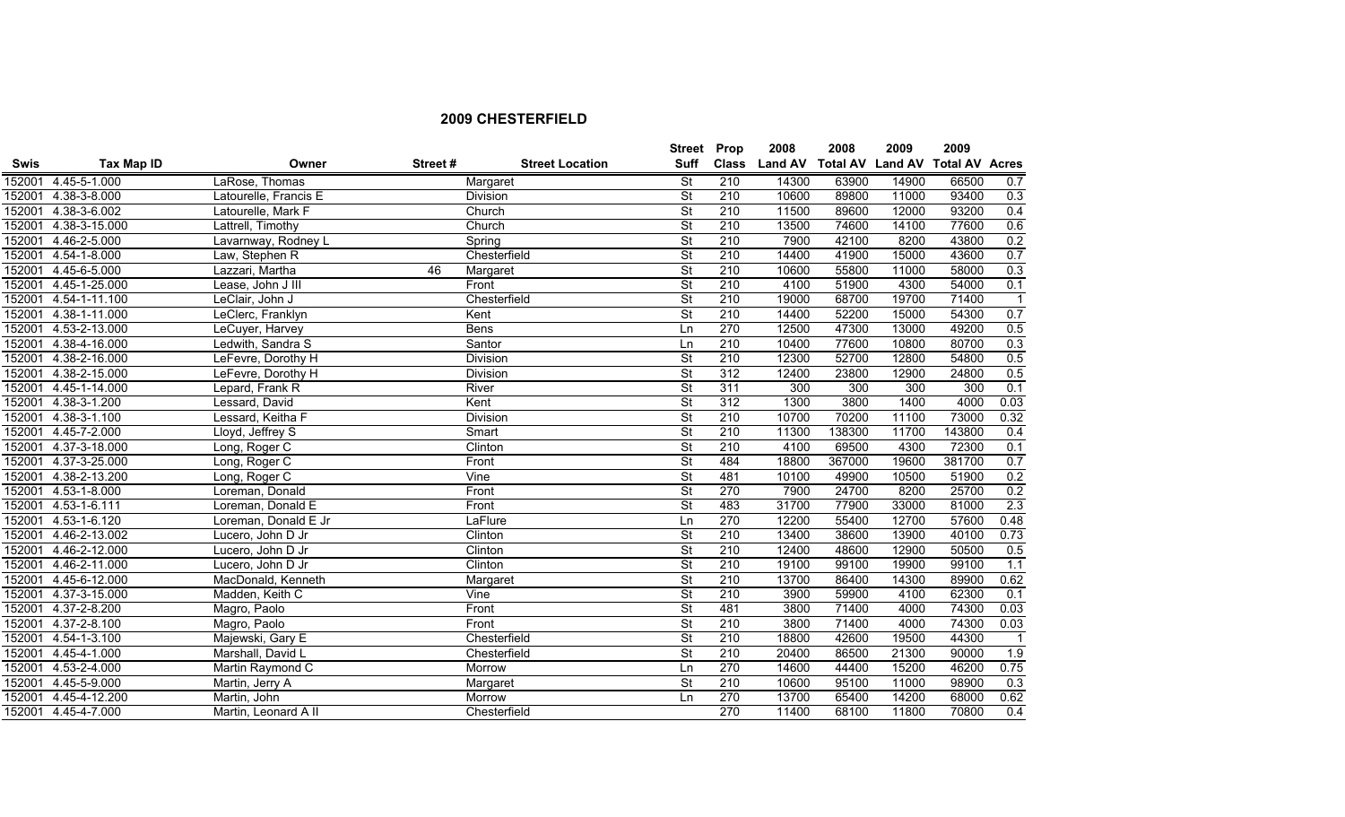## 2009 CHESTERFIELD

| Swis | Tax Map ID | Owner | Street # | Street Location | Street Suff | Prop Class | 2008 Land AV | 2008 Total AV | 2009 Land AV | 2009 Total AV | Acres |
|---|---|---|---|---|---|---|---|---|---|---|---|
| 152001 | 4.45-5-1.000 | LaRose, Thomas | | Margaret | St | 210 | 14300 | 63900 | 14900 | 66500 | 0.7 |
| 152001 | 4.38-3-8.000 | Latourelle, Francis E | | Division | St | 210 | 10600 | 89800 | 11000 | 93400 | 0.3 |
| 152001 | 4.38-3-6.002 | Latourelle, Mark F | | Church | St | 210 | 11500 | 89600 | 12000 | 93200 | 0.4 |
| 152001 | 4.38-3-15.000 | Lattrell, Timothy | | Church | St | 210 | 13500 | 74600 | 14100 | 77600 | 0.6 |
| 152001 | 4.46-2-5.000 | Lavarnway, Rodney L | | Spring | St | 210 | 7900 | 42100 | 8200 | 43800 | 0.2 |
| 152001 | 4.54-1-8.000 | Law, Stephen R | | Chesterfield | St | 210 | 14400 | 41900 | 15000 | 43600 | 0.7 |
| 152001 | 4.45-6-5.000 | Lazzari, Martha | 46 | Margaret | St | 210 | 10600 | 55800 | 11000 | 58000 | 0.3 |
| 152001 | 4.45-1-25.000 | Lease, John J III | | Front | St | 210 | 4100 | 51900 | 4300 | 54000 | 0.1 |
| 152001 | 4.54-1-11.100 | LeClair, John J | | Chesterfield | St | 210 | 19000 | 68700 | 19700 | 71400 | 1 |
| 152001 | 4.38-1-11.000 | LeClerc, Franklyn | | Kent | St | 210 | 14400 | 52200 | 15000 | 54300 | 0.7 |
| 152001 | 4.53-2-13.000 | LeCuyer, Harvey | | Bens | Ln | 270 | 12500 | 47300 | 13000 | 49200 | 0.5 |
| 152001 | 4.38-4-16.000 | Ledwith, Sandra S | | Santor | Ln | 210 | 10400 | 77600 | 10800 | 80700 | 0.3 |
| 152001 | 4.38-2-16.000 | LeFevre, Dorothy H | | Division | St | 210 | 12300 | 52700 | 12800 | 54800 | 0.5 |
| 152001 | 4.38-2-15.000 | LeFevre, Dorothy H | | Division | St | 312 | 12400 | 23800 | 12900 | 24800 | 0.5 |
| 152001 | 4.45-1-14.000 | Lepard, Frank R | | River | St | 311 | 300 | 300 | 300 | 300 | 0.1 |
| 152001 | 4.38-3-1.200 | Lessard, David | | Kent | St | 312 | 1300 | 3800 | 1400 | 4000 | 0.03 |
| 152001 | 4.38-3-1.100 | Lessard, Keitha F | | Division | St | 210 | 10700 | 70200 | 11100 | 73000 | 0.32 |
| 152001 | 4.45-7-2.000 | Lloyd, Jeffrey S | | Smart | St | 210 | 11300 | 138300 | 11700 | 143800 | 0.4 |
| 152001 | 4.37-3-18.000 | Long, Roger C | | Clinton | St | 210 | 4100 | 69500 | 4300 | 72300 | 0.1 |
| 152001 | 4.37-3-25.000 | Long, Roger C | | Front | St | 484 | 18800 | 367000 | 19600 | 381700 | 0.7 |
| 152001 | 4.38-2-13.200 | Long, Roger C | | Vine | St | 481 | 10100 | 49900 | 10500 | 51900 | 0.2 |
| 152001 | 4.53-1-8.000 | Loreman, Donald | | Front | St | 270 | 7900 | 24700 | 8200 | 25700 | 0.2 |
| 152001 | 4.53-1-6.111 | Loreman, Donald E | | Front | St | 483 | 31700 | 77900 | 33000 | 81000 | 2.3 |
| 152001 | 4.53-1-6.120 | Loreman, Donald E Jr | | LaFlure | Ln | 270 | 12200 | 55400 | 12700 | 57600 | 0.48 |
| 152001 | 4.46-2-13.002 | Lucero, John D Jr | | Clinton | St | 210 | 13400 | 38600 | 13900 | 40100 | 0.73 |
| 152001 | 4.46-2-12.000 | Lucero, John D Jr | | Clinton | St | 210 | 12400 | 48600 | 12900 | 50500 | 0.5 |
| 152001 | 4.46-2-11.000 | Lucero, John D Jr | | Clinton | St | 210 | 19100 | 99100 | 19900 | 99100 | 1.1 |
| 152001 | 4.45-6-12.000 | MacDonald, Kenneth | | Margaret | St | 210 | 13700 | 86400 | 14300 | 89900 | 0.62 |
| 152001 | 4.37-3-15.000 | Madden, Keith C | | Vine | St | 210 | 3900 | 59900 | 4100 | 62300 | 0.1 |
| 152001 | 4.37-2-8.200 | Magro, Paolo | | Front | St | 481 | 3800 | 71400 | 4000 | 74300 | 0.03 |
| 152001 | 4.37-2-8.100 | Magro, Paolo | | Front | St | 210 | 3800 | 71400 | 4000 | 74300 | 0.03 |
| 152001 | 4.54-1-3.100 | Majewski, Gary E | | Chesterfield | St | 210 | 18800 | 42600 | 19500 | 44300 | 1 |
| 152001 | 4.45-4-1.000 | Marshall, David L | | Chesterfield | St | 210 | 20400 | 86500 | 21300 | 90000 | 1.9 |
| 152001 | 4.53-2-4.000 | Martin Raymond C | | Morrow | Ln | 270 | 14600 | 44400 | 15200 | 46200 | 0.75 |
| 152001 | 4.45-5-9.000 | Martin, Jerry A | | Margaret | St | 210 | 10600 | 95100 | 11000 | 98900 | 0.3 |
| 152001 | 4.45-4-12.200 | Martin, John | | Morrow | Ln | 270 | 13700 | 65400 | 14200 | 68000 | 0.62 |
| 152001 | 4.45-4-7.000 | Martin, Leonard A II | | Chesterfield | | 270 | 11400 | 68100 | 11800 | 70800 | 0.4 |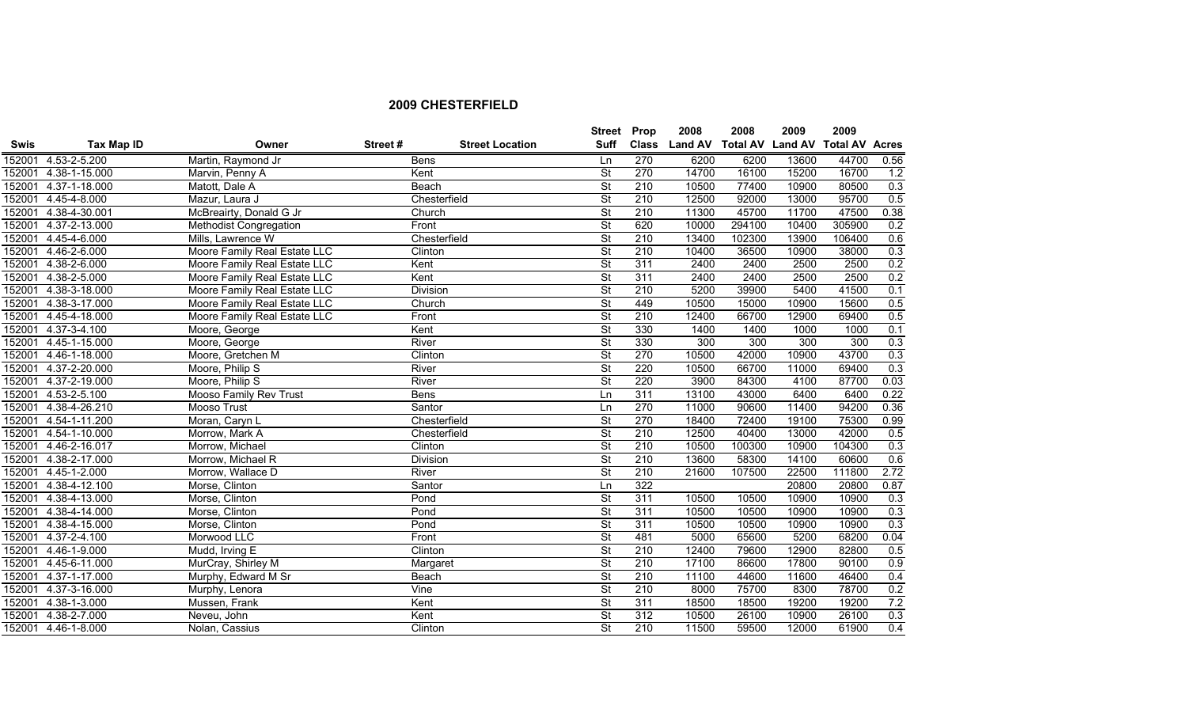## 2009 CHESTERFIELD

| Swis | Tax Map ID | Owner | Street # | Street Location | Street Suff | Prop Class | 2008 Land AV | 2008 Total AV | 2009 Land AV | 2009 Total AV | Acres |
|---|---|---|---|---|---|---|---|---|---|---|---|
| 152001 | 4.53-2-5.200 | Martin, Raymond Jr | | Bens | Ln | 270 | 6200 | 6200 | 13600 | 44700 | 0.56 |
| 152001 | 4.38-1-15.000 | Marvin, Penny A | | Kent | St | 270 | 14700 | 16100 | 15200 | 16700 | 1.2 |
| 152001 | 4.37-1-18.000 | Matott, Dale A | | Beach | St | 210 | 10500 | 77400 | 10900 | 80500 | 0.3 |
| 152001 | 4.45-4-8.000 | Mazur, Laura J | | Chesterfield | St | 210 | 12500 | 92000 | 13000 | 95700 | 0.5 |
| 152001 | 4.38-4-30.001 | McBreairty, Donald G Jr | | Church | St | 210 | 11300 | 45700 | 11700 | 47500 | 0.38 |
| 152001 | 4.37-2-13.000 | Methodist Congregation | | Front | St | 620 | 10000 | 294100 | 10400 | 305900 | 0.2 |
| 152001 | 4.45-4-6.000 | Mills, Lawrence W | | Chesterfield | St | 210 | 13400 | 102300 | 13900 | 106400 | 0.6 |
| 152001 | 4.46-2-6.000 | Moore Family Real Estate LLC | | Clinton | St | 210 | 10400 | 36500 | 10900 | 38000 | 0.3 |
| 152001 | 4.38-2-6.000 | Moore Family Real Estate LLC | | Kent | St | 311 | 2400 | 2400 | 2500 | 2500 | 0.2 |
| 152001 | 4.38-2-5.000 | Moore Family Real Estate LLC | | Kent | St | 311 | 2400 | 2400 | 2500 | 2500 | 0.2 |
| 152001 | 4.38-3-18.000 | Moore Family Real Estate LLC | | Division | St | 210 | 5200 | 39900 | 5400 | 41500 | 0.1 |
| 152001 | 4.38-3-17.000 | Moore Family Real Estate LLC | | Church | St | 449 | 10500 | 15000 | 10900 | 15600 | 0.5 |
| 152001 | 4.45-4-18.000 | Moore Family Real Estate LLC | | Front | St | 210 | 12400 | 66700 | 12900 | 69400 | 0.5 |
| 152001 | 4.37-3-4.100 | Moore, George | | Kent | St | 330 | 1400 | 1400 | 1000 | 1000 | 0.1 |
| 152001 | 4.45-1-15.000 | Moore, George | | River | St | 330 | 300 | 300 | 300 | 300 | 0.3 |
| 152001 | 4.46-1-18.000 | Moore, Gretchen M | | Clinton | St | 270 | 10500 | 42000 | 10900 | 43700 | 0.3 |
| 152001 | 4.37-2-20.000 | Moore, Philip S | | River | St | 220 | 10500 | 66700 | 11000 | 69400 | 0.3 |
| 152001 | 4.37-2-19.000 | Moore, Philip S | | River | St | 220 | 3900 | 84300 | 4100 | 87700 | 0.03 |
| 152001 | 4.53-2-5.100 | Mooso Family Rev Trust | | Bens | Ln | 311 | 13100 | 43000 | 6400 | 6400 | 0.22 |
| 152001 | 4.38-4-26.210 | Mooso Trust | | Santor | Ln | 270 | 11000 | 90600 | 11400 | 94200 | 0.36 |
| 152001 | 4.54-1-11.200 | Moran, Caryn L | | Chesterfield | St | 270 | 18400 | 72400 | 19100 | 75300 | 0.99 |
| 152001 | 4.54-1-10.000 | Morrow, Mark A | | Chesterfield | St | 210 | 12500 | 40400 | 13000 | 42000 | 0.5 |
| 152001 | 4.46-2-16.017 | Morrow, Michael | | Clinton | St | 210 | 10500 | 100300 | 10900 | 104300 | 0.3 |
| 152001 | 4.38-2-17.000 | Morrow, Michael R | | Division | St | 210 | 13600 | 58300 | 14100 | 60600 | 0.6 |
| 152001 | 4.45-1-2.000 | Morrow, Wallace D | | River | St | 210 | 21600 | 107500 | 22500 | 111800 | 2.72 |
| 152001 | 4.38-4-12.100 | Morse, Clinton | | Santor | Ln | 322 | | | 20800 | 20800 | 0.87 |
| 152001 | 4.38-4-13.000 | Morse, Clinton | | Pond | St | 311 | 10500 | 10500 | 10900 | 10900 | 0.3 |
| 152001 | 4.38-4-14.000 | Morse, Clinton | | Pond | St | 311 | 10500 | 10500 | 10900 | 10900 | 0.3 |
| 152001 | 4.38-4-15.000 | Morse, Clinton | | Pond | St | 311 | 10500 | 10500 | 10900 | 10900 | 0.3 |
| 152001 | 4.37-2-4.100 | Morwood LLC | | Front | St | 481 | 5000 | 65600 | 5200 | 68200 | 0.04 |
| 152001 | 4.46-1-9.000 | Mudd, Irving E | | Clinton | St | 210 | 12400 | 79600 | 12900 | 82800 | 0.5 |
| 152001 | 4.45-6-11.000 | MurCray, Shirley M | | Margaret | St | 210 | 17100 | 86600 | 17800 | 90100 | 0.9 |
| 152001 | 4.37-1-17.000 | Murphy, Edward M Sr | | Beach | St | 210 | 11100 | 44600 | 11600 | 46400 | 0.4 |
| 152001 | 4.37-3-16.000 | Murphy, Lenora | | Vine | St | 210 | 8000 | 75700 | 8300 | 78700 | 0.2 |
| 152001 | 4.38-1-3.000 | Mussen, Frank | | Kent | St | 311 | 18500 | 18500 | 19200 | 19200 | 7.2 |
| 152001 | 4.38-2-7.000 | Neveu, John | | Kent | St | 312 | 10500 | 26100 | 10900 | 26100 | 0.3 |
| 152001 | 4.46-1-8.000 | Nolan, Cassius | | Clinton | St | 210 | 11500 | 59500 | 12000 | 61900 | 0.4 |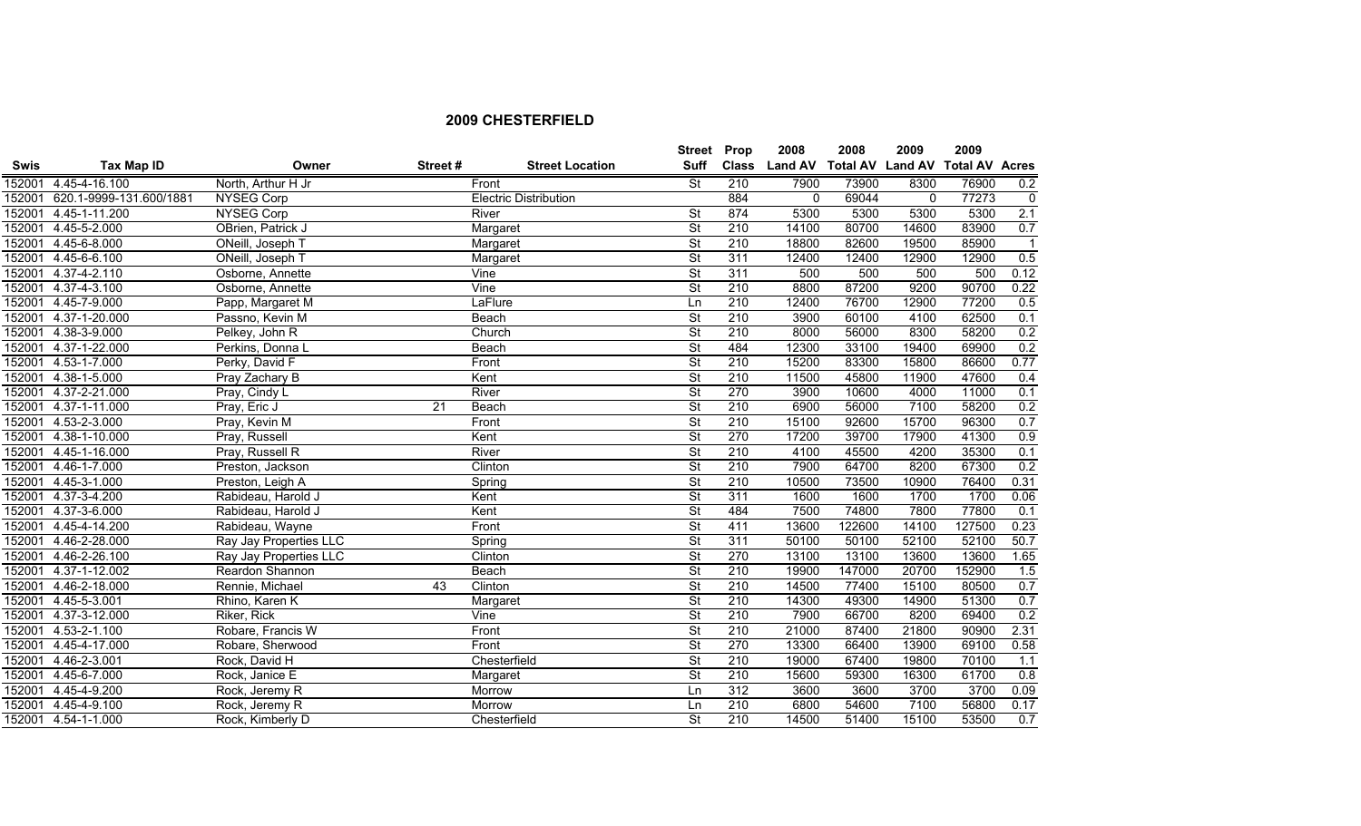## 2009 CHESTERFIELD

| Swis | Tax Map ID | Owner | Street # | Street Location | Street Suff | Prop Class | 2008 Land AV | 2008 Total AV | 2009 Land AV | 2009 Total AV | Acres |
|---|---|---|---|---|---|---|---|---|---|---|---|
| 152001 | 4.45-4-16.100 | North, Arthur H Jr | | Front | St | 210 | 7900 | 73900 | 8300 | 76900 | 0.2 |
| 152001 | 620.1-9999-131.600/1881 | NYSEG Corp | | Electric Distribution | | 884 | 0 | 69044 | 0 | 77273 | 0 |
| 152001 | 4.45-1-11.200 | NYSEG Corp | | River | St | 874 | 5300 | 5300 | 5300 | 5300 | 2.1 |
| 152001 | 4.45-5-2.000 | OBrien, Patrick J | | Margaret | St | 210 | 14100 | 80700 | 14600 | 83900 | 0.7 |
| 152001 | 4.45-6-8.000 | ONeill, Joseph T | | Margaret | St | 210 | 18800 | 82600 | 19500 | 85900 | 1 |
| 152001 | 4.45-6-6.100 | ONeill, Joseph T | | Margaret | St | 311 | 12400 | 12400 | 12900 | 12900 | 0.5 |
| 152001 | 4.37-4-2.110 | Osborne, Annette | | Vine | St | 311 | 500 | 500 | 500 | 500 | 0.12 |
| 152001 | 4.37-4-3.100 | Osborne, Annette | | Vine | St | 210 | 8800 | 87200 | 9200 | 90700 | 0.22 |
| 152001 | 4.45-7-9.000 | Papp, Margaret M | | LaFlure | Ln | 210 | 12400 | 76700 | 12900 | 77200 | 0.5 |
| 152001 | 4.37-1-20.000 | Passno, Kevin M | | Beach | St | 210 | 3900 | 60100 | 4100 | 62500 | 0.1 |
| 152001 | 4.38-3-9.000 | Pelkey, John R | | Church | St | 210 | 8000 | 56000 | 8300 | 58200 | 0.2 |
| 152001 | 4.37-1-22.000 | Perkins, Donna L | | Beach | St | 484 | 12300 | 33100 | 19400 | 69900 | 0.2 |
| 152001 | 4.53-1-7.000 | Perky, David F | | Front | St | 210 | 15200 | 83300 | 15800 | 86600 | 0.77 |
| 152001 | 4.38-1-5.000 | Pray Zachary B | | Kent | St | 210 | 11500 | 45800 | 11900 | 47600 | 0.4 |
| 152001 | 4.37-2-21.000 | Pray, Cindy L | | River | St | 270 | 3900 | 10600 | 4000 | 11000 | 0.1 |
| 152001 | 4.37-1-11.000 | Pray, Eric J | 21 | Beach | St | 210 | 6900 | 56000 | 7100 | 58200 | 0.2 |
| 152001 | 4.53-2-3.000 | Pray, Kevin M | | Front | St | 210 | 15100 | 92600 | 15700 | 96300 | 0.7 |
| 152001 | 4.38-1-10.000 | Pray, Russell | | Kent | St | 270 | 17200 | 39700 | 17900 | 41300 | 0.9 |
| 152001 | 4.45-1-16.000 | Pray, Russell R | | River | St | 210 | 4100 | 45500 | 4200 | 35300 | 0.1 |
| 152001 | 4.46-1-7.000 | Preston, Jackson | | Clinton | St | 210 | 7900 | 64700 | 8200 | 67300 | 0.2 |
| 152001 | 4.45-3-1.000 | Preston, Leigh A | | Spring | St | 210 | 10500 | 73500 | 10900 | 76400 | 0.31 |
| 152001 | 4.37-3-4.200 | Rabideau, Harold J | | Kent | St | 311 | 1600 | 1600 | 1700 | 1700 | 0.06 |
| 152001 | 4.37-3-6.000 | Rabideau, Harold J | | Kent | St | 484 | 7500 | 74800 | 7800 | 77800 | 0.1 |
| 152001 | 4.45-4-14.200 | Rabideau, Wayne | | Front | St | 411 | 13600 | 122600 | 14100 | 127500 | 0.23 |
| 152001 | 4.46-2-28.000 | Ray Jay Properties LLC | | Spring | St | 311 | 50100 | 50100 | 52100 | 52100 | 50.7 |
| 152001 | 4.46-2-26.100 | Ray Jay Properties LLC | | Clinton | St | 270 | 13100 | 13100 | 13600 | 13600 | 1.65 |
| 152001 | 4.37-1-12.002 | Reardon Shannon | | Beach | St | 210 | 19900 | 147000 | 20700 | 152900 | 1.5 |
| 152001 | 4.46-2-18.000 | Rennie, Michael | 43 | Clinton | St | 210 | 14500 | 77400 | 15100 | 80500 | 0.7 |
| 152001 | 4.45-5-3.001 | Rhino, Karen K | | Margaret | St | 210 | 14300 | 49300 | 14900 | 51300 | 0.7 |
| 152001 | 4.37-3-12.000 | Riker, Rick | | Vine | St | 210 | 7900 | 66700 | 8200 | 69400 | 0.2 |
| 152001 | 4.53-2-1.100 | Robare, Francis W | | Front | St | 210 | 21000 | 87400 | 21800 | 90900 | 2.31 |
| 152001 | 4.45-4-17.000 | Robare, Sherwood | | Front | St | 270 | 13300 | 66400 | 13900 | 69100 | 0.58 |
| 152001 | 4.46-2-3.001 | Rock, David H | | Chesterfield | St | 210 | 19000 | 67400 | 19800 | 70100 | 1.1 |
| 152001 | 4.45-6-7.000 | Rock, Janice E | | Margaret | St | 210 | 15600 | 59300 | 16300 | 61700 | 0.8 |
| 152001 | 4.45-4-9.200 | Rock, Jeremy R | | Morrow | Ln | 312 | 3600 | 3600 | 3700 | 3700 | 0.09 |
| 152001 | 4.45-4-9.100 | Rock, Jeremy R | | Morrow | Ln | 210 | 6800 | 54600 | 7100 | 56800 | 0.17 |
| 152001 | 4.54-1-1.000 | Rock, Kimberly D | | Chesterfield | St | 210 | 14500 | 51400 | 15100 | 53500 | 0.7 |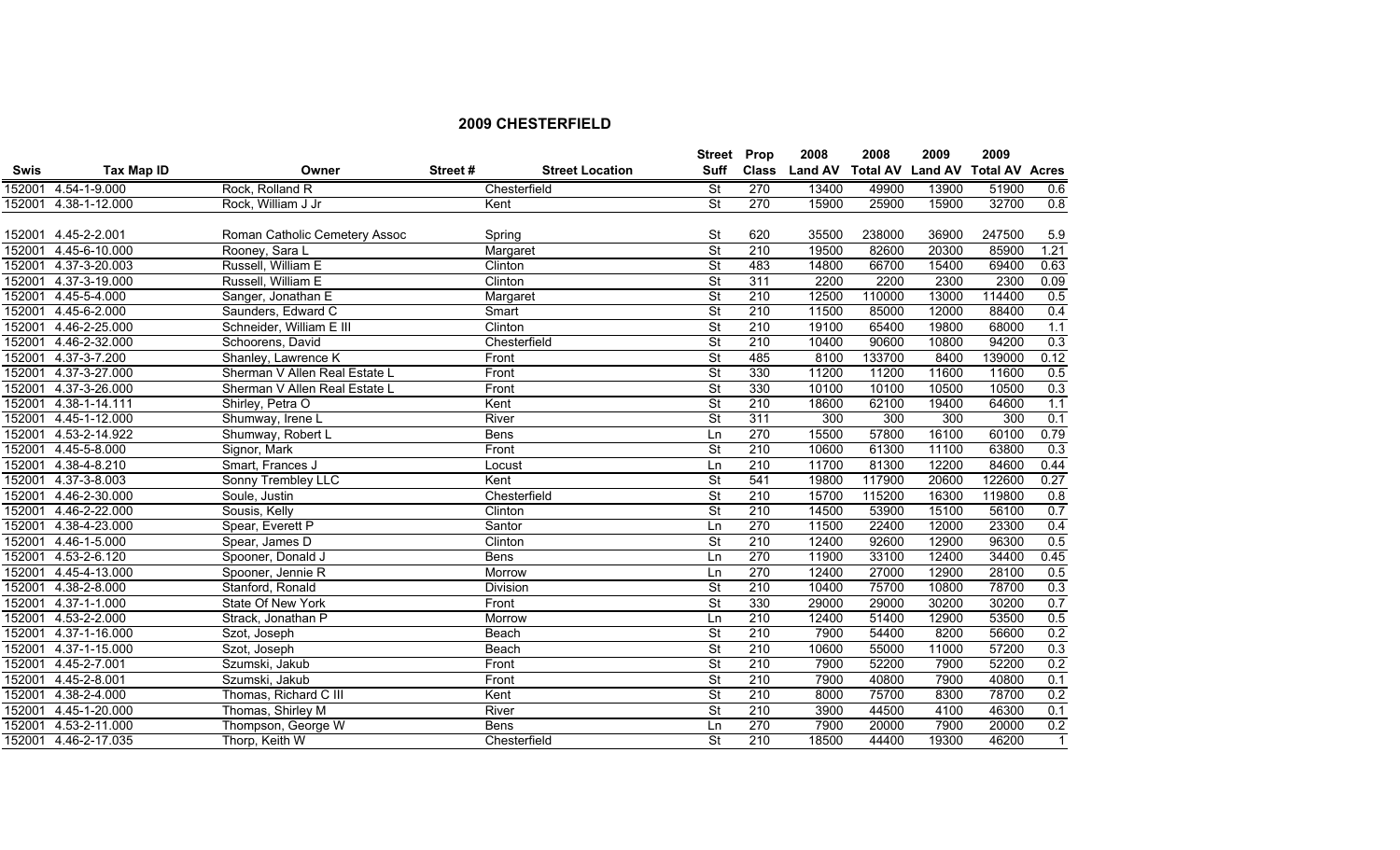## 2009 CHESTERFIELD

| Swis | Tax Map ID | Owner | Street # | Street Location | Street Suff | Prop Class | 2008 Land AV | 2008 Total AV | 2009 Land AV | 2009 Total AV | Acres |
|---|---|---|---|---|---|---|---|---|---|---|---|
| 152001 | 4.54-1-9.000 | Rock, Rolland R | | Chesterfield | St | 270 | 13400 | 49900 | 13900 | 51900 | 0.6 |
| 152001 | 4.38-1-12.000 | Rock, William J Jr | | Kent | St | 270 | 15900 | 25900 | 15900 | 32700 | 0.8 |
| 152001 | 4.45-2-2.001 | Roman Catholic Cemetery Assoc | | Spring | St | 620 | 35500 | 238000 | 36900 | 247500 | 5.9 |
| 152001 | 4.45-6-10.000 | Rooney, Sara L | | Margaret | St | 210 | 19500 | 82600 | 20300 | 85900 | 1.21 |
| 152001 | 4.37-3-20.003 | Russell, William E | | Clinton | St | 483 | 14800 | 66700 | 15400 | 69400 | 0.63 |
| 152001 | 4.37-3-19.000 | Russell, William E | | Clinton | St | 311 | 2200 | 2200 | 2300 | 2300 | 0.09 |
| 152001 | 4.45-5-4.000 | Sanger, Jonathan E | | Margaret | St | 210 | 12500 | 110000 | 13000 | 114400 | 0.5 |
| 152001 | 4.45-6-2.000 | Saunders, Edward C | | Smart | St | 210 | 11500 | 85000 | 12000 | 88400 | 0.4 |
| 152001 | 4.46-2-25.000 | Schneider, William E III | | Clinton | St | 210 | 19100 | 65400 | 19800 | 68000 | 1.1 |
| 152001 | 4.46-2-32.000 | Schoorens, David | | Chesterfield | St | 210 | 10400 | 90600 | 10800 | 94200 | 0.3 |
| 152001 | 4.37-3-7.200 | Shanley, Lawrence K | | Front | St | 485 | 8100 | 133700 | 8400 | 139000 | 0.12 |
| 152001 | 4.37-3-27.000 | Sherman V Allen Real Estate L | | Front | St | 330 | 11200 | 11200 | 11600 | 11600 | 0.5 |
| 152001 | 4.37-3-26.000 | Sherman V Allen Real Estate L | | Front | St | 330 | 10100 | 10100 | 10500 | 10500 | 0.3 |
| 152001 | 4.38-1-14.111 | Shirley, Petra O | | Kent | St | 210 | 18600 | 62100 | 19400 | 64600 | 1.1 |
| 152001 | 4.45-1-12.000 | Shumway, Irene L | | River | St | 311 | 300 | 300 | 300 | 300 | 0.1 |
| 152001 | 4.53-2-14.922 | Shumway, Robert L | | Bens | Ln | 270 | 15500 | 57800 | 16100 | 60100 | 0.79 |
| 152001 | 4.45-5-8.000 | Signor, Mark | | Front | St | 210 | 10600 | 61300 | 11100 | 63800 | 0.3 |
| 152001 | 4.38-4-8.210 | Smart, Frances J | | Locust | Ln | 210 | 11700 | 81300 | 12200 | 84600 | 0.44 |
| 152001 | 4.37-3-8.003 | Sonny Trembley LLC | | Kent | St | 541 | 19800 | 117900 | 20600 | 122600 | 0.27 |
| 152001 | 4.46-2-30.000 | Soule, Justin | | Chesterfield | St | 210 | 15700 | 115200 | 16300 | 119800 | 0.8 |
| 152001 | 4.46-2-22.000 | Sousis, Kelly | | Clinton | St | 210 | 14500 | 53900 | 15100 | 56100 | 0.7 |
| 152001 | 4.38-4-23.000 | Spear, Everett P | | Santor | Ln | 270 | 11500 | 22400 | 12000 | 23300 | 0.4 |
| 152001 | 4.46-1-5.000 | Spear, James D | | Clinton | St | 210 | 12400 | 92600 | 12900 | 96300 | 0.5 |
| 152001 | 4.53-2-6.120 | Spooner, Donald J | | Bens | Ln | 270 | 11900 | 33100 | 12400 | 34400 | 0.45 |
| 152001 | 4.45-4-13.000 | Spooner, Jennie R | | Morrow | Ln | 270 | 12400 | 27000 | 12900 | 28100 | 0.5 |
| 152001 | 4.38-2-8.000 | Stanford, Ronald | | Division | St | 210 | 10400 | 75700 | 10800 | 78700 | 0.3 |
| 152001 | 4.37-1-1.000 | State Of New York | | Front | St | 330 | 29000 | 29000 | 30200 | 30200 | 0.7 |
| 152001 | 4.53-2-2.000 | Strack, Jonathan P | | Morrow | Ln | 210 | 12400 | 51400 | 12900 | 53500 | 0.5 |
| 152001 | 4.37-1-16.000 | Szot, Joseph | | Beach | St | 210 | 7900 | 54400 | 8200 | 56600 | 0.2 |
| 152001 | 4.37-1-15.000 | Szot, Joseph | | Beach | St | 210 | 10600 | 55000 | 11000 | 57200 | 0.3 |
| 152001 | 4.45-2-7.001 | Szumski, Jakub | | Front | St | 210 | 7900 | 52200 | 7900 | 52200 | 0.2 |
| 152001 | 4.45-2-8.001 | Szumski, Jakub | | Front | St | 210 | 7900 | 40800 | 7900 | 40800 | 0.1 |
| 152001 | 4.38-2-4.000 | Thomas, Richard C III | | Kent | St | 210 | 8000 | 75700 | 8300 | 78700 | 0.2 |
| 152001 | 4.45-1-20.000 | Thomas, Shirley M | | River | St | 210 | 3900 | 44500 | 4100 | 46300 | 0.1 |
| 152001 | 4.53-2-11.000 | Thompson, George W | | Bens | Ln | 270 | 7900 | 20000 | 7900 | 20000 | 0.2 |
| 152001 | 4.46-2-17.035 | Thorp, Keith W | | Chesterfield | St | 210 | 18500 | 44400 | 19300 | 46200 | 1 |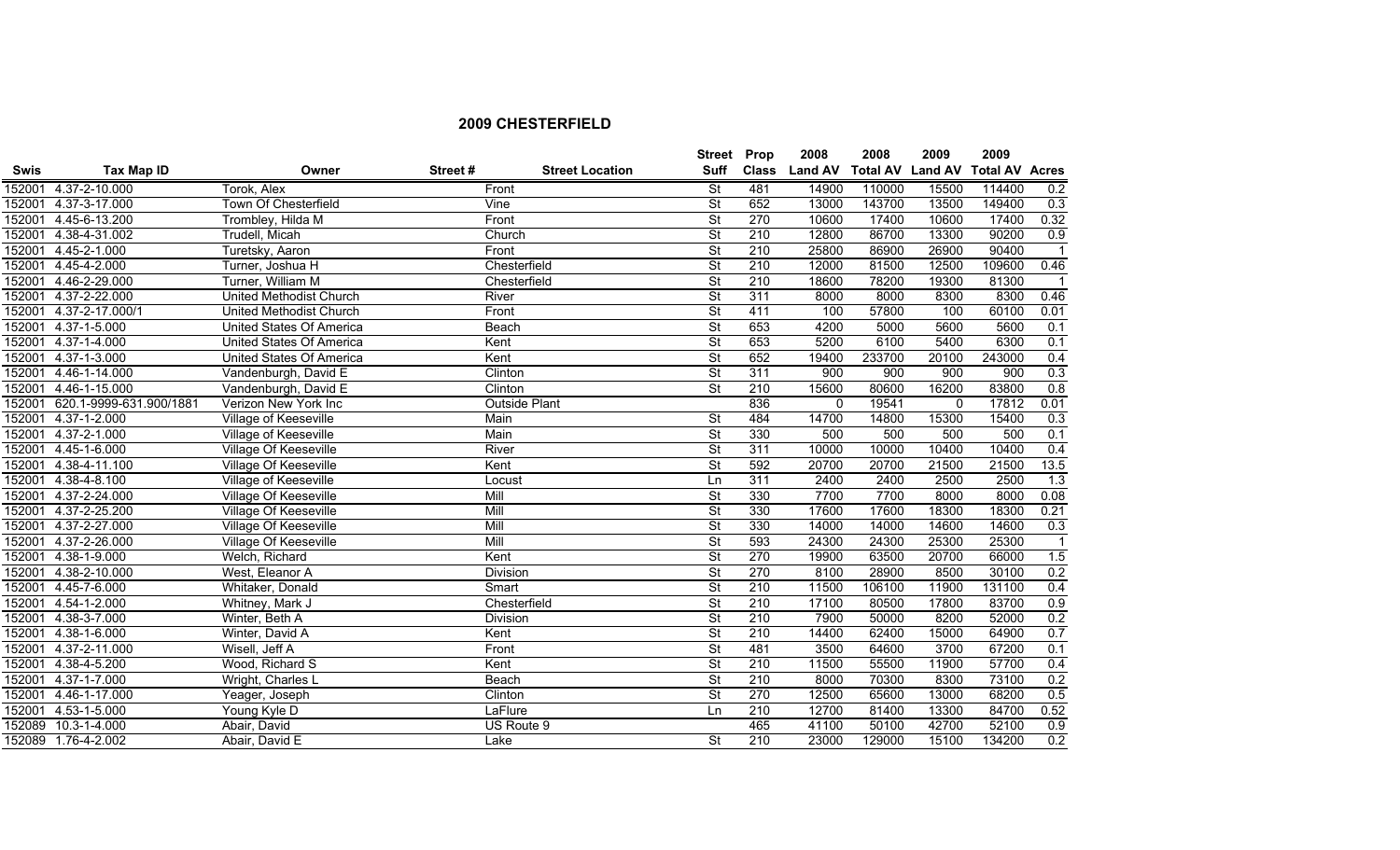## 2009 CHESTERFIELD

| Swis | Tax Map ID | Owner | Street # | Street Location | Street Suff | Prop Class | 2008 Land AV | 2008 Total AV | 2009 Land AV | 2009 Total AV | Acres |
|---|---|---|---|---|---|---|---|---|---|---|---|
| 152001 | 4.37-2-10.000 | Torok, Alex | | Front | St | 481 | 14900 | 110000 | 15500 | 114400 | 0.2 |
| 152001 | 4.37-3-17.000 | Town Of Chesterfield | | Vine | St | 652 | 13000 | 143700 | 13500 | 149400 | 0.3 |
| 152001 | 4.45-6-13.200 | Trombley, Hilda M | | Front | St | 270 | 10600 | 17400 | 10600 | 17400 | 0.32 |
| 152001 | 4.38-4-31.002 | Trudell, Micah | | Church | St | 210 | 12800 | 86700 | 13300 | 90200 | 0.9 |
| 152001 | 4.45-2-1.000 | Turetsky, Aaron | | Front | St | 210 | 25800 | 86900 | 26900 | 90400 | 1 |
| 152001 | 4.45-4-2.000 | Turner, Joshua H | | Chesterfield | St | 210 | 12000 | 81500 | 12500 | 109600 | 0.46 |
| 152001 | 4.46-2-29.000 | Turner, William M | | Chesterfield | St | 210 | 18600 | 78200 | 19300 | 81300 | 1 |
| 152001 | 4.37-2-22.000 | United Methodist Church | | River | St | 311 | 8000 | 8000 | 8300 | 8300 | 0.46 |
| 152001 | 4.37-2-17.000/1 | United Methodist Church | | Front | St | 411 | 100 | 57800 | 100 | 60100 | 0.01 |
| 152001 | 4.37-1-5.000 | United States Of America | | Beach | St | 653 | 4200 | 5000 | 5600 | 5600 | 0.1 |
| 152001 | 4.37-1-4.000 | United States Of America | | Kent | St | 653 | 5200 | 6100 | 5400 | 6300 | 0.1 |
| 152001 | 4.37-1-3.000 | United States Of America | | Kent | St | 652 | 19400 | 233700 | 20100 | 243000 | 0.4 |
| 152001 | 4.46-1-14.000 | Vandenburgh, David E | | Clinton | St | 311 | 900 | 900 | 900 | 900 | 0.3 |
| 152001 | 4.46-1-15.000 | Vandenburgh, David E | | Clinton | St | 210 | 15600 | 80600 | 16200 | 83800 | 0.8 |
| 152001 | 620.1-9999-631.900/1881 | Verizon New York Inc | | Outside Plant | | 836 | 0 | 19541 | 0 | 17812 | 0.01 |
| 152001 | 4.37-1-2.000 | Village of Keeseville | | Main | St | 484 | 14700 | 14800 | 15300 | 15400 | 0.3 |
| 152001 | 4.37-2-1.000 | Village of Keeseville | | Main | St | 330 | 500 | 500 | 500 | 500 | 0.1 |
| 152001 | 4.45-1-6.000 | Village Of Keeseville | | River | St | 311 | 10000 | 10000 | 10400 | 10400 | 0.4 |
| 152001 | 4.38-4-11.100 | Village Of Keeseville | | Kent | St | 592 | 20700 | 20700 | 21500 | 21500 | 13.5 |
| 152001 | 4.38-4-8.100 | Village of Keeseville | | Locust | Ln | 311 | 2400 | 2400 | 2500 | 2500 | 1.3 |
| 152001 | 4.37-2-24.000 | Village Of Keeseville | | Mill | St | 330 | 7700 | 7700 | 8000 | 8000 | 0.08 |
| 152001 | 4.37-2-25.200 | Village Of Keeseville | | Mill | St | 330 | 17600 | 17600 | 18300 | 18300 | 0.21 |
| 152001 | 4.37-2-27.000 | Village Of Keeseville | | Mill | St | 330 | 14000 | 14000 | 14600 | 14600 | 0.3 |
| 152001 | 4.37-2-26.000 | Village Of Keeseville | | Mill | St | 593 | 24300 | 24300 | 25300 | 25300 | 1 |
| 152001 | 4.38-1-9.000 | Welch, Richard | | Kent | St | 270 | 19900 | 63500 | 20700 | 66000 | 1.5 |
| 152001 | 4.38-2-10.000 | West, Eleanor A | | Division | St | 270 | 8100 | 28900 | 8500 | 30100 | 0.2 |
| 152001 | 4.45-7-6.000 | Whitaker, Donald | | Smart | St | 210 | 11500 | 106100 | 11900 | 131100 | 0.4 |
| 152001 | 4.54-1-2.000 | Whitney, Mark J | | Chesterfield | St | 210 | 17100 | 80500 | 17800 | 83700 | 0.9 |
| 152001 | 4.38-3-7.000 | Winter, Beth A | | Division | St | 210 | 7900 | 50000 | 8200 | 52000 | 0.2 |
| 152001 | 4.38-1-6.000 | Winter, David A | | Kent | St | 210 | 14400 | 62400 | 15000 | 64900 | 0.7 |
| 152001 | 4.37-2-11.000 | Wisell, Jeff A | | Front | St | 481 | 3500 | 64600 | 3700 | 67200 | 0.1 |
| 152001 | 4.38-4-5.200 | Wood, Richard S | | Kent | St | 210 | 11500 | 55500 | 11900 | 57700 | 0.4 |
| 152001 | 4.37-1-7.000 | Wright, Charles L | | Beach | St | 210 | 8000 | 70300 | 8300 | 73100 | 0.2 |
| 152001 | 4.46-1-17.000 | Yeager, Joseph | | Clinton | St | 270 | 12500 | 65600 | 13000 | 68200 | 0.5 |
| 152001 | 4.53-1-5.000 | Young Kyle D | | LaFlure | Ln | 210 | 12700 | 81400 | 13300 | 84700 | 0.52 |
| 152089 | 10.3-1-4.000 | Abair, David | | US Route 9 | | 465 | 41100 | 50100 | 42700 | 52100 | 0.9 |
| 152089 | 1.76-4-2.002 | Abair, David E | | Lake | St | 210 | 23000 | 129000 | 15100 | 134200 | 0.2 |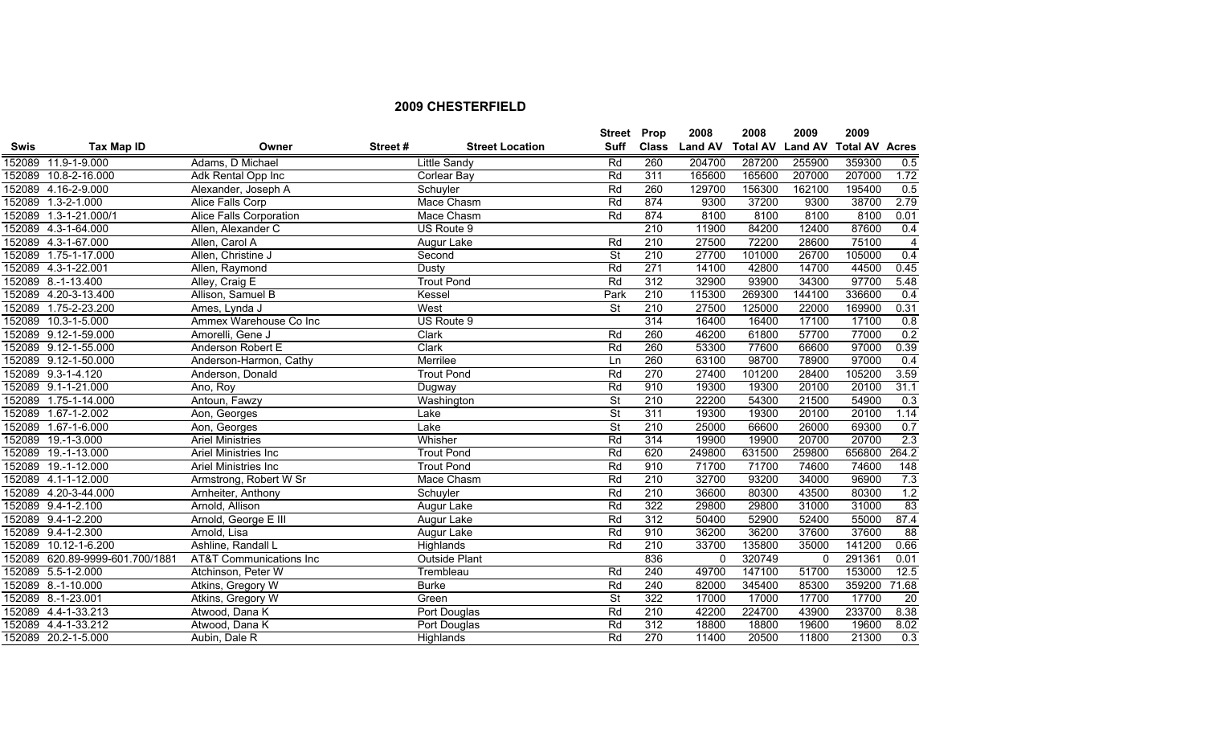## 2009 CHESTERFIELD

| Swis | Tax Map ID | Owner | Street # | Street Location | Street Suff | Prop Class | 2008 Land AV | 2008 Total AV | 2009 Land AV | 2009 Total AV | Acres |
|---|---|---|---|---|---|---|---|---|---|---|---|
| 152089 | 11.9-1-9.000 | Adams, D Michael | | Little Sandy | Rd | 260 | 204700 | 287200 | 255900 | 359300 | 0.5 |
| 152089 | 10.8-2-16.000 | Adk Rental Opp Inc | | Corlear Bay | Rd | 311 | 165600 | 165600 | 207000 | 207000 | 1.72 |
| 152089 | 4.16-2-9.000 | Alexander, Joseph A | | Schuyler | Rd | 260 | 129700 | 156300 | 162100 | 195400 | 0.5 |
| 152089 | 1.3-2-1.000 | Alice Falls Corp | | Mace Chasm | Rd | 874 | 9300 | 37200 | 9300 | 38700 | 2.79 |
| 152089 | 1.3-1-21.000/1 | Alice Falls Corporation | | Mace Chasm | Rd | 874 | 8100 | 8100 | 8100 | 8100 | 0.01 |
| 152089 | 4.3-1-64.000 | Allen, Alexander C | | US Route 9 | | 210 | 11900 | 84200 | 12400 | 87600 | 0.4 |
| 152089 | 4.3-1-67.000 | Allen, Carol A | | Augur Lake | Rd | 210 | 27500 | 72200 | 28600 | 75100 | 4 |
| 152089 | 1.75-1-17.000 | Allen, Christine J | | Second | St | 210 | 27700 | 101000 | 26700 | 105000 | 0.4 |
| 152089 | 4.3-1-22.001 | Allen, Raymond | | Dusty | Rd | 271 | 14100 | 42800 | 14700 | 44500 | 0.45 |
| 152089 | 8.-1-13.400 | Alley, Craig E | | Trout Pond | Rd | 312 | 32900 | 93900 | 34300 | 97700 | 5.48 |
| 152089 | 4.20-3-13.400 | Allison, Samuel B | | Kessel | Park | 210 | 115300 | 269300 | 144100 | 336600 | 0.4 |
| 152089 | 1.75-2-23.200 | Ames, Lynda J | | West | St | 210 | 27500 | 125000 | 22000 | 169900 | 0.31 |
| 152089 | 10.3-1-5.000 | Ammex Warehouse Co Inc | | US Route 9 | | 314 | 16400 | 16400 | 17100 | 17100 | 0.8 |
| 152089 | 9.12-1-59.000 | Amorelli, Gene J | | Clark | Rd | 260 | 46200 | 61800 | 57700 | 77000 | 0.2 |
| 152089 | 9.12-1-55.000 | Anderson Robert E | | Clark | Rd | 260 | 53300 | 77600 | 66600 | 97000 | 0.39 |
| 152089 | 9.12-1-50.000 | Anderson-Harmon, Cathy | | Merrilee | Ln | 260 | 63100 | 98700 | 78900 | 97000 | 0.4 |
| 152089 | 9.3-1-4.120 | Anderson, Donald | | Trout Pond | Rd | 270 | 27400 | 101200 | 28400 | 105200 | 3.59 |
| 152089 | 9.1-1-21.000 | Ano, Roy | | Dugway | Rd | 910 | 19300 | 19300 | 20100 | 20100 | 31.1 |
| 152089 | 1.75-1-14.000 | Antoun, Fawzy | | Washington | St | 210 | 22200 | 54300 | 21500 | 54900 | 0.3 |
| 152089 | 1.67-1-2.002 | Aon, Georges | | Lake | St | 311 | 19300 | 19300 | 20100 | 20100 | 1.14 |
| 152089 | 1.67-1-6.000 | Aon, Georges | | Lake | St | 210 | 25000 | 66600 | 26000 | 69300 | 0.7 |
| 152089 | 19.-1-3.000 | Ariel Ministries | | Whisher | Rd | 314 | 19900 | 19900 | 20700 | 20700 | 2.3 |
| 152089 | 19.-1-13.000 | Ariel Ministries Inc | | Trout Pond | Rd | 620 | 249800 | 631500 | 259800 | 656800 | 264.2 |
| 152089 | 19.-1-12.000 | Ariel Ministries Inc | | Trout Pond | Rd | 910 | 71700 | 71700 | 74600 | 74600 | 148 |
| 152089 | 4.1-1-12.000 | Armstrong, Robert W Sr | | Mace Chasm | Rd | 210 | 32700 | 93200 | 34000 | 96900 | 7.3 |
| 152089 | 4.20-3-44.000 | Arnheiter, Anthony | | Schuyler | Rd | 210 | 36600 | 80300 | 43500 | 80300 | 1.2 |
| 152089 | 9.4-1-2.100 | Arnold, Allison | | Augur Lake | Rd | 322 | 29800 | 29800 | 31000 | 31000 | 83 |
| 152089 | 9.4-1-2.200 | Arnold, George E III | | Augur Lake | Rd | 312 | 50400 | 52900 | 52400 | 55000 | 87.4 |
| 152089 | 9.4-1-2.300 | Arnold, Lisa | | Augur Lake | Rd | 910 | 36200 | 36200 | 37600 | 37600 | 88 |
| 152089 | 10.12-1-6.200 | Ashline, Randall L | | Highlands | Rd | 210 | 33700 | 135800 | 35000 | 141200 | 0.66 |
| 152089 | 620.89-9999-601.700/1881 | AT&T Communications Inc | | Outside Plant | | 836 | 0 | 320749 | 0 | 291361 | 0.01 |
| 152089 | 5.5-1-2.000 | Atchinson, Peter W | | Trembleau | Rd | 240 | 49700 | 147100 | 51700 | 153000 | 12.5 |
| 152089 | 8.-1-10.000 | Atkins, Gregory W | | Burke | Rd | 240 | 82000 | 345400 | 85300 | 359200 | 71.68 |
| 152089 | 8.-1-23.001 | Atkins, Gregory W | | Green | St | 322 | 17000 | 17000 | 17700 | 17700 | 20 |
| 152089 | 4.4-1-33.213 | Atwood, Dana K | | Port Douglas | Rd | 210 | 42200 | 224700 | 43900 | 233700 | 8.38 |
| 152089 | 4.4-1-33.212 | Atwood, Dana K | | Port Douglas | Rd | 312 | 18800 | 18800 | 19600 | 19600 | 8.02 |
| 152089 | 20.2-1-5.000 | Aubin, Dale R | | Highlands | Rd | 270 | 11400 | 20500 | 11800 | 21300 | 0.3 |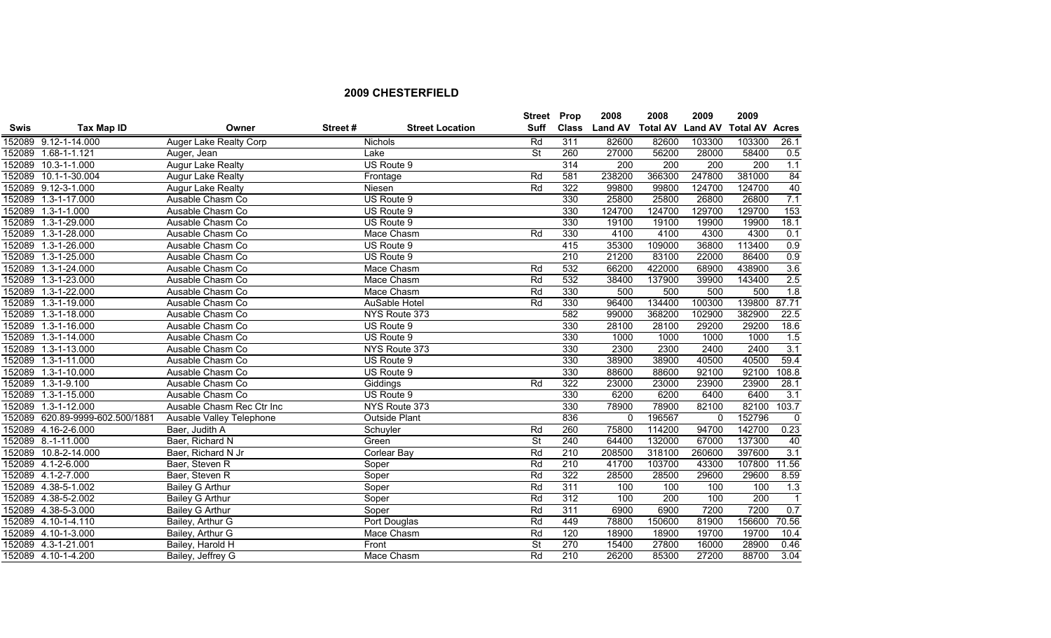## 2009 CHESTERFIELD

| Swis | Tax Map ID | Owner | Street # | Street Location | Street Suff | Prop Class | 2008 Land AV | 2008 Total AV | 2009 Land AV | 2009 Total AV | Acres |
|---|---|---|---|---|---|---|---|---|---|---|---|
| 152089 | 9.12-1-14.000 | Auger Lake Realty Corp | | Nichols | Rd | 311 | 82600 | 82600 | 103300 | 103300 | 26.1 |
| 152089 | 1.68-1-1.121 | Auger, Jean | | Lake | St | 260 | 27000 | 56200 | 28000 | 58400 | 0.5 |
| 152089 | 10.3-1-1.000 | Augur Lake Realty | | US Route 9 | | 314 | 200 | 200 | 200 | 200 | 1.1 |
| 152089 | 10.1-1-30.004 | Augur Lake Realty | | Frontage | Rd | 581 | 238200 | 366300 | 247800 | 381000 | 84 |
| 152089 | 9.12-3-1.000 | Augur Lake Realty | | Niesen | Rd | 322 | 99800 | 99800 | 124700 | 124700 | 40 |
| 152089 | 1.3-1-17.000 | Ausable Chasm Co | | US Route 9 | | 330 | 25800 | 25800 | 26800 | 26800 | 7.1 |
| 152089 | 1.3-1-1.000 | Ausable Chasm Co | | US Route 9 | | 330 | 124700 | 124700 | 129700 | 129700 | 153 |
| 152089 | 1.3-1-29.000 | Ausable Chasm Co | | US Route 9 | | 330 | 19100 | 19100 | 19900 | 19900 | 18.1 |
| 152089 | 1.3-1-28.000 | Ausable Chasm Co | | Mace Chasm | Rd | 330 | 4100 | 4100 | 4300 | 4300 | 0.1 |
| 152089 | 1.3-1-26.000 | Ausable Chasm Co | | US Route 9 | | 415 | 35300 | 109000 | 36800 | 113400 | 0.9 |
| 152089 | 1.3-1-25.000 | Ausable Chasm Co | | US Route 9 | | 210 | 21200 | 83100 | 22000 | 86400 | 0.9 |
| 152089 | 1.3-1-24.000 | Ausable Chasm Co | | Mace Chasm | Rd | 532 | 66200 | 422000 | 68900 | 438900 | 3.6 |
| 152089 | 1.3-1-23.000 | Ausable Chasm Co | | Mace Chasm | Rd | 532 | 38400 | 137900 | 39900 | 143400 | 2.5 |
| 152089 | 1.3-1-22.000 | Ausable Chasm Co | | Mace Chasm | Rd | 330 | 500 | 500 | 500 | 500 | 1.8 |
| 152089 | 1.3-1-19.000 | Ausable Chasm Co | | AuSable Hotel | Rd | 330 | 96400 | 134400 | 100300 | 139800 | 87.71 |
| 152089 | 1.3-1-18.000 | Ausable Chasm Co | | NYS Route 373 | | 582 | 99000 | 368200 | 102900 | 382900 | 22.5 |
| 152089 | 1.3-1-16.000 | Ausable Chasm Co | | US Route 9 | | 330 | 28100 | 28100 | 29200 | 29200 | 18.6 |
| 152089 | 1.3-1-14.000 | Ausable Chasm Co | | US Route 9 | | 330 | 1000 | 1000 | 1000 | 1000 | 1.5 |
| 152089 | 1.3-1-13.000 | Ausable Chasm Co | | NYS Route 373 | | 330 | 2300 | 2300 | 2400 | 2400 | 3.1 |
| 152089 | 1.3-1-11.000 | Ausable Chasm Co | | US Route 9 | | 330 | 38900 | 38900 | 40500 | 40500 | 59.4 |
| 152089 | 1.3-1-10.000 | Ausable Chasm Co | | US Route 9 | | 330 | 88600 | 88600 | 92100 | 92100 | 108.8 |
| 152089 | 1.3-1-9.100 | Ausable Chasm Co | | Giddings | Rd | 322 | 23000 | 23000 | 23900 | 23900 | 28.1 |
| 152089 | 1.3-1-15.000 | Ausable Chasm Co | | US Route 9 | | 330 | 6200 | 6200 | 6400 | 6400 | 3.1 |
| 152089 | 1.3-1-12.000 | Ausable Chasm Rec Ctr Inc | | NYS Route 373 | | 330 | 78900 | 78900 | 82100 | 82100 | 103.7 |
| 152089 | 620.89-9999-602.500/1881 | Ausable Valley Telephone | | Outside Plant | | 836 | 0 | 196567 | 0 | 152796 | 0 |
| 152089 | 4.16-2-6.000 | Baer, Judith A | | Schuyler | Rd | 260 | 75800 | 114200 | 94700 | 142700 | 0.23 |
| 152089 | 8.-1-11.000 | Baer, Richard N | | Green | St | 240 | 64400 | 132000 | 67000 | 137300 | 40 |
| 152089 | 10.8-2-14.000 | Baer, Richard N Jr | | Corlear Bay | Rd | 210 | 208500 | 318100 | 260600 | 397600 | 3.1 |
| 152089 | 4.1-2-6.000 | Baer, Steven R | | Soper | Rd | 210 | 41700 | 103700 | 43300 | 107800 | 11.56 |
| 152089 | 4.1-2-7.000 | Baer, Steven R | | Soper | Rd | 322 | 28500 | 28500 | 29600 | 29600 | 8.59 |
| 152089 | 4.38-5-1.002 | Bailey G Arthur | | Soper | Rd | 311 | 100 | 100 | 100 | 100 | 1.3 |
| 152089 | 4.38-5-2.002 | Bailey G Arthur | | Soper | Rd | 312 | 100 | 200 | 100 | 200 | 1 |
| 152089 | 4.38-5-3.000 | Bailey G Arthur | | Soper | Rd | 311 | 6900 | 6900 | 7200 | 7200 | 0.7 |
| 152089 | 4.10-1-4.110 | Bailey, Arthur G | | Port Douglas | Rd | 449 | 78800 | 150600 | 81900 | 156600 | 70.56 |
| 152089 | 4.10-1-3.000 | Bailey, Arthur G | | Mace Chasm | Rd | 120 | 18900 | 18900 | 19700 | 19700 | 10.4 |
| 152089 | 4.3-1-21.001 | Bailey, Harold H | | Front | St | 270 | 15400 | 27800 | 16000 | 28900 | 0.46 |
| 152089 | 4.10-1-4.200 | Bailey, Jeffrey G | | Mace Chasm | Rd | 210 | 26200 | 85300 | 27200 | 88700 | 3.04 |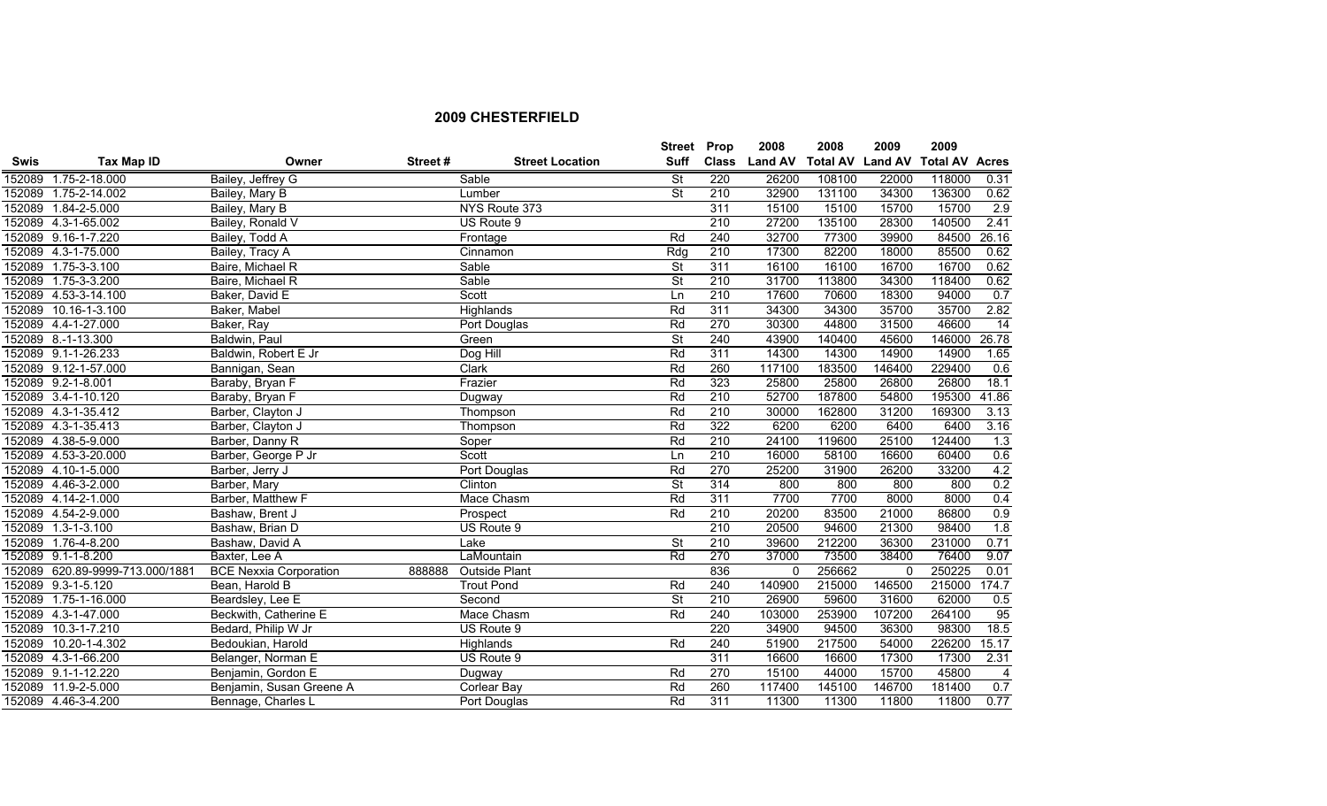## 2009 CHESTERFIELD

| Swis | Tax Map ID | Owner | Street # | Street Location | Street Suff | Prop Class | 2008 Land AV | 2008 Total AV | 2009 Land AV | 2009 Total AV | Acres |
|---|---|---|---|---|---|---|---|---|---|---|---|
| 152089 | 1.75-2-18.000 | Bailey, Jeffrey G | | Sable | St | 220 | 26200 | 108100 | 22000 | 118000 | 0.31 |
| 152089 | 1.75-2-14.002 | Bailey, Mary B | | Lumber | St | 210 | 32900 | 131100 | 34300 | 136300 | 0.62 |
| 152089 | 1.84-2-5.000 | Bailey, Mary B | | NYS Route 373 | | 311 | 15100 | 15100 | 15700 | 15700 | 2.9 |
| 152089 | 4.3-1-65.002 | Bailey, Ronald V | | US Route 9 | | 210 | 27200 | 135100 | 28300 | 140500 | 2.41 |
| 152089 | 9.16-1-7.220 | Bailey, Todd A | | Frontage | Rd | 240 | 32700 | 77300 | 39900 | 84500 | 26.16 |
| 152089 | 4.3-1-75.000 | Bailey, Tracy A | | Cinnamon | Rdg | 210 | 17300 | 82200 | 18000 | 85500 | 0.62 |
| 152089 | 1.75-3-3.100 | Baire, Michael R | | Sable | St | 311 | 16100 | 16100 | 16700 | 16700 | 0.62 |
| 152089 | 1.75-3-3.200 | Baire, Michael R | | Sable | St | 210 | 31700 | 113800 | 34300 | 118400 | 0.62 |
| 152089 | 4.53-3-14.100 | Baker, David E | | Scott | Ln | 210 | 17600 | 70600 | 18300 | 94000 | 0.7 |
| 152089 | 10.16-1-3.100 | Baker, Mabel | | Highlands | Rd | 311 | 34300 | 34300 | 35700 | 35700 | 2.82 |
| 152089 | 4.4-1-27.000 | Baker, Ray | | Port Douglas | Rd | 270 | 30300 | 44800 | 31500 | 46600 | 14 |
| 152089 | 8.-1-13.300 | Baldwin, Paul | | Green | St | 240 | 43900 | 140400 | 45600 | 146000 | 26.78 |
| 152089 | 9.1-1-26.233 | Baldwin, Robert E Jr | | Dog Hill | Rd | 311 | 14300 | 14300 | 14900 | 14900 | 1.65 |
| 152089 | 9.12-1-57.000 | Bannigan, Sean | | Clark | Rd | 260 | 117100 | 183500 | 146400 | 229400 | 0.6 |
| 152089 | 9.2-1-8.001 | Baraby, Bryan F | | Frazier | Rd | 323 | 25800 | 25800 | 26800 | 26800 | 18.1 |
| 152089 | 3.4-1-10.120 | Baraby, Bryan F | | Dugway | Rd | 210 | 52700 | 187800 | 54800 | 195300 | 41.86 |
| 152089 | 4.3-1-35.412 | Barber, Clayton J | | Thompson | Rd | 210 | 30000 | 162800 | 31200 | 169300 | 3.13 |
| 152089 | 4.3-1-35.413 | Barber, Clayton J | | Thompson | Rd | 322 | 6200 | 6200 | 6400 | 6400 | 3.16 |
| 152089 | 4.38-5-9.000 | Barber, Danny R | | Soper | Rd | 210 | 24100 | 119600 | 25100 | 124400 | 1.3 |
| 152089 | 4.53-3-20.000 | Barber, George P Jr | | Scott | Ln | 210 | 16000 | 58100 | 16600 | 60400 | 0.6 |
| 152089 | 4.10-1-5.000 | Barber, Jerry J | | Port Douglas | Rd | 270 | 25200 | 31900 | 26200 | 33200 | 4.2 |
| 152089 | 4.46-3-2.000 | Barber, Mary | | Clinton | St | 314 | 800 | 800 | 800 | 800 | 0.2 |
| 152089 | 4.14-2-1.000 | Barber, Matthew F | | Mace Chasm | Rd | 311 | 7700 | 7700 | 8000 | 8000 | 0.4 |
| 152089 | 4.54-2-9.000 | Bashaw, Brent J | | Prospect | Rd | 210 | 20200 | 83500 | 21000 | 86800 | 0.9 |
| 152089 | 1.3-1-3.100 | Bashaw, Brian D | | US Route 9 | | 210 | 20500 | 94600 | 21300 | 98400 | 1.8 |
| 152089 | 1.76-4-8.200 | Bashaw, David A | | Lake | St | 210 | 39600 | 212200 | 36300 | 231000 | 0.71 |
| 152089 | 9.1-1-8.200 | Baxter, Lee A | | LaMountain | Rd | 270 | 37000 | 73500 | 38400 | 76400 | 9.07 |
| 152089 | 620.89-9999-713.000/1881 | BCE Nexxia Corporation | 888888 | Outside Plant | | 836 | 0 | 256662 | 0 | 250225 | 0.01 |
| 152089 | 9.3-1-5.120 | Bean, Harold B | | Trout Pond | Rd | 240 | 140900 | 215000 | 146500 | 215000 | 174.7 |
| 152089 | 1.75-1-16.000 | Beardsley, Lee E | | Second | St | 210 | 26900 | 59600 | 31600 | 62000 | 0.5 |
| 152089 | 4.3-1-47.000 | Beckwith, Catherine E | | Mace Chasm | Rd | 240 | 103000 | 253900 | 107200 | 264100 | 95 |
| 152089 | 10.3-1-7.210 | Bedard, Philip W Jr | | US Route 9 | | 220 | 34900 | 94500 | 36300 | 98300 | 18.5 |
| 152089 | 10.20-1-4.302 | Bedoukian, Harold | | Highlands | Rd | 240 | 51900 | 217500 | 54000 | 226200 | 15.17 |
| 152089 | 4.3-1-66.200 | Belanger, Norman E | | US Route 9 | | 311 | 16600 | 16600 | 17300 | 17300 | 2.31 |
| 152089 | 9.1-1-12.220 | Benjamin, Gordon E | | Dugway | Rd | 270 | 15100 | 44000 | 15700 | 45800 | 4 |
| 152089 | 11.9-2-5.000 | Benjamin, Susan Greene A | | Corlear Bay | Rd | 260 | 117400 | 145100 | 146700 | 181400 | 0.7 |
| 152089 | 4.46-3-4.200 | Bennage, Charles L | | Port Douglas | Rd | 311 | 11300 | 11300 | 11800 | 11800 | 0.77 |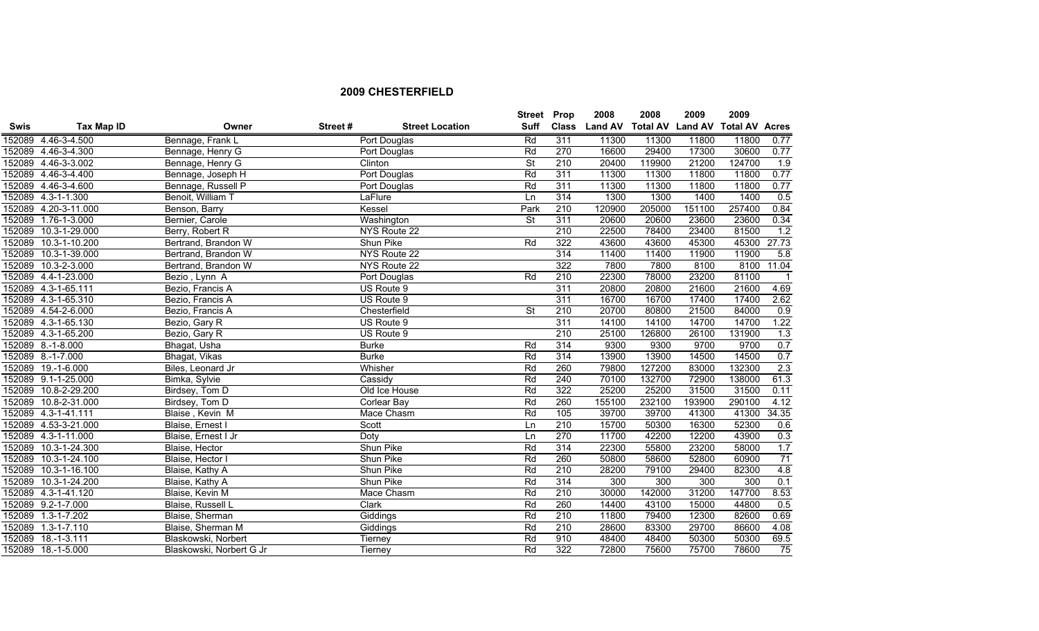## 2009 CHESTERFIELD

| Swis | Tax Map ID | Owner | Street # | Street Location | Street Suff | Prop Class | 2008 Land AV | 2008 Total AV | 2009 Land AV | 2009 Total AV | Acres |
|---|---|---|---|---|---|---|---|---|---|---|---|
| 152089 | 4.46-3-4.500 | Bennage, Frank L | | Port Douglas | Rd | 311 | 11300 | 11300 | 11800 | 11800 | 0.77 |
| 152089 | 4.46-3-4.300 | Bennage, Henry G | | Port Douglas | Rd | 270 | 16600 | 29400 | 17300 | 30600 | 0.77 |
| 152089 | 4.46-3-3.002 | Bennage, Henry G | | Clinton | St | 210 | 20400 | 119900 | 21200 | 124700 | 1.9 |
| 152089 | 4.46-3-4.400 | Bennage, Joseph H | | Port Douglas | Rd | 311 | 11300 | 11300 | 11800 | 11800 | 0.77 |
| 152089 | 4.46-3-4.600 | Bennage, Russell P | | Port Douglas | Rd | 311 | 11300 | 11300 | 11800 | 11800 | 0.77 |
| 152089 | 4.3-1-1.300 | Benoit, William T | | LaFlure | Ln | 314 | 1300 | 1300 | 1400 | 1400 | 0.5 |
| 152089 | 4.20-3-11.000 | Benson, Barry | | Kessel | Park | 210 | 120900 | 205000 | 151100 | 257400 | 0.84 |
| 152089 | 1.76-1-3.000 | Bernier, Carole | | Washington | St | 311 | 20600 | 20600 | 23600 | 23600 | 0.34 |
| 152089 | 10.3-1-29.000 | Berry, Robert R | | NYS Route 22 | | 210 | 22500 | 78400 | 23400 | 81500 | 1.2 |
| 152089 | 10.3-1-10.200 | Bertrand, Brandon W | | Shun Pike | Rd | 322 | 43600 | 43600 | 45300 | 45300 | 27.73 |
| 152089 | 10.3-1-39.000 | Bertrand, Brandon W | | NYS Route 22 | | 314 | 11400 | 11400 | 11900 | 11900 | 5.8 |
| 152089 | 10.3-2-3.000 | Bertrand, Brandon W | | NYS Route 22 | | 322 | 7800 | 7800 | 8100 | 8100 | 11.04 |
| 152089 | 4.4-1-23.000 | Bezio , Lynn A | | Port Douglas | Rd | 210 | 22300 | 78000 | 23200 | 81100 | 1 |
| 152089 | 4.3-1-65.111 | Bezio, Francis A | | US Route 9 | | 311 | 20800 | 20800 | 21600 | 21600 | 4.69 |
| 152089 | 4.3-1-65.310 | Bezio, Francis A | | US Route 9 | | 311 | 16700 | 16700 | 17400 | 17400 | 2.62 |
| 152089 | 4.54-2-6.000 | Bezio, Francis A | | Chesterfield | St | 210 | 20700 | 80800 | 21500 | 84000 | 0.9 |
| 152089 | 4.3-1-65.130 | Bezio, Gary R | | US Route 9 | | 311 | 14100 | 14100 | 14700 | 14700 | 1.22 |
| 152089 | 4.3-1-65.200 | Bezio, Gary R | | US Route 9 | | 210 | 25100 | 126800 | 26100 | 131900 | 1.3 |
| 152089 | 8.-1-8.000 | Bhagat, Usha | | Burke | Rd | 314 | 9300 | 9300 | 9700 | 9700 | 0.7 |
| 152089 | 8.-1-7.000 | Bhagat, Vikas | | Burke | Rd | 314 | 13900 | 13900 | 14500 | 14500 | 0.7 |
| 152089 | 19.-1-6.000 | Biles, Leonard Jr | | Whisher | Rd | 260 | 79800 | 127200 | 83000 | 132300 | 2.3 |
| 152089 | 9.1-1-25.000 | Bimka, Sylvie | | Cassidy | Rd | 240 | 70100 | 132700 | 72900 | 138000 | 61.3 |
| 152089 | 10.8-2-29.200 | Birdsey, Tom D | | Old Ice House | Rd | 322 | 25200 | 25200 | 31500 | 31500 | 0.11 |
| 152089 | 10.8-2-31.000 | Birdsey, Tom D | | Corlear Bay | Rd | 260 | 155100 | 232100 | 193900 | 290100 | 4.12 |
| 152089 | 4.3-1-41.111 | Blaise , Kevin M | | Mace Chasm | Rd | 105 | 39700 | 39700 | 41300 | 41300 | 34.35 |
| 152089 | 4.53-3-21.000 | Blaise, Ernest I | | Scott | Ln | 210 | 15700 | 50300 | 16300 | 52300 | 0.6 |
| 152089 | 4.3-1-11.000 | Blaise, Ernest I Jr | | Doty | Ln | 270 | 11700 | 42200 | 12200 | 43900 | 0.3 |
| 152089 | 10.3-1-24.300 | Blaise, Hector | | Shun Pike | Rd | 314 | 22300 | 55800 | 23200 | 58000 | 1.7 |
| 152089 | 10.3-1-24.100 | Blaise, Hector I | | Shun Pike | Rd | 260 | 50800 | 58600 | 52800 | 60900 | 71 |
| 152089 | 10.3-1-16.100 | Blaise, Kathy A | | Shun Pike | Rd | 210 | 28200 | 79100 | 29400 | 82300 | 4.8 |
| 152089 | 10.3-1-24.200 | Blaise, Kathy A | | Shun Pike | Rd | 314 | 300 | 300 | 300 | 300 | 0.1 |
| 152089 | 4.3-1-41.120 | Blaise, Kevin M | | Mace Chasm | Rd | 210 | 30000 | 142000 | 31200 | 147700 | 8.53 |
| 152089 | 9.2-1-7.000 | Blaise, Russell L | | Clark | Rd | 260 | 14400 | 43100 | 15000 | 44800 | 0.5 |
| 152089 | 1.3-1-7.202 | Blaise, Sherman | | Giddings | Rd | 210 | 11800 | 79400 | 12300 | 82600 | 0.69 |
| 152089 | 1.3-1-7.110 | Blaise, Sherman M | | Giddings | Rd | 210 | 28600 | 83300 | 29700 | 86600 | 4.08 |
| 152089 | 18.-1-3.111 | Blaskowski, Norbert | | Tierney | Rd | 910 | 48400 | 48400 | 50300 | 50300 | 69.5 |
| 152089 | 18.-1-5.000 | Blaskowski, Norbert G Jr | | Tierney | Rd | 322 | 72800 | 75600 | 75700 | 78600 | 75 |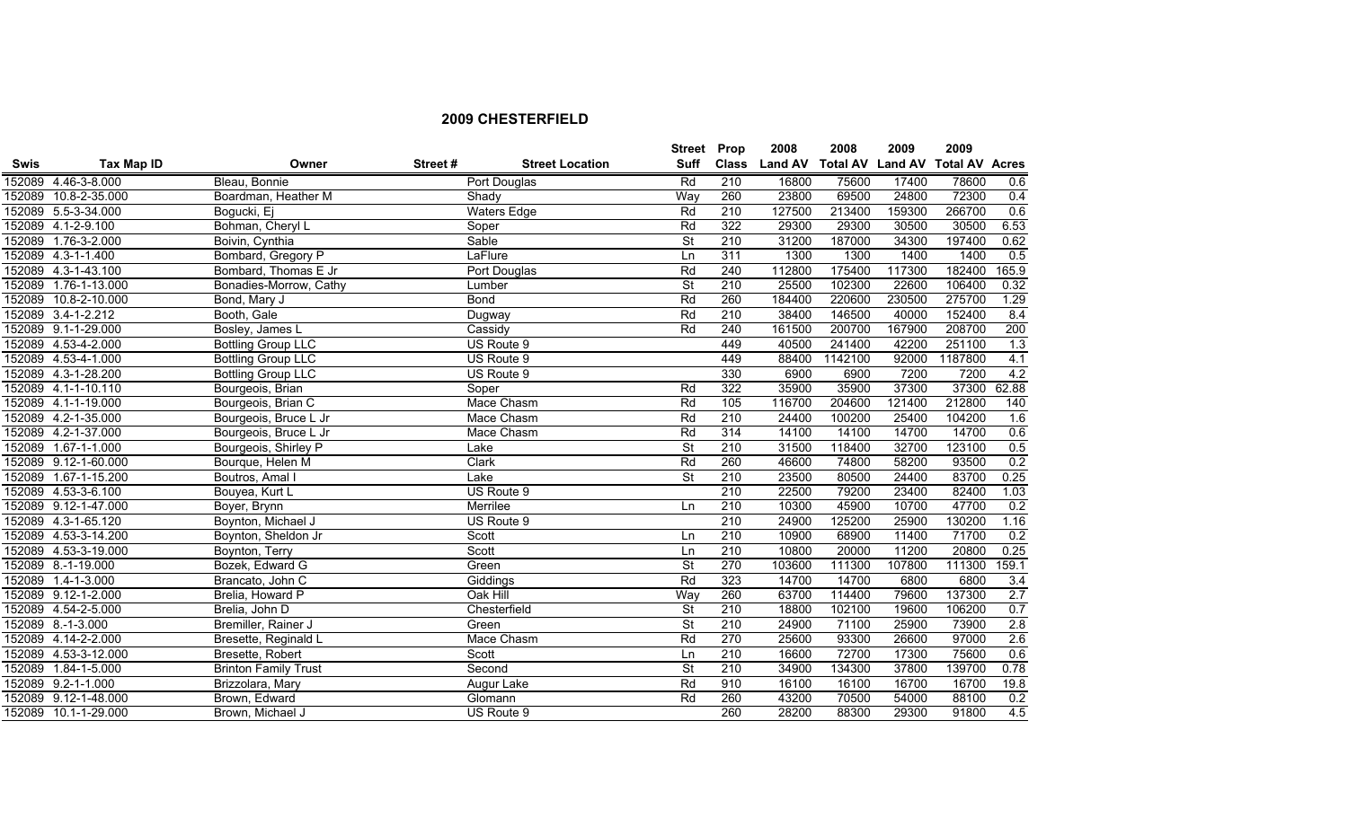## 2009 CHESTERFIELD

| Swis | Tax Map ID | Owner | Street # | Street Location | Street Suff | Prop Class | 2008 Land AV | 2008 Total AV | 2009 Land AV | 2009 Total AV | Acres |
|---|---|---|---|---|---|---|---|---|---|---|---|
| 152089 | 4.46-3-8.000 | Bleau, Bonnie | | Port Douglas | Rd | 210 | 16800 | 75600 | 17400 | 78600 | 0.6 |
| 152089 | 10.8-2-35.000 | Boardman, Heather M | | Shady | Way | 260 | 23800 | 69500 | 24800 | 72300 | 0.4 |
| 152089 | 5.5-3-34.000 | Bogucki, Ej | | Waters Edge | Rd | 210 | 127500 | 213400 | 159300 | 266700 | 0.6 |
| 152089 | 4.1-2-9.100 | Bohman, Cheryl L | | Soper | Rd | 322 | 29300 | 29300 | 30500 | 30500 | 6.53 |
| 152089 | 1.76-3-2.000 | Boivin, Cynthia | | Sable | St | 210 | 31200 | 187000 | 34300 | 197400 | 0.62 |
| 152089 | 4.3-1-1.400 | Bombard, Gregory P | | LaFlure | Ln | 311 | 1300 | 1300 | 1400 | 1400 | 0.5 |
| 152089 | 4.3-1-43.100 | Bombard, Thomas E Jr | | Port Douglas | Rd | 240 | 112800 | 175400 | 117300 | 182400 | 165.9 |
| 152089 | 1.76-1-13.000 | Bonadies-Morrow, Cathy | | Lumber | St | 210 | 25500 | 102300 | 22600 | 106400 | 0.32 |
| 152089 | 10.8-2-10.000 | Bond, Mary J | | Bond | Rd | 260 | 184400 | 220600 | 230500 | 275700 | 1.29 |
| 152089 | 3.4-1-2.212 | Booth, Gale | | Dugway | Rd | 210 | 38400 | 146500 | 40000 | 152400 | 8.4 |
| 152089 | 9.1-1-29.000 | Bosley, James L | | Cassidy | Rd | 240 | 161500 | 200700 | 167900 | 208700 | 200 |
| 152089 | 4.53-4-2.000 | Bottling Group LLC | | US Route 9 | | 449 | 40500 | 241400 | 42200 | 251100 | 1.3 |
| 152089 | 4.53-4-1.000 | Bottling Group LLC | | US Route 9 | | 449 | 88400 | 1142100 | 92000 | 1187800 | 4.1 |
| 152089 | 4.3-1-28.200 | Bottling Group LLC | | US Route 9 | | 330 | 6900 | 6900 | 7200 | 7200 | 4.2 |
| 152089 | 4.1-1-10.110 | Bourgeois, Brian | | Soper | Rd | 322 | 35900 | 35900 | 37300 | 37300 | 62.88 |
| 152089 | 4.1-1-19.000 | Bourgeois, Brian C | | Mace Chasm | Rd | 105 | 116700 | 204600 | 121400 | 212800 | 140 |
| 152089 | 4.2-1-35.000 | Bourgeois, Bruce L Jr | | Mace Chasm | Rd | 210 | 24400 | 100200 | 25400 | 104200 | 1.6 |
| 152089 | 4.2-1-37.000 | Bourgeois, Bruce L Jr | | Mace Chasm | Rd | 314 | 14100 | 14100 | 14700 | 14700 | 0.6 |
| 152089 | 1.67-1-1.000 | Bourgeois, Shirley P | | Lake | St | 210 | 31500 | 118400 | 32700 | 123100 | 0.5 |
| 152089 | 9.12-1-60.000 | Bourque, Helen M | | Clark | Rd | 260 | 46600 | 74800 | 58200 | 93500 | 0.2 |
| 152089 | 1.67-1-15.200 | Boutros, Amal I | | Lake | St | 210 | 23500 | 80500 | 24400 | 83700 | 0.25 |
| 152089 | 4.53-3-6.100 | Bouyea, Kurt L | | US Route 9 | | 210 | 22500 | 79200 | 23400 | 82400 | 1.03 |
| 152089 | 9.12-1-47.000 | Boyer, Brynn | | Merrilee | Ln | 210 | 10300 | 45900 | 10700 | 47700 | 0.2 |
| 152089 | 4.3-1-65.120 | Boynton, Michael J | | US Route 9 | | 210 | 24900 | 125200 | 25900 | 130200 | 1.16 |
| 152089 | 4.53-3-14.200 | Boynton, Sheldon Jr | | Scott | Ln | 210 | 10900 | 68900 | 11400 | 71700 | 0.2 |
| 152089 | 4.53-3-19.000 | Boynton, Terry | | Scott | Ln | 210 | 10800 | 20000 | 11200 | 20800 | 0.25 |
| 152089 | 8.-1-19.000 | Bozek, Edward G | | Green | St | 270 | 103600 | 111300 | 107800 | 111300 | 159.1 |
| 152089 | 1.4-1-3.000 | Brancato, John C | | Giddings | Rd | 323 | 14700 | 14700 | 6800 | 6800 | 3.4 |
| 152089 | 9.12-1-2.000 | Brelia, Howard P | | Oak Hill | Way | 260 | 63700 | 114400 | 79600 | 137300 | 2.7 |
| 152089 | 4.54-2-5.000 | Brelia, John D | | Chesterfield | St | 210 | 18800 | 102100 | 19600 | 106200 | 0.7 |
| 152089 | 8.-1-3.000 | Bremiller, Rainer J | | Green | St | 210 | 24900 | 71100 | 25900 | 73900 | 2.8 |
| 152089 | 4.14-2-2.000 | Bresette, Reginald L | | Mace Chasm | Rd | 270 | 25600 | 93300 | 26600 | 97000 | 2.6 |
| 152089 | 4.53-3-12.000 | Bresette, Robert | | Scott | Ln | 210 | 16600 | 72700 | 17300 | 75600 | 0.6 |
| 152089 | 1.84-1-5.000 | Brinton Family Trust | | Second | St | 210 | 34900 | 134300 | 37800 | 139700 | 0.78 |
| 152089 | 9.2-1-1.000 | Brizzolara, Mary | | Augur Lake | Rd | 910 | 16100 | 16100 | 16700 | 16700 | 19.8 |
| 152089 | 9.12-1-48.000 | Brown, Edward | | Glomann | Rd | 260 | 43200 | 70500 | 54000 | 88100 | 0.2 |
| 152089 | 10.1-1-29.000 | Brown, Michael J | | US Route 9 | | 260 | 28200 | 88300 | 29300 | 91800 | 4.5 |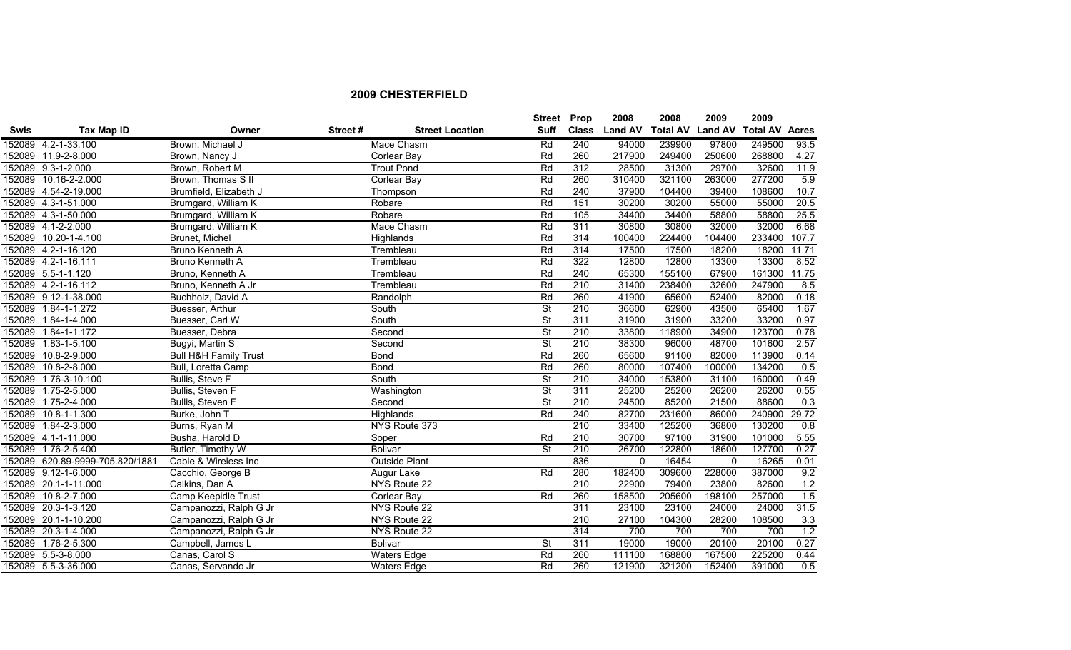## 2009 CHESTERFIELD

| Swis | Tax Map ID | Owner | Street # | Street Location | Street Suff | Prop Class | 2008 Land AV | 2008 Total AV | 2009 Land AV | 2009 Total AV | Acres |
|---|---|---|---|---|---|---|---|---|---|---|---|
| 152089 | 4.2-1-33.100 | Brown, Michael J | | Mace Chasm | Rd | 240 | 94000 | 239900 | 97800 | 249500 | 93.5 |
| 152089 | 11.9-2-8.000 | Brown, Nancy J | | Corlear Bay | Rd | 260 | 217900 | 249400 | 250600 | 268800 | 4.27 |
| 152089 | 9.3-1-2.000 | Brown, Robert M | | Trout Pond | Rd | 312 | 28500 | 31300 | 29700 | 32600 | 11.9 |
| 152089 | 10.16-2-2.000 | Brown, Thomas S II | | Corlear Bay | Rd | 260 | 310400 | 321100 | 263000 | 277200 | 5.9 |
| 152089 | 4.54-2-19.000 | Brumfield, Elizabeth J | | Thompson | Rd | 240 | 37900 | 104400 | 39400 | 108600 | 10.7 |
| 152089 | 4.3-1-51.000 | Brumgard, William K | | Robare | Rd | 151 | 30200 | 30200 | 55000 | 55000 | 20.5 |
| 152089 | 4.3-1-50.000 | Brumgard, William K | | Robare | Rd | 105 | 34400 | 34400 | 58800 | 58800 | 25.5 |
| 152089 | 4.1-2-2.000 | Brumgard, William K | | Mace Chasm | Rd | 311 | 30800 | 30800 | 32000 | 32000 | 6.68 |
| 152089 | 10.20-1-4.100 | Brunet, Michel | | Highlands | Rd | 314 | 100400 | 224400 | 104400 | 233400 | 107.7 |
| 152089 | 4.2-1-16.120 | Bruno Kenneth A | | Trembleau | Rd | 314 | 17500 | 17500 | 18200 | 18200 | 11.71 |
| 152089 | 4.2-1-16.111 | Bruno Kenneth A | | Trembleau | Rd | 322 | 12800 | 12800 | 13300 | 13300 | 8.52 |
| 152089 | 5.5-1-1.120 | Bruno, Kenneth A | | Trembleau | Rd | 240 | 65300 | 155100 | 67900 | 161300 | 11.75 |
| 152089 | 4.2-1-16.112 | Bruno, Kenneth A Jr | | Trembleau | Rd | 210 | 31400 | 238400 | 32600 | 247900 | 8.5 |
| 152089 | 9.12-1-38.000 | Buchholz, David A | | Randolph | Rd | 260 | 41900 | 65600 | 52400 | 82000 | 0.18 |
| 152089 | 1.84-1-1.272 | Buesser, Arthur | | South | St | 210 | 36600 | 62900 | 43500 | 65400 | 1.67 |
| 152089 | 1.84-1-4.000 | Buesser, Carl W | | South | St | 311 | 31900 | 31900 | 33200 | 33200 | 0.97 |
| 152089 | 1.84-1-1.172 | Buesser, Debra | | Second | St | 210 | 33800 | 118900 | 34900 | 123700 | 0.78 |
| 152089 | 1.83-1-5.100 | Bugyi, Martin S | | Second | St | 210 | 38300 | 96000 | 48700 | 101600 | 2.57 |
| 152089 | 10.8-2-9.000 | Bull H&H Family Trust | | Bond | Rd | 260 | 65600 | 91100 | 82000 | 113900 | 0.14 |
| 152089 | 10.8-2-8.000 | Bull, Loretta Camp | | Bond | Rd | 260 | 80000 | 107400 | 100000 | 134200 | 0.5 |
| 152089 | 1.76-3-10.100 | Bullis, Steve F | | South | St | 210 | 34000 | 153800 | 31100 | 160000 | 0.49 |
| 152089 | 1.75-2-5.000 | Bullis, Steven F | | Washington | St | 311 | 25200 | 25200 | 26200 | 26200 | 0.55 |
| 152089 | 1.75-2-4.000 | Bullis, Steven F | | Second | St | 210 | 24500 | 85200 | 21500 | 88600 | 0.3 |
| 152089 | 10.8-1-1.300 | Burke, John T | | Highlands | Rd | 240 | 82700 | 231600 | 86000 | 240900 | 29.72 |
| 152089 | 1.84-2-3.000 | Burns, Ryan M | | NYS Route 373 | | 210 | 33400 | 125200 | 36800 | 130200 | 0.8 |
| 152089 | 4.1-1-11.000 | Busha, Harold D | | Soper | Rd | 210 | 30700 | 97100 | 31900 | 101000 | 5.55 |
| 152089 | 1.76-2-5.400 | Butler, Timothy W | | Bolivar | St | 210 | 26700 | 122800 | 18600 | 127700 | 0.27 |
| 152089 | 620.89-9999-705.820/1881 | Cable & Wireless Inc | | Outside Plant | | 836 | 0 | 16454 | 0 | 16265 | 0.01 |
| 152089 | 9.12-1-6.000 | Cacchio, George B | | Augur Lake | Rd | 280 | 182400 | 309600 | 228000 | 387000 | 9.2 |
| 152089 | 20.1-1-11.000 | Calkins, Dan A | | NYS Route 22 | | 210 | 22900 | 79400 | 23800 | 82600 | 1.2 |
| 152089 | 10.8-2-7.000 | Camp Keepidle Trust | | Corlear Bay | Rd | 260 | 158500 | 205600 | 198100 | 257000 | 1.5 |
| 152089 | 20.3-1-3.120 | Campanozzi, Ralph G Jr | | NYS Route 22 | | 311 | 23100 | 23100 | 24000 | 24000 | 31.5 |
| 152089 | 20.1-1-10.200 | Campanozzi, Ralph G Jr | | NYS Route 22 | | 210 | 27100 | 104300 | 28200 | 108500 | 3.3 |
| 152089 | 20.3-1-4.000 | Campanozzi, Ralph G Jr | | NYS Route 22 | | 314 | 700 | 700 | 700 | 700 | 1.2 |
| 152089 | 1.76-2-5.300 | Campbell, James L | | Bolivar | St | 311 | 19000 | 19000 | 20100 | 20100 | 0.27 |
| 152089 | 5.5-3-8.000 | Canas, Carol S | | Waters Edge | Rd | 260 | 111100 | 168800 | 167500 | 225200 | 0.44 |
| 152089 | 5.5-3-36.000 | Canas, Servando Jr | | Waters Edge | Rd | 260 | 121900 | 321200 | 152400 | 391000 | 0.5 |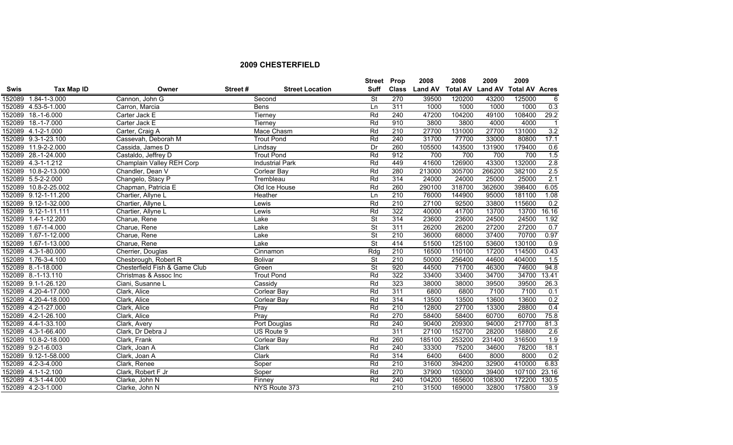## 2009 CHESTERFIELD

| Swis | Tax Map ID | Owner | Street # | Street Location | Street Suff | Prop Class | 2008 Land AV | 2008 Total AV | 2009 Land AV | 2009 Total AV | Acres |
|---|---|---|---|---|---|---|---|---|---|---|---|
| 152089 | 1.84-1-3.000 | Cannon, John G | | Second | St | 270 | 39500 | 120200 | 43200 | 125000 | 6 |
| 152089 | 4.53-5-1.000 | Carron, Marcia | | Bens | Ln | 311 | 1000 | 1000 | 1000 | 1000 | 0.3 |
| 152089 | 18.-1-6.000 | Carter Jack E | | Tierney | Rd | 240 | 47200 | 104200 | 49100 | 108400 | 29.2 |
| 152089 | 18.-1-7.000 | Carter Jack E | | Tierney | Rd | 910 | 3800 | 3800 | 4000 | 4000 | 1 |
| 152089 | 4.1-2-1.000 | Carter, Craig A | | Mace Chasm | Rd | 210 | 27700 | 131000 | 27700 | 131000 | 3.2 |
| 152089 | 9.3-1-23.100 | Cassevah, Deborah M | | Trout Pond | Rd | 240 | 31700 | 77700 | 33000 | 80800 | 17.1 |
| 152089 | 11.9-2-2.000 | Cassida, James D | | Lindsay | Dr | 260 | 105500 | 143500 | 131900 | 179400 | 0.6 |
| 152089 | 28.-1-24.000 | Castaldo, Jeffrey D | | Trout Pond | Rd | 912 | 700 | 700 | 700 | 700 | 1.5 |
| 152089 | 4.3-1-1.212 | Champlain Valley REH Corp | | Industrial Park | Rd | 449 | 41600 | 126900 | 43300 | 132000 | 2.8 |
| 152089 | 10.8-2-13.000 | Chandler, Dean V | | Corlear Bay | Rd | 280 | 213000 | 305700 | 266200 | 382100 | 2.5 |
| 152089 | 5.5-2-2.000 | Changelo, Stacy P | | Trembleau | Rd | 314 | 24000 | 24000 | 25000 | 25000 | 2.1 |
| 152089 | 10.8-2-25.002 | Chapman, Patricia E | | Old Ice House | Rd | 260 | 290100 | 318700 | 362600 | 398400 | 6.05 |
| 152089 | 9.12-1-11.200 | Chartier, Allyne L | | Heather | Ln | 210 | 76000 | 144900 | 95000 | 181100 | 1.08 |
| 152089 | 9.12-1-32.000 | Chartier, Allyne L | | Lewis | Rd | 210 | 27100 | 92500 | 33800 | 115600 | 0.2 |
| 152089 | 9.12-1-11.111 | Chartier, Allyne L | | Lewis | Rd | 322 | 40000 | 41700 | 13700 | 13700 | 16.16 |
| 152089 | 1.4-1-12.200 | Charue, Rene | | Lake | St | 314 | 23600 | 23600 | 24500 | 24500 | 1.92 |
| 152089 | 1.67-1-4.000 | Charue, Rene | | Lake | St | 311 | 26200 | 26200 | 27200 | 27200 | 0.7 |
| 152089 | 1.67-1-12.000 | Charue, Rene | | Lake | St | 210 | 36000 | 68000 | 37400 | 70700 | 0.97 |
| 152089 | 1.67-1-13.000 | Charue, Rene | | Lake | St | 414 | 51500 | 125100 | 53600 | 130100 | 0.9 |
| 152089 | 4.3-1-80.000 | Cherrier, Douglas | | Cinnamon | Rdg | 210 | 16500 | 110100 | 17200 | 114500 | 0.43 |
| 152089 | 1.76-3-4.100 | Chesbrough, Robert R | | Bolivar | St | 210 | 50000 | 256400 | 44600 | 404000 | 1.5 |
| 152089 | 8.-1-18.000 | Chesterfield Fish & Game Club | | Green | St | 920 | 44500 | 71700 | 46300 | 74600 | 94.8 |
| 152089 | 8.-1-13.110 | Christmas & Assoc Inc | | Trout Pond | Rd | 322 | 33400 | 33400 | 34700 | 34700 | 13.41 |
| 152089 | 9.1-1-26.120 | Ciani, Susanne L | | Cassidy | Rd | 323 | 38000 | 38000 | 39500 | 39500 | 26.3 |
| 152089 | 4.20-4-17.000 | Clark, Alice | | Corlear Bay | Rd | 311 | 6800 | 6800 | 7100 | 7100 | 0.1 |
| 152089 | 4.20-4-18.000 | Clark, Alice | | Corlear Bay | Rd | 314 | 13500 | 13500 | 13600 | 13600 | 0.2 |
| 152089 | 4.2-1-27.000 | Clark, Alice | | Pray | Rd | 210 | 12800 | 27700 | 13300 | 28800 | 0.4 |
| 152089 | 4.2-1-26.100 | Clark, Alice | | Pray | Rd | 270 | 58400 | 58400 | 60700 | 60700 | 75.8 |
| 152089 | 4.4-1-33.100 | Clark, Avery | | Port Douglas | Rd | 240 | 90400 | 209300 | 94000 | 217700 | 81.3 |
| 152089 | 4.3-1-66.400 | Clark, Dr Debra J | | US Route 9 | | 311 | 27100 | 152700 | 28200 | 158800 | 2.6 |
| 152089 | 10.8-2-18.000 | Clark, Frank | | Corlear Bay | Rd | 260 | 185100 | 253200 | 231400 | 316500 | 1.9 |
| 152089 | 9.2-1-6.003 | Clark, Joan A | | Clark | Rd | 240 | 33300 | 75200 | 34600 | 78200 | 18.1 |
| 152089 | 9.12-1-58.000 | Clark, Joan A | | Clark | Rd | 314 | 6400 | 6400 | 8000 | 8000 | 0.2 |
| 152089 | 4.2-3-4.000 | Clark, Renee | | Soper | Rd | 210 | 31600 | 394200 | 32900 | 410000 | 6.83 |
| 152089 | 4.1-1-2.100 | Clark, Robert F Jr | | Soper | Rd | 270 | 37900 | 103000 | 39400 | 107100 | 23.16 |
| 152089 | 4.3-1-44.000 | Clarke, John N | | Finney | Rd | 240 | 104200 | 165600 | 108300 | 172200 | 130.5 |
| 152089 | 4.2-3-1.000 | Clarke, John N | | NYS Route 373 | | 210 | 31500 | 169000 | 32800 | 175800 | 3.9 |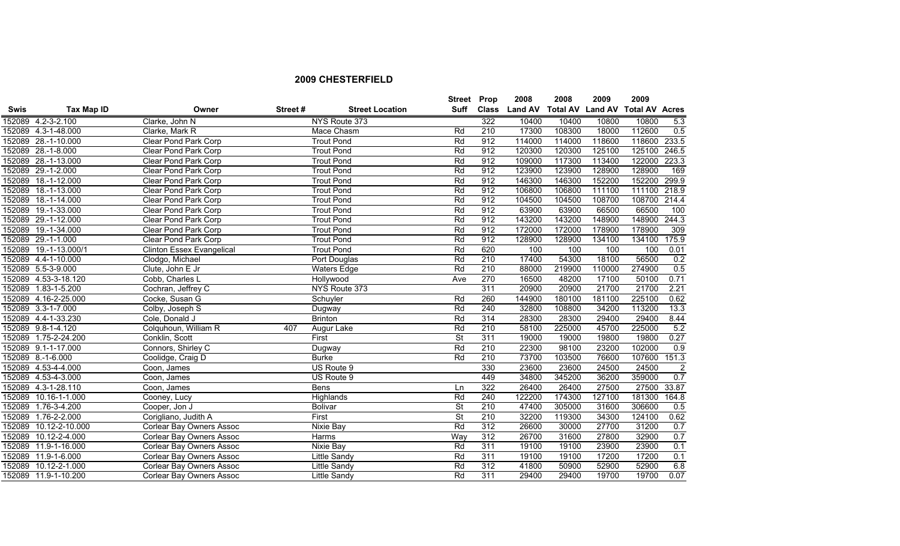## 2009 CHESTERFIELD

| Swis | Tax Map ID | Owner | Street # | Street Location | Street Suff | Prop Class | 2008 Land AV | 2008 Total AV | 2009 Land AV | 2009 Total AV | Acres |
|---|---|---|---|---|---|---|---|---|---|---|---|
| 152089 | 4.2-3-2.100 | Clarke, John N | | NYS Route 373 | | 322 | 10400 | 10400 | 10800 | 10800 | 5.3 |
| 152089 | 4.3-1-48.000 | Clarke, Mark R | | Mace Chasm | Rd | 210 | 17300 | 108300 | 18000 | 112600 | 0.5 |
| 152089 | 28.-1-10.000 | Clear Pond Park Corp | | Trout Pond | Rd | 912 | 114000 | 114000 | 118600 | 118600 | 233.5 |
| 152089 | 28.-1-8.000 | Clear Pond Park Corp | | Trout Pond | Rd | 912 | 120300 | 120300 | 125100 | 125100 | 246.5 |
| 152089 | 28.-1-13.000 | Clear Pond Park Corp | | Trout Pond | Rd | 912 | 109000 | 117300 | 113400 | 122000 | 223.3 |
| 152089 | 29.-1-2.000 | Clear Pond Park Corp | | Trout Pond | Rd | 912 | 123900 | 123900 | 128900 | 128900 | 169 |
| 152089 | 18.-1-12.000 | Clear Pond Park Corp | | Trout Pond | Rd | 912 | 146300 | 146300 | 152200 | 152200 | 299.9 |
| 152089 | 18.-1-13.000 | Clear Pond Park Corp | | Trout Pond | Rd | 912 | 106800 | 106800 | 111100 | 111100 | 218.9 |
| 152089 | 18.-1-14.000 | Clear Pond Park Corp | | Trout Pond | Rd | 912 | 104500 | 104500 | 108700 | 108700 | 214.4 |
| 152089 | 19.-1-33.000 | Clear Pond Park Corp | | Trout Pond | Rd | 912 | 63900 | 63900 | 66500 | 66500 | 100 |
| 152089 | 29.-1-12.000 | Clear Pond Park Corp | | Trout Pond | Rd | 912 | 143200 | 143200 | 148900 | 148900 | 244.3 |
| 152089 | 19.-1-34.000 | Clear Pond Park Corp | | Trout Pond | Rd | 912 | 172000 | 172000 | 178900 | 178900 | 309 |
| 152089 | 29.-1-1.000 | Clear Pond Park Corp | | Trout Pond | Rd | 912 | 128900 | 128900 | 134100 | 134100 | 175.9 |
| 152089 | 19.-1-13.000/1 | Clinton Essex Evangelical | | Trout Pond | Rd | 620 | 100 | 100 | 100 | 100 | 0.01 |
| 152089 | 4.4-1-10.000 | Clodgo, Michael | | Port Douglas | Rd | 210 | 17400 | 54300 | 18100 | 56500 | 0.2 |
| 152089 | 5.5-3-9.000 | Clute, John E Jr | | Waters Edge | Rd | 210 | 88000 | 219900 | 110000 | 274900 | 0.5 |
| 152089 | 4.53-3-18.120 | Cobb, Charles L | | Hollywood | Ave | 270 | 16500 | 48200 | 17100 | 50100 | 0.71 |
| 152089 | 1.83-1-5.200 | Cochran, Jeffrey C | | NYS Route 373 | | 311 | 20900 | 20900 | 21700 | 21700 | 2.21 |
| 152089 | 4.16-2-25.000 | Cocke, Susan G | | Schuyler | Rd | 260 | 144900 | 180100 | 181100 | 225100 | 0.62 |
| 152089 | 3.3-1-7.000 | Colby, Joseph S | | Dugway | Rd | 240 | 32800 | 108800 | 34200 | 113200 | 13.3 |
| 152089 | 4.4-1-33.230 | Cole, Donald J | | Brinton | Rd | 314 | 28300 | 28300 | 29400 | 29400 | 8.44 |
| 152089 | 9.8-1-4.120 | Colquhoun, William R | 407 | Augur Lake | Rd | 210 | 58100 | 225000 | 45700 | 225000 | 5.2 |
| 152089 | 1.75-2-24.200 | Conklin, Scott | | First | St | 311 | 19000 | 19000 | 19800 | 19800 | 0.27 |
| 152089 | 9.1-1-17.000 | Connors, Shirley C | | Dugway | Rd | 210 | 22300 | 98100 | 23200 | 102000 | 0.9 |
| 152089 | 8.-1-6.000 | Coolidge, Craig D | | Burke | Rd | 210 | 73700 | 103500 | 76600 | 107600 | 151.3 |
| 152089 | 4.53-4-4.000 | Coon, James | | US Route 9 | | 330 | 23600 | 23600 | 24500 | 24500 | 2 |
| 152089 | 4.53-4-3.000 | Coon, James | | US Route 9 | | 449 | 34800 | 345200 | 36200 | 359000 | 0.7 |
| 152089 | 4.3-1-28.110 | Coon, James | | Bens | Ln | 322 | 26400 | 26400 | 27500 | 27500 | 33.87 |
| 152089 | 10.16-1-1.000 | Cooney, Lucy | | Highlands | Rd | 240 | 122200 | 174300 | 127100 | 181300 | 164.8 |
| 152089 | 1.76-3-4.200 | Cooper, Jon J | | Bolivar | St | 210 | 47400 | 305000 | 31600 | 306600 | 0.5 |
| 152089 | 1.76-2-2.000 | Corigliano, Judith A | | First | St | 210 | 32200 | 119300 | 34300 | 124100 | 0.62 |
| 152089 | 10.12-2-10.000 | Corlear Bay Owners Assoc | | Nixie Bay | Rd | 312 | 26600 | 30000 | 27700 | 31200 | 0.7 |
| 152089 | 10.12-2-4.000 | Corlear Bay Owners Assoc | | Harms | Way | 312 | 26700 | 31600 | 27800 | 32900 | 0.7 |
| 152089 | 11.9-1-16.000 | Corlear Bay Owners Assoc | | Nixie Bay | Rd | 311 | 19100 | 19100 | 23900 | 23900 | 0.1 |
| 152089 | 11.9-1-6.000 | Corlear Bay Owners Assoc | | Little Sandy | Rd | 311 | 19100 | 19100 | 17200 | 17200 | 0.1 |
| 152089 | 10.12-2-1.000 | Corlear Bay Owners Assoc | | Little Sandy | Rd | 312 | 41800 | 50900 | 52900 | 52900 | 6.8 |
| 152089 | 11.9-1-10.200 | Corlear Bay Owners Assoc | | Little Sandy | Rd | 311 | 29400 | 29400 | 19700 | 19700 | 0.07 |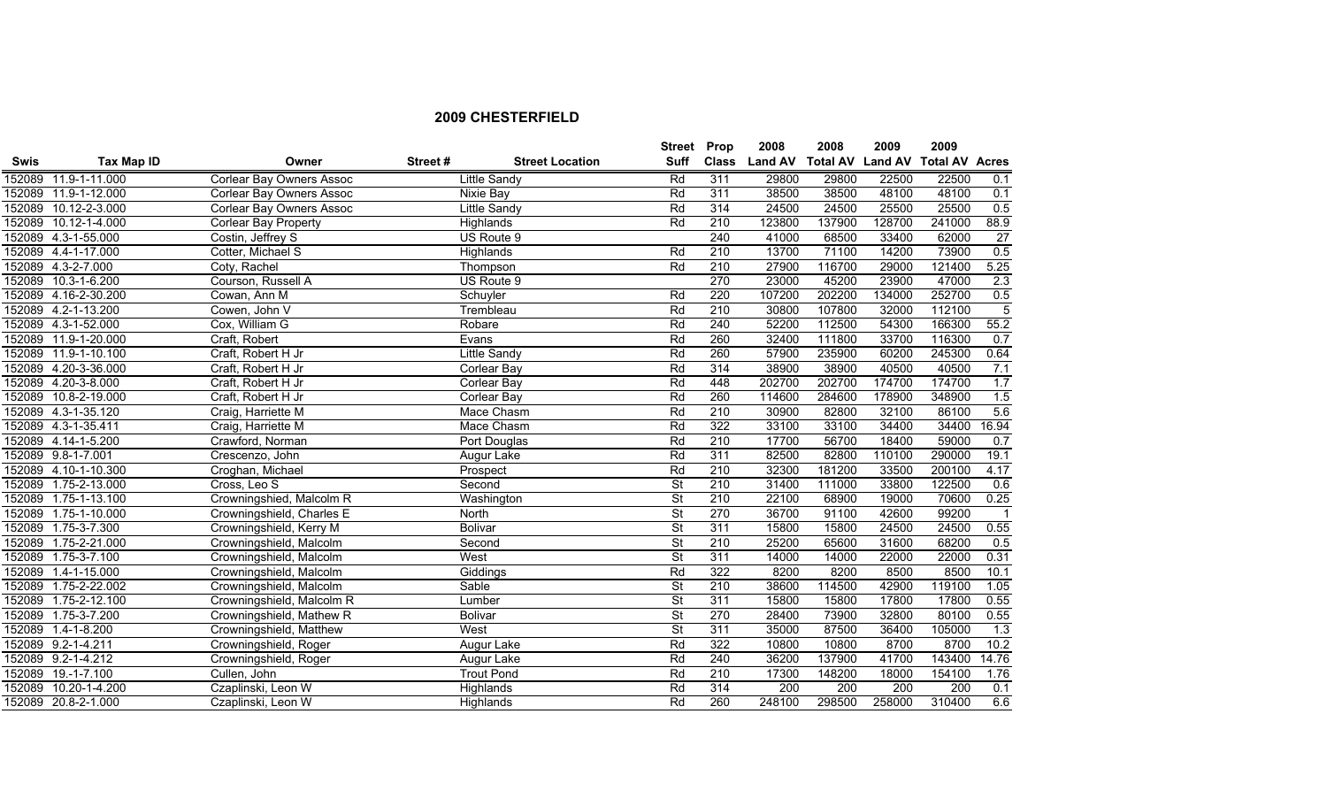## 2009 CHESTERFIELD

| Swis | Tax Map ID | Owner | Street # | Street Location | Street Suff | Prop Class | 2008 Land AV | 2008 Total AV | 2009 Land AV | 2009 Total AV | Acres |
|---|---|---|---|---|---|---|---|---|---|---|---|
| 152089 | 11.9-1-11.000 | Corlear Bay Owners Assoc | | Little Sandy | Rd | 311 | 29800 | 29800 | 22500 | 22500 | 0.1 |
| 152089 | 11.9-1-12.000 | Corlear Bay Owners Assoc | | Nixie Bay | Rd | 311 | 38500 | 38500 | 48100 | 48100 | 0.1 |
| 152089 | 10.12-2-3.000 | Corlear Bay Owners Assoc | | Little Sandy | Rd | 314 | 24500 | 24500 | 25500 | 25500 | 0.5 |
| 152089 | 10.12-1-4.000 | Corlear Bay Property | | Highlands | Rd | 210 | 123800 | 137900 | 128700 | 241000 | 88.9 |
| 152089 | 4.3-1-55.000 | Costin, Jeffrey S | | US Route 9 | | 240 | 41000 | 68500 | 33400 | 62000 | 27 |
| 152089 | 4.4-1-17.000 | Cotter, Michael S | | Highlands | Rd | 210 | 13700 | 71100 | 14200 | 73900 | 0.5 |
| 152089 | 4.3-2-7.000 | Coty, Rachel | | Thompson | Rd | 210 | 27900 | 116700 | 29000 | 121400 | 5.25 |
| 152089 | 10.3-1-6.200 | Courson, Russell A | | US Route 9 | | 270 | 23000 | 45200 | 23900 | 47000 | 2.3 |
| 152089 | 4.16-2-30.200 | Cowan, Ann M | | Schuyler | Rd | 220 | 107200 | 202200 | 134000 | 252700 | 0.5 |
| 152089 | 4.2-1-13.200 | Cowen, John V | | Trembleau | Rd | 210 | 30800 | 107800 | 32000 | 112100 | 5 |
| 152089 | 4.3-1-52.000 | Cox, William G | | Robare | Rd | 240 | 52200 | 112500 | 54300 | 166300 | 55.2 |
| 152089 | 11.9-1-20.000 | Craft, Robert | | Evans | Rd | 260 | 32400 | 111800 | 33700 | 116300 | 0.7 |
| 152089 | 11.9-1-10.100 | Craft, Robert H Jr | | Little Sandy | Rd | 260 | 57900 | 235900 | 60200 | 245300 | 0.64 |
| 152089 | 4.20-3-36.000 | Craft, Robert H Jr | | Corlear Bay | Rd | 314 | 38900 | 38900 | 40500 | 40500 | 7.1 |
| 152089 | 4.20-3-8.000 | Craft, Robert H Jr | | Corlear Bay | Rd | 448 | 202700 | 202700 | 174700 | 174700 | 1.7 |
| 152089 | 10.8-2-19.000 | Craft, Robert H Jr | | Corlear Bay | Rd | 260 | 114600 | 284600 | 178900 | 348900 | 1.5 |
| 152089 | 4.3-1-35.120 | Craig, Harriette M | | Mace Chasm | Rd | 210 | 30900 | 82800 | 32100 | 86100 | 5.6 |
| 152089 | 4.3-1-35.411 | Craig, Harriette M | | Mace Chasm | Rd | 322 | 33100 | 33100 | 34400 | 34400 | 16.94 |
| 152089 | 4.14-1-5.200 | Crawford, Norman | | Port Douglas | Rd | 210 | 17700 | 56700 | 18400 | 59000 | 0.7 |
| 152089 | 9.8-1-7.001 | Crescenzo, John | | Augur Lake | Rd | 311 | 82500 | 82800 | 110100 | 290000 | 19.1 |
| 152089 | 4.10-1-10.300 | Croghan, Michael | | Prospect | Rd | 210 | 32300 | 181200 | 33500 | 200100 | 4.17 |
| 152089 | 1.75-2-13.000 | Cross, Leo S | | Second | St | 210 | 31400 | 111000 | 33800 | 122500 | 0.6 |
| 152089 | 1.75-1-13.100 | Crowningshied, Malcolm R | | Washington | St | 210 | 22100 | 68900 | 19000 | 70600 | 0.25 |
| 152089 | 1.75-1-10.000 | Crowningshield, Charles E | | North | St | 270 | 36700 | 91100 | 42600 | 99200 | 1 |
| 152089 | 1.75-3-7.300 | Crowningshield, Kerry M | | Bolivar | St | 311 | 15800 | 15800 | 24500 | 24500 | 0.55 |
| 152089 | 1.75-2-21.000 | Crowningshield, Malcolm | | Second | St | 210 | 25200 | 65600 | 31600 | 68200 | 0.5 |
| 152089 | 1.75-3-7.100 | Crowningshield, Malcolm | | West | St | 311 | 14000 | 14000 | 22000 | 22000 | 0.31 |
| 152089 | 1.4-1-15.000 | Crowningshield, Malcolm | | Giddings | Rd | 322 | 8200 | 8200 | 8500 | 8500 | 10.1 |
| 152089 | 1.75-2-22.002 | Crowningshield, Malcolm | | Sable | St | 210 | 38600 | 114500 | 42900 | 119100 | 1.05 |
| 152089 | 1.75-2-12.100 | Crowningshield, Malcolm R | | Lumber | St | 311 | 15800 | 15800 | 17800 | 17800 | 0.55 |
| 152089 | 1.75-3-7.200 | Crowningshield, Mathew R | | Bolivar | St | 270 | 28400 | 73900 | 32800 | 80100 | 0.55 |
| 152089 | 1.4-1-8.200 | Crowningshield, Matthew | | West | St | 311 | 35000 | 87500 | 36400 | 105000 | 1.3 |
| 152089 | 9.2-1-4.211 | Crowningshield, Roger | | Augur Lake | Rd | 322 | 10800 | 10800 | 8700 | 8700 | 10.2 |
| 152089 | 9.2-1-4.212 | Crowningshield, Roger | | Augur Lake | Rd | 240 | 36200 | 137900 | 41700 | 143400 | 14.76 |
| 152089 | 19.-1-7.100 | Cullen, John | | Trout Pond | Rd | 210 | 17300 | 148200 | 18000 | 154100 | 1.76 |
| 152089 | 10.20-1-4.200 | Czaplinski, Leon W | | Highlands | Rd | 314 | 200 | 200 | 200 | 200 | 0.1 |
| 152089 | 20.8-2-1.000 | Czaplinski, Leon W | | Highlands | Rd | 260 | 248100 | 298500 | 258000 | 310400 | 6.6 |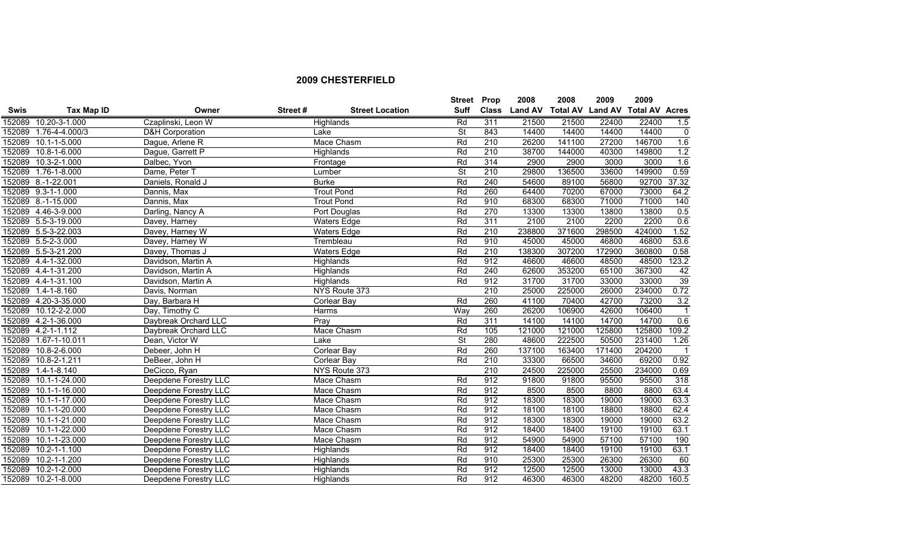## 2009 CHESTERFIELD

| Swis | Tax Map ID | Owner | Street # | Street Location | Street Suff | Prop Class | 2008 Land AV | 2008 Total AV | 2009 Land AV | 2009 Total AV | Acres |
|---|---|---|---|---|---|---|---|---|---|---|---|
| 152089 | 10.20-3-1.000 | Czaplinski, Leon W | | Highlands | Rd | 311 | 21500 | 21500 | 22400 | 22400 | 1.5 |
| 152089 | 1.76-4-4.000/3 | D&H Corporation | | Lake | St | 843 | 14400 | 14400 | 14400 | 14400 | 0 |
| 152089 | 10.1-1-5.000 | Dague, Arlene R | | Mace Chasm | Rd | 210 | 26200 | 141100 | 27200 | 146700 | 1.6 |
| 152089 | 10.8-1-6.000 | Dague, Garrett P | | Highlands | Rd | 210 | 38700 | 144000 | 40300 | 149800 | 1.2 |
| 152089 | 10.3-2-1.000 | Dalbec, Yvon | | Frontage | Rd | 314 | 2900 | 2900 | 3000 | 3000 | 1.6 |
| 152089 | 1.76-1-8.000 | Dame, Peter T | | Lumber | St | 210 | 29800 | 136500 | 33600 | 149900 | 0.59 |
| 152089 | 8.-1-22.001 | Daniels, Ronald J | | Burke | Rd | 240 | 54600 | 89100 | 56800 | 92700 | 37.32 |
| 152089 | 9.3-1-1.000 | Dannis, Max | | Trout Pond | Rd | 260 | 64400 | 70200 | 67000 | 73000 | 64.2 |
| 152089 | 8.-1-15.000 | Dannis, Max | | Trout Pond | Rd | 910 | 68300 | 68300 | 71000 | 71000 | 140 |
| 152089 | 4.46-3-9.000 | Darling, Nancy A | | Port Douglas | Rd | 270 | 13300 | 13300 | 13800 | 13800 | 0.5 |
| 152089 | 5.5-3-19.000 | Davey, Harney | | Waters Edge | Rd | 311 | 2100 | 2100 | 2200 | 2200 | 0.6 |
| 152089 | 5.5-3-22.003 | Davey, Harney W | | Waters Edge | Rd | 210 | 238800 | 371600 | 298500 | 424000 | 1.52 |
| 152089 | 5.5-2-3.000 | Davey, Harney W | | Trembleau | Rd | 910 | 45000 | 45000 | 46800 | 46800 | 53.6 |
| 152089 | 5.5-3-21.200 | Davey, Thomas J | | Waters Edge | Rd | 210 | 138300 | 307200 | 172900 | 360800 | 0.58 |
| 152089 | 4.4-1-32.000 | Davidson, Martin A | | Highlands | Rd | 912 | 46600 | 46600 | 48500 | 48500 | 123.2 |
| 152089 | 4.4-1-31.200 | Davidson, Martin A | | Highlands | Rd | 240 | 62600 | 353200 | 65100 | 367300 | 42 |
| 152089 | 4.4-1-31.100 | Davidson, Martin A | | Highlands | Rd | 912 | 31700 | 31700 | 33000 | 33000 | 39 |
| 152089 | 1.4-1-8.160 | Davis, Norman | | NYS Route 373 | | 210 | 25000 | 225000 | 26000 | 234000 | 0.72 |
| 152089 | 4.20-3-35.000 | Day, Barbara H | | Corlear Bay | Rd | 260 | 41100 | 70400 | 42700 | 73200 | 3.2 |
| 152089 | 10.12-2-2.000 | Day, Timothy C | | Harms | Way | 260 | 26200 | 106900 | 42600 | 106400 | 1 |
| 152089 | 4.2-1-36.000 | Daybreak Orchard LLC | | Pray | Rd | 311 | 14100 | 14100 | 14700 | 14700 | 0.6 |
| 152089 | 4.2-1-1.112 | Daybreak Orchard LLC | | Mace Chasm | Rd | 105 | 121000 | 121000 | 125800 | 125800 | 109.2 |
| 152089 | 1.67-1-10.011 | Dean, Victor W | | Lake | St | 280 | 48600 | 222500 | 50500 | 231400 | 1.26 |
| 152089 | 10.8-2-6.000 | Debeer, John H | | Corlear Bay | Rd | 260 | 137100 | 163400 | 171400 | 204200 | 1 |
| 152089 | 10.8-2-1.211 | DeBeer, John H | | Corlear Bay | Rd | 210 | 33300 | 66500 | 34600 | 69200 | 0.92 |
| 152089 | 1.4-1-8.140 | DeCicco, Ryan | | NYS Route 373 | | 210 | 24500 | 225000 | 25500 | 234000 | 0.69 |
| 152089 | 10.1-1-24.000 | Deepdene Forestry LLC | | Mace Chasm | Rd | 912 | 91800 | 91800 | 95500 | 95500 | 318 |
| 152089 | 10.1-1-16.000 | Deepdene Forestry LLC | | Mace Chasm | Rd | 912 | 8500 | 8500 | 8800 | 8800 | 63.4 |
| 152089 | 10.1-1-17.000 | Deepdene Forestry LLC | | Mace Chasm | Rd | 912 | 18300 | 18300 | 19000 | 19000 | 63.3 |
| 152089 | 10.1-1-20.000 | Deepdene Forestry LLC | | Mace Chasm | Rd | 912 | 18100 | 18100 | 18800 | 18800 | 62.4 |
| 152089 | 10.1-1-21.000 | Deepdene Forestry LLC | | Mace Chasm | Rd | 912 | 18300 | 18300 | 19000 | 19000 | 63.2 |
| 152089 | 10.1-1-22.000 | Deepdene Forestry LLC | | Mace Chasm | Rd | 912 | 18400 | 18400 | 19100 | 19100 | 63.1 |
| 152089 | 10.1-1-23.000 | Deepdene Forestry LLC | | Mace Chasm | Rd | 912 | 54900 | 54900 | 57100 | 57100 | 190 |
| 152089 | 10.2-1-1.100 | Deepdene Forestry LLC | | Highlands | Rd | 912 | 18400 | 18400 | 19100 | 19100 | 63.1 |
| 152089 | 10.2-1-1.200 | Deepdene Forestry LLC | | Highlands | Rd | 910 | 25300 | 25300 | 26300 | 26300 | 60 |
| 152089 | 10.2-1-2.000 | Deepdene Forestry LLC | | Highlands | Rd | 912 | 12500 | 12500 | 13000 | 13000 | 43.3 |
| 152089 | 10.2-1-8.000 | Deepdene Forestry LLC | | Highlands | Rd | 912 | 46300 | 46300 | 48200 | 48200 | 160.5 |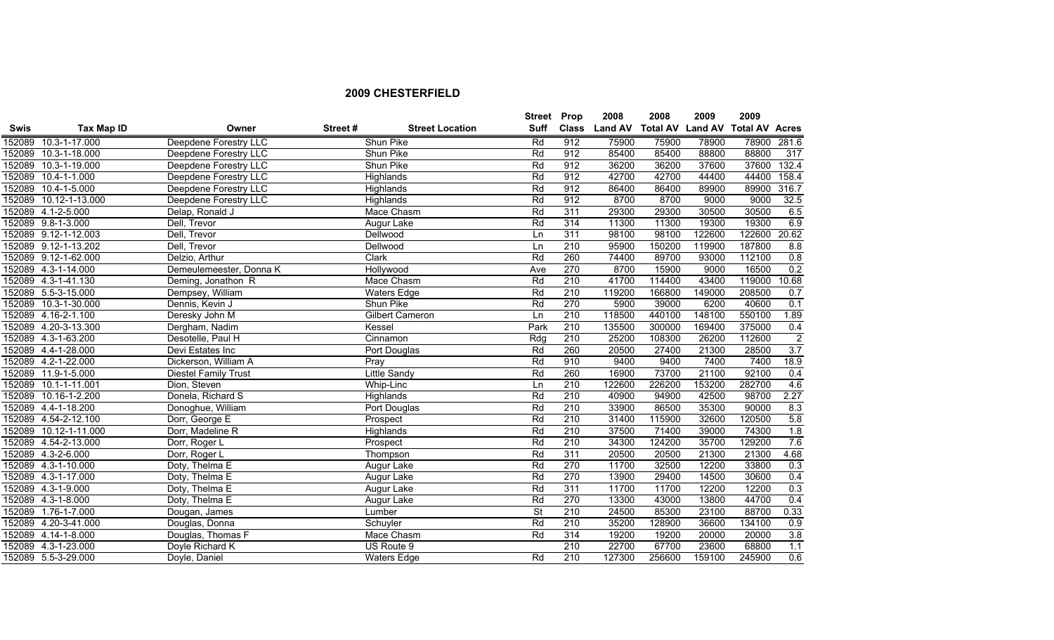## 2009 CHESTERFIELD

| Swis | Tax Map ID | Owner | Street # | Street Location | Street Suff | Prop Class | 2008 Land AV | 2008 Total AV | 2009 Land AV | 2009 Total AV | Acres |
|---|---|---|---|---|---|---|---|---|---|---|---|
| 152089 | 10.3-1-17.000 | Deepdene Forestry LLC | | Shun Pike | Rd | 912 | 75900 | 75900 | 78900 | 78900 | 281.6 |
| 152089 | 10.3-1-18.000 | Deepdene Forestry LLC | | Shun Pike | Rd | 912 | 85400 | 85400 | 88800 | 88800 | 317 |
| 152089 | 10.3-1-19.000 | Deepdene Forestry LLC | | Shun Pike | Rd | 912 | 36200 | 36200 | 37600 | 37600 | 132.4 |
| 152089 | 10.4-1-1.000 | Deepdene Forestry LLC | | Highlands | Rd | 912 | 42700 | 42700 | 44400 | 44400 | 158.4 |
| 152089 | 10.4-1-5.000 | Deepdene Forestry LLC | | Highlands | Rd | 912 | 86400 | 86400 | 89900 | 89900 | 316.7 |
| 152089 | 10.12-1-13.000 | Deepdene Forestry LLC | | Highlands | Rd | 912 | 8700 | 8700 | 9000 | 9000 | 32.5 |
| 152089 | 4.1-2-5.000 | Delap, Ronald J | | Mace Chasm | Rd | 311 | 29300 | 29300 | 30500 | 30500 | 6.5 |
| 152089 | 9.8-1-3.000 | Dell, Trevor | | Augur Lake | Rd | 314 | 11300 | 11300 | 19300 | 19300 | 6.9 |
| 152089 | 9.12-1-12.003 | Dell, Trevor | | Dellwood | Ln | 311 | 98100 | 98100 | 122600 | 122600 | 20.62 |
| 152089 | 9.12-1-13.202 | Dell, Trevor | | Dellwood | Ln | 210 | 95900 | 150200 | 119900 | 187800 | 8.8 |
| 152089 | 9.12-1-62.000 | Delzio, Arthur | | Clark | Rd | 260 | 74400 | 89700 | 93000 | 112100 | 0.8 |
| 152089 | 4.3-1-14.000 | Demeulemeester, Donna K | | Hollywood | Ave | 270 | 8700 | 15900 | 9000 | 16500 | 0.2 |
| 152089 | 4.3-1-41.130 | Deming, Jonathon R | | Mace Chasm | Rd | 210 | 41700 | 114400 | 43400 | 119000 | 10.68 |
| 152089 | 5.5-3-15.000 | Dempsey, William | | Waters Edge | Rd | 210 | 119200 | 166800 | 149000 | 208500 | 0.7 |
| 152089 | 10.3-1-30.000 | Dennis, Kevin J | | Shun Pike | Rd | 270 | 5900 | 39000 | 6200 | 40600 | 0.1 |
| 152089 | 4.16-2-1.100 | Deresky John M | | Gilbert Cameron | Ln | 210 | 118500 | 440100 | 148100 | 550100 | 1.89 |
| 152089 | 4.20-3-13.300 | Dergham, Nadim | | Kessel | Park | 210 | 135500 | 300000 | 169400 | 375000 | 0.4 |
| 152089 | 4.3-1-63.200 | Desotelle, Paul H | | Cinnamon | Rdg | 210 | 25200 | 108300 | 26200 | 112600 | 2 |
| 152089 | 4.4-1-28.000 | Devi Estates Inc | | Port Douglas | Rd | 260 | 20500 | 27400 | 21300 | 28500 | 3.7 |
| 152089 | 4.2-1-22.000 | Dickerson, William A | | Pray | Rd | 910 | 9400 | 9400 | 7400 | 7400 | 18.9 |
| 152089 | 11.9-1-5.000 | Diestel Family Trust | | Little Sandy | Rd | 260 | 16900 | 73700 | 21100 | 92100 | 0.4 |
| 152089 | 10.1-1-11.001 | Dion, Steven | | Whip-Linc | Ln | 210 | 122600 | 226200 | 153200 | 282700 | 4.6 |
| 152089 | 10.16-1-2.200 | Donela, Richard S | | Highlands | Rd | 210 | 40900 | 94900 | 42500 | 98700 | 2.27 |
| 152089 | 4.4-1-18.200 | Donoghue, William | | Port Douglas | Rd | 210 | 33900 | 86500 | 35300 | 90000 | 8.3 |
| 152089 | 4.54-2-12.100 | Dorr, George E | | Prospect | Rd | 210 | 31400 | 115900 | 32600 | 120500 | 5.8 |
| 152089 | 10.12-1-11.000 | Dorr, Madeline R | | Highlands | Rd | 210 | 37500 | 71400 | 39000 | 74300 | 1.8 |
| 152089 | 4.54-2-13.000 | Dorr, Roger L | | Prospect | Rd | 210 | 34300 | 124200 | 35700 | 129200 | 7.6 |
| 152089 | 4.3-2-6.000 | Dorr, Roger L | | Thompson | Rd | 311 | 20500 | 20500 | 21300 | 21300 | 4.68 |
| 152089 | 4.3-1-10.000 | Doty, Thelma E | | Augur Lake | Rd | 270 | 11700 | 32500 | 12200 | 33800 | 0.3 |
| 152089 | 4.3-1-17.000 | Doty, Thelma E | | Augur Lake | Rd | 270 | 13900 | 29400 | 14500 | 30600 | 0.4 |
| 152089 | 4.3-1-9.000 | Doty, Thelma E | | Augur Lake | Rd | 311 | 11700 | 11700 | 12200 | 12200 | 0.3 |
| 152089 | 4.3-1-8.000 | Doty, Thelma E | | Augur Lake | Rd | 270 | 13300 | 43000 | 13800 | 44700 | 0.4 |
| 152089 | 1.76-1-7.000 | Dougan, James | | Lumber | St | 210 | 24500 | 85300 | 23100 | 88700 | 0.33 |
| 152089 | 4.20-3-41.000 | Douglas, Donna | | Schuyler | Rd | 210 | 35200 | 128900 | 36600 | 134100 | 0.9 |
| 152089 | 4.14-1-8.000 | Douglas, Thomas F | | Mace Chasm | Rd | 314 | 19200 | 19200 | 20000 | 20000 | 3.8 |
| 152089 | 4.3-1-23.000 | Doyle Richard K | | US Route 9 | | 210 | 22700 | 67700 | 23600 | 68800 | 1.1 |
| 152089 | 5.5-3-29.000 | Doyle, Daniel | | Waters Edge | Rd | 210 | 127300 | 256600 | 159100 | 245900 | 0.6 |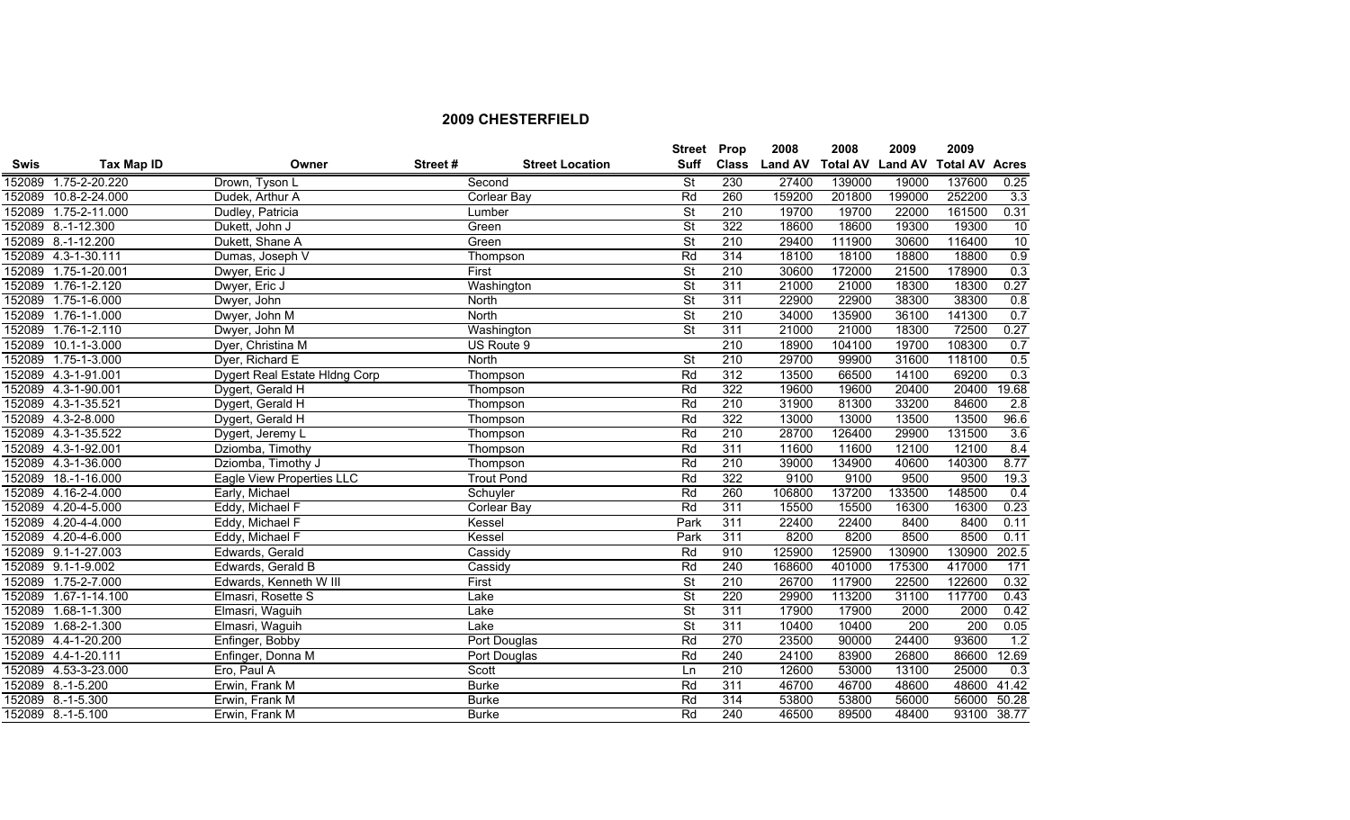## 2009 CHESTERFIELD

| Swis | Tax Map ID | Owner | Street # | Street Location | Street Suff | Prop Class | 2008 Land AV | 2008 Total AV | 2009 Land AV | 2009 Total AV | Acres |
|---|---|---|---|---|---|---|---|---|---|---|---|
| 152089 | 1.75-2-20.220 | Drown, Tyson L | | Second | St | 230 | 27400 | 139000 | 19000 | 137600 | 0.25 |
| 152089 | 10.8-2-24.000 | Dudek, Arthur A | | Corlear Bay | Rd | 260 | 159200 | 201800 | 199000 | 252200 | 3.3 |
| 152089 | 1.75-2-11.000 | Dudley, Patricia | | Lumber | St | 210 | 19700 | 19700 | 22000 | 161500 | 0.31 |
| 152089 | 8.-1-12.300 | Dukett, John J | | Green | St | 322 | 18600 | 18600 | 19300 | 19300 | 10 |
| 152089 | 8.-1-12.200 | Dukett, Shane A | | Green | St | 210 | 29400 | 111900 | 30600 | 116400 | 10 |
| 152089 | 4.3-1-30.111 | Dumas, Joseph V | | Thompson | Rd | 314 | 18100 | 18100 | 18800 | 18800 | 0.9 |
| 152089 | 1.75-1-20.001 | Dwyer, Eric J | | First | St | 210 | 30600 | 172000 | 21500 | 178900 | 0.3 |
| 152089 | 1.76-1-2.120 | Dwyer, Eric J | | Washington | St | 311 | 21000 | 21000 | 18300 | 18300 | 0.27 |
| 152089 | 1.75-1-6.000 | Dwyer, John | | North | St | 311 | 22900 | 22900 | 38300 | 38300 | 0.8 |
| 152089 | 1.76-1-1.000 | Dwyer, John M | | North | St | 210 | 34000 | 135900 | 36100 | 141300 | 0.7 |
| 152089 | 1.76-1-2.110 | Dwyer, John M | | Washington | St | 311 | 21000 | 21000 | 18300 | 72500 | 0.27 |
| 152089 | 10.1-1-3.000 | Dyer, Christina M | | US Route 9 | | 210 | 18900 | 104100 | 19700 | 108300 | 0.7 |
| 152089 | 1.75-1-3.000 | Dyer, Richard E | | North | St | 210 | 29700 | 99900 | 31600 | 118100 | 0.5 |
| 152089 | 4.3-1-91.001 | Dygert Real Estate Hldng Corp | | Thompson | Rd | 312 | 13500 | 66500 | 14100 | 69200 | 0.3 |
| 152089 | 4.3-1-90.001 | Dygert, Gerald H | | Thompson | Rd | 322 | 19600 | 19600 | 20400 | 20400 | 19.68 |
| 152089 | 4.3-1-35.521 | Dygert, Gerald H | | Thompson | Rd | 210 | 31900 | 81300 | 33200 | 84600 | 2.8 |
| 152089 | 4.3-2-8.000 | Dygert, Gerald H | | Thompson | Rd | 322 | 13000 | 13000 | 13500 | 13500 | 96.6 |
| 152089 | 4.3-1-35.522 | Dygert, Jeremy L | | Thompson | Rd | 210 | 28700 | 126400 | 29900 | 131500 | 3.6 |
| 152089 | 4.3-1-92.001 | Dziomba, Timothy | | Thompson | Rd | 311 | 11600 | 11600 | 12100 | 12100 | 8.4 |
| 152089 | 4.3-1-36.000 | Dziomba, Timothy J | | Thompson | Rd | 210 | 39000 | 134900 | 40600 | 140300 | 8.77 |
| 152089 | 18.-1-16.000 | Eagle View Properties LLC | | Trout Pond | Rd | 322 | 9100 | 9100 | 9500 | 9500 | 19.3 |
| 152089 | 4.16-2-4.000 | Early, Michael | | Schuyler | Rd | 260 | 106800 | 137200 | 133500 | 148500 | 0.4 |
| 152089 | 4.20-4-5.000 | Eddy, Michael F | | Corlear Bay | Rd | 311 | 15500 | 15500 | 16300 | 16300 | 0.23 |
| 152089 | 4.20-4-4.000 | Eddy, Michael F | | Kessel | Park | 311 | 22400 | 22400 | 8400 | 8400 | 0.11 |
| 152089 | 4.20-4-6.000 | Eddy, Michael F | | Kessel | Park | 311 | 8200 | 8200 | 8500 | 8500 | 0.11 |
| 152089 | 9.1-1-27.003 | Edwards, Gerald | | Cassidy | Rd | 910 | 125900 | 125900 | 130900 | 130900 | 202.5 |
| 152089 | 9.1-1-9.002 | Edwards, Gerald B | | Cassidy | Rd | 240 | 168600 | 401000 | 175300 | 417000 | 171 |
| 152089 | 1.75-2-7.000 | Edwards, Kenneth W III | | First | St | 210 | 26700 | 117900 | 22500 | 122600 | 0.32 |
| 152089 | 1.67-1-14.100 | Elmasri, Rosette S | | Lake | St | 220 | 29900 | 113200 | 31100 | 117700 | 0.43 |
| 152089 | 1.68-1-1.300 | Elmasri, Waguih | | Lake | St | 311 | 17900 | 17900 | 2000 | 2000 | 0.42 |
| 152089 | 1.68-2-1.300 | Elmasri, Waguih | | Lake | St | 311 | 10400 | 10400 | 200 | 200 | 0.05 |
| 152089 | 4.4-1-20.200 | Enfinger, Bobby | | Port Douglas | Rd | 270 | 23500 | 90000 | 24400 | 93600 | 1.2 |
| 152089 | 4.4-1-20.111 | Enfinger, Donna M | | Port Douglas | Rd | 240 | 24100 | 83900 | 26800 | 86600 | 12.69 |
| 152089 | 4.53-3-23.000 | Ero, Paul A | | Scott | Ln | 210 | 12600 | 53000 | 13100 | 25000 | 0.3 |
| 152089 | 8.-1-5.200 | Erwin, Frank M | | Burke | Rd | 311 | 46700 | 46700 | 48600 | 48600 | 41.42 |
| 152089 | 8.-1-5.300 | Erwin, Frank M | | Burke | Rd | 314 | 53800 | 53800 | 56000 | 56000 | 50.28 |
| 152089 | 8.-1-5.100 | Erwin, Frank M | | Burke | Rd | 240 | 46500 | 89500 | 48400 | 93100 | 38.77 |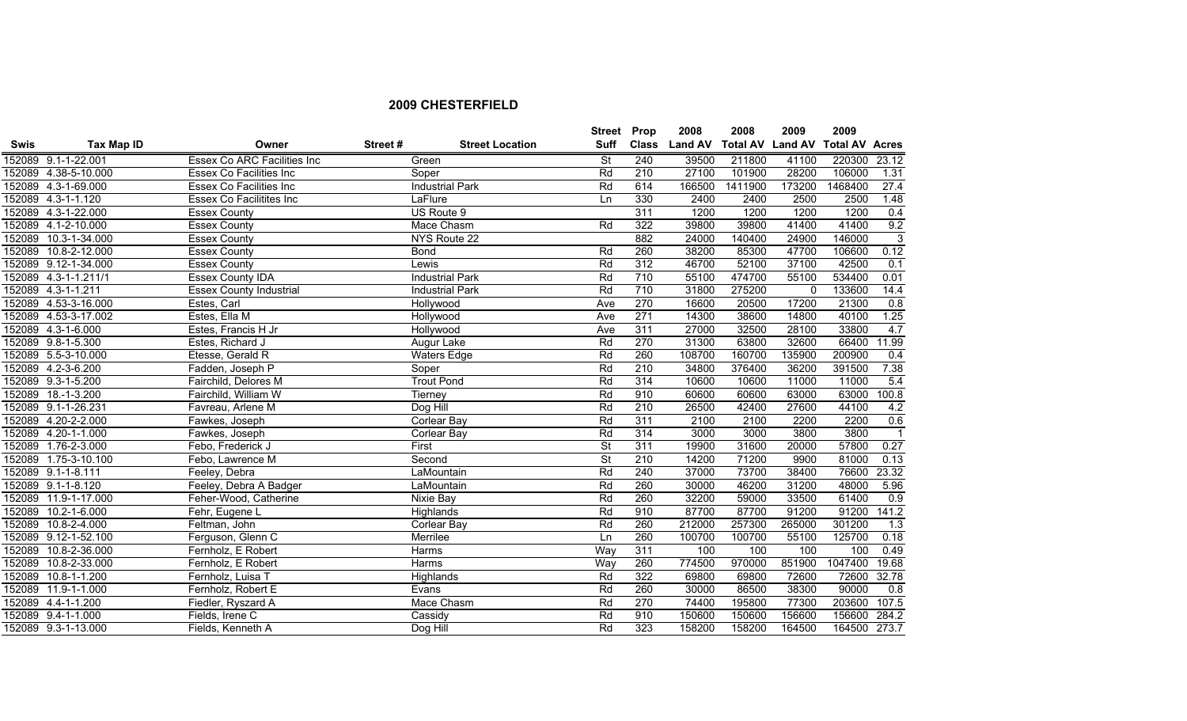## 2009 CHESTERFIELD

| Swis | Tax Map ID | Owner | Street # | Street Location | Street Suff | Prop Class | 2008 Land AV | 2008 Total AV | 2009 Land AV | 2009 Total AV | Acres |
|---|---|---|---|---|---|---|---|---|---|---|---|
| 152089 | 9.1-1-22.001 | Essex Co ARC Facilities Inc | | Green | St | 240 | 39500 | 211800 | 41100 | 220300 | 23.12 |
| 152089 | 4.38-5-10.000 | Essex Co Facilities Inc | | Soper | Rd | 210 | 27100 | 101900 | 28200 | 106000 | 1.31 |
| 152089 | 4.3-1-69.000 | Essex Co Facilities Inc | | Industrial Park | Rd | 614 | 166500 | 1411900 | 173200 | 1468400 | 27.4 |
| 152089 | 4.3-1-1.120 | Essex Co Facilitites Inc | | LaFlure | Ln | 330 | 2400 | 2400 | 2500 | 2500 | 1.48 |
| 152089 | 4.3-1-22.000 | Essex County | | US Route 9 | | 311 | 1200 | 1200 | 1200 | 1200 | 0.4 |
| 152089 | 4.1-2-10.000 | Essex County | | Mace Chasm | Rd | 322 | 39800 | 39800 | 41400 | 41400 | 9.2 |
| 152089 | 10.3-1-34.000 | Essex County | | NYS Route 22 | | 882 | 24000 | 140400 | 24900 | 146000 | 3 |
| 152089 | 10.8-2-12.000 | Essex County | | Bond | Rd | 260 | 38200 | 85300 | 47700 | 106600 | 0.12 |
| 152089 | 9.12-1-34.000 | Essex County | | Lewis | Rd | 312 | 46700 | 52100 | 37100 | 42500 | 0.1 |
| 152089 | 4.3-1-1.211/1 | Essex County IDA | | Industrial Park | Rd | 710 | 55100 | 474700 | 55100 | 534400 | 0.01 |
| 152089 | 4.3-1-1.211 | Essex County Industrial | | Industrial Park | Rd | 710 | 31800 | 275200 | 0 | 133600 | 14.4 |
| 152089 | 4.53-3-16.000 | Estes, Carl | | Hollywood | Ave | 270 | 16600 | 20500 | 17200 | 21300 | 0.8 |
| 152089 | 4.53-3-17.002 | Estes, Ella M | | Hollywood | Ave | 271 | 14300 | 38600 | 14800 | 40100 | 1.25 |
| 152089 | 4.3-1-6.000 | Estes, Francis H Jr | | Hollywood | Ave | 311 | 27000 | 32500 | 28100 | 33800 | 4.7 |
| 152089 | 9.8-1-5.300 | Estes, Richard J | | Augur Lake | Rd | 270 | 31300 | 63800 | 32600 | 66400 | 11.99 |
| 152089 | 5.5-3-10.000 | Etesse, Gerald R | | Waters Edge | Rd | 260 | 108700 | 160700 | 135900 | 200900 | 0.4 |
| 152089 | 4.2-3-6.200 | Fadden, Joseph P | | Soper | Rd | 210 | 34800 | 376400 | 36200 | 391500 | 7.38 |
| 152089 | 9.3-1-5.200 | Fairchild, Delores M | | Trout Pond | Rd | 314 | 10600 | 10600 | 11000 | 11000 | 5.4 |
| 152089 | 18.-1-3.200 | Fairchild, William W | | Tierney | Rd | 910 | 60600 | 60600 | 63000 | 63000 | 100.8 |
| 152089 | 9.1-1-26.231 | Favreau, Arlene M | | Dog Hill | Rd | 210 | 26500 | 42400 | 27600 | 44100 | 4.2 |
| 152089 | 4.20-2-2.000 | Fawkes, Joseph | | Corlear Bay | Rd | 311 | 2100 | 2100 | 2200 | 2200 | 0.6 |
| 152089 | 4.20-1-1.000 | Fawkes, Joseph | | Corlear Bay | Rd | 314 | 3000 | 3000 | 3800 | 3800 | 1 |
| 152089 | 1.76-2-3.000 | Febo, Frederick J | | First | St | 311 | 19900 | 31600 | 20000 | 57800 | 0.27 |
| 152089 | 1.75-3-10.100 | Febo, Lawrence M | | Second | St | 210 | 14200 | 71200 | 9900 | 81000 | 0.13 |
| 152089 | 9.1-1-8.111 | Feeley, Debra | | LaMountain | Rd | 240 | 37000 | 73700 | 38400 | 76600 | 23.32 |
| 152089 | 9.1-1-8.120 | Feeley, Debra A Badger | | LaMountain | Rd | 260 | 30000 | 46200 | 31200 | 48000 | 5.96 |
| 152089 | 11.9-1-17.000 | Feher-Wood, Catherine | | Nixie Bay | Rd | 260 | 32200 | 59000 | 33500 | 61400 | 0.9 |
| 152089 | 10.2-1-6.000 | Fehr, Eugene L | | Highlands | Rd | 910 | 87700 | 87700 | 91200 | 91200 | 141.2 |
| 152089 | 10.8-2-4.000 | Feltman, John | | Corlear Bay | Rd | 260 | 212000 | 257300 | 265000 | 301200 | 1.3 |
| 152089 | 9.12-1-52.100 | Ferguson, Glenn C | | Merrilee | Ln | 260 | 100700 | 100700 | 55100 | 125700 | 0.18 |
| 152089 | 10.8-2-36.000 | Fernholz, E Robert | | Harms | Way | 311 | 100 | 100 | 100 | 100 | 0.49 |
| 152089 | 10.8-2-33.000 | Fernholz, E Robert | | Harms | Way | 260 | 774500 | 970000 | 851900 | 1047400 | 19.68 |
| 152089 | 10.8-1-1.200 | Fernholz, Luisa T | | Highlands | Rd | 322 | 69800 | 69800 | 72600 | 72600 | 32.78 |
| 152089 | 11.9-1-1.000 | Fernholz, Robert E | | Evans | Rd | 260 | 30000 | 86500 | 38300 | 90000 | 0.8 |
| 152089 | 4.4-1-1.200 | Fiedler, Ryszard A | | Mace Chasm | Rd | 270 | 74400 | 195800 | 77300 | 203600 | 107.5 |
| 152089 | 9.4-1-1.000 | Fields, Irene C | | Cassidy | Rd | 910 | 150600 | 150600 | 156600 | 156600 | 284.2 |
| 152089 | 9.3-1-13.000 | Fields, Kenneth A | | Dog Hill | Rd | 323 | 158200 | 158200 | 164500 | 164500 | 273.7 |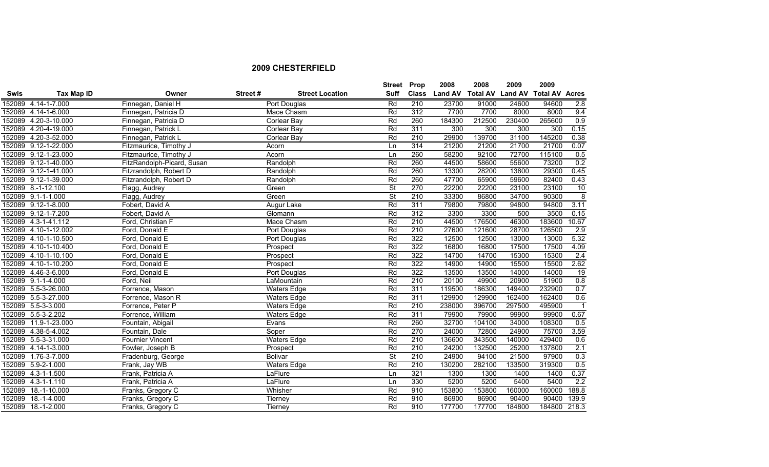## 2009 CHESTERFIELD

| Swis | Tax Map ID | Owner | Street # | Street Location | Street Suff | Prop Class | 2008 Land AV | 2008 Total AV | 2009 Land AV | 2009 Total AV | Acres |
|---|---|---|---|---|---|---|---|---|---|---|---|
| 152089 | 4.14-1-7.000 | Finnegan, Daniel H | | Port Douglas | Rd | 210 | 23700 | 91000 | 24600 | 94600 | 2.8 |
| 152089 | 4.14-1-6.000 | Finnegan, Patricia D | | Mace Chasm | Rd | 312 | 7700 | 7700 | 8000 | 8000 | 9.4 |
| 152089 | 4.20-3-10.000 | Finnegan, Patricia D | | Corlear Bay | Rd | 260 | 184300 | 212500 | 230400 | 265600 | 0.9 |
| 152089 | 4.20-4-19.000 | Finnegan, Patrick L | | Corlear Bay | Rd | 311 | 300 | 300 | 300 | 300 | 0.15 |
| 152089 | 4.20-3-52.000 | Finnegan, Patrick L | | Corlear Bay | Rd | 210 | 29900 | 139700 | 31100 | 145200 | 0.38 |
| 152089 | 9.12-1-22.000 | Fitzmaurice, Timothy J | | Acorn | Ln | 314 | 21200 | 21200 | 21700 | 21700 | 0.07 |
| 152089 | 9.12-1-23.000 | Fitzmaurice, Timothy J | | Acorn | Ln | 260 | 58200 | 92100 | 72700 | 115100 | 0.5 |
| 152089 | 9.12-1-40.000 | FitzRandolph-Picard, Susan | | Randolph | Rd | 260 | 44500 | 58600 | 55600 | 73200 | 0.2 |
| 152089 | 9.12-1-41.000 | Fitzrandolph, Robert D | | Randolph | Rd | 260 | 13300 | 28200 | 13800 | 29300 | 0.45 |
| 152089 | 9.12-1-39.000 | Fitzrandolph, Robert D | | Randolph | Rd | 260 | 47700 | 65900 | 59600 | 82400 | 0.43 |
| 152089 | 8.-1-12.100 | Flagg, Audrey | | Green | St | 270 | 22200 | 22200 | 23100 | 23100 | 10 |
| 152089 | 9.1-1-1.000 | Flagg, Audrey | | Green | St | 210 | 33300 | 86800 | 34700 | 90300 | 8 |
| 152089 | 9.12-1-8.000 | Fobert, David A | | Augur Lake | Rd | 311 | 79800 | 79800 | 94800 | 94800 | 3.11 |
| 152089 | 9.12-1-7.200 | Fobert, David A | | Glomann | Rd | 312 | 3300 | 3300 | 500 | 3500 | 0.15 |
| 152089 | 4.3-1-41.112 | Ford, Christian F | | Mace Chasm | Rd | 210 | 44500 | 176500 | 46300 | 183600 | 10.67 |
| 152089 | 4.10-1-12.002 | Ford, Donald E | | Port Douglas | Rd | 210 | 27600 | 121600 | 28700 | 126500 | 2.9 |
| 152089 | 4.10-1-10.500 | Ford, Donald E | | Port Douglas | Rd | 322 | 12500 | 12500 | 13000 | 13000 | 5.32 |
| 152089 | 4.10-1-10.400 | Ford, Donald E | | Prospect | Rd | 322 | 16800 | 16800 | 17500 | 17500 | 4.09 |
| 152089 | 4.10-1-10.100 | Ford, Donald E | | Prospect | Rd | 322 | 14700 | 14700 | 15300 | 15300 | 2.4 |
| 152089 | 4.10-1-10.200 | Ford, Donald E | | Prospect | Rd | 322 | 14900 | 14900 | 15500 | 15500 | 2.62 |
| 152089 | 4.46-3-6.000 | Ford, Donald E | | Port Douglas | Rd | 322 | 13500 | 13500 | 14000 | 14000 | 19 |
| 152089 | 9.1-1-4.000 | Ford, Neil | | LaMountain | Rd | 210 | 20100 | 49900 | 20900 | 51900 | 0.8 |
| 152089 | 5.5-3-26.000 | Forrence, Mason | | Waters Edge | Rd | 311 | 119500 | 186300 | 149400 | 232900 | 0.7 |
| 152089 | 5.5-3-27.000 | Forrence, Mason R | | Waters Edge | Rd | 311 | 129900 | 129900 | 162400 | 162400 | 0.6 |
| 152089 | 5.5-3-3.000 | Forrence, Peter P | | Waters Edge | Rd | 210 | 238000 | 396700 | 297500 | 495900 | 1 |
| 152089 | 5.5-3-2.202 | Forrence, William | | Waters Edge | Rd | 311 | 79900 | 79900 | 99900 | 99900 | 0.67 |
| 152089 | 11.9-1-23.000 | Fountain, Abigail | | Evans | Rd | 260 | 32700 | 104100 | 34000 | 108300 | 0.5 |
| 152089 | 4.38-5-4.002 | Fountain, Dale | | Soper | Rd | 270 | 24000 | 72800 | 24900 | 75700 | 3.59 |
| 152089 | 5.5-3-31.000 | Fournier Vincent | | Waters Edge | Rd | 210 | 136600 | 343500 | 140000 | 429400 | 0.6 |
| 152089 | 4.14-1-3.000 | Fowler, Joseph B | | Prospect | Rd | 210 | 24200 | 132500 | 25200 | 137800 | 2.1 |
| 152089 | 1.76-3-7.000 | Fradenburg, George | | Bolivar | St | 210 | 24900 | 94100 | 21500 | 97900 | 0.3 |
| 152089 | 5.9-2-1.000 | Frank, Jay WB | | Waters Edge | Rd | 210 | 130200 | 282100 | 133500 | 319300 | 0.5 |
| 152089 | 4.3-1-1.500 | Frank, Patricia A | | LaFlure | Ln | 321 | 1300 | 1300 | 1400 | 1400 | 0.37 |
| 152089 | 4.3-1-1.110 | Frank, Patricia A | | LaFlure | Ln | 330 | 5200 | 5200 | 5400 | 5400 | 2.2 |
| 152089 | 18.-1-10.000 | Franks, Gregory C | | Whisher | Rd | 910 | 153800 | 153800 | 160000 | 160000 | 188.8 |
| 152089 | 18.-1-4.000 | Franks, Gregory C | | Tierney | Rd | 910 | 86900 | 86900 | 90400 | 90400 | 139.9 |
| 152089 | 18.-1-2.000 | Franks, Gregory C | | Tierney | Rd | 910 | 177700 | 177700 | 184800 | 184800 | 218.3 |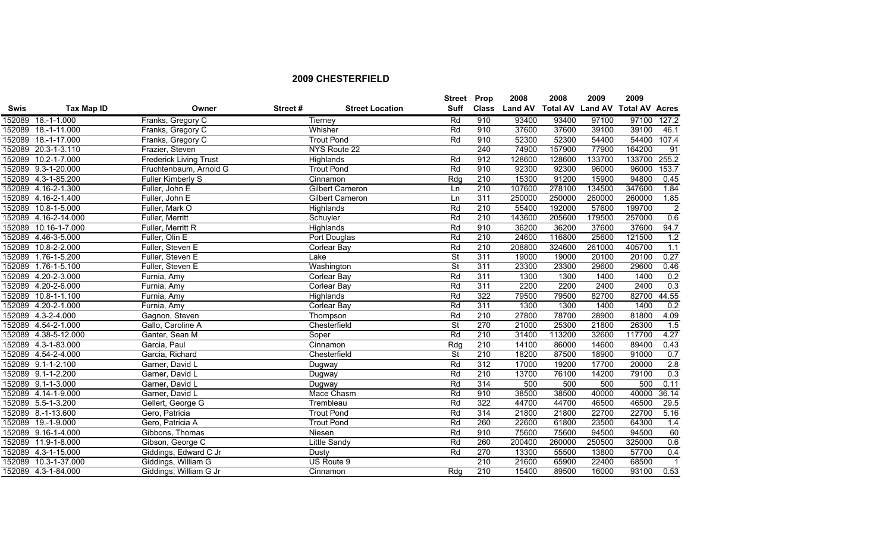## 2009 CHESTERFIELD

| Swis | Tax Map ID | Owner | Street # | Street Location | Street Suff | Prop Class | 2008 Land AV | 2008 Total AV | 2009 Land AV | 2009 Total AV | Acres |
|---|---|---|---|---|---|---|---|---|---|---|---|
| 152089 | 18.-1-1.000 | Franks, Gregory C | | Tierney | Rd | 910 | 93400 | 93400 | 97100 | 97100 | 127.2 |
| 152089 | 18.-1-11.000 | Franks, Gregory C | | Whisher | Rd | 910 | 37600 | 37600 | 39100 | 39100 | 46.1 |
| 152089 | 18.-1-17.000 | Franks, Gregory C | | Trout Pond | Rd | 910 | 52300 | 52300 | 54400 | 54400 | 107.4 |
| 152089 | 20.3-1-3.110 | Frazier, Steven | | NYS Route 22 | | 240 | 74900 | 157900 | 77900 | 164200 | 91 |
| 152089 | 10.2-1-7.000 | Frederick Living Trust | | Highlands | Rd | 912 | 128600 | 128600 | 133700 | 133700 | 255.2 |
| 152089 | 9.3-1-20.000 | Fruchtenbaum, Arnold G | | Trout Pond | Rd | 910 | 92300 | 92300 | 96000 | 96000 | 153.7 |
| 152089 | 4.3-1-85.200 | Fuller Kimberly S | | Cinnamon | Rdg | 210 | 15300 | 91200 | 15900 | 94800 | 0.45 |
| 152089 | 4.16-2-1.300 | Fuller, John E | | Gilbert Cameron | Ln | 210 | 107600 | 278100 | 134500 | 347600 | 1.84 |
| 152089 | 4.16-2-1.400 | Fuller, John E | | Gilbert Cameron | Ln | 311 | 250000 | 250000 | 260000 | 260000 | 1.85 |
| 152089 | 10.8-1-5.000 | Fuller, Mark O | | Highlands | Rd | 210 | 55400 | 192000 | 57600 | 199700 | 2 |
| 152089 | 4.16-2-14.000 | Fuller, Merritt | | Schuyler | Rd | 210 | 143600 | 205600 | 179500 | 257000 | 0.6 |
| 152089 | 10.16-1-7.000 | Fuller, Merritt R | | Highlands | Rd | 910 | 36200 | 36200 | 37600 | 37600 | 94.7 |
| 152089 | 4.46-3-5.000 | Fuller, Olin E | | Port Douglas | Rd | 210 | 24600 | 116800 | 25600 | 121500 | 1.2 |
| 152089 | 10.8-2-2.000 | Fuller, Steven E | | Corlear Bay | Rd | 210 | 208800 | 324600 | 261000 | 405700 | 1.1 |
| 152089 | 1.76-1-5.200 | Fuller, Steven E | | Lake | St | 311 | 19000 | 19000 | 20100 | 20100 | 0.27 |
| 152089 | 1.76-1-5.100 | Fuller, Steven E | | Washington | St | 311 | 23300 | 23300 | 29600 | 29600 | 0.46 |
| 152089 | 4.20-2-3.000 | Furnia, Amy | | Corlear Bay | Rd | 311 | 1300 | 1300 | 1400 | 1400 | 0.2 |
| 152089 | 4.20-2-6.000 | Furnia, Amy | | Corlear Bay | Rd | 311 | 2200 | 2200 | 2400 | 2400 | 0.3 |
| 152089 | 10.8-1-1.100 | Furnia, Amy | | Highlands | Rd | 322 | 79500 | 79500 | 82700 | 82700 | 44.55 |
| 152089 | 4.20-2-1.000 | Furnia, Amy | | Corlear Bay | Rd | 311 | 1300 | 1300 | 1400 | 1400 | 0.2 |
| 152089 | 4.3-2-4.000 | Gagnon, Steven | | Thompson | Rd | 210 | 27800 | 78700 | 28900 | 81800 | 4.09 |
| 152089 | 4.54-2-1.000 | Gallo, Caroline A | | Chesterfield | St | 270 | 21000 | 25300 | 21800 | 26300 | 1.5 |
| 152089 | 4.38-5-12.000 | Ganter, Sean M | | Soper | Rd | 210 | 31400 | 113200 | 32600 | 117700 | 4.27 |
| 152089 | 4.3-1-83.000 | Garcia, Paul | | Cinnamon | Rdg | 210 | 14100 | 86000 | 14600 | 89400 | 0.43 |
| 152089 | 4.54-2-4.000 | Garcia, Richard | | Chesterfield | St | 210 | 18200 | 87500 | 18900 | 91000 | 0.7 |
| 152089 | 9.1-1-2.100 | Garner, David L | | Dugway | Rd | 312 | 17000 | 19200 | 17700 | 20000 | 2.8 |
| 152089 | 9.1-1-2.200 | Garner, David L | | Dugway | Rd | 210 | 13700 | 76100 | 14200 | 79100 | 0.3 |
| 152089 | 9.1-1-3.000 | Garner, David L | | Dugway | Rd | 314 | 500 | 500 | 500 | 500 | 0.11 |
| 152089 | 4.14-1-9.000 | Garner, David L | | Mace Chasm | Rd | 910 | 38500 | 38500 | 40000 | 40000 | 36.14 |
| 152089 | 5.5-1-3.200 | Gellert, George G | | Trembleau | Rd | 322 | 44700 | 44700 | 46500 | 46500 | 29.5 |
| 152089 | 8.-1-13.600 | Gero, Patricia | | Trout Pond | Rd | 314 | 21800 | 21800 | 22700 | 22700 | 5.16 |
| 152089 | 19.-1-9.000 | Gero, Patricia A | | Trout Pond | Rd | 260 | 22600 | 61800 | 23500 | 64300 | 1.4 |
| 152089 | 9.16-1-4.000 | Gibbons, Thomas | | Niesen | Rd | 910 | 75600 | 75600 | 94500 | 94500 | 60 |
| 152089 | 11.9-1-8.000 | Gibson, George C | | Little Sandy | Rd | 260 | 200400 | 260000 | 250500 | 325000 | 0.6 |
| 152089 | 4.3-1-15.000 | Giddings, Edward C Jr | | Dusty | Rd | 270 | 13300 | 55500 | 13800 | 57700 | 0.4 |
| 152089 | 10.3-1-37.000 | Giddings, William G | | US Route 9 | | 210 | 21600 | 65900 | 22400 | 68500 | 1 |
| 152089 | 4.3-1-84.000 | Giddings, William G Jr | | Cinnamon | Rdg | 210 | 15400 | 89500 | 16000 | 93100 | 0.53 |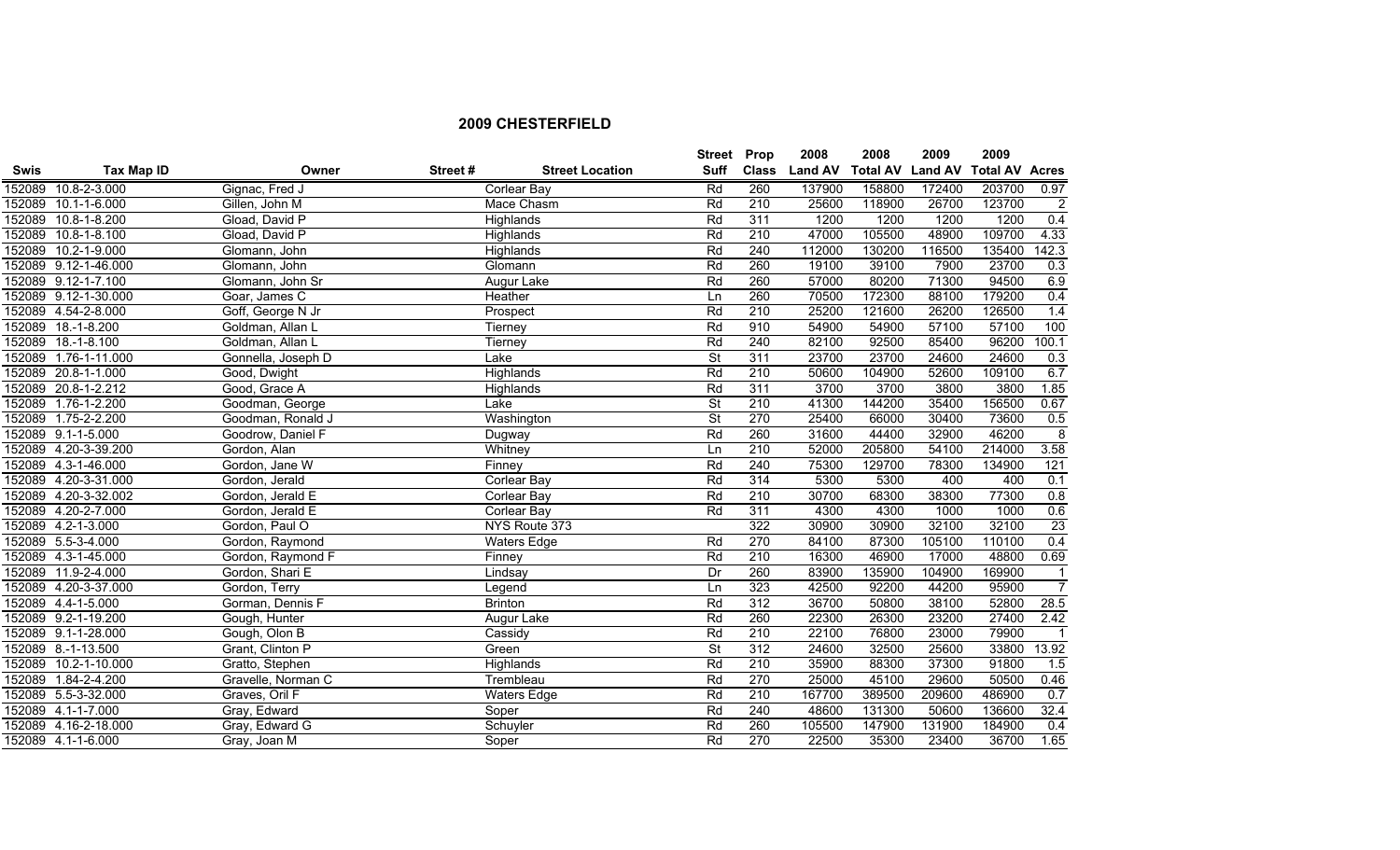## 2009 CHESTERFIELD

| Swis | Tax Map ID | Owner | Street # | Street Location | Street Suff | Prop Class | 2008 Land AV | 2008 Total AV | 2009 Land AV | 2009 Total AV | Acres |
|---|---|---|---|---|---|---|---|---|---|---|---|
| 152089 | 10.8-2-3.000 | Gignac, Fred J | | Corlear Bay | Rd | 260 | 137900 | 158800 | 172400 | 203700 | 0.97 |
| 152089 | 10.1-1-6.000 | Gillen, John M | | Mace Chasm | Rd | 210 | 25600 | 118900 | 26700 | 123700 | 2 |
| 152089 | 10.8-1-8.200 | Gload, David P | | Highlands | Rd | 311 | 1200 | 1200 | 1200 | 1200 | 0.4 |
| 152089 | 10.8-1-8.100 | Gload, David P | | Highlands | Rd | 210 | 47000 | 105500 | 48900 | 109700 | 4.33 |
| 152089 | 10.2-1-9.000 | Glomann, John | | Highlands | Rd | 240 | 112000 | 130200 | 116500 | 135400 | 142.3 |
| 152089 | 9.12-1-46.000 | Glomann, John | | Glomann | Rd | 260 | 19100 | 39100 | 7900 | 23700 | 0.3 |
| 152089 | 9.12-1-7.100 | Glomann, John Sr | | Augur Lake | Rd | 260 | 57000 | 80200 | 71300 | 94500 | 6.9 |
| 152089 | 9.12-1-30.000 | Goar, James C | | Heather | Ln | 260 | 70500 | 172300 | 88100 | 179200 | 0.4 |
| 152089 | 4.54-2-8.000 | Goff, George N Jr | | Prospect | Rd | 210 | 25200 | 121600 | 26200 | 126500 | 1.4 |
| 152089 | 18.-1-8.200 | Goldman, Allan L | | Tierney | Rd | 910 | 54900 | 54900 | 57100 | 57100 | 100 |
| 152089 | 18.-1-8.100 | Goldman, Allan L | | Tierney | Rd | 240 | 82100 | 92500 | 85400 | 96200 | 100.1 |
| 152089 | 1.76-1-11.000 | Gonnella, Joseph D | | Lake | St | 311 | 23700 | 23700 | 24600 | 24600 | 0.3 |
| 152089 | 20.8-1-1.000 | Good, Dwight | | Highlands | Rd | 210 | 50600 | 104900 | 52600 | 109100 | 6.7 |
| 152089 | 20.8-1-2.212 | Good, Grace A | | Highlands | Rd | 311 | 3700 | 3700 | 3800 | 3800 | 1.85 |
| 152089 | 1.76-1-2.200 | Goodman, George | | Lake | St | 210 | 41300 | 144200 | 35400 | 156500 | 0.67 |
| 152089 | 1.75-2-2.200 | Goodman, Ronald J | | Washington | St | 270 | 25400 | 66000 | 30400 | 73600 | 0.5 |
| 152089 | 9.1-1-5.000 | Goodrow, Daniel F | | Dugway | Rd | 260 | 31600 | 44400 | 32900 | 46200 | 8 |
| 152089 | 4.20-3-39.200 | Gordon, Alan | | Whitney | Ln | 210 | 52000 | 205800 | 54100 | 214000 | 3.58 |
| 152089 | 4.3-1-46.000 | Gordon, Jane W | | Finney | Rd | 240 | 75300 | 129700 | 78300 | 134900 | 121 |
| 152089 | 4.20-3-31.000 | Gordon, Jerald | | Corlear Bay | Rd | 314 | 5300 | 5300 | 400 | 400 | 0.1 |
| 152089 | 4.20-3-32.002 | Gordon, Jerald E | | Corlear Bay | Rd | 210 | 30700 | 68300 | 38300 | 77300 | 0.8 |
| 152089 | 4.20-2-7.000 | Gordon, Jerald E | | Corlear Bay | Rd | 311 | 4300 | 4300 | 1000 | 1000 | 0.6 |
| 152089 | 4.2-1-3.000 | Gordon, Paul O | | NYS Route 373 | | 322 | 30900 | 30900 | 32100 | 32100 | 23 |
| 152089 | 5.5-3-4.000 | Gordon, Raymond | | Waters Edge | Rd | 270 | 84100 | 87300 | 105100 | 110100 | 0.4 |
| 152089 | 4.3-1-45.000 | Gordon, Raymond F | | Finney | Rd | 210 | 16300 | 46900 | 17000 | 48800 | 0.69 |
| 152089 | 11.9-2-4.000 | Gordon, Shari E | | Lindsay | Dr | 260 | 83900 | 135900 | 104900 | 169900 | 1 |
| 152089 | 4.20-3-37.000 | Gordon, Terry | | Legend | Ln | 323 | 42500 | 92200 | 44200 | 95900 | 7 |
| 152089 | 4.4-1-5.000 | Gorman, Dennis F | | Brinton | Rd | 312 | 36700 | 50800 | 38100 | 52800 | 28.5 |
| 152089 | 9.2-1-19.200 | Gough, Hunter | | Augur Lake | Rd | 260 | 22300 | 26300 | 23200 | 27400 | 2.42 |
| 152089 | 9.1-1-28.000 | Gough, Olon B | | Cassidy | Rd | 210 | 22100 | 76800 | 23000 | 79900 | 1 |
| 152089 | 8.-1-13.500 | Grant, Clinton P | | Green | St | 312 | 24600 | 32500 | 25600 | 33800 | 13.92 |
| 152089 | 10.2-1-10.000 | Gratto, Stephen | | Highlands | Rd | 210 | 35900 | 88300 | 37300 | 91800 | 1.5 |
| 152089 | 1.84-2-4.200 | Gravelle, Norman C | | Trembleau | Rd | 270 | 25000 | 45100 | 29600 | 50500 | 0.46 |
| 152089 | 5.5-3-32.000 | Graves, Oril F | | Waters Edge | Rd | 210 | 167700 | 389500 | 209600 | 486900 | 0.7 |
| 152089 | 4.1-1-7.000 | Gray, Edward | | Soper | Rd | 240 | 48600 | 131300 | 50600 | 136600 | 32.4 |
| 152089 | 4.16-2-18.000 | Gray, Edward G | | Schuyler | Rd | 260 | 105500 | 147900 | 131900 | 184900 | 0.4 |
| 152089 | 4.1-1-6.000 | Gray, Joan M | | Soper | Rd | 270 | 22500 | 35300 | 23400 | 36700 | 1.65 |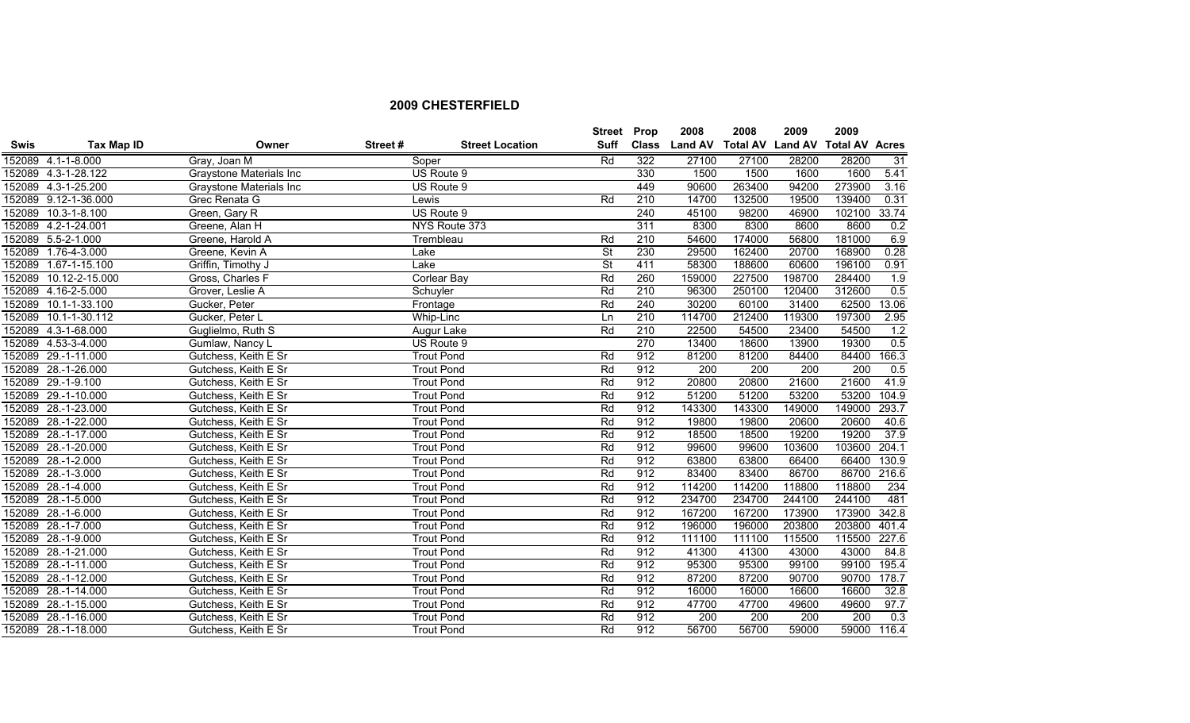## 2009 CHESTERFIELD

| Swis | Tax Map ID | Owner | Street # | Street Location | Street Suff | Prop Class | 2008 Land AV | 2008 Total AV | 2009 Land AV | 2009 Total AV | Acres |
|---|---|---|---|---|---|---|---|---|---|---|---|
| 152089 | 4.1-1-8.000 | Gray, Joan M | | Soper | Rd | 322 | 27100 | 27100 | 28200 | 28200 | 31 |
| 152089 | 4.3-1-28.122 | Graystone Materials Inc | | US Route 9 | | 330 | 1500 | 1500 | 1600 | 1600 | 5.41 |
| 152089 | 4.3-1-25.200 | Graystone Materials Inc | | US Route 9 | | 449 | 90600 | 263400 | 94200 | 273900 | 3.16 |
| 152089 | 9.12-1-36.000 | Grec Renata G | | Lewis | Rd | 210 | 14700 | 132500 | 19500 | 139400 | 0.31 |
| 152089 | 10.3-1-8.100 | Green, Gary R | | US Route 9 | | 240 | 45100 | 98200 | 46900 | 102100 | 33.74 |
| 152089 | 4.2-1-24.001 | Greene, Alan H | | NYS Route 373 | | 311 | 8300 | 8300 | 8600 | 8600 | 0.2 |
| 152089 | 5.5-2-1.000 | Greene, Harold A | | Trembleau | Rd | 210 | 54600 | 174000 | 56800 | 181000 | 6.9 |
| 152089 | 1.76-4-3.000 | Greene, Kevin A | | Lake | St | 230 | 29500 | 162400 | 20700 | 168900 | 0.28 |
| 152089 | 1.67-1-15.100 | Griffin, Timothy J | | Lake | St | 411 | 58300 | 188600 | 60600 | 196100 | 0.91 |
| 152089 | 10.12-2-15.000 | Gross, Charles F | | Corlear Bay | Rd | 260 | 159000 | 227500 | 198700 | 284400 | 1.9 |
| 152089 | 4.16-2-5.000 | Grover, Leslie A | | Schuyler | Rd | 210 | 96300 | 250100 | 120400 | 312600 | 0.5 |
| 152089 | 10.1-1-33.100 | Gucker, Peter | | Frontage | Rd | 240 | 30200 | 60100 | 31400 | 62500 | 13.06 |
| 152089 | 10.1-1-30.112 | Gucker, Peter L | | Whip-Linc | Ln | 210 | 114700 | 212400 | 119300 | 197300 | 2.95 |
| 152089 | 4.3-1-68.000 | Guglielmo, Ruth S | | Augur Lake | Rd | 210 | 22500 | 54500 | 23400 | 54500 | 1.2 |
| 152089 | 4.53-3-4.000 | Gumlaw, Nancy L | | US Route 9 | | 270 | 13400 | 18600 | 13900 | 19300 | 0.5 |
| 152089 | 29.-1-11.000 | Gutchess, Keith E Sr | | Trout Pond | Rd | 912 | 81200 | 81200 | 84400 | 84400 | 166.3 |
| 152089 | 28.-1-26.000 | Gutchess, Keith E Sr | | Trout Pond | Rd | 912 | 200 | 200 | 200 | 200 | 0.5 |
| 152089 | 29.-1-9.100 | Gutchess, Keith E Sr | | Trout Pond | Rd | 912 | 20800 | 20800 | 21600 | 21600 | 41.9 |
| 152089 | 29.-1-10.000 | Gutchess, Keith E Sr | | Trout Pond | Rd | 912 | 51200 | 51200 | 53200 | 53200 | 104.9 |
| 152089 | 28.-1-23.000 | Gutchess, Keith E Sr | | Trout Pond | Rd | 912 | 143300 | 143300 | 149000 | 149000 | 293.7 |
| 152089 | 28.-1-22.000 | Gutchess, Keith E Sr | | Trout Pond | Rd | 912 | 19800 | 19800 | 20600 | 20600 | 40.6 |
| 152089 | 28.-1-17.000 | Gutchess, Keith E Sr | | Trout Pond | Rd | 912 | 18500 | 18500 | 19200 | 19200 | 37.9 |
| 152089 | 28.-1-20.000 | Gutchess, Keith E Sr | | Trout Pond | Rd | 912 | 99600 | 99600 | 103600 | 103600 | 204.1 |
| 152089 | 28.-1-2.000 | Gutchess, Keith E Sr | | Trout Pond | Rd | 912 | 63800 | 63800 | 66400 | 66400 | 130.9 |
| 152089 | 28.-1-3.000 | Gutchess, Keith E Sr | | Trout Pond | Rd | 912 | 83400 | 83400 | 86700 | 86700 | 216.6 |
| 152089 | 28.-1-4.000 | Gutchess, Keith E Sr | | Trout Pond | Rd | 912 | 114200 | 114200 | 118800 | 118800 | 234 |
| 152089 | 28.-1-5.000 | Gutchess, Keith E Sr | | Trout Pond | Rd | 912 | 234700 | 234700 | 244100 | 244100 | 481 |
| 152089 | 28.-1-6.000 | Gutchess, Keith E Sr | | Trout Pond | Rd | 912 | 167200 | 167200 | 173900 | 173900 | 342.8 |
| 152089 | 28.-1-7.000 | Gutchess, Keith E Sr | | Trout Pond | Rd | 912 | 196000 | 196000 | 203800 | 203800 | 401.4 |
| 152089 | 28.-1-9.000 | Gutchess, Keith E Sr | | Trout Pond | Rd | 912 | 111100 | 111100 | 115500 | 115500 | 227.6 |
| 152089 | 28.-1-21.000 | Gutchess, Keith E Sr | | Trout Pond | Rd | 912 | 41300 | 41300 | 43000 | 43000 | 84.8 |
| 152089 | 28.-1-11.000 | Gutchess, Keith E Sr | | Trout Pond | Rd | 912 | 95300 | 95300 | 99100 | 99100 | 195.4 |
| 152089 | 28.-1-12.000 | Gutchess, Keith E Sr | | Trout Pond | Rd | 912 | 87200 | 87200 | 90700 | 90700 | 178.7 |
| 152089 | 28.-1-14.000 | Gutchess, Keith E Sr | | Trout Pond | Rd | 912 | 16000 | 16000 | 16600 | 16600 | 32.8 |
| 152089 | 28.-1-15.000 | Gutchess, Keith E Sr | | Trout Pond | Rd | 912 | 47700 | 47700 | 49600 | 49600 | 97.7 |
| 152089 | 28.-1-16.000 | Gutchess, Keith E Sr | | Trout Pond | Rd | 912 | 200 | 200 | 200 | 200 | 0.3 |
| 152089 | 28.-1-18.000 | Gutchess, Keith E Sr | | Trout Pond | Rd | 912 | 56700 | 56700 | 59000 | 59000 | 116.4 |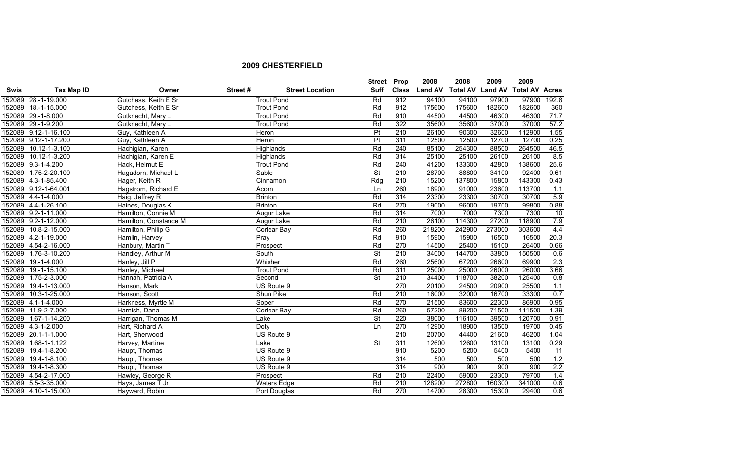## 2009 CHESTERFIELD

| Swis | Tax Map ID | Owner | Street # | Street Location | Street Suff | Prop Class | 2008 Land AV | 2008 Total AV | 2009 Land AV | 2009 Total AV | Acres |
|---|---|---|---|---|---|---|---|---|---|---|---|
| 152089 | 28.-1-19.000 | Gutchess, Keith E Sr | | Trout Pond | Rd | 912 | 94100 | 94100 | 97900 | 97900 | 192.8 |
| 152089 | 18.-1-15.000 | Gutchess, Keith E Sr | | Trout Pond | Rd | 912 | 175600 | 175600 | 182600 | 182600 | 360 |
| 152089 | 29.-1-8.000 | Gutknecht, Mary L | | Trout Pond | Rd | 910 | 44500 | 44500 | 46300 | 46300 | 71.7 |
| 152089 | 29.-1-9.200 | Gutknecht, Mary L | | Trout Pond | Rd | 322 | 35600 | 35600 | 37000 | 37000 | 57.2 |
| 152089 | 9.12-1-16.100 | Guy, Kathleen A | | Heron | Pt | 210 | 26100 | 90300 | 32600 | 112900 | 1.55 |
| 152089 | 9.12-1-17.200 | Guy, Kathleen A | | Heron | Pt | 311 | 12500 | 12500 | 12700 | 12700 | 0.25 |
| 152089 | 10.12-1-3.100 | Hachigian, Karen | | Highlands | Rd | 240 | 85100 | 254300 | 88500 | 264500 | 46.5 |
| 152089 | 10.12-1-3.200 | Hachigian, Karen E | | Highlands | Rd | 314 | 25100 | 25100 | 26100 | 26100 | 8.5 |
| 152089 | 9.3-1-4.200 | Hack, Helmut E | | Trout Pond | Rd | 240 | 41200 | 133300 | 42800 | 138600 | 25.6 |
| 152089 | 1.75-2-20.100 | Hagadorn, Michael L | | Sable | St | 210 | 28700 | 88800 | 34100 | 92400 | 0.61 |
| 152089 | 4.3-1-85.400 | Hager, Keith R | | Cinnamon | Rdg | 210 | 15200 | 137800 | 15800 | 143300 | 0.43 |
| 152089 | 9.12-1-64.001 | Hagstrom, Richard E | | Acorn | Ln | 260 | 18900 | 91000 | 23600 | 113700 | 1.1 |
| 152089 | 4.4-1-4.000 | Haig, Jeffrey R | | Brinton | Rd | 314 | 23300 | 23300 | 30700 | 30700 | 5.9 |
| 152089 | 4.4-1-26.100 | Haines, Douglas K | | Brinton | Rd | 270 | 19000 | 96000 | 19700 | 99800 | 0.88 |
| 152089 | 9.2-1-11.000 | Hamilton, Connie M | | Augur Lake | Rd | 314 | 7000 | 7000 | 7300 | 7300 | 10 |
| 152089 | 9.2-1-12.000 | Hamilton, Constance M | | Augur Lake | Rd | 210 | 26100 | 114300 | 27200 | 118900 | 7.9 |
| 152089 | 10.8-2-15.000 | Hamilton, Philip G | | Corlear Bay | Rd | 260 | 218200 | 242900 | 273000 | 303600 | 4.4 |
| 152089 | 4.2-1-19.000 | Hamlin, Harvey | | Pray | Rd | 910 | 15900 | 15900 | 16500 | 16500 | 20.3 |
| 152089 | 4.54-2-16.000 | Hanbury, Martin T | | Prospect | Rd | 270 | 14500 | 25400 | 15100 | 26400 | 0.66 |
| 152089 | 1.76-3-10.200 | Handley, Arthur M | | South | St | 210 | 34000 | 144700 | 33800 | 150500 | 0.6 |
| 152089 | 19.-1-4.000 | Hanley, Jill P | | Whisher | Rd | 260 | 25600 | 67200 | 26600 | 69900 | 2.3 |
| 152089 | 19.-1-15.100 | Hanley, Michael | | Trout Pond | Rd | 311 | 25000 | 25000 | 26000 | 26000 | 3.66 |
| 152089 | 1.75-2-3.000 | Hannah, Patricia A | | Second | St | 210 | 34400 | 118700 | 38200 | 125400 | 0.8 |
| 152089 | 19.4-1-13.000 | Hanson, Mark | | US Route 9 | | 270 | 20100 | 24500 | 20900 | 25500 | 1.1 |
| 152089 | 10.3-1-25.000 | Hanson, Scott | | Shun Pike | Rd | 210 | 16000 | 32000 | 16700 | 33300 | 0.7 |
| 152089 | 4.1-1-4.000 | Harkness, Myrtle M | | Soper | Rd | 270 | 21500 | 83600 | 22300 | 86900 | 0.95 |
| 152089 | 11.9-2-7.000 | Harnish, Dana | | Corlear Bay | Rd | 260 | 57200 | 89200 | 71500 | 111500 | 1.39 |
| 152089 | 1.67-1-14.200 | Harrigan, Thomas M | | Lake | St | 220 | 38000 | 116100 | 39500 | 120700 | 0.91 |
| 152089 | 4.3-1-2.000 | Hart, Richard A | | Doty | Ln | 270 | 12900 | 18900 | 13500 | 19700 | 0.45 |
| 152089 | 20.1-1-1.000 | Hart, Sherwood | | US Route 9 | | 210 | 20700 | 44400 | 21600 | 46200 | 1.04 |
| 152089 | 1.68-1-1.122 | Harvey, Martine | | Lake | St | 311 | 12600 | 12600 | 13100 | 13100 | 0.29 |
| 152089 | 19.4-1-8.200 | Haupt, Thomas | | US Route 9 | | 910 | 5200 | 5200 | 5400 | 5400 | 11 |
| 152089 | 19.4-1-8.100 | Haupt, Thomas | | US Route 9 | | 314 | 500 | 500 | 500 | 500 | 1.2 |
| 152089 | 19.4-1-8.300 | Haupt, Thomas | | US Route 9 | | 314 | 900 | 900 | 900 | 900 | 2.2 |
| 152089 | 4.54-2-17.000 | Hawley, George R | | Prospect | Rd | 210 | 22400 | 59000 | 23300 | 79700 | 1.4 |
| 152089 | 5.5-3-35.000 | Hays, James T Jr | | Waters Edge | Rd | 210 | 128200 | 272800 | 160300 | 341000 | 0.6 |
| 152089 | 4.10-1-15.000 | Hayward, Robin | | Port Douglas | Rd | 270 | 14700 | 28300 | 15300 | 29400 | 0.6 |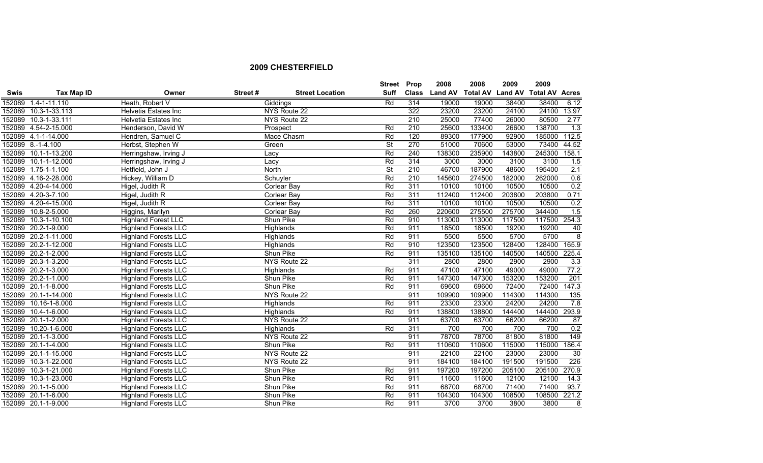## 2009 CHESTERFIELD

| Swis | Tax Map ID | Owner | Street # | Street Location | Street Suff | Prop Class | 2008 Land AV | 2008 Total AV | 2009 Land AV | 2009 Total AV | Acres |
|---|---|---|---|---|---|---|---|---|---|---|---|
| 152089 | 1.4-1-11.110 | Heath, Robert V | | Giddings | Rd | 314 | 19000 | 19000 | 38400 | 38400 | 6.12 |
| 152089 | 10.3-1-33.113 | Helvetia Estates Inc | | NYS Route 22 | | 322 | 23200 | 23200 | 24100 | 24100 | 13.97 |
| 152089 | 10.3-1-33.111 | Helvetia Estates Inc | | NYS Route 22 | | 210 | 25000 | 77400 | 26000 | 80500 | 2.77 |
| 152089 | 4.54-2-15.000 | Henderson, David W | | Prospect | Rd | 210 | 25600 | 133400 | 26600 | 138700 | 1.3 |
| 152089 | 4.1-1-14.000 | Hendren, Samuel C | | Mace Chasm | Rd | 120 | 89300 | 177900 | 92900 | 185000 | 112.5 |
| 152089 | 8.-1-4.100 | Herbst, Stephen W | | Green | St | 270 | 51000 | 70600 | 53000 | 73400 | 44.52 |
| 152089 | 10.1-1-13.200 | Herringshaw, Irving J | | Lacy | Rd | 240 | 138300 | 235900 | 143800 | 245300 | 158.1 |
| 152089 | 10.1-1-12.000 | Herringshaw, Irving J | | Lacy | Rd | 314 | 3000 | 3000 | 3100 | 3100 | 1.5 |
| 152089 | 1.75-1-1.100 | Hetfield, John J | | North | St | 210 | 46700 | 187900 | 48600 | 195400 | 2.1 |
| 152089 | 4.16-2-28.000 | Hickey, William D | | Schuyler | Rd | 210 | 145600 | 274500 | 182000 | 262000 | 0.6 |
| 152089 | 4.20-4-14.000 | Higel, Judith R | | Corlear Bay | Rd | 311 | 10100 | 10100 | 10500 | 10500 | 0.2 |
| 152089 | 4.20-3-7.100 | Higel, Judith R | | Corlear Bay | Rd | 311 | 112400 | 112400 | 203800 | 203800 | 0.71 |
| 152089 | 4.20-4-15.000 | Higel, Judith R | | Corlear Bay | Rd | 311 | 10100 | 10100 | 10500 | 10500 | 0.2 |
| 152089 | 10.8-2-5.000 | Higgins, Marilyn | | Corlear Bay | Rd | 260 | 220600 | 275500 | 275700 | 344400 | 1.5 |
| 152089 | 10.3-1-10.100 | Highland Forest LLC | | Shun Pike | Rd | 910 | 113000 | 113000 | 117500 | 117500 | 254.3 |
| 152089 | 20.2-1-9.000 | Highland Forests LLC | | Highlands | Rd | 911 | 18500 | 18500 | 19200 | 19200 | 40 |
| 152089 | 20.2-1-11.000 | Highland Forests LLC | | Highlands | Rd | 911 | 5500 | 5500 | 5700 | 5700 | 8 |
| 152089 | 20.2-1-12.000 | Highland Forests LLC | | Highlands | Rd | 910 | 123500 | 123500 | 128400 | 128400 | 165.9 |
| 152089 | 20.2-1-2.000 | Highland Forests LLC | | Shun Pike | Rd | 911 | 135100 | 135100 | 140500 | 140500 | 225.4 |
| 152089 | 20.3-1-3.200 | Highland Forests LLC | | NYS Route 22 | | 311 | 2800 | 2800 | 2900 | 2900 | 3.3 |
| 152089 | 20.2-1-3.000 | Highland Forests LLC | | Highlands | Rd | 911 | 47100 | 47100 | 49000 | 49000 | 77.2 |
| 152089 | 20.2-1-1.000 | Highland Forests LLC | | Shun Pike | Rd | 911 | 147300 | 147300 | 153200 | 153200 | 201 |
| 152089 | 20.1-1-8.000 | Highland Forests LLC | | Shun Pike | Rd | 911 | 69600 | 69600 | 72400 | 72400 | 147.3 |
| 152089 | 20.1-1-14.000 | Highland Forests LLC | | NYS Route 22 | | 911 | 109900 | 109900 | 114300 | 114300 | 135 |
| 152089 | 10.16-1-8.000 | Highland Forests LLC | | Highlands | Rd | 911 | 23300 | 23300 | 24200 | 24200 | 7.8 |
| 152089 | 10.4-1-6.000 | Highland Forests LLC | | Highlands | Rd | 911 | 138800 | 138800 | 144400 | 144400 | 293.9 |
| 152089 | 20.1-1-2.000 | Highland Forests LLC | | NYS Route 22 | | 911 | 63700 | 63700 | 66200 | 66200 | 87 |
| 152089 | 10.20-1-6.000 | Highland Forests LLC | | Highlands | Rd | 311 | 700 | 700 | 700 | 700 | 0.2 |
| 152089 | 20.1-1-3.000 | Highland Forests LLC | | NYS Route 22 | | 911 | 78700 | 78700 | 81800 | 81800 | 149 |
| 152089 | 20.1-1-4.000 | Highland Forests LLC | | Shun Pike | Rd | 911 | 110600 | 110600 | 115000 | 115000 | 186.4 |
| 152089 | 20.1-1-15.000 | Highland Forests LLC | | NYS Route 22 | | 911 | 22100 | 22100 | 23000 | 23000 | 30 |
| 152089 | 10.3-1-22.000 | Highland Forests LLC | | NYS Route 22 | | 911 | 184100 | 184100 | 191500 | 191500 | 226 |
| 152089 | 10.3-1-21.000 | Highland Forests LLC | | Shun Pike | Rd | 911 | 197200 | 197200 | 205100 | 205100 | 270.9 |
| 152089 | 10.3-1-23.000 | Highland Forests LLC | | Shun Pike | Rd | 911 | 11600 | 11600 | 12100 | 12100 | 14.3 |
| 152089 | 20.1-1-5.000 | Highland Forests LLC | | Shun Pike | Rd | 911 | 68700 | 68700 | 71400 | 71400 | 93.7 |
| 152089 | 20.1-1-6.000 | Highland Forests LLC | | Shun Pike | Rd | 911 | 104300 | 104300 | 108500 | 108500 | 221.2 |
| 152089 | 20.1-1-9.000 | Highland Forests LLC | | Shun Pike | Rd | 911 | 3700 | 3700 | 3800 | 3800 | 8 |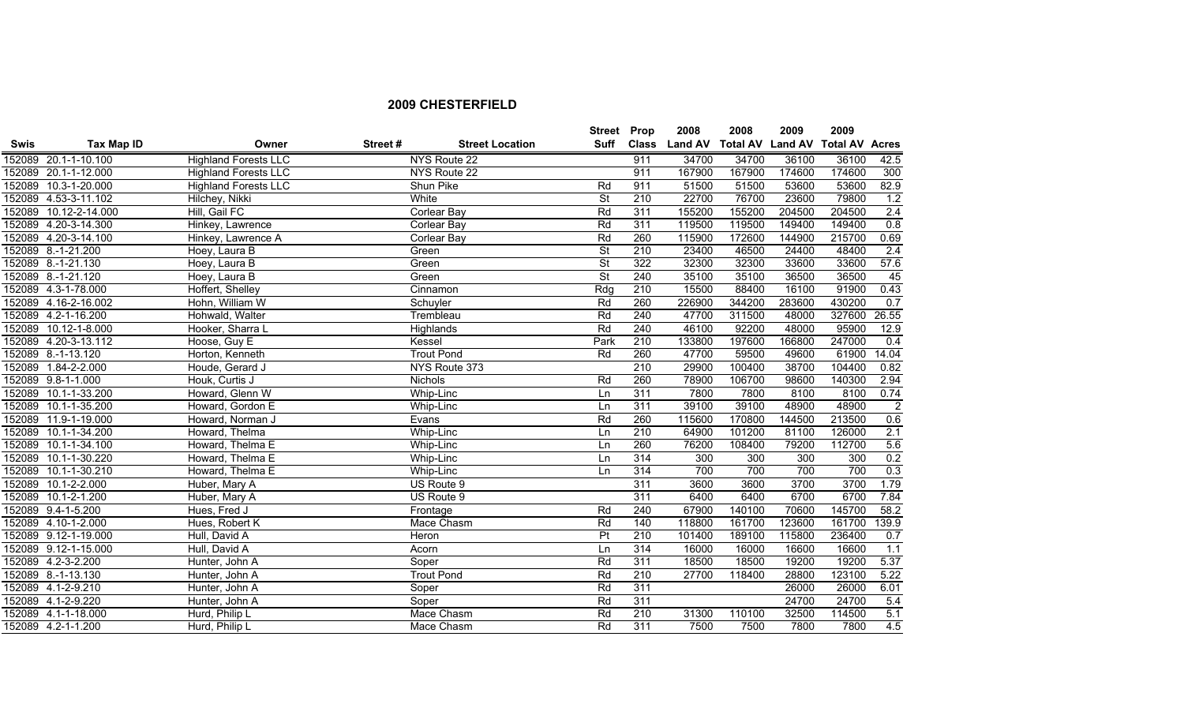## 2009 CHESTERFIELD

| Swis | Tax Map ID | Owner | Street # | Street Location | Street Suff | Prop Class | 2008 Land AV | 2008 Total AV | 2009 Land AV | 2009 Total AV | Acres |
|---|---|---|---|---|---|---|---|---|---|---|---|
| 152089 | 20.1-1-10.100 | Highland Forests LLC | | NYS Route 22 | | 911 | 34700 | 34700 | 36100 | 36100 | 42.5 |
| 152089 | 20.1-1-12.000 | Highland Forests LLC | | NYS Route 22 | | 911 | 167900 | 167900 | 174600 | 174600 | 300 |
| 152089 | 10.3-1-20.000 | Highland Forests LLC | | Shun Pike | Rd | 911 | 51500 | 51500 | 53600 | 53600 | 82.9 |
| 152089 | 4.53-3-11.102 | Hilchey, Nikki | | White | St | 210 | 22700 | 76700 | 23600 | 79800 | 1.2 |
| 152089 | 10.12-2-14.000 | Hill, Gail FC | | Corlear Bay | Rd | 311 | 155200 | 155200 | 204500 | 204500 | 2.4 |
| 152089 | 4.20-3-14.300 | Hinkey, Lawrence | | Corlear Bay | Rd | 311 | 119500 | 119500 | 149400 | 149400 | 0.8 |
| 152089 | 4.20-3-14.100 | Hinkey, Lawrence A | | Corlear Bay | Rd | 260 | 115900 | 172600 | 144900 | 215700 | 0.69 |
| 152089 | 8.-1-21.200 | Hoey, Laura B | | Green | St | 210 | 23400 | 46500 | 24400 | 48400 | 2.4 |
| 152089 | 8.-1-21.130 | Hoey, Laura B | | Green | St | 322 | 32300 | 32300 | 33600 | 33600 | 57.6 |
| 152089 | 8.-1-21.120 | Hoey, Laura B | | Green | St | 240 | 35100 | 35100 | 36500 | 36500 | 45 |
| 152089 | 4.3-1-78.000 | Hoffert, Shelley | | Cinnamon | Rdg | 210 | 15500 | 88400 | 16100 | 91900 | 0.43 |
| 152089 | 4.16-2-16.002 | Hohn, William W | | Schuyler | Rd | 260 | 226900 | 344200 | 283600 | 430200 | 0.7 |
| 152089 | 4.2-1-16.200 | Hohwald, Walter | | Trembleau | Rd | 240 | 47700 | 311500 | 48000 | 327600 | 26.55 |
| 152089 | 10.12-1-8.000 | Hooker, Sharra L | | Highlands | Rd | 240 | 46100 | 92200 | 48000 | 95900 | 12.9 |
| 152089 | 4.20-3-13.112 | Hoose, Guy E | | Kessel | Park | 210 | 133800 | 197600 | 166800 | 247000 | 0.4 |
| 152089 | 8.-1-13.120 | Horton, Kenneth | | Trout Pond | Rd | 260 | 47700 | 59500 | 49600 | 61900 | 14.04 |
| 152089 | 1.84-2-2.000 | Houde, Gerard J | | NYS Route 373 | | 210 | 29900 | 100400 | 38700 | 104400 | 0.82 |
| 152089 | 9.8-1-1.000 | Houk, Curtis J | | Nichols | Rd | 260 | 78900 | 106700 | 98600 | 140300 | 2.94 |
| 152089 | 10.1-1-33.200 | Howard, Glenn W | | Whip-Linc | Ln | 311 | 7800 | 7800 | 8100 | 8100 | 0.74 |
| 152089 | 10.1-1-35.200 | Howard, Gordon E | | Whip-Linc | Ln | 311 | 39100 | 39100 | 48900 | 48900 | 2 |
| 152089 | 11.9-1-19.000 | Howard, Norman J | | Evans | Rd | 260 | 115600 | 170800 | 144500 | 213500 | 0.6 |
| 152089 | 10.1-1-34.200 | Howard, Thelma | | Whip-Linc | Ln | 210 | 64900 | 101200 | 81100 | 126000 | 2.1 |
| 152089 | 10.1-1-34.100 | Howard, Thelma E | | Whip-Linc | Ln | 260 | 76200 | 108400 | 79200 | 112700 | 5.6 |
| 152089 | 10.1-1-30.220 | Howard, Thelma E | | Whip-Linc | Ln | 314 | 300 | 300 | 300 | 300 | 0.2 |
| 152089 | 10.1-1-30.210 | Howard, Thelma E | | Whip-Linc | Ln | 314 | 700 | 700 | 700 | 700 | 0.3 |
| 152089 | 10.1-2-2.000 | Huber, Mary A | | US Route 9 | | 311 | 3600 | 3600 | 3700 | 3700 | 1.79 |
| 152089 | 10.1-2-1.200 | Huber, Mary A | | US Route 9 | | 311 | 6400 | 6400 | 6700 | 6700 | 7.84 |
| 152089 | 9.4-1-5.200 | Hues, Fred J | | Frontage | Rd | 240 | 67900 | 140100 | 70600 | 145700 | 58.2 |
| 152089 | 4.10-1-2.000 | Hues, Robert K | | Mace Chasm | Rd | 140 | 118800 | 161700 | 123600 | 161700 | 139.9 |
| 152089 | 9.12-1-19.000 | Hull, David A | | Heron | Pt | 210 | 101400 | 189100 | 115800 | 236400 | 0.7 |
| 152089 | 9.12-1-15.000 | Hull, David A | | Acorn | Ln | 314 | 16000 | 16000 | 16600 | 16600 | 1.1 |
| 152089 | 4.2-3-2.200 | Hunter, John A | | Soper | Rd | 311 | 18500 | 18500 | 19200 | 19200 | 5.37 |
| 152089 | 8.-1-13.130 | Hunter, John A | | Trout Pond | Rd | 210 | 27700 | 118400 | 28800 | 123100 | 5.22 |
| 152089 | 4.1-2-9.210 | Hunter, John A | | Soper | Rd | 311 | | | 26000 | 26000 | 6.01 |
| 152089 | 4.1-2-9.220 | Hunter, John A | | Soper | Rd | 311 | | | 24700 | 24700 | 5.4 |
| 152089 | 4.1-1-18.000 | Hurd, Philip L | | Mace Chasm | Rd | 210 | 31300 | 110100 | 32500 | 114500 | 5.1 |
| 152089 | 4.2-1-1.200 | Hurd, Philip L | | Mace Chasm | Rd | 311 | 7500 | 7500 | 7800 | 7800 | 4.5 |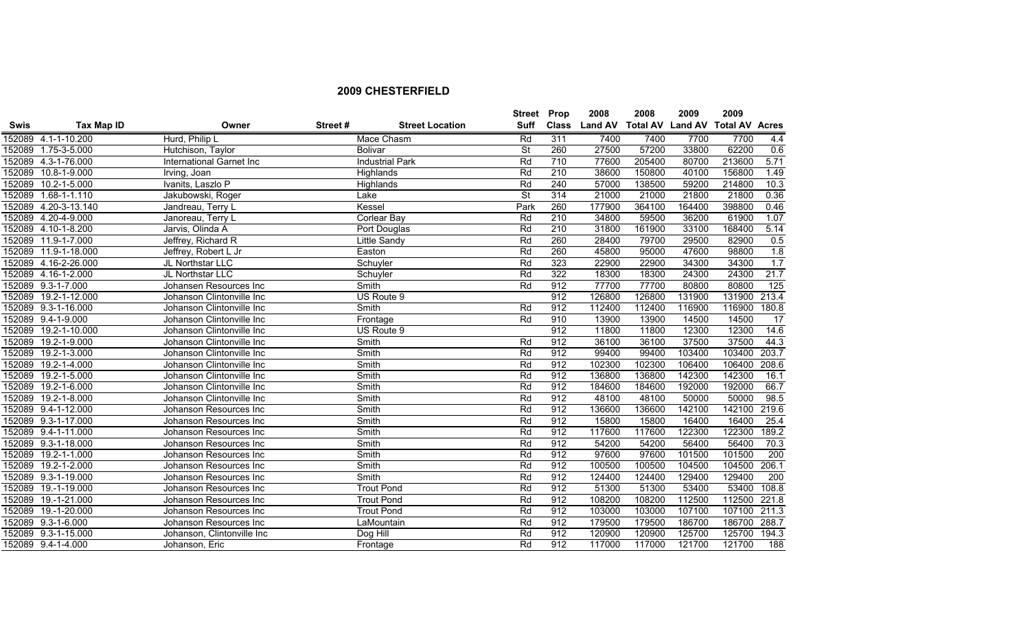## 2009 CHESTERFIELD

| Swis | Tax Map ID | Owner | Street # | Street Location | Street Suff | Prop Class | 2008 Land AV | 2008 Total AV | 2009 Land AV | 2009 Total AV | Acres |
|---|---|---|---|---|---|---|---|---|---|---|---|
| 152089 | 4.1-1-10.200 | Hurd, Philip L | | Mace Chasm | Rd | 311 | 7400 | 7400 | 7700 | 7700 | 4.4 |
| 152089 | 1.75-3-5.000 | Hutchison, Taylor | | Bolivar | St | 260 | 27500 | 57200 | 33800 | 62200 | 0.6 |
| 152089 | 4.3-1-76.000 | International Garnet Inc | | Industrial Park | Rd | 710 | 77600 | 205400 | 80700 | 213600 | 5.71 |
| 152089 | 10.8-1-9.000 | Irving, Joan | | Highlands | Rd | 210 | 38600 | 150800 | 40100 | 156800 | 1.49 |
| 152089 | 10.2-1-5.000 | Ivanits, Laszlo P | | Highlands | Rd | 240 | 57000 | 138500 | 59200 | 214800 | 10.3 |
| 152089 | 1.68-1-1.110 | Jakubowski, Roger | | Lake | St | 314 | 21000 | 21000 | 21800 | 21800 | 0.36 |
| 152089 | 4.20-3-13.140 | Jandreau, Terry L | | Kessel | Park | 260 | 177900 | 364100 | 164400 | 398800 | 0.46 |
| 152089 | 4.20-4-9.000 | Janoreau, Terry L | | Corlear Bay | Rd | 210 | 34800 | 59500 | 36200 | 61900 | 1.07 |
| 152089 | 4.10-1-8.200 | Jarvis, Olinda A | | Port Douglas | Rd | 210 | 31800 | 161900 | 33100 | 168400 | 5.14 |
| 152089 | 11.9-1-7.000 | Jeffrey, Richard R | | Little Sandy | Rd | 260 | 28400 | 79700 | 29500 | 82900 | 0.5 |
| 152089 | 11.9-1-18.000 | Jeffrey, Robert L Jr | | Easton | Rd | 260 | 45800 | 95000 | 47600 | 98800 | 1.8 |
| 152089 | 4.16-2-26.000 | JL Northstar LLC | | Schuyler | Rd | 323 | 22900 | 22900 | 34300 | 34300 | 1.7 |
| 152089 | 4.16-1-2.000 | JL Northstar LLC | | Schuyler | Rd | 322 | 18300 | 18300 | 24300 | 24300 | 21.7 |
| 152089 | 9.3-1-7.000 | Johansen Resources Inc | | Smith | Rd | 912 | 77700 | 77700 | 80800 | 80800 | 125 |
| 152089 | 19.2-1-12.000 | Johanson Clintonville Inc | | US Route 9 | | 912 | 126800 | 126800 | 131900 | 131900 | 213.4 |
| 152089 | 9.3-1-16.000 | Johanson Clintonville Inc | | Smith | Rd | 912 | 112400 | 112400 | 116900 | 116900 | 180.8 |
| 152089 | 9.4-1-9.000 | Johanson Clintonville Inc | | Frontage | Rd | 910 | 13900 | 13900 | 14500 | 14500 | 17 |
| 152089 | 19.2-1-10.000 | Johanson Clintonville Inc | | US Route 9 | | 912 | 11800 | 11800 | 12300 | 12300 | 14.6 |
| 152089 | 19.2-1-9.000 | Johanson Clintonville Inc | | Smith | Rd | 912 | 36100 | 36100 | 37500 | 37500 | 44.3 |
| 152089 | 19.2-1-3.000 | Johanson Clintonville Inc | | Smith | Rd | 912 | 99400 | 99400 | 103400 | 103400 | 203.7 |
| 152089 | 19.2-1-4.000 | Johanson Clintonville Inc | | Smith | Rd | 912 | 102300 | 102300 | 106400 | 106400 | 208.6 |
| 152089 | 19.2-1-5.000 | Johanson Clintonville Inc | | Smith | Rd | 912 | 136800 | 136800 | 142300 | 142300 | 16.1 |
| 152089 | 19.2-1-6.000 | Johanson Clintonville Inc | | Smith | Rd | 912 | 184600 | 184600 | 192000 | 192000 | 66.7 |
| 152089 | 19.2-1-8.000 | Johanson Clintonville Inc | | Smith | Rd | 912 | 48100 | 48100 | 50000 | 50000 | 98.5 |
| 152089 | 9.4-1-12.000 | Johanson Resources Inc | | Smith | Rd | 912 | 136600 | 136600 | 142100 | 142100 | 219.6 |
| 152089 | 9.3-1-17.000 | Johanson Resources Inc | | Smith | Rd | 912 | 15800 | 15800 | 16400 | 16400 | 25.4 |
| 152089 | 9.4-1-11.000 | Johanson Resources Inc | | Smith | Rd | 912 | 117600 | 117600 | 122300 | 122300 | 189.2 |
| 152089 | 9.3-1-18.000 | Johanson Resources Inc | | Smith | Rd | 912 | 54200 | 54200 | 56400 | 56400 | 70.3 |
| 152089 | 19.2-1-1.000 | Johanson Resources Inc | | Smith | Rd | 912 | 97600 | 97600 | 101500 | 101500 | 200 |
| 152089 | 19.2-1-2.000 | Johanson Resources Inc | | Smith | Rd | 912 | 100500 | 100500 | 104500 | 104500 | 206.1 |
| 152089 | 9.3-1-19.000 | Johanson Resources Inc | | Smith | Rd | 912 | 124400 | 124400 | 129400 | 129400 | 200 |
| 152089 | 19.-1-19.000 | Johanson Resources Inc | | Trout Pond | Rd | 912 | 51300 | 51300 | 53400 | 53400 | 108.8 |
| 152089 | 19.-1-21.000 | Johanson Resources Inc | | Trout Pond | Rd | 912 | 108200 | 108200 | 112500 | 112500 | 221.8 |
| 152089 | 19.-1-20.000 | Johanson Resources Inc | | Trout Pond | Rd | 912 | 103000 | 103000 | 107100 | 107100 | 211.3 |
| 152089 | 9.3-1-6.000 | Johanson Resources Inc | | LaMountain | Rd | 912 | 179500 | 179500 | 186700 | 186700 | 288.7 |
| 152089 | 9.3-1-15.000 | Johanson, Clintonville Inc | | Dog Hill | Rd | 912 | 120900 | 120900 | 125700 | 125700 | 194.3 |
| 152089 | 9.4-1-4.000 | Johanson, Eric | | Frontage | Rd | 912 | 117000 | 117000 | 121700 | 121700 | 188 |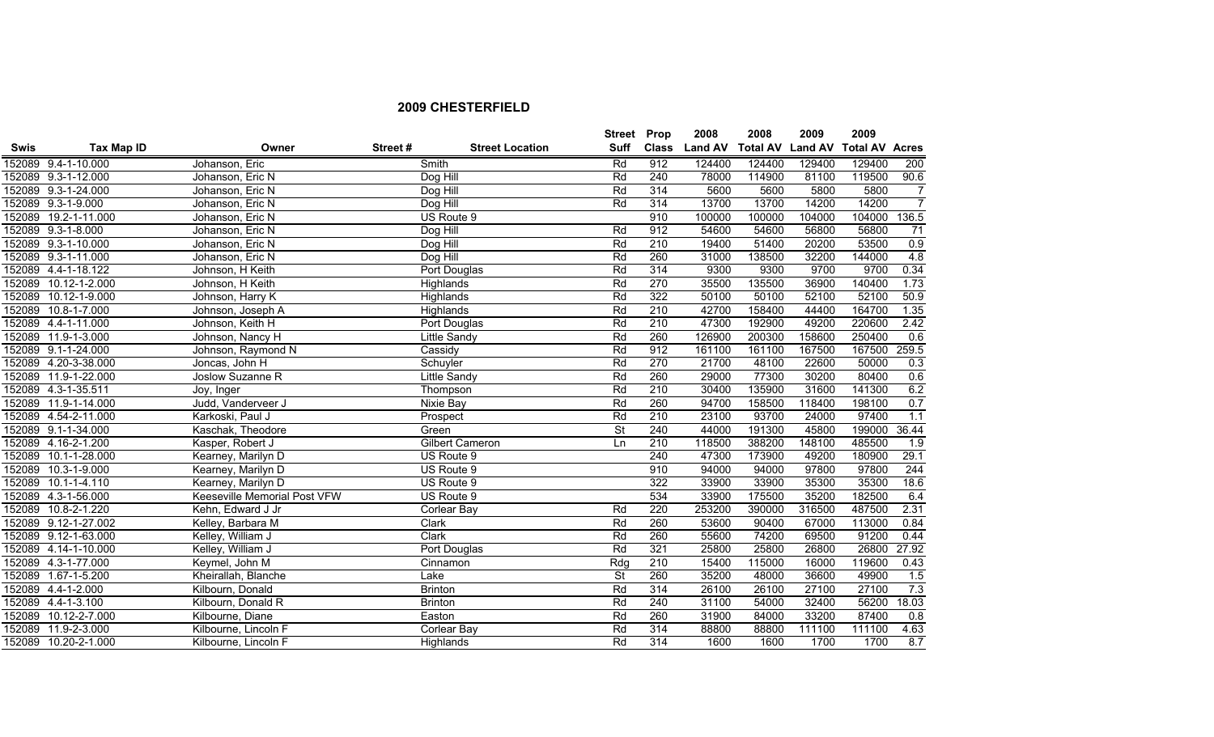## 2009 CHESTERFIELD

| Swis | Tax Map ID | Owner | Street # | Street Location | Street Suff | Prop Class | 2008 Land AV | 2008 Total AV | 2009 Land AV | 2009 Total AV | Acres |
|---|---|---|---|---|---|---|---|---|---|---|---|
| 152089 | 9.4-1-10.000 | Johanson, Eric | | Smith | Rd | 912 | 124400 | 124400 | 129400 | 129400 | 200 |
| 152089 | 9.3-1-12.000 | Johanson, Eric N | | Dog Hill | Rd | 240 | 78000 | 114900 | 81100 | 119500 | 90.6 |
| 152089 | 9.3-1-24.000 | Johanson, Eric N | | Dog Hill | Rd | 314 | 5600 | 5600 | 5800 | 5800 | 7 |
| 152089 | 9.3-1-9.000 | Johanson, Eric N | | Dog Hill | Rd | 314 | 13700 | 13700 | 14200 | 14200 | 7 |
| 152089 | 19.2-1-11.000 | Johanson, Eric N | | US Route 9 | | 910 | 100000 | 100000 | 104000 | 104000 | 136.5 |
| 152089 | 9.3-1-8.000 | Johanson, Eric N | | Dog Hill | Rd | 912 | 54600 | 54600 | 56800 | 56800 | 71 |
| 152089 | 9.3-1-10.000 | Johanson, Eric N | | Dog Hill | Rd | 210 | 19400 | 51400 | 20200 | 53500 | 0.9 |
| 152089 | 9.3-1-11.000 | Johanson, Eric N | | Dog Hill | Rd | 260 | 31000 | 138500 | 32200 | 144000 | 4.8 |
| 152089 | 4.4-1-18.122 | Johnson, H Keith | | Port Douglas | Rd | 314 | 9300 | 9300 | 9700 | 9700 | 0.34 |
| 152089 | 10.12-1-2.000 | Johnson, H Keith | | Highlands | Rd | 270 | 35500 | 135500 | 36900 | 140400 | 1.73 |
| 152089 | 10.12-1-9.000 | Johnson, Harry K | | Highlands | Rd | 322 | 50100 | 50100 | 52100 | 52100 | 50.9 |
| 152089 | 10.8-1-7.000 | Johnson, Joseph A | | Highlands | Rd | 210 | 42700 | 158400 | 44400 | 164700 | 1.35 |
| 152089 | 4.4-1-11.000 | Johnson, Keith H | | Port Douglas | Rd | 210 | 47300 | 192900 | 49200 | 220600 | 2.42 |
| 152089 | 11.9-1-3.000 | Johnson, Nancy H | | Little Sandy | Rd | 260 | 126900 | 200300 | 158600 | 250400 | 0.6 |
| 152089 | 9.1-1-24.000 | Johnson, Raymond N | | Cassidy | Rd | 912 | 161100 | 161100 | 167500 | 167500 | 259.5 |
| 152089 | 4.20-3-38.000 | Joncas, John H | | Schuyler | Rd | 270 | 21700 | 48100 | 22600 | 50000 | 0.3 |
| 152089 | 11.9-1-22.000 | Joslow Suzanne R | | Little Sandy | Rd | 260 | 29000 | 77300 | 30200 | 80400 | 0.6 |
| 152089 | 4.3-1-35.511 | Joy, Inger | | Thompson | Rd | 210 | 30400 | 135900 | 31600 | 141300 | 6.2 |
| 152089 | 11.9-1-14.000 | Judd, Vanderveer J | | Nixie Bay | Rd | 260 | 94700 | 158500 | 118400 | 198100 | 0.7 |
| 152089 | 4.54-2-11.000 | Karkoski, Paul J | | Prospect | Rd | 210 | 23100 | 93700 | 24000 | 97400 | 1.1 |
| 152089 | 9.1-1-34.000 | Kaschak, Theodore | | Green | St | 240 | 44000 | 191300 | 45800 | 199000 | 36.44 |
| 152089 | 4.16-2-1.200 | Kasper, Robert J | | Gilbert Cameron | Ln | 210 | 118500 | 388200 | 148100 | 485500 | 1.9 |
| 152089 | 10.1-1-28.000 | Kearney, Marilyn D | | US Route 9 | | 240 | 47300 | 173900 | 49200 | 180900 | 29.1 |
| 152089 | 10.3-1-9.000 | Kearney, Marilyn D | | US Route 9 | | 910 | 94000 | 94000 | 97800 | 97800 | 244 |
| 152089 | 10.1-1-4.110 | Kearney, Marilyn D | | US Route 9 | | 322 | 33900 | 33900 | 35300 | 35300 | 18.6 |
| 152089 | 4.3-1-56.000 | Keeseville Memorial Post VFW | | US Route 9 | | 534 | 33900 | 175500 | 35200 | 182500 | 6.4 |
| 152089 | 10.8-2-1.220 | Kehn, Edward J Jr | | Corlear Bay | Rd | 220 | 253200 | 390000 | 316500 | 487500 | 2.31 |
| 152089 | 9.12-1-27.002 | Kelley, Barbara M | | Clark | Rd | 260 | 53600 | 90400 | 67000 | 113000 | 0.84 |
| 152089 | 9.12-1-63.000 | Kelley, William J | | Clark | Rd | 260 | 55600 | 74200 | 69500 | 91200 | 0.44 |
| 152089 | 4.14-1-10.000 | Kelley, William J | | Port Douglas | Rd | 321 | 25800 | 25800 | 26800 | 26800 | 27.92 |
| 152089 | 4.3-1-77.000 | Keymel, John M | | Cinnamon | Rdg | 210 | 15400 | 115000 | 16000 | 119600 | 0.43 |
| 152089 | 1.67-1-5.200 | Kheirallah, Blanche | | Lake | St | 260 | 35200 | 48000 | 36600 | 49900 | 1.5 |
| 152089 | 4.4-1-2.000 | Kilbourn, Donald | | Brinton | Rd | 314 | 26100 | 26100 | 27100 | 27100 | 7.3 |
| 152089 | 4.4-1-3.100 | Kilbourn, Donald R | | Brinton | Rd | 240 | 31100 | 54000 | 32400 | 56200 | 18.03 |
| 152089 | 10.12-2-7.000 | Kilbourne, Diane | | Easton | Rd | 260 | 31900 | 84000 | 33200 | 87400 | 0.8 |
| 152089 | 11.9-2-3.000 | Kilbourne, Lincoln F | | Corlear Bay | Rd | 314 | 88800 | 88800 | 111100 | 111100 | 4.63 |
| 152089 | 10.20-2-1.000 | Kilbourne, Lincoln F | | Highlands | Rd | 314 | 1600 | 1600 | 1700 | 1700 | 8.7 |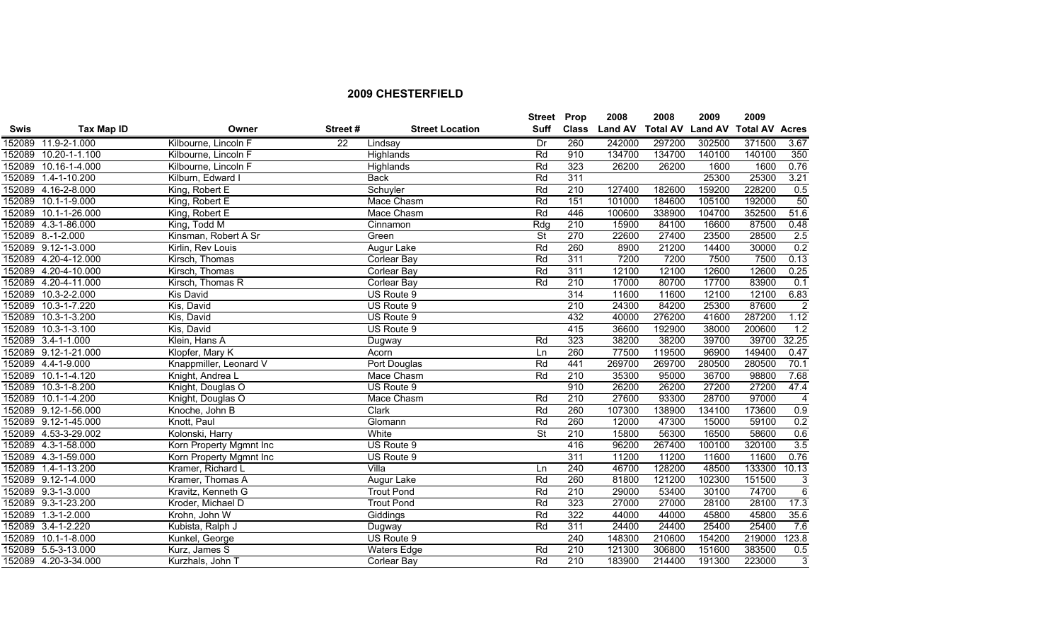## 2009 CHESTERFIELD

| Swis | Tax Map ID | Owner | Street # | Street Location | Street Suff | Prop Class | 2008 Land AV | 2008 Total AV | 2009 Land AV | 2009 Total AV | Acres |
|---|---|---|---|---|---|---|---|---|---|---|---|
| 152089 | 11.9-2-1.000 | Kilbourne, Lincoln F | 22 | Lindsay | Dr | 260 | 242000 | 297200 | 302500 | 371500 | 3.67 |
| 152089 | 10.20-1-1.100 | Kilbourne, Lincoln F | | Highlands | Rd | 910 | 134700 | 134700 | 140100 | 140100 | 350 |
| 152089 | 10.16-1-4.000 | Kilbourne, Lincoln F | | Highlands | Rd | 323 | 26200 | 26200 | 1600 | 1600 | 0.76 |
| 152089 | 1.4-1-10.200 | Kilburn, Edward I | | Back | Rd | 311 | | | 25300 | 25300 | 3.21 |
| 152089 | 4.16-2-8.000 | King, Robert E | | Schuyler | Rd | 210 | 127400 | 182600 | 159200 | 228200 | 0.5 |
| 152089 | 10.1-1-9.000 | King, Robert E | | Mace Chasm | Rd | 151 | 101000 | 184600 | 105100 | 192000 | 50 |
| 152089 | 10.1-1-26.000 | King, Robert E | | Mace Chasm | Rd | 446 | 100600 | 338900 | 104700 | 352500 | 51.6 |
| 152089 | 4.3-1-86.000 | King, Todd M | | Cinnamon | Rdg | 210 | 15900 | 84100 | 16600 | 87500 | 0.48 |
| 152089 | 8.-1-2.000 | Kinsman, Robert A Sr | | Green | St | 270 | 22600 | 27400 | 23500 | 28500 | 2.5 |
| 152089 | 9.12-1-3.000 | Kirlin, Rev Louis | | Augur Lake | Rd | 260 | 8900 | 21200 | 14400 | 30000 | 0.2 |
| 152089 | 4.20-4-12.000 | Kirsch, Thomas | | Corlear Bay | Rd | 311 | 7200 | 7200 | 7500 | 7500 | 0.13 |
| 152089 | 4.20-4-10.000 | Kirsch, Thomas | | Corlear Bay | Rd | 311 | 12100 | 12100 | 12600 | 12600 | 0.25 |
| 152089 | 4.20-4-11.000 | Kirsch, Thomas R | | Corlear Bay | Rd | 210 | 17000 | 80700 | 17700 | 83900 | 0.1 |
| 152089 | 10.3-2-2.000 | Kis David | | US Route 9 | | 314 | 11600 | 11600 | 12100 | 12100 | 6.83 |
| 152089 | 10.3-1-7.220 | Kis, David | | US Route 9 | | 210 | 24300 | 84200 | 25300 | 87600 | 2 |
| 152089 | 10.3-1-3.200 | Kis, David | | US Route 9 | | 432 | 40000 | 276200 | 41600 | 287200 | 1.12 |
| 152089 | 10.3-1-3.100 | Kis, David | | US Route 9 | | 415 | 36600 | 192900 | 38000 | 200600 | 1.2 |
| 152089 | 3.4-1-1.000 | Klein, Hans A | | Dugway | Rd | 323 | 38200 | 38200 | 39700 | 39700 | 32.25 |
| 152089 | 9.12-1-21.000 | Klopfer, Mary K | | Acorn | Ln | 260 | 77500 | 119500 | 96900 | 149400 | 0.47 |
| 152089 | 4.4-1-9.000 | Knappmiller, Leonard V | | Port Douglas | Rd | 441 | 269700 | 269700 | 280500 | 280500 | 70.1 |
| 152089 | 10.1-1-4.120 | Knight, Andrea L | | Mace Chasm | Rd | 210 | 35300 | 95000 | 36700 | 98800 | 7.68 |
| 152089 | 10.3-1-8.200 | Knight, Douglas O | | US Route 9 | | 910 | 26200 | 26200 | 27200 | 27200 | 47.4 |
| 152089 | 10.1-1-4.200 | Knight, Douglas O | | Mace Chasm | Rd | 210 | 27600 | 93300 | 28700 | 97000 | 4 |
| 152089 | 9.12-1-56.000 | Knoche, John B | | Clark | Rd | 260 | 107300 | 138900 | 134100 | 173600 | 0.9 |
| 152089 | 9.12-1-45.000 | Knott, Paul | | Glomann | Rd | 260 | 12000 | 47300 | 15000 | 59100 | 0.2 |
| 152089 | 4.53-3-29.002 | Kolonski, Harry | | White | St | 210 | 15800 | 56300 | 16500 | 58600 | 0.6 |
| 152089 | 4.3-1-58.000 | Korn Property Mgmnt Inc | | US Route 9 | | 416 | 96200 | 267400 | 100100 | 320100 | 3.5 |
| 152089 | 4.3-1-59.000 | Korn Property Mgmnt Inc | | US Route 9 | | 311 | 11200 | 11200 | 11600 | 11600 | 0.76 |
| 152089 | 1.4-1-13.200 | Kramer, Richard L | | Villa | Ln | 240 | 46700 | 128200 | 48500 | 133300 | 10.13 |
| 152089 | 9.12-1-4.000 | Kramer, Thomas A | | Augur Lake | Rd | 260 | 81800 | 121200 | 102300 | 151500 | 3 |
| 152089 | 9.3-1-3.000 | Kravitz, Kenneth G | | Trout Pond | Rd | 210 | 29000 | 53400 | 30100 | 74700 | 6 |
| 152089 | 9.3-1-23.200 | Kroder, Michael D | | Trout Pond | Rd | 323 | 27000 | 27000 | 28100 | 28100 | 17.3 |
| 152089 | 1.3-1-2.000 | Krohn, John W | | Giddings | Rd | 322 | 44000 | 44000 | 45800 | 45800 | 35.6 |
| 152089 | 3.4-1-2.220 | Kubista, Ralph J | | Dugway | Rd | 311 | 24400 | 24400 | 25400 | 25400 | 7.6 |
| 152089 | 10.1-1-8.000 | Kunkel, George | | US Route 9 | | 240 | 148300 | 210600 | 154200 | 219000 | 123.8 |
| 152089 | 5.5-3-13.000 | Kurz, James S | | Waters Edge | Rd | 210 | 121300 | 306800 | 151600 | 383500 | 0.5 |
| 152089 | 4.20-3-34.000 | Kurzhals, John T | | Corlear Bay | Rd | 210 | 183900 | 214400 | 191300 | 223000 | 3 |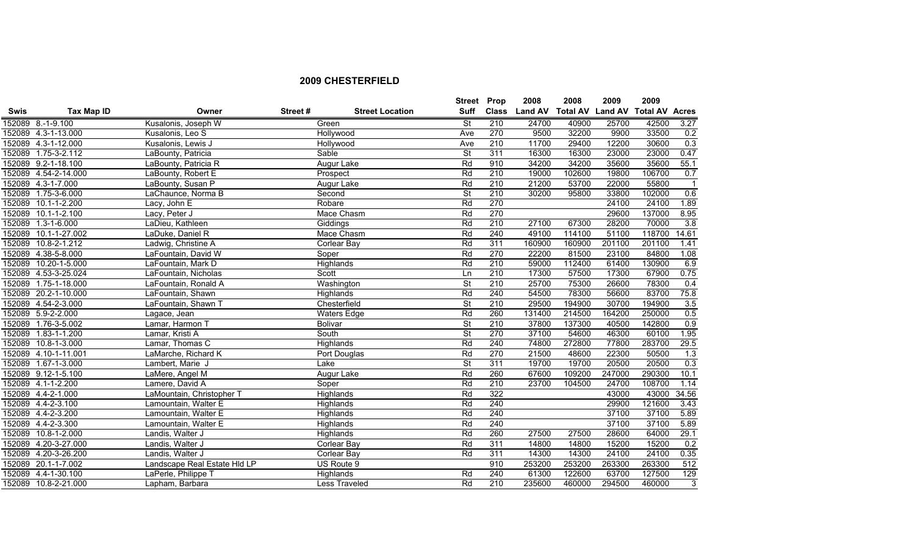## 2009 CHESTERFIELD

| Swis | Tax Map ID | Owner | Street # | Street Location | Street Suff | Prop Class | 2008 Land AV | 2008 Total AV | 2009 Land AV | 2009 Total AV | Acres |
|---|---|---|---|---|---|---|---|---|---|---|---|
| 152089 | 8.-1-9.100 | Kusalonis, Joseph W | | Green | St | 210 | 24700 | 40900 | 25700 | 42500 | 3.27 |
| 152089 | 4.3-1-13.000 | Kusalonis, Leo S | | Hollywood | Ave | 270 | 9500 | 32200 | 9900 | 33500 | 0.2 |
| 152089 | 4.3-1-12.000 | Kusalonis, Lewis J | | Hollywood | Ave | 210 | 11700 | 29400 | 12200 | 30600 | 0.3 |
| 152089 | 1.75-3-2.112 | LaBounty, Patricia | | Sable | St | 311 | 16300 | 16300 | 23000 | 23000 | 0.47 |
| 152089 | 9.2-1-18.100 | LaBounty, Patricia R | | Augur Lake | Rd | 910 | 34200 | 34200 | 35600 | 35600 | 55.1 |
| 152089 | 4.54-2-14.000 | LaBounty, Robert E | | Prospect | Rd | 210 | 19000 | 102600 | 19800 | 106700 | 0.7 |
| 152089 | 4.3-1-7.000 | LaBounty, Susan P | | Augur Lake | Rd | 210 | 21200 | 53700 | 22000 | 55800 | 1 |
| 152089 | 1.75-3-6.000 | LaChaunce, Norma B | | Second | St | 210 | 30200 | 95800 | 33800 | 102000 | 0.6 |
| 152089 | 10.1-1-2.200 | Lacy, John E | | Robare | Rd | 270 | | | 24100 | 24100 | 1.89 |
| 152089 | 10.1-1-2.100 | Lacy, Peter J | | Mace Chasm | Rd | 270 | | | 29600 | 137000 | 8.95 |
| 152089 | 1.3-1-6.000 | LaDieu, Kathleen | | Giddings | Rd | 210 | 27100 | 67300 | 28200 | 70000 | 3.8 |
| 152089 | 10.1-1-27.002 | LaDuke, Daniel R | | Mace Chasm | Rd | 240 | 49100 | 114100 | 51100 | 118700 | 14.61 |
| 152089 | 10.8-2-1.212 | Ladwig, Christine A | | Corlear Bay | Rd | 311 | 160900 | 160900 | 201100 | 201100 | 1.41 |
| 152089 | 4.38-5-8.000 | LaFountain, David W | | Soper | Rd | 270 | 22200 | 81500 | 23100 | 84800 | 1.08 |
| 152089 | 10.20-1-5.000 | LaFountain, Mark D | | Highlands | Rd | 210 | 59000 | 112400 | 61400 | 130900 | 6.9 |
| 152089 | 4.53-3-25.024 | LaFountain, Nicholas | | Scott | Ln | 210 | 17300 | 57500 | 17300 | 67900 | 0.75 |
| 152089 | 1.75-1-18.000 | LaFountain, Ronald A | | Washington | St | 210 | 25700 | 75300 | 26600 | 78300 | 0.4 |
| 152089 | 20.2-1-10.000 | LaFountain, Shawn | | Highlands | Rd | 240 | 54500 | 78300 | 56600 | 83700 | 75.8 |
| 152089 | 4.54-2-3.000 | LaFountain, Shawn T | | Chesterfield | St | 210 | 29500 | 194900 | 30700 | 194900 | 3.5 |
| 152089 | 5.9-2-2.000 | Lagace, Jean | | Waters Edge | Rd | 260 | 131400 | 214500 | 164200 | 250000 | 0.5 |
| 152089 | 1.76-3-5.002 | Lamar, Harmon T | | Bolivar | St | 210 | 37800 | 137300 | 40500 | 142800 | 0.9 |
| 152089 | 1.83-1-1.200 | Lamar, Kristi A | | South | St | 270 | 37100 | 54600 | 46300 | 60100 | 1.95 |
| 152089 | 10.8-1-3.000 | Lamar, Thomas C | | Highlands | Rd | 240 | 74800 | 272800 | 77800 | 283700 | 29.5 |
| 152089 | 4.10-1-11.001 | LaMarche, Richard K | | Port Douglas | Rd | 270 | 21500 | 48600 | 22300 | 50500 | 1.3 |
| 152089 | 1.67-1-3.000 | Lambert, Marie J | | Lake | St | 311 | 19700 | 19700 | 20500 | 20500 | 0.3 |
| 152089 | 9.12-1-5.100 | LaMere, Angel M | | Augur Lake | Rd | 260 | 67600 | 109200 | 247000 | 290300 | 10.1 |
| 152089 | 4.1-1-2.200 | Lamere, David A | | Soper | Rd | 210 | 23700 | 104500 | 24700 | 108700 | 1.14 |
| 152089 | 4.4-2-1.000 | LaMountain, Christopher T | | Highlands | Rd | 322 | | | 43000 | 43000 | 34.56 |
| 152089 | 4.4-2-3.100 | Lamountain, Walter E | | Highlands | Rd | 240 | | | 29900 | 121600 | 3.43 |
| 152089 | 4.4-2-3.200 | Lamountain, Walter E | | Highlands | Rd | 240 | | | 37100 | 37100 | 5.89 |
| 152089 | 4.4-2-3.300 | Lamountain, Walter E | | Highlands | Rd | 240 | | | 37100 | 37100 | 5.89 |
| 152089 | 10.8-1-2.000 | Landis, Walter J | | Highlands | Rd | 260 | 27500 | 27500 | 28600 | 64000 | 29.1 |
| 152089 | 4.20-3-27.000 | Landis, Walter J | | Corlear Bay | Rd | 311 | 14800 | 14800 | 15200 | 15200 | 0.2 |
| 152089 | 4.20-3-26.200 | Landis, Walter J | | Corlear Bay | Rd | 311 | 14300 | 14300 | 24100 | 24100 | 0.35 |
| 152089 | 20.1-1-7.002 | Landscape Real Estate Hld LP | | US Route 9 | | 910 | 253200 | 253200 | 263300 | 263300 | 512 |
| 152089 | 4.4-1-30.100 | LaPerle, Philippe T | | Highlands | Rd | 240 | 61300 | 122600 | 63700 | 127500 | 129 |
| 152089 | 10.8-2-21.000 | Lapham, Barbara | | Less Traveled | Rd | 210 | 235600 | 460000 | 294500 | 460000 | 3 |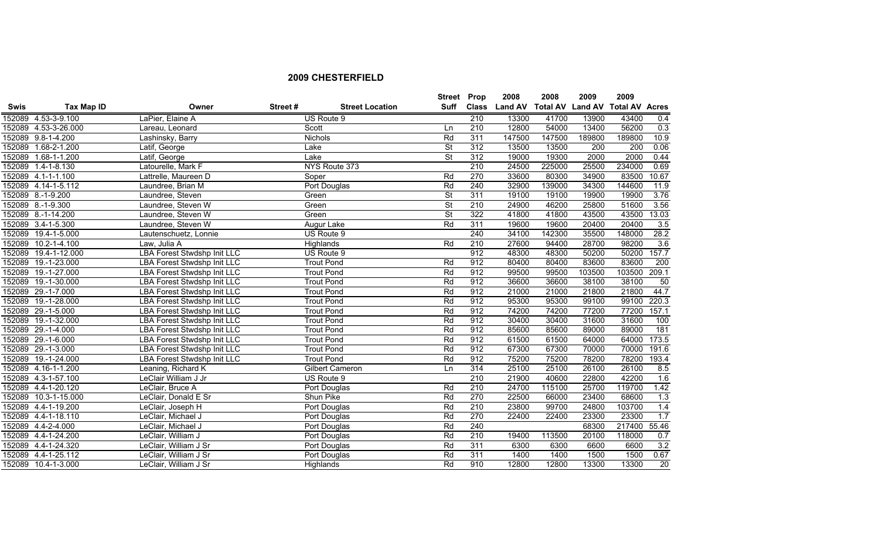## 2009 CHESTERFIELD

| Swis | Tax Map ID | Owner | Street # | Street Location | Street Suff | Prop Class | 2008 Land AV | 2008 Total AV | 2009 Land AV | 2009 Total AV | Acres |
|---|---|---|---|---|---|---|---|---|---|---|---|
| 152089 | 4.53-3-9.100 | LaPier, Elaine A | | US Route 9 | | 210 | 13300 | 41700 | 13900 | 43400 | 0.4 |
| 152089 | 4.53-3-26.000 | Lareau, Leonard | | Scott | Ln | 210 | 12800 | 54000 | 13400 | 56200 | 0.3 |
| 152089 | 9.8-1-4.200 | Lashinsky, Barry | | Nichols | Rd | 311 | 147500 | 147500 | 189800 | 189800 | 10.9 |
| 152089 | 1.68-2-1.200 | Latif, George | | Lake | St | 312 | 13500 | 13500 | 200 | 200 | 0.06 |
| 152089 | 1.68-1-1.200 | Latif, George | | Lake | St | 312 | 19000 | 19300 | 2000 | 2000 | 0.44 |
| 152089 | 1.4-1-8.130 | Latourelle, Mark F | | NYS Route 373 | | 210 | 24500 | 225000 | 25500 | 234000 | 0.69 |
| 152089 | 4.1-1-1.100 | Lattrelle, Maureen D | | Soper | Rd | 270 | 33600 | 80300 | 34900 | 83500 | 10.67 |
| 152089 | 4.14-1-5.112 | Laundree, Brian M | | Port Douglas | Rd | 240 | 32900 | 139000 | 34300 | 144600 | 11.9 |
| 152089 | 8.-1-9.200 | Laundree, Steven | | Green | St | 311 | 19100 | 19100 | 19900 | 19900 | 3.76 |
| 152089 | 8.-1-9.300 | Laundree, Steven W | | Green | St | 210 | 24900 | 46200 | 25800 | 51600 | 3.56 |
| 152089 | 8.-1-14.200 | Laundree, Steven W | | Green | St | 322 | 41800 | 41800 | 43500 | 43500 | 13.03 |
| 152089 | 3.4-1-5.300 | Laundree, Steven W | | Augur Lake | Rd | 311 | 19600 | 19600 | 20400 | 20400 | 3.5 |
| 152089 | 19.4-1-5.000 | Lautenschuetz, Lonnie | | US Route 9 | | 240 | 34100 | 142300 | 35500 | 148000 | 28.2 |
| 152089 | 10.2-1-4.100 | Law, Julia A | | Highlands | Rd | 210 | 27600 | 94400 | 28700 | 98200 | 3.6 |
| 152089 | 19.4-1-12.000 | LBA Forest Stwdshp Init LLC | | US Route 9 | | 912 | 48300 | 48300 | 50200 | 50200 | 157.7 |
| 152089 | 19.-1-23.000 | LBA Forest Stwdshp Init LLC | | Trout Pond | Rd | 912 | 80400 | 80400 | 83600 | 83600 | 200 |
| 152089 | 19.-1-27.000 | LBA Forest Stwdshp Init LLC | | Trout Pond | Rd | 912 | 99500 | 99500 | 103500 | 103500 | 209.1 |
| 152089 | 19.-1-30.000 | LBA Forest Stwdshp Init LLC | | Trout Pond | Rd | 912 | 36600 | 36600 | 38100 | 38100 | 50 |
| 152089 | 29.-1-7.000 | LBA Forest Stwdshp Init LLC | | Trout Pond | Rd | 912 | 21000 | 21000 | 21800 | 21800 | 44.7 |
| 152089 | 19.-1-28.000 | LBA Forest Stwdshp Init LLC | | Trout Pond | Rd | 912 | 95300 | 95300 | 99100 | 99100 | 220.3 |
| 152089 | 29.-1-5.000 | LBA Forest Stwdshp Init LLC | | Trout Pond | Rd | 912 | 74200 | 74200 | 77200 | 77200 | 157.1 |
| 152089 | 19.-1-32.000 | LBA Forest Stwdshp Init LLC | | Trout Pond | Rd | 912 | 30400 | 30400 | 31600 | 31600 | 100 |
| 152089 | 29.-1-4.000 | LBA Forest Stwdshp Init LLC | | Trout Pond | Rd | 912 | 85600 | 85600 | 89000 | 89000 | 181 |
| 152089 | 29.-1-6.000 | LBA Forest Stwdshp Init LLC | | Trout Pond | Rd | 912 | 61500 | 61500 | 64000 | 64000 | 173.5 |
| 152089 | 29.-1-3.000 | LBA Forest Stwdshp Init LLC | | Trout Pond | Rd | 912 | 67300 | 67300 | 70000 | 70000 | 191.6 |
| 152089 | 19.-1-24.000 | LBA Forest Stwdshp Init LLC | | Trout Pond | Rd | 912 | 75200 | 75200 | 78200 | 78200 | 193.4 |
| 152089 | 4.16-1-1.200 | Leaning, Richard K | | Gilbert Cameron | Ln | 314 | 25100 | 25100 | 26100 | 26100 | 8.5 |
| 152089 | 4.3-1-57.100 | LeClair William J Jr | | US Route 9 | | 210 | 21900 | 40600 | 22800 | 42200 | 1.6 |
| 152089 | 4.4-1-20.120 | LeClair, Bruce A | | Port Douglas | Rd | 210 | 24700 | 115100 | 25700 | 119700 | 1.42 |
| 152089 | 10.3-1-15.000 | LeClair, Donald E Sr | | Shun Pike | Rd | 270 | 22500 | 66000 | 23400 | 68600 | 1.3 |
| 152089 | 4.4-1-19.200 | LeClair, Joseph H | | Port Douglas | Rd | 210 | 23800 | 99700 | 24800 | 103700 | 1.4 |
| 152089 | 4.4-1-18.110 | LeClair, Michael J | | Port Douglas | Rd | 270 | 22400 | 22400 | 23300 | 23300 | 1.7 |
| 152089 | 4.4-2-4.000 | LeClair, Michael J | | Port Douglas | Rd | 240 | | | 68300 | 217400 | 55.46 |
| 152089 | 4.4-1-24.200 | LeClair, William J | | Port Douglas | Rd | 210 | 19400 | 113500 | 20100 | 118000 | 0.7 |
| 152089 | 4.4-1-24.320 | LeClair, William J Sr | | Port Douglas | Rd | 311 | 6300 | 6300 | 6600 | 6600 | 3.2 |
| 152089 | 4.4-1-25.112 | LeClair, William J Sr | | Port Douglas | Rd | 311 | 1400 | 1400 | 1500 | 1500 | 0.67 |
| 152089 | 10.4-1-3.000 | LeClair, William J Sr | | Highlands | Rd | 910 | 12800 | 12800 | 13300 | 13300 | 20 |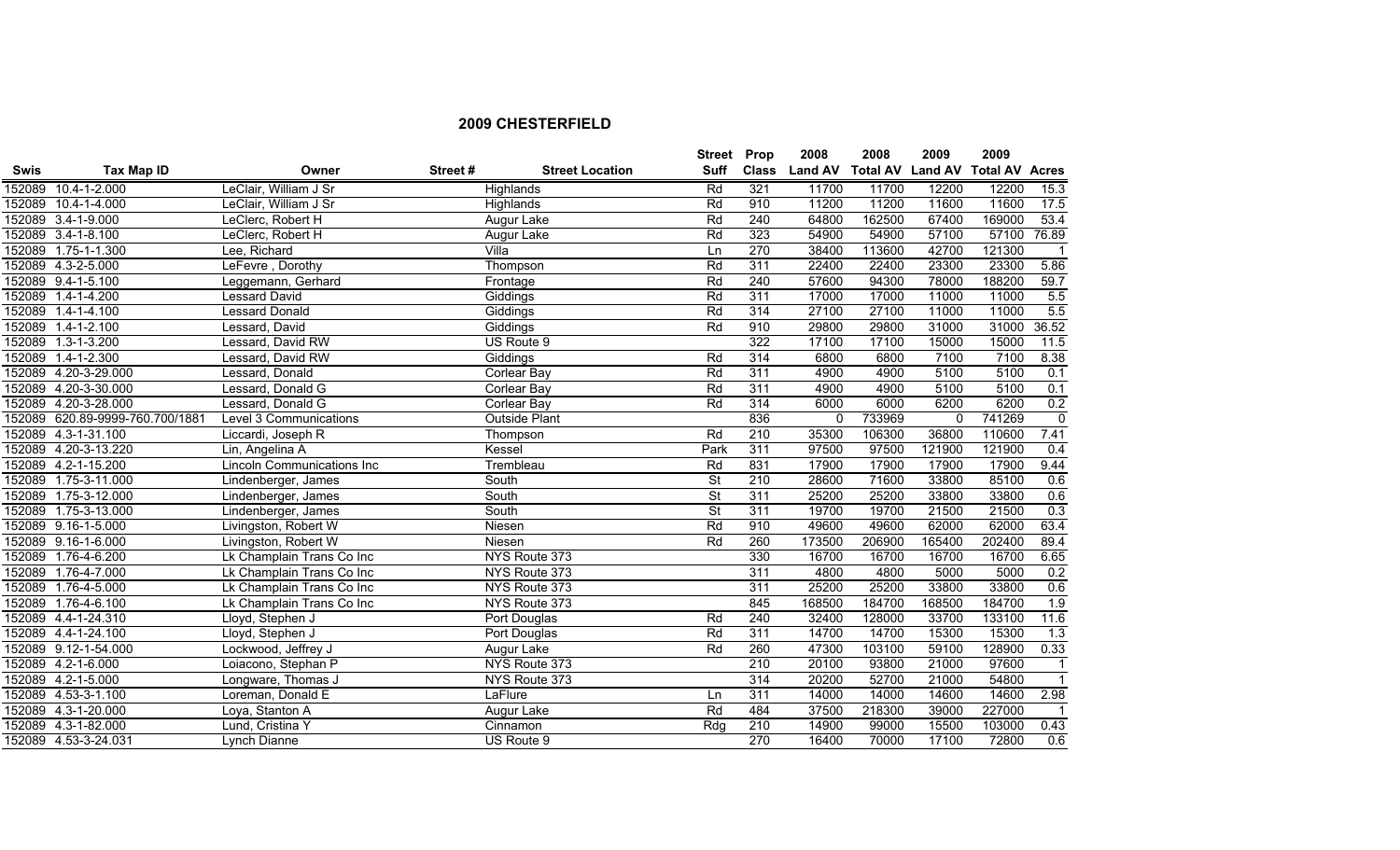## 2009 CHESTERFIELD

| Swis | Tax Map ID | Owner | Street # | Street Location | Street Suff | Prop Class | 2008 Land AV | 2008 Total AV | 2009 Land AV | 2009 Total AV | Acres |
|---|---|---|---|---|---|---|---|---|---|---|---|
| 152089 | 10.4-1-2.000 | LeClair, William J Sr | | Highlands | Rd | 321 | 11700 | 11700 | 12200 | 12200 | 15.3 |
| 152089 | 10.4-1-4.000 | LeClair, William J Sr | | Highlands | Rd | 910 | 11200 | 11200 | 11600 | 11600 | 17.5 |
| 152089 | 3.4-1-9.000 | LeClerc, Robert H | | Augur Lake | Rd | 240 | 64800 | 162500 | 67400 | 169000 | 53.4 |
| 152089 | 3.4-1-8.100 | LeClerc, Robert H | | Augur Lake | Rd | 323 | 54900 | 54900 | 57100 | 57100 | 76.89 |
| 152089 | 1.75-1-1.300 | Lee, Richard | | Villa | Ln | 270 | 38400 | 113600 | 42700 | 121300 | 1 |
| 152089 | 4.3-2-5.000 | LeFevre , Dorothy | | Thompson | Rd | 311 | 22400 | 22400 | 23300 | 23300 | 5.86 |
| 152089 | 9.4-1-5.100 | Leggemann, Gerhard | | Frontage | Rd | 240 | 57600 | 94300 | 78000 | 188200 | 59.7 |
| 152089 | 1.4-1-4.200 | Lessard David | | Giddings | Rd | 311 | 17000 | 17000 | 11000 | 11000 | 5.5 |
| 152089 | 1.4-1-4.100 | Lessard Donald | | Giddings | Rd | 314 | 27100 | 27100 | 11000 | 11000 | 5.5 |
| 152089 | 1.4-1-2.100 | Lessard, David | | Giddings | Rd | 910 | 29800 | 29800 | 31000 | 31000 | 36.52 |
| 152089 | 1.3-1-3.200 | Lessard, David RW | | US Route 9 | | 322 | 17100 | 17100 | 15000 | 15000 | 11.5 |
| 152089 | 1.4-1-2.300 | Lessard, David RW | | Giddings | Rd | 314 | 6800 | 6800 | 7100 | 7100 | 8.38 |
| 152089 | 4.20-3-29.000 | Lessard, Donald | | Corlear Bay | Rd | 311 | 4900 | 4900 | 5100 | 5100 | 0.1 |
| 152089 | 4.20-3-30.000 | Lessard, Donald G | | Corlear Bay | Rd | 311 | 4900 | 4900 | 5100 | 5100 | 0.1 |
| 152089 | 4.20-3-28.000 | Lessard, Donald G | | Corlear Bay | Rd | 314 | 6000 | 6000 | 6200 | 6200 | 0.2 |
| 152089 | 620.89-9999-760.700/1881 | Level 3 Communications | | Outside Plant | | 836 | 0 | 733969 | 0 | 741269 | 0 |
| 152089 | 4.3-1-31.100 | Liccardi, Joseph R | | Thompson | Rd | 210 | 35300 | 106300 | 36800 | 110600 | 7.41 |
| 152089 | 4.20-3-13.220 | Lin, Angelina A | | Kessel | Park | 311 | 97500 | 97500 | 121900 | 121900 | 0.4 |
| 152089 | 4.2-1-15.200 | Lincoln Communications Inc | | Trembleau | Rd | 831 | 17900 | 17900 | 17900 | 17900 | 9.44 |
| 152089 | 1.75-3-11.000 | Lindenberger, James | | South | St | 210 | 28600 | 71600 | 33800 | 85100 | 0.6 |
| 152089 | 1.75-3-12.000 | Lindenberger, James | | South | St | 311 | 25200 | 25200 | 33800 | 33800 | 0.6 |
| 152089 | 1.75-3-13.000 | Lindenberger, James | | South | St | 311 | 19700 | 19700 | 21500 | 21500 | 0.3 |
| 152089 | 9.16-1-5.000 | Livingston, Robert W | | Niesen | Rd | 910 | 49600 | 49600 | 62000 | 62000 | 63.4 |
| 152089 | 9.16-1-6.000 | Livingston, Robert W | | Niesen | Rd | 260 | 173500 | 206900 | 165400 | 202400 | 89.4 |
| 152089 | 1.76-4-6.200 | Lk Champlain Trans Co Inc | | NYS Route 373 | | 330 | 16700 | 16700 | 16700 | 16700 | 6.65 |
| 152089 | 1.76-4-7.000 | Lk Champlain Trans Co Inc | | NYS Route 373 | | 311 | 4800 | 4800 | 5000 | 5000 | 0.2 |
| 152089 | 1.76-4-5.000 | Lk Champlain Trans Co Inc | | NYS Route 373 | | 311 | 25200 | 25200 | 33800 | 33800 | 0.6 |
| 152089 | 1.76-4-6.100 | Lk Champlain Trans Co Inc | | NYS Route 373 | | 845 | 168500 | 184700 | 168500 | 184700 | 1.9 |
| 152089 | 4.4-1-24.310 | Lloyd, Stephen J | | Port Douglas | Rd | 240 | 32400 | 128000 | 33700 | 133100 | 11.6 |
| 152089 | 4.4-1-24.100 | Lloyd, Stephen J | | Port Douglas | Rd | 311 | 14700 | 14700 | 15300 | 15300 | 1.3 |
| 152089 | 9.12-1-54.000 | Lockwood, Jeffrey J | | Augur Lake | Rd | 260 | 47300 | 103100 | 59100 | 128900 | 0.33 |
| 152089 | 4.2-1-6.000 | Loiacono, Stephan P | | NYS Route 373 | | 210 | 20100 | 93800 | 21000 | 97600 | 1 |
| 152089 | 4.2-1-5.000 | Longware, Thomas J | | NYS Route 373 | | 314 | 20200 | 52700 | 21000 | 54800 | 1 |
| 152089 | 4.53-3-1.100 | Loreman, Donald E | | LaFlure | Ln | 311 | 14000 | 14000 | 14600 | 14600 | 2.98 |
| 152089 | 4.3-1-20.000 | Loya, Stanton A | | Augur Lake | Rd | 484 | 37500 | 218300 | 39000 | 227000 | 1 |
| 152089 | 4.3-1-82.000 | Lund, Cristina Y | | Cinnamon | Rdg | 210 | 14900 | 99000 | 15500 | 103000 | 0.43 |
| 152089 | 4.53-3-24.031 | Lynch Dianne | | US Route 9 | | 270 | 16400 | 70000 | 17100 | 72800 | 0.6 |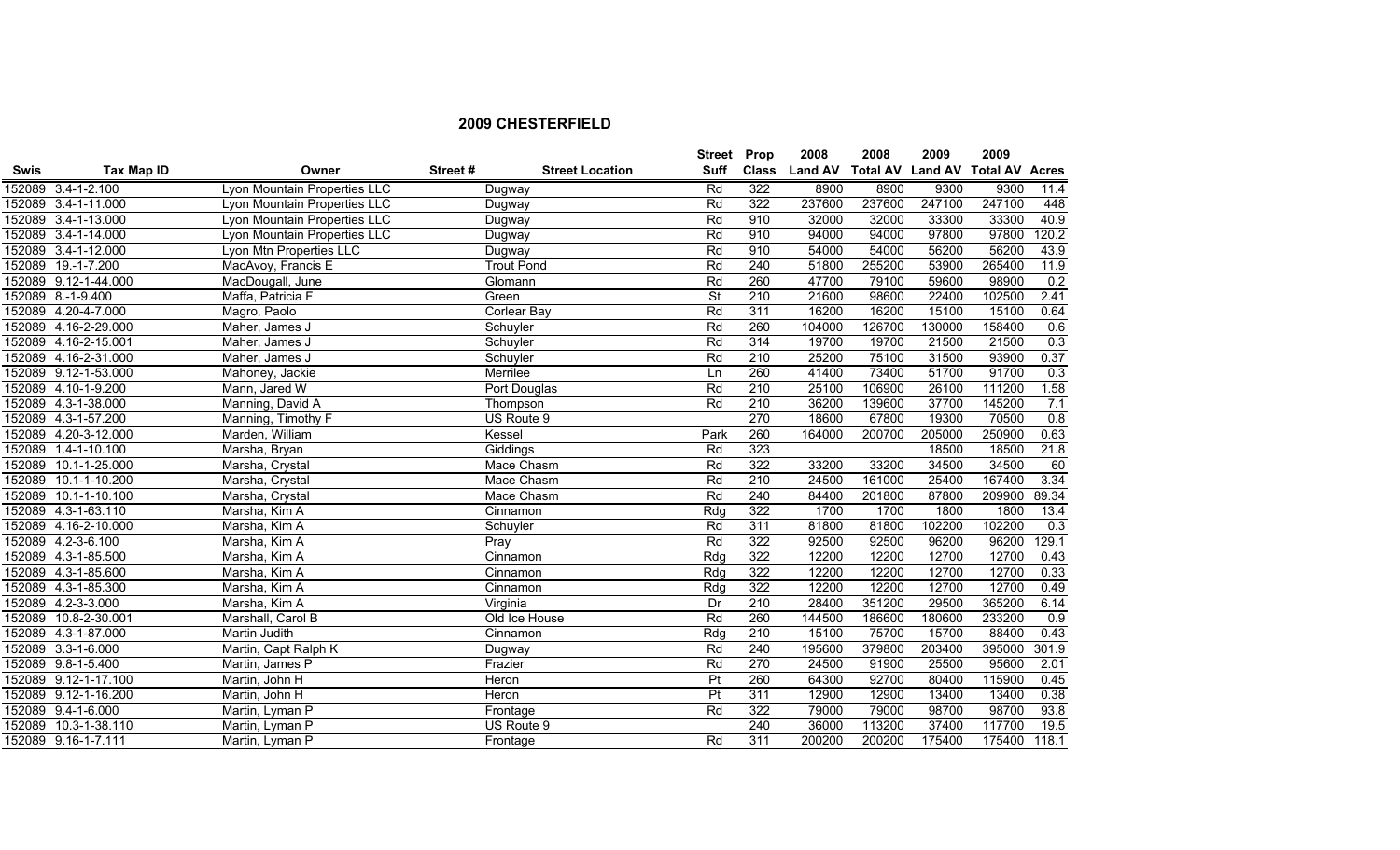## 2009 CHESTERFIELD

| Swis | Tax Map ID | Owner | Street # | Street Location | Street Suff | Prop Class | 2008 Land AV | 2008 Total AV | 2009 Land AV | 2009 Total AV | Acres |
|---|---|---|---|---|---|---|---|---|---|---|---|
| 152089 | 3.4-1-2.100 | Lyon Mountain Properties LLC | | Dugway | Rd | 322 | 8900 | 8900 | 9300 | 9300 | 11.4 |
| 152089 | 3.4-1-11.000 | Lyon Mountain Properties LLC | | Dugway | Rd | 322 | 237600 | 237600 | 247100 | 247100 | 448 |
| 152089 | 3.4-1-13.000 | Lyon Mountain Properties LLC | | Dugway | Rd | 910 | 32000 | 32000 | 33300 | 33300 | 40.9 |
| 152089 | 3.4-1-14.000 | Lyon Mountain Properties LLC | | Dugway | Rd | 910 | 94000 | 94000 | 97800 | 97800 | 120.2 |
| 152089 | 3.4-1-12.000 | Lyon Mtn Properties LLC | | Dugway | Rd | 910 | 54000 | 54000 | 56200 | 56200 | 43.9 |
| 152089 | 19.-1-7.200 | MacAvoy, Francis E | | Trout Pond | Rd | 240 | 51800 | 255200 | 53900 | 265400 | 11.9 |
| 152089 | 9.12-1-44.000 | MacDougall, June | | Glomann | Rd | 260 | 47700 | 79100 | 59600 | 98900 | 0.2 |
| 152089 | 8.-1-9.400 | Maffa, Patricia F | | Green | St | 210 | 21600 | 98600 | 22400 | 102500 | 2.41 |
| 152089 | 4.20-4-7.000 | Magro, Paolo | | Corlear Bay | Rd | 311 | 16200 | 16200 | 15100 | 15100 | 0.64 |
| 152089 | 4.16-2-29.000 | Maher, James J | | Schuyler | Rd | 260 | 104000 | 126700 | 130000 | 158400 | 0.6 |
| 152089 | 4.16-2-15.001 | Maher, James J | | Schuyler | Rd | 314 | 19700 | 19700 | 21500 | 21500 | 0.3 |
| 152089 | 4.16-2-31.000 | Maher, James J | | Schuyler | Rd | 210 | 25200 | 75100 | 31500 | 93900 | 0.37 |
| 152089 | 9.12-1-53.000 | Mahoney, Jackie | | Merrilee | Ln | 260 | 41400 | 73400 | 51700 | 91700 | 0.3 |
| 152089 | 4.10-1-9.200 | Mann, Jared W | | Port Douglas | Rd | 210 | 25100 | 106900 | 26100 | 111200 | 1.58 |
| 152089 | 4.3-1-38.000 | Manning, David A | | Thompson | Rd | 210 | 36200 | 139600 | 37700 | 145200 | 7.1 |
| 152089 | 4.3-1-57.200 | Manning, Timothy F | | US Route 9 | | 270 | 18600 | 67800 | 19300 | 70500 | 0.8 |
| 152089 | 4.20-3-12.000 | Marden, William | | Kessel | Park | 260 | 164000 | 200700 | 205000 | 250900 | 0.63 |
| 152089 | 1.4-1-10.100 | Marsha, Bryan | | Giddings | Rd | 323 | | | 18500 | 18500 | 21.8 |
| 152089 | 10.1-1-25.000 | Marsha, Crystal | | Mace Chasm | Rd | 322 | 33200 | 33200 | 34500 | 34500 | 60 |
| 152089 | 10.1-1-10.200 | Marsha, Crystal | | Mace Chasm | Rd | 210 | 24500 | 161000 | 25400 | 167400 | 3.34 |
| 152089 | 10.1-1-10.100 | Marsha, Crystal | | Mace Chasm | Rd | 240 | 84400 | 201800 | 87800 | 209900 | 89.34 |
| 152089 | 4.3-1-63.110 | Marsha, Kim A | | Cinnamon | Rdg | 322 | 1700 | 1700 | 1800 | 1800 | 13.4 |
| 152089 | 4.16-2-10.000 | Marsha, Kim A | | Schuyler | Rd | 311 | 81800 | 81800 | 102200 | 102200 | 0.3 |
| 152089 | 4.2-3-6.100 | Marsha, Kim A | | Pray | Rd | 322 | 92500 | 92500 | 96200 | 96200 | 129.1 |
| 152089 | 4.3-1-85.500 | Marsha, Kim A | | Cinnamon | Rdg | 322 | 12200 | 12200 | 12700 | 12700 | 0.43 |
| 152089 | 4.3-1-85.600 | Marsha, Kim A | | Cinnamon | Rdg | 322 | 12200 | 12200 | 12700 | 12700 | 0.33 |
| 152089 | 4.3-1-85.300 | Marsha, Kim A | | Cinnamon | Rdg | 322 | 12200 | 12200 | 12700 | 12700 | 0.49 |
| 152089 | 4.2-3-3.000 | Marsha, Kim A | | Virginia | Dr | 210 | 28400 | 351200 | 29500 | 365200 | 6.14 |
| 152089 | 10.8-2-30.001 | Marshall, Carol B | | Old Ice House | Rd | 260 | 144500 | 186600 | 180600 | 233200 | 0.9 |
| 152089 | 4.3-1-87.000 | Martin Judith | | Cinnamon | Rdg | 210 | 15100 | 75700 | 15700 | 88400 | 0.43 |
| 152089 | 3.3-1-6.000 | Martin, Capt Ralph K | | Dugway | Rd | 240 | 195600 | 379800 | 203400 | 395000 | 301.9 |
| 152089 | 9.8-1-5.400 | Martin, James P | | Frazier | Rd | 270 | 24500 | 91900 | 25500 | 95600 | 2.01 |
| 152089 | 9.12-1-17.100 | Martin, John H | | Heron | Pt | 260 | 64300 | 92700 | 80400 | 115900 | 0.45 |
| 152089 | 9.12-1-16.200 | Martin, John H | | Heron | Pt | 311 | 12900 | 12900 | 13400 | 13400 | 0.38 |
| 152089 | 9.4-1-6.000 | Martin, Lyman P | | Frontage | Rd | 322 | 79000 | 79000 | 98700 | 98700 | 93.8 |
| 152089 | 10.3-1-38.110 | Martin, Lyman P | | US Route 9 | | 240 | 36000 | 113200 | 37400 | 117700 | 19.5 |
| 152089 | 9.16-1-7.111 | Martin, Lyman P | | Frontage | Rd | 311 | 200200 | 200200 | 175400 | 175400 | 118.1 |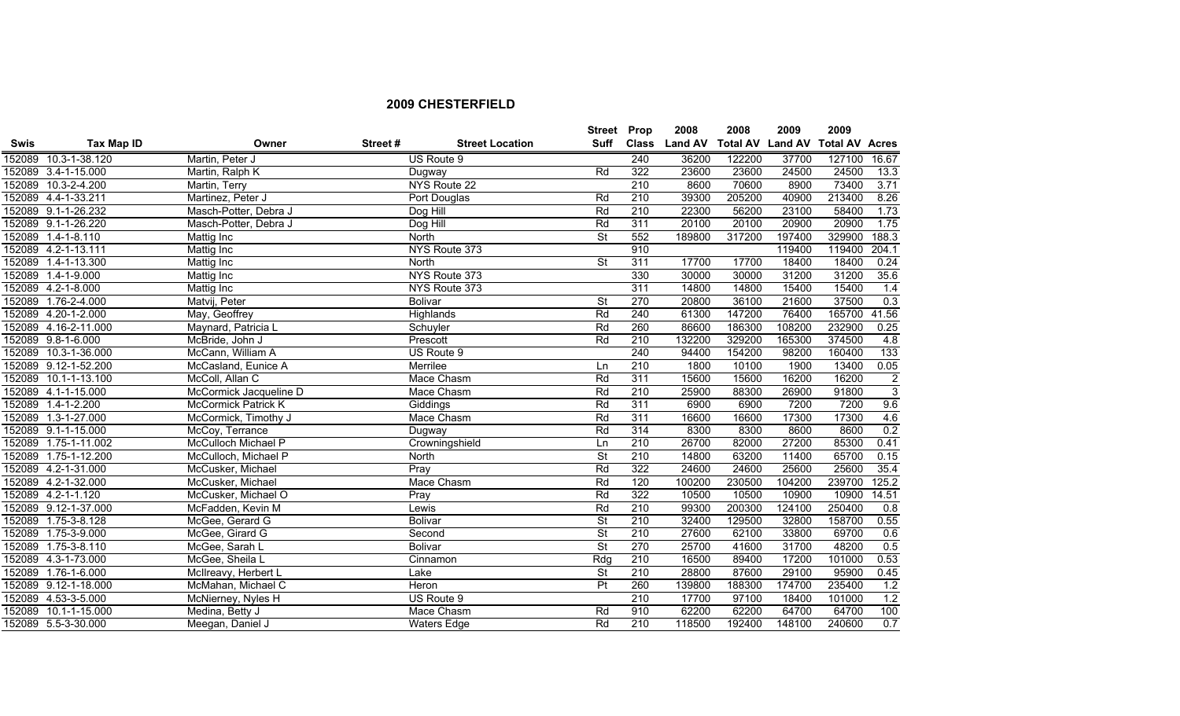## 2009 CHESTERFIELD

| Swis | Tax Map ID | Owner | Street # | Street Location | Street Suff | Prop Class | 2008 Land AV | 2008 Total AV | 2009 Land AV | 2009 Total AV | Acres |
|---|---|---|---|---|---|---|---|---|---|---|---|
| 152089 | 10.3-1-38.120 | Martin, Peter J | | US Route 9 | | 240 | 36200 | 122200 | 37700 | 127100 | 16.67 |
| 152089 | 3.4-1-15.000 | Martin, Ralph K | | Dugway | Rd | 322 | 23600 | 23600 | 24500 | 24500 | 13.3 |
| 152089 | 10.3-2-4.200 | Martin, Terry | | NYS Route 22 | | 210 | 8600 | 70600 | 8900 | 73400 | 3.71 |
| 152089 | 4.4-1-33.211 | Martinez, Peter J | | Port Douglas | Rd | 210 | 39300 | 205200 | 40900 | 213400 | 8.26 |
| 152089 | 9.1-1-26.232 | Masch-Potter, Debra J | | Dog Hill | Rd | 210 | 22300 | 56200 | 23100 | 58400 | 1.73 |
| 152089 | 9.1-1-26.220 | Masch-Potter, Debra J | | Dog Hill | Rd | 311 | 20100 | 20100 | 20900 | 20900 | 1.75 |
| 152089 | 1.4-1-8.110 | Mattig Inc | | North | St | 552 | 189800 | 317200 | 197400 | 329900 | 188.3 |
| 152089 | 4.2-1-13.111 | Mattig Inc | | NYS Route 373 | | 910 | | | 119400 | 119400 | 204.1 |
| 152089 | 1.4-1-13.300 | Mattig Inc | | North | St | 311 | 17700 | 17700 | 18400 | 18400 | 0.24 |
| 152089 | 1.4-1-9.000 | Mattig Inc | | NYS Route 373 | | 330 | 30000 | 30000 | 31200 | 31200 | 35.6 |
| 152089 | 4.2-1-8.000 | Mattig Inc | | NYS Route 373 | | 311 | 14800 | 14800 | 15400 | 15400 | 1.4 |
| 152089 | 1.76-2-4.000 | Matvij, Peter | | Bolivar | St | 270 | 20800 | 36100 | 21600 | 37500 | 0.3 |
| 152089 | 4.20-1-2.000 | May, Geoffrey | | Highlands | Rd | 240 | 61300 | 147200 | 76400 | 165700 | 41.56 |
| 152089 | 4.16-2-11.000 | Maynard, Patricia L | | Schuyler | Rd | 260 | 86600 | 186300 | 108200 | 232900 | 0.25 |
| 152089 | 9.8-1-6.000 | McBride, John J | | Prescott | Rd | 210 | 132200 | 329200 | 165300 | 374500 | 4.8 |
| 152089 | 10.3-1-36.000 | McCann, William A | | US Route 9 | | 240 | 94400 | 154200 | 98200 | 160400 | 133 |
| 152089 | 9.12-1-52.200 | McCasland, Eunice A | | Merrilee | Ln | 210 | 1800 | 10100 | 1900 | 13400 | 0.05 |
| 152089 | 10.1-1-13.100 | McColl, Allan C | | Mace Chasm | Rd | 311 | 15600 | 15600 | 16200 | 16200 | 2 |
| 152089 | 4.1-1-15.000 | McCormick Jacqueline D | | Mace Chasm | Rd | 210 | 25900 | 88300 | 26900 | 91800 | 3 |
| 152089 | 1.4-1-2.200 | McCormick Patrick K | | Giddings | Rd | 311 | 6900 | 6900 | 7200 | 7200 | 9.6 |
| 152089 | 1.3-1-27.000 | McCormick, Timothy J | | Mace Chasm | Rd | 311 | 16600 | 16600 | 17300 | 17300 | 4.6 |
| 152089 | 9.1-1-15.000 | McCoy, Terrance | | Dugway | Rd | 314 | 8300 | 8300 | 8600 | 8600 | 0.2 |
| 152089 | 1.75-1-11.002 | McCulloch Michael P | | Crowningshield | Ln | 210 | 26700 | 82000 | 27200 | 85300 | 0.41 |
| 152089 | 1.75-1-12.200 | McCulloch, Michael P | | North | St | 210 | 14800 | 63200 | 11400 | 65700 | 0.15 |
| 152089 | 4.2-1-31.000 | McCusker, Michael | | Pray | Rd | 322 | 24600 | 24600 | 25600 | 25600 | 35.4 |
| 152089 | 4.2-1-32.000 | McCusker, Michael | | Mace Chasm | Rd | 120 | 100200 | 230500 | 104200 | 239700 | 125.2 |
| 152089 | 4.2-1-1.120 | McCusker, Michael O | | Pray | Rd | 322 | 10500 | 10500 | 10900 | 10900 | 14.51 |
| 152089 | 9.12-1-37.000 | McFadden, Kevin M | | Lewis | Rd | 210 | 99300 | 200300 | 124100 | 250400 | 0.8 |
| 152089 | 1.75-3-8.128 | McGee, Gerard G | | Bolivar | St | 210 | 32400 | 129500 | 32800 | 158700 | 0.55 |
| 152089 | 1.75-3-9.000 | McGee, Girard G | | Second | St | 210 | 27600 | 62100 | 33800 | 69700 | 0.6 |
| 152089 | 1.75-3-8.110 | McGee, Sarah L | | Bolivar | St | 270 | 25700 | 41600 | 31700 | 48200 | 0.5 |
| 152089 | 4.3-1-73.000 | McGee, Sheila L | | Cinnamon | Rdg | 210 | 16500 | 89400 | 17200 | 101000 | 0.53 |
| 152089 | 1.76-1-6.000 | McIlreavy, Herbert L | | Lake | St | 210 | 28800 | 87600 | 29100 | 95900 | 0.45 |
| 152089 | 9.12-1-18.000 | McMahan, Michael C | | Heron | Pt | 260 | 139800 | 188300 | 174700 | 235400 | 1.2 |
| 152089 | 4.53-3-5.000 | McNierney, Nyles H | | US Route 9 | | 210 | 17700 | 97100 | 18400 | 101000 | 1.2 |
| 152089 | 10.1-1-15.000 | Medina, Betty J | | Mace Chasm | Rd | 910 | 62200 | 62200 | 64700 | 64700 | 100 |
| 152089 | 5.5-3-30.000 | Meegan, Daniel J | | Waters Edge | Rd | 210 | 118500 | 192400 | 148100 | 240600 | 0.7 |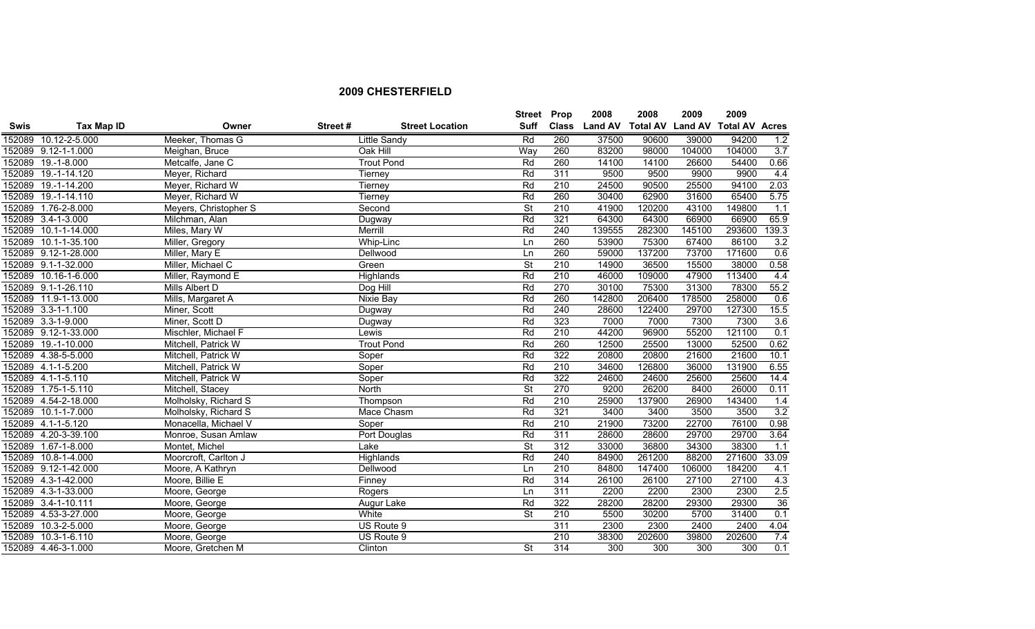## 2009 CHESTERFIELD

| Swis | Tax Map ID | Owner | Street # | Street Location | Street Suff | Prop Class | 2008 Land AV | 2008 Total AV | 2009 Land AV | 2009 Total AV | Acres |
|---|---|---|---|---|---|---|---|---|---|---|---|
| 152089 | 10.12-2-5.000 | Meeker, Thomas G | | Little Sandy | Rd | 260 | 37500 | 90600 | 39000 | 94200 | 1.2 |
| 152089 | 9.12-1-1.000 | Meighan, Bruce | | Oak Hill | Way | 260 | 83200 | 98000 | 104000 | 104000 | 3.7 |
| 152089 | 19.-1-8.000 | Metcalfe, Jane C | | Trout Pond | Rd | 260 | 14100 | 14100 | 26600 | 54400 | 0.66 |
| 152089 | 19.-1-14.120 | Meyer, Richard | | Tierney | Rd | 311 | 9500 | 9500 | 9900 | 9900 | 4.4 |
| 152089 | 19.-1-14.200 | Meyer, Richard W | | Tierney | Rd | 210 | 24500 | 90500 | 25500 | 94100 | 2.03 |
| 152089 | 19.-1-14.110 | Meyer, Richard W | | Tierney | Rd | 260 | 30400 | 62900 | 31600 | 65400 | 5.75 |
| 152089 | 1.76-2-8.000 | Meyers, Christopher S | | Second | St | 210 | 41900 | 120200 | 43100 | 149800 | 1.1 |
| 152089 | 3.4-1-3.000 | Milchman, Alan | | Dugway | Rd | 321 | 64300 | 64300 | 66900 | 66900 | 65.9 |
| 152089 | 10.1-1-14.000 | Miles, Mary W | | Merrill | Rd | 240 | 139555 | 282300 | 145100 | 293600 | 139.3 |
| 152089 | 10.1-1-35.100 | Miller, Gregory | | Whip-Linc | Ln | 260 | 53900 | 75300 | 67400 | 86100 | 3.2 |
| 152089 | 9.12-1-28.000 | Miller, Mary E | | Dellwood | Ln | 260 | 59000 | 137200 | 73700 | 171600 | 0.6 |
| 152089 | 9.1-1-32.000 | Miller, Michael C | | Green | St | 210 | 14900 | 36500 | 15500 | 38000 | 0.58 |
| 152089 | 10.16-1-6.000 | Miller, Raymond E | | Highlands | Rd | 210 | 46000 | 109000 | 47900 | 113400 | 4.4 |
| 152089 | 9.1-1-26.110 | Mills Albert D | | Dog Hill | Rd | 270 | 30100 | 75300 | 31300 | 78300 | 55.2 |
| 152089 | 11.9-1-13.000 | Mills, Margaret A | | Nixie Bay | Rd | 260 | 142800 | 206400 | 178500 | 258000 | 0.6 |
| 152089 | 3.3-1-1.100 | Miner, Scott | | Dugway | Rd | 240 | 28600 | 122400 | 29700 | 127300 | 15.5 |
| 152089 | 3.3-1-9.000 | Miner, Scott D | | Dugway | Rd | 323 | 7000 | 7000 | 7300 | 7300 | 3.6 |
| 152089 | 9.12-1-33.000 | Mischler, Michael F | | Lewis | Rd | 210 | 44200 | 96900 | 55200 | 121100 | 0.1 |
| 152089 | 19.-1-10.000 | Mitchell, Patrick W | | Trout Pond | Rd | 260 | 12500 | 25500 | 13000 | 52500 | 0.62 |
| 152089 | 4.38-5-5.000 | Mitchell, Patrick W | | Soper | Rd | 322 | 20800 | 20800 | 21600 | 21600 | 10.1 |
| 152089 | 4.1-1-5.200 | Mitchell, Patrick W | | Soper | Rd | 210 | 34600 | 126800 | 36000 | 131900 | 6.55 |
| 152089 | 4.1-1-5.110 | Mitchell, Patrick W | | Soper | Rd | 322 | 24600 | 24600 | 25600 | 25600 | 14.4 |
| 152089 | 1.75-1-5.110 | Mitchell, Stacey | | North | St | 270 | 9200 | 26200 | 8400 | 26000 | 0.11 |
| 152089 | 4.54-2-18.000 | Molholsky, Richard S | | Thompson | Rd | 210 | 25900 | 137900 | 26900 | 143400 | 1.4 |
| 152089 | 10.1-1-7.000 | Molholsky, Richard S | | Mace Chasm | Rd | 321 | 3400 | 3400 | 3500 | 3500 | 3.2 |
| 152089 | 4.1-1-5.120 | Monacella, Michael V | | Soper | Rd | 210 | 21900 | 73200 | 22700 | 76100 | 0.98 |
| 152089 | 4.20-3-39.100 | Monroe, Susan Amlaw | | Port Douglas | Rd | 311 | 28600 | 28600 | 29700 | 29700 | 3.64 |
| 152089 | 1.67-1-8.000 | Montet, Michel | | Lake | St | 312 | 33000 | 36800 | 34300 | 38300 | 1.1 |
| 152089 | 10.8-1-4.000 | Moorcroft, Carlton J | | Highlands | Rd | 240 | 84900 | 261200 | 88200 | 271600 | 33.09 |
| 152089 | 9.12-1-42.000 | Moore, A Kathryn | | Dellwood | Ln | 210 | 84800 | 147400 | 106000 | 184200 | 4.1 |
| 152089 | 4.3-1-42.000 | Moore, Billie E | | Finney | Rd | 314 | 26100 | 26100 | 27100 | 27100 | 4.3 |
| 152089 | 4.3-1-33.000 | Moore, George | | Rogers | Ln | 311 | 2200 | 2200 | 2300 | 2300 | 2.5 |
| 152089 | 3.4-1-10.111 | Moore, George | | Augur Lake | Rd | 322 | 28200 | 28200 | 29300 | 29300 | 36 |
| 152089 | 4.53-3-27.000 | Moore, George | | White | St | 210 | 5500 | 30200 | 5700 | 31400 | 0.1 |
| 152089 | 10.3-2-5.000 | Moore, George | | US Route 9 | | 311 | 2300 | 2300 | 2400 | 2400 | 4.04 |
| 152089 | 10.3-1-6.110 | Moore, George | | US Route 9 | | 210 | 38300 | 202600 | 39800 | 202600 | 7.4 |
| 152089 | 4.46-3-1.000 | Moore, Gretchen M | | Clinton | St | 314 | 300 | 300 | 300 | 300 | 0.1 |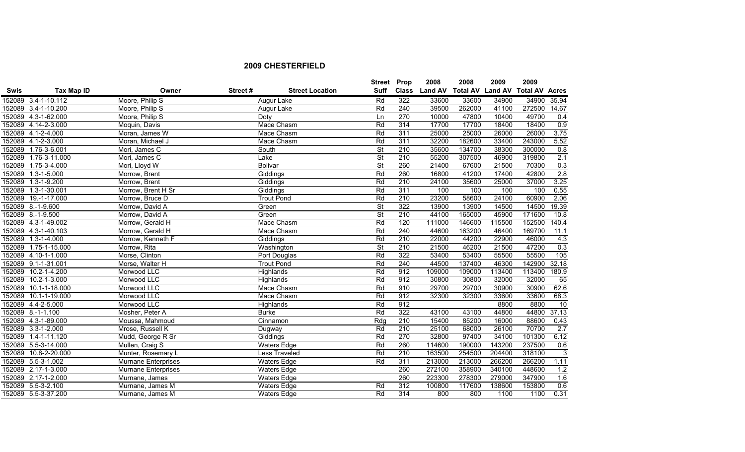## 2009 CHESTERFIELD

| Swis | Tax Map ID | Owner | Street # | Street Location | Street Suff | Prop Class | 2008 Land AV | 2008 Total AV | 2009 Land AV | 2009 Total AV | Acres |
|---|---|---|---|---|---|---|---|---|---|---|---|
| 152089 | 3.4-1-10.112 | Moore, Philip S | | Augur Lake | Rd | 322 | 33600 | 33600 | 34900 | 34900 | 35.94 |
| 152089 | 3.4-1-10.200 | Moore, Philip S | | Augur Lake | Rd | 240 | 39500 | 262000 | 41100 | 272500 | 14.67 |
| 152089 | 4.3-1-62.000 | Moore, Philip S | | Doty | Ln | 270 | 10000 | 47800 | 10400 | 49700 | 0.4 |
| 152089 | 4.14-2-3.000 | Moquin, Davis | | Mace Chasm | Rd | 314 | 17700 | 17700 | 18400 | 18400 | 0.9 |
| 152089 | 4.1-2-4.000 | Moran, James W | | Mace Chasm | Rd | 311 | 25000 | 25000 | 26000 | 26000 | 3.75 |
| 152089 | 4.1-2-3.000 | Moran, Michael J | | Mace Chasm | Rd | 311 | 32200 | 182600 | 33400 | 243000 | 5.52 |
| 152089 | 1.76-3-6.001 | Mori, James C | | South | St | 210 | 35600 | 134700 | 38300 | 300000 | 0.8 |
| 152089 | 1.76-3-11.000 | Mori, James C | | Lake | St | 210 | 55200 | 307500 | 46900 | 319800 | 2.1 |
| 152089 | 1.75-3-4.000 | Mori, Lloyd W | | Bolivar | St | 260 | 21400 | 67600 | 21500 | 70300 | 0.3 |
| 152089 | 1.3-1-5.000 | Morrow, Brent | | Giddings | Rd | 260 | 16800 | 41200 | 17400 | 42800 | 2.8 |
| 152089 | 1.3-1-9.200 | Morrow, Brent | | Giddings | Rd | 210 | 24100 | 35600 | 25000 | 37000 | 3.25 |
| 152089 | 1.3-1-30.001 | Morrow, Brent H Sr | | Giddings | Rd | 311 | 100 | 100 | 100 | 100 | 0.55 |
| 152089 | 19.-1-17.000 | Morrow, Bruce D | | Trout Pond | Rd | 210 | 23200 | 58600 | 24100 | 60900 | 2.06 |
| 152089 | 8.-1-9.600 | Morrow, David A | | Green | St | 322 | 13900 | 13900 | 14500 | 14500 | 19.39 |
| 152089 | 8.-1-9.500 | Morrow, David A | | Green | St | 210 | 44100 | 165000 | 45900 | 171600 | 10.8 |
| 152089 | 4.3-1-49.002 | Morrow, Gerald H | | Mace Chasm | Rd | 120 | 111000 | 146600 | 115500 | 152500 | 140.4 |
| 152089 | 4.3-1-40.103 | Morrow, Gerald H | | Mace Chasm | Rd | 240 | 44600 | 163200 | 46400 | 169700 | 11.1 |
| 152089 | 1.3-1-4.000 | Morrow, Kenneth F | | Giddings | Rd | 210 | 22000 | 44200 | 22900 | 46000 | 4.3 |
| 152089 | 1.75-1-15.000 | Morrow, Rita | | Washington | St | 210 | 21500 | 46200 | 21500 | 47200 | 0.3 |
| 152089 | 4.10-1-1.000 | Morse, Clinton | | Port Douglas | Rd | 322 | 53400 | 53400 | 55500 | 55500 | 105 |
| 152089 | 9.1-1-31.001 | Morse, Walter H | | Trout Pond | Rd | 240 | 44500 | 137400 | 46300 | 142900 | 32.18 |
| 152089 | 10.2-1-4.200 | Morwood LLC | | Highlands | Rd | 912 | 109000 | 109000 | 113400 | 113400 | 180.9 |
| 152089 | 10.2-1-3.000 | Morwood LLC | | Highlands | Rd | 912 | 30800 | 30800 | 32000 | 32000 | 65 |
| 152089 | 10.1-1-18.000 | Morwood LLC | | Mace Chasm | Rd | 910 | 29700 | 29700 | 30900 | 30900 | 62.6 |
| 152089 | 10.1-1-19.000 | Morwood LLC | | Mace Chasm | Rd | 912 | 32300 | 32300 | 33600 | 33600 | 68.3 |
| 152089 | 4.4-2-5.000 | Morwood LLC | | Highlands | Rd | 912 | | | 8800 | 8800 | 10 |
| 152089 | 8.-1-1.100 | Mosher, Peter A | | Burke | Rd | 322 | 43100 | 43100 | 44800 | 44800 | 37.13 |
| 152089 | 4.3-1-89.000 | Moussa, Mahmoud | | Cinnamon | Rdg | 210 | 15400 | 85200 | 16000 | 88600 | 0.43 |
| 152089 | 3.3-1-2.000 | Mrose, Russell K | | Dugway | Rd | 210 | 25100 | 68000 | 26100 | 70700 | 2.7 |
| 152089 | 1.4-1-11.120 | Mudd, George R Sr | | Giddings | Rd | 270 | 32800 | 97400 | 34100 | 101300 | 6.12 |
| 152089 | 5.5-3-14.000 | Mullen, Craig S | | Waters Edge | Rd | 260 | 114600 | 190000 | 143200 | 237500 | 0.6 |
| 152089 | 10.8-2-20.000 | Munter, Rosemary L | | Less Traveled | Rd | 210 | 163500 | 254500 | 204400 | 318100 | 3 |
| 152089 | 5.5-3-1.002 | Murnane Enterprises | | Waters Edge | Rd | 311 | 213000 | 213000 | 266200 | 266200 | 1.11 |
| 152089 | 2.17-1-3.000 | Murnane Enterprises | | Waters Edge | | 260 | 272100 | 358900 | 340100 | 448600 | 1.2 |
| 152089 | 2.17-1-2.000 | Murnane, James | | Waters Edge | | 260 | 223300 | 278300 | 279000 | 347900 | 1.6 |
| 152089 | 5.5-3-2.100 | Murnane, James M | | Waters Edge | Rd | 312 | 100800 | 117600 | 138600 | 153800 | 0.6 |
| 152089 | 5.5-3-37.200 | Murnane, James M | | Waters Edge | Rd | 314 | 800 | 800 | 1100 | 1100 | 0.31 |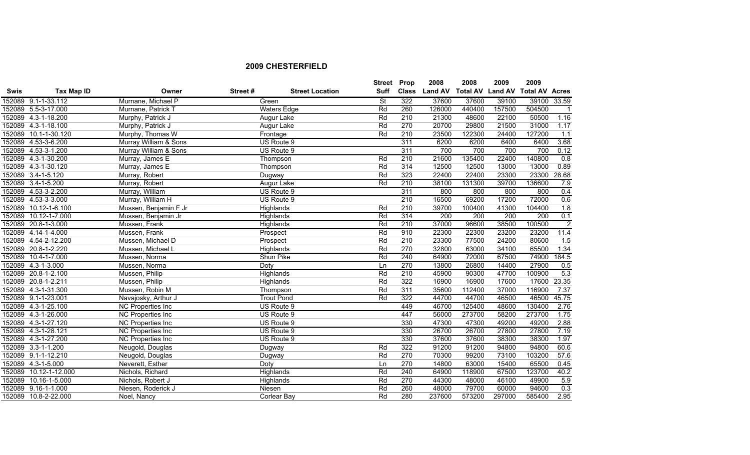## 2009 CHESTERFIELD

| Swis | Tax Map ID | Owner | Street # | Street Location | Street Suff | Prop Class | 2008 Land AV | 2008 Total AV | 2009 Land AV | 2009 Total AV | Acres |
|---|---|---|---|---|---|---|---|---|---|---|---|
| 152089 | 9.1-1-33.112 | Murnane, Michael P | | Green | St | 322 | 37600 | 37600 | 39100 | 39100 | 33.59 |
| 152089 | 5.5-3-17.000 | Murnane, Patrick T | | Waters Edge | Rd | 260 | 126000 | 440400 | 157500 | 504500 | 1 |
| 152089 | 4.3-1-18.200 | Murphy, Patrick J | | Augur Lake | Rd | 210 | 21300 | 48600 | 22100 | 50500 | 1.16 |
| 152089 | 4.3-1-18.100 | Murphy, Patrick J | | Augur Lake | Rd | 270 | 20700 | 29800 | 21500 | 31000 | 1.17 |
| 152089 | 10.1-1-30.120 | Murphy, Thomas W | | Frontage | Rd | 210 | 23500 | 122300 | 24400 | 127200 | 1.1 |
| 152089 | 4.53-3-6.200 | Murray William & Sons | | US Route 9 | | 311 | 6200 | 6200 | 6400 | 6400 | 3.68 |
| 152089 | 4.53-3-1.200 | Murray William & Sons | | US Route 9 | | 311 | 700 | 700 | 700 | 700 | 0.12 |
| 152089 | 4.3-1-30.200 | Murray, James E | | Thompson | Rd | 210 | 21600 | 135400 | 22400 | 140800 | 0.8 |
| 152089 | 4.3-1-30.120 | Murray, James E | | Thompson | Rd | 314 | 12500 | 12500 | 13000 | 13000 | 0.89 |
| 152089 | 3.4-1-5.120 | Murray, Robert | | Dugway | Rd | 323 | 22400 | 22400 | 23300 | 23300 | 28.68 |
| 152089 | 3.4-1-5.200 | Murray, Robert | | Augur Lake | Rd | 210 | 38100 | 131300 | 39700 | 136600 | 7.9 |
| 152089 | 4.53-3-2.200 | Murray, William | | US Route 9 | | 311 | 800 | 800 | 800 | 800 | 0.4 |
| 152089 | 4.53-3-3.000 | Murray, William H | | US Route 9 | | 210 | 16500 | 69200 | 17200 | 72000 | 0.6 |
| 152089 | 10.12-1-6.100 | Mussen, Benjamin F Jr | | Highlands | Rd | 210 | 39700 | 100400 | 41300 | 104400 | 1.8 |
| 152089 | 10.12-1-7.000 | Mussen, Benjamin Jr | | Highlands | Rd | 314 | 200 | 200 | 200 | 200 | 0.1 |
| 152089 | 20.8-1-3.000 | Mussen, Frank | | Highlands | Rd | 210 | 37000 | 96600 | 38500 | 100500 | 2 |
| 152089 | 4.14-1-4.000 | Mussen, Frank | | Prospect | Rd | 910 | 22300 | 22300 | 23200 | 23200 | 11.4 |
| 152089 | 4.54-2-12.200 | Mussen, Michael D | | Prospect | Rd | 210 | 23300 | 77500 | 24200 | 80600 | 1.5 |
| 152089 | 20.8-1-2.220 | Mussen, Michael L | | Highlands | Rd | 270 | 32800 | 63000 | 34100 | 65500 | 1.34 |
| 152089 | 10.4-1-7.000 | Mussen, Norma | | Shun Pike | Rd | 240 | 64900 | 72000 | 67500 | 74900 | 184.5 |
| 152089 | 4.3-1-3.000 | Mussen, Norma | | Doty | Ln | 270 | 13800 | 26800 | 14400 | 27900 | 0.5 |
| 152089 | 20.8-1-2.100 | Mussen, Philip | | Highlands | Rd | 210 | 45900 | 90300 | 47700 | 100900 | 5.3 |
| 152089 | 20.8-1-2.211 | Mussen, Philip | | Highlands | Rd | 322 | 16900 | 16900 | 17600 | 17600 | 23.35 |
| 152089 | 4.3-1-31.300 | Mussen, Robin M | | Thompson | Rd | 311 | 35600 | 112400 | 37000 | 116900 | 7.37 |
| 152089 | 9.1-1-23.001 | Navajosky, Arthur J | | Trout Pond | Rd | 322 | 44700 | 44700 | 46500 | 46500 | 45.75 |
| 152089 | 4.3-1-25.100 | NC Properties Inc | | US Route 9 | | 449 | 46700 | 125400 | 48600 | 130400 | 2.76 |
| 152089 | 4.3-1-26.000 | NC Properties Inc | | US Route 9 | | 447 | 56000 | 273700 | 58200 | 273700 | 1.75 |
| 152089 | 4.3-1-27.120 | NC Properties Inc | | US Route 9 | | 330 | 47300 | 47300 | 49200 | 49200 | 2.88 |
| 152089 | 4.3-1-28.121 | NC Properties Inc | | US Route 9 | | 330 | 26700 | 26700 | 27800 | 27800 | 7.19 |
| 152089 | 4.3-1-27.200 | NC Properties Inc | | US Route 9 | | 330 | 37600 | 37600 | 38300 | 38300 | 1.97 |
| 152089 | 3.3-1-1.200 | Neugold, Douglas | | Dugway | Rd | 322 | 91200 | 91200 | 94800 | 94800 | 60.6 |
| 152089 | 9.1-1-12.210 | Neugold, Douglas | | Dugway | Rd | 270 | 70300 | 99200 | 73100 | 103200 | 57.6 |
| 152089 | 4.3-1-5.000 | Neverett, Esther | | Doty | Ln | 270 | 14800 | 63000 | 15400 | 65500 | 0.45 |
| 152089 | 10.12-1-12.000 | Nichols, Richard | | Highlands | Rd | 240 | 64900 | 118900 | 67500 | 123700 | 40.2 |
| 152089 | 10.16-1-5.000 | Nichols, Robert J | | Highlands | Rd | 270 | 44300 | 48000 | 46100 | 49900 | 5.9 |
| 152089 | 9.16-1-1.000 | Niesen, Roderick J | | Niesen | Rd | 260 | 48000 | 79700 | 60000 | 94600 | 0.3 |
| 152089 | 10.8-2-22.000 | Noel, Nancy | | Corlear Bay | Rd | 280 | 237600 | 573200 | 297000 | 585400 | 2.95 |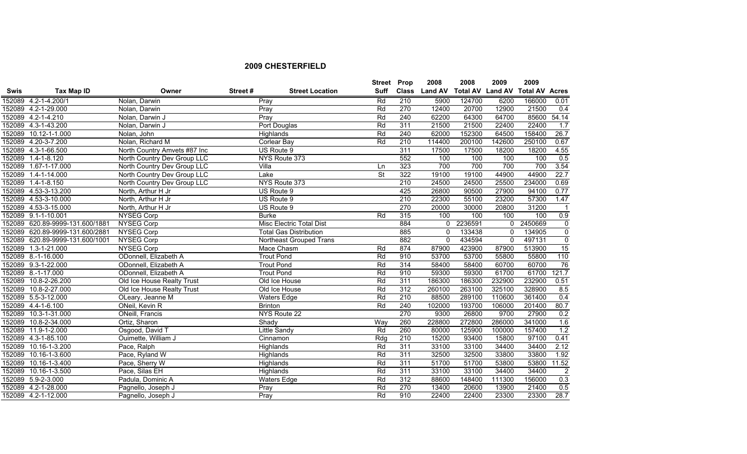## 2009 CHESTERFIELD

| Swis | Tax Map ID | Owner | Street # | Street Location | Street Suff | Prop Class | 2008 Land AV | 2008 Total AV | 2009 Land AV | 2009 Total AV | Acres |
|---|---|---|---|---|---|---|---|---|---|---|---|
| 152089 | 4.2-1-4.200/1 | Nolan, Darwin | | Pray | Rd | 210 | 5900 | 124700 | 6200 | 166000 | 0.01 |
| 152089 | 4.2-1-29.000 | Nolan, Darwin | | Pray | Rd | 270 | 12400 | 20700 | 12900 | 21500 | 0.4 |
| 152089 | 4.2-1-4.210 | Nolan, Darwin J | | Pray | Rd | 240 | 62200 | 64300 | 64700 | 85600 | 54.14 |
| 152089 | 4.3-1-43.200 | Nolan, Darwin J | | Port Douglas | Rd | 311 | 21500 | 21500 | 22400 | 22400 | 1.7 |
| 152089 | 10.12-1-1.000 | Nolan, John | | Highlands | Rd | 240 | 62000 | 152300 | 64500 | 158400 | 26.7 |
| 152089 | 4.20-3-7.200 | Nolan, Richard M | | Corlear Bay | Rd | 210 | 114400 | 200100 | 142600 | 250100 | 0.67 |
| 152089 | 4.3-1-66.500 | North Country Amvets #87 Inc | | US Route 9 | | 311 | 17500 | 17500 | 18200 | 18200 | 4.55 |
| 152089 | 1.4-1-8.120 | North Country Dev Group LLC | | NYS Route 373 | | 552 | 100 | 100 | 100 | 100 | 0.5 |
| 152089 | 1.67-1-17.000 | North Country Dev Group LLC | | Villa | Ln | 323 | 700 | 700 | 700 | 700 | 3.54 |
| 152089 | 1.4-1-14.000 | North Country Dev Group LLC | | Lake | St | 322 | 19100 | 19100 | 44900 | 44900 | 22.7 |
| 152089 | 1.4-1-8.150 | North Country Dev Group LLC | | NYS Route 373 | | 210 | 24500 | 24500 | 25500 | 234000 | 0.69 |
| 152089 | 4.53-3-13.200 | North, Arthur H Jr | | US Route 9 | | 425 | 26800 | 90500 | 27900 | 94100 | 0.77 |
| 152089 | 4.53-3-10.000 | North, Arthur H Jr | | US Route 9 | | 210 | 22300 | 55100 | 23200 | 57300 | 1.47 |
| 152089 | 4.53-3-15.000 | North, Arthur H Jr | | US Route 9 | | 270 | 20000 | 30000 | 20800 | 31200 | 1 |
| 152089 | 9.1-1-10.001 | NYSEG Corp | | Burke | Rd | 315 | 100 | 100 | 100 | 100 | 0.9 |
| 152089 | 620.89-9999-131.600/1881 | NYSEG Corp | | Misc Electric Total Dist | | 884 | 0 | 2236591 | 0 | 2450669 | 0 |
| 152089 | 620.89-9999-131.600/2881 | NYSEG Corp | | Total Gas Distribution | | 885 | 0 | 133438 | 0 | 134905 | 0 |
| 152089 | 620.89-9999-131.600/1001 | NYSEG Corp | | Northeast Grouped Trans | | 882 | 0 | 434594 | 0 | 497131 | 0 |
| 152089 | 1.3-1-21.000 | NYSEG Corp | | Mace Chasm | Rd | 874 | 87900 | 423900 | 87900 | 513900 | 15 |
| 152089 | 8.-1-16.000 | ODonnell, Elizabeth A | | Trout Pond | Rd | 910 | 53700 | 53700 | 55800 | 55800 | 110 |
| 152089 | 9.3-1-22.000 | ODonnell, Elizabeth A | | Trout Pond | Rd | 314 | 58400 | 58400 | 60700 | 60700 | 76 |
| 152089 | 8.-1-17.000 | ODonnell, Elizabeth A | | Trout Pond | Rd | 910 | 59300 | 59300 | 61700 | 61700 | 121.7 |
| 152089 | 10.8-2-26.200 | Old Ice House Realty Trust | | Old Ice House | Rd | 311 | 186300 | 186300 | 232900 | 232900 | 0.51 |
| 152089 | 10.8-2-27.000 | Old Ice House Realty Trust | | Old Ice House | Rd | 312 | 260100 | 263100 | 325100 | 328900 | 8.5 |
| 152089 | 5.5-3-12.000 | OLeary, Jeanne M | | Waters Edge | Rd | 210 | 88500 | 289100 | 110600 | 361400 | 0.4 |
| 152089 | 4.4-1-6.100 | ONeil, Kevin R | | Brinton | Rd | 240 | 102000 | 193700 | 106000 | 201400 | 80.7 |
| 152089 | 10.3-1-31.000 | ONeill, Francis | | NYS Route 22 | | 270 | 9300 | 26800 | 9700 | 27900 | 0.2 |
| 152089 | 10.8-2-34.000 | Ortiz, Sharon | | Shady | Way | 260 | 228800 | 272800 | 286000 | 341000 | 1.6 |
| 152089 | 11.9-1-2.000 | Osgood, David T | | Little Sandy | Rd | 260 | 80000 | 125900 | 100000 | 157400 | 1.2 |
| 152089 | 4.3-1-85.100 | Ouimette, William J | | Cinnamon | Rdg | 210 | 15200 | 93400 | 15800 | 97100 | 0.41 |
| 152089 | 10.16-1-3.200 | Pace, Ralph | | Highlands | Rd | 311 | 33100 | 33100 | 34400 | 34400 | 2.12 |
| 152089 | 10.16-1-3.600 | Pace, Ryland W | | Highlands | Rd | 311 | 32500 | 32500 | 33800 | 33800 | 1.92 |
| 152089 | 10.16-1-3.400 | Pace, Sherry W | | Highlands | Rd | 311 | 51700 | 51700 | 53800 | 53800 | 11.52 |
| 152089 | 10.16-1-3.500 | Pace, Silas EH | | Highlands | Rd | 311 | 33100 | 33100 | 34400 | 34400 | 2 |
| 152089 | 5.9-2-3.000 | Padula, Dominic A | | Waters Edge | Rd | 312 | 88600 | 148400 | 111300 | 156000 | 0.3 |
| 152089 | 4.2-1-28.000 | Pagnello, Joseph J | | Pray | Rd | 270 | 13400 | 20600 | 13900 | 21400 | 0.5 |
| 152089 | 4.2-1-12.000 | Pagnello, Joseph J | | Pray | Rd | 910 | 22400 | 22400 | 23300 | 23300 | 28.7 |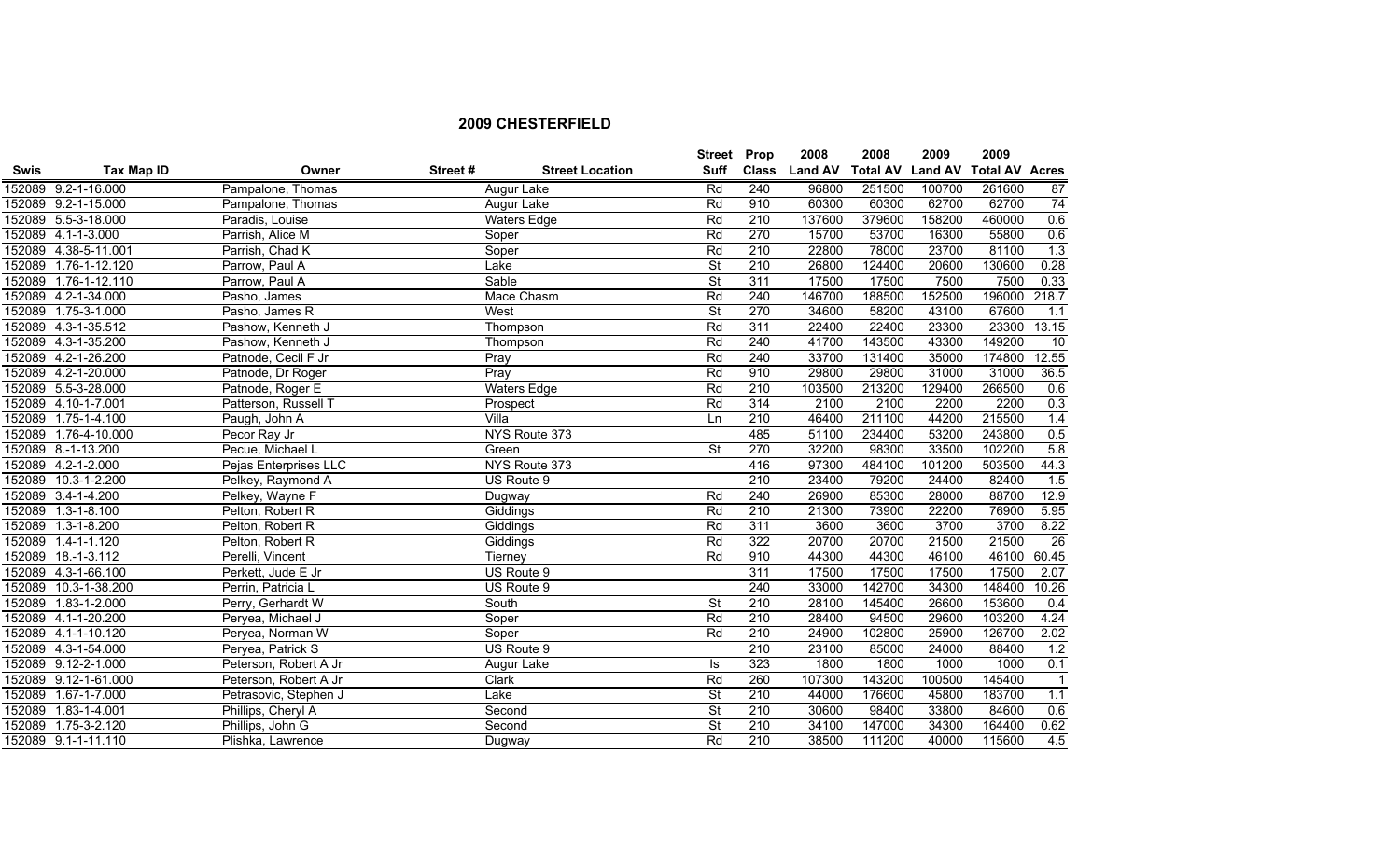## 2009 CHESTERFIELD

| Swis | Tax Map ID | Owner | Street # | Street Location | Street Suff | Prop Class | 2008 Land AV | 2008 Total AV | 2009 Land AV | 2009 Total AV | Acres |
|---|---|---|---|---|---|---|---|---|---|---|---|
| 152089 | 9.2-1-16.000 | Pampalone, Thomas | | Augur Lake | Rd | 240 | 96800 | 251500 | 100700 | 261600 | 87 |
| 152089 | 9.2-1-15.000 | Pampalone, Thomas | | Augur Lake | Rd | 910 | 60300 | 60300 | 62700 | 62700 | 74 |
| 152089 | 5.5-3-18.000 | Paradis, Louise | | Waters Edge | Rd | 210 | 137600 | 379600 | 158200 | 460000 | 0.6 |
| 152089 | 4.1-1-3.000 | Parrish, Alice M | | Soper | Rd | 270 | 15700 | 53700 | 16300 | 55800 | 0.6 |
| 152089 | 4.38-5-11.001 | Parrish, Chad K | | Soper | Rd | 210 | 22800 | 78000 | 23700 | 81100 | 1.3 |
| 152089 | 1.76-1-12.120 | Parrow, Paul A | | Lake | St | 210 | 26800 | 124400 | 20600 | 130600 | 0.28 |
| 152089 | 1.76-1-12.110 | Parrow, Paul A | | Sable | St | 311 | 17500 | 17500 | 7500 | 7500 | 0.33 |
| 152089 | 4.2-1-34.000 | Pasho, James | | Mace Chasm | Rd | 240 | 146700 | 188500 | 152500 | 196000 | 218.7 |
| 152089 | 1.75-3-1.000 | Pasho, James R | | West | St | 270 | 34600 | 58200 | 43100 | 67600 | 1.1 |
| 152089 | 4.3-1-35.512 | Pashow, Kenneth J | | Thompson | Rd | 311 | 22400 | 22400 | 23300 | 23300 | 13.15 |
| 152089 | 4.3-1-35.200 | Pashow, Kenneth J | | Thompson | Rd | 240 | 41700 | 143500 | 43300 | 149200 | 10 |
| 152089 | 4.2-1-26.200 | Patnode, Cecil F Jr | | Pray | Rd | 240 | 33700 | 131400 | 35000 | 174800 | 12.55 |
| 152089 | 4.2-1-20.000 | Patnode, Dr Roger | | Pray | Rd | 910 | 29800 | 29800 | 31000 | 31000 | 36.5 |
| 152089 | 5.5-3-28.000 | Patnode, Roger E | | Waters Edge | Rd | 210 | 103500 | 213200 | 129400 | 266500 | 0.6 |
| 152089 | 4.10-1-7.001 | Patterson, Russell T | | Prospect | Rd | 314 | 2100 | 2100 | 2200 | 2200 | 0.3 |
| 152089 | 1.75-1-4.100 | Paugh, John A | | Villa | Ln | 210 | 46400 | 211100 | 44200 | 215500 | 1.4 |
| 152089 | 1.76-4-10.000 | Pecor Ray Jr | | NYS Route 373 | | 485 | 51100 | 234400 | 53200 | 243800 | 0.5 |
| 152089 | 8.-1-13.200 | Pecue, Michael L | | Green | St | 270 | 32200 | 98300 | 33500 | 102200 | 5.8 |
| 152089 | 4.2-1-2.000 | Pejas Enterprises LLC | | NYS Route 373 | | 416 | 97300 | 484100 | 101200 | 503500 | 44.3 |
| 152089 | 10.3-1-2.200 | Pelkey, Raymond A | | US Route 9 | | 210 | 23400 | 79200 | 24400 | 82400 | 1.5 |
| 152089 | 3.4-1-4.200 | Pelkey, Wayne F | | Dugway | Rd | 240 | 26900 | 85300 | 28000 | 88700 | 12.9 |
| 152089 | 1.3-1-8.100 | Pelton, Robert R | | Giddings | Rd | 210 | 21300 | 73900 | 22200 | 76900 | 5.95 |
| 152089 | 1.3-1-8.200 | Pelton, Robert R | | Giddings | Rd | 311 | 3600 | 3600 | 3700 | 3700 | 8.22 |
| 152089 | 1.4-1-1.120 | Pelton, Robert R | | Giddings | Rd | 322 | 20700 | 20700 | 21500 | 21500 | 26 |
| 152089 | 18.-1-3.112 | Perelli, Vincent | | Tierney | Rd | 910 | 44300 | 44300 | 46100 | 46100 | 60.45 |
| 152089 | 4.3-1-66.100 | Perkett, Jude E Jr | | US Route 9 | | 311 | 17500 | 17500 | 17500 | 17500 | 2.07 |
| 152089 | 10.3-1-38.200 | Perrin, Patricia L | | US Route 9 | | 240 | 33000 | 142700 | 34300 | 148400 | 10.26 |
| 152089 | 1.83-1-2.000 | Perry, Gerhardt W | | South | St | 210 | 28100 | 145400 | 26600 | 153600 | 0.4 |
| 152089 | 4.1-1-20.200 | Peryea, Michael J | | Soper | Rd | 210 | 28400 | 94500 | 29600 | 103200 | 4.24 |
| 152089 | 4.1-1-10.120 | Peryea, Norman W | | Soper | Rd | 210 | 24900 | 102800 | 25900 | 126700 | 2.02 |
| 152089 | 4.3-1-54.000 | Peryea, Patrick S | | US Route 9 | | 210 | 23100 | 85000 | 24000 | 88400 | 1.2 |
| 152089 | 9.12-2-1.000 | Peterson, Robert A Jr | | Augur Lake | Is | 323 | 1800 | 1800 | 1000 | 1000 | 0.1 |
| 152089 | 9.12-1-61.000 | Peterson, Robert A Jr | | Clark | Rd | 260 | 107300 | 143200 | 100500 | 145400 | 1 |
| 152089 | 1.67-1-7.000 | Petrasovic, Stephen J | | Lake | St | 210 | 44000 | 176600 | 45800 | 183700 | 1.1 |
| 152089 | 1.83-1-4.001 | Phillips, Cheryl A | | Second | St | 210 | 30600 | 98400 | 33800 | 84600 | 0.6 |
| 152089 | 1.75-3-2.120 | Phillips, John G | | Second | St | 210 | 34100 | 147000 | 34300 | 164400 | 0.62 |
| 152089 | 9.1-1-11.110 | Plishka, Lawrence | | Dugway | Rd | 210 | 38500 | 111200 | 40000 | 115600 | 4.5 |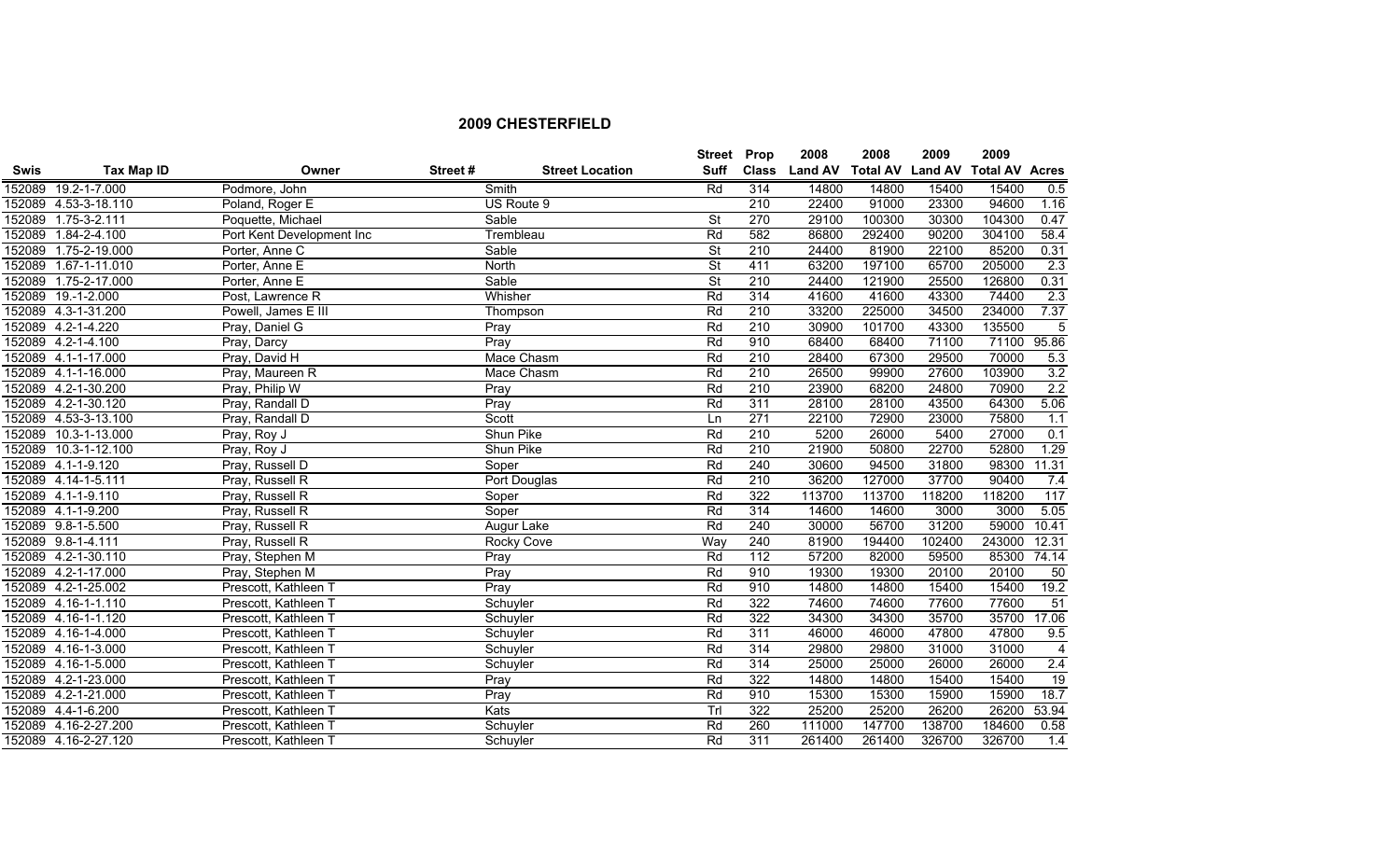## 2009 CHESTERFIELD

| Swis | Tax Map ID | Owner | Street # | Street Location | Street Suff | Prop Class | 2008 Land AV | 2008 Total AV | 2009 Land AV | 2009 Total AV | Acres |
|---|---|---|---|---|---|---|---|---|---|---|---|
| 152089 | 19.2-1-7.000 | Podmore, John | | Smith | Rd | 314 | 14800 | 14800 | 15400 | 15400 | 0.5 |
| 152089 | 4.53-3-18.110 | Poland, Roger E | | US Route 9 | | 210 | 22400 | 91000 | 23300 | 94600 | 1.16 |
| 152089 | 1.75-3-2.111 | Poquette, Michael | | Sable | St | 270 | 29100 | 100300 | 30300 | 104300 | 0.47 |
| 152089 | 1.84-2-4.100 | Port Kent Development Inc | | Trembleau | Rd | 582 | 86800 | 292400 | 90200 | 304100 | 58.4 |
| 152089 | 1.75-2-19.000 | Porter, Anne C | | Sable | St | 210 | 24400 | 81900 | 22100 | 85200 | 0.31 |
| 152089 | 1.67-1-11.010 | Porter, Anne E | | North | St | 411 | 63200 | 197100 | 65700 | 205000 | 2.3 |
| 152089 | 1.75-2-17.000 | Porter, Anne E | | Sable | St | 210 | 24400 | 121900 | 25500 | 126800 | 0.31 |
| 152089 | 19.-1-2.000 | Post, Lawrence R | | Whisher | Rd | 314 | 41600 | 41600 | 43300 | 74400 | 2.3 |
| 152089 | 4.3-1-31.200 | Powell, James E III | | Thompson | Rd | 210 | 33200 | 225000 | 34500 | 234000 | 7.37 |
| 152089 | 4.2-1-4.220 | Pray, Daniel G | | Pray | Rd | 210 | 30900 | 101700 | 43300 | 135500 | 5 |
| 152089 | 4.2-1-4.100 | Pray, Darcy | | Pray | Rd | 910 | 68400 | 68400 | 71100 | 71100 | 95.86 |
| 152089 | 4.1-1-17.000 | Pray, David H | | Mace Chasm | Rd | 210 | 28400 | 67300 | 29500 | 70000 | 5.3 |
| 152089 | 4.1-1-16.000 | Pray, Maureen R | | Mace Chasm | Rd | 210 | 26500 | 99900 | 27600 | 103900 | 3.2 |
| 152089 | 4.2-1-30.200 | Pray, Philip W | | Pray | Rd | 210 | 23900 | 68200 | 24800 | 70900 | 2.2 |
| 152089 | 4.2-1-30.120 | Pray, Randall D | | Pray | Rd | 311 | 28100 | 28100 | 43500 | 64300 | 5.06 |
| 152089 | 4.53-3-13.100 | Pray, Randall D | | Scott | Ln | 271 | 22100 | 72900 | 23000 | 75800 | 1.1 |
| 152089 | 10.3-1-13.000 | Pray, Roy J | | Shun Pike | Rd | 210 | 5200 | 26000 | 5400 | 27000 | 0.1 |
| 152089 | 10.3-1-12.100 | Pray, Roy J | | Shun Pike | Rd | 210 | 21900 | 50800 | 22700 | 52800 | 1.29 |
| 152089 | 4.1-1-9.120 | Pray, Russell D | | Soper | Rd | 240 | 30600 | 94500 | 31800 | 98300 | 11.31 |
| 152089 | 4.14-1-5.111 | Pray, Russell R | | Port Douglas | Rd | 210 | 36200 | 127000 | 37700 | 90400 | 7.4 |
| 152089 | 4.1-1-9.110 | Pray, Russell R | | Soper | Rd | 322 | 113700 | 113700 | 118200 | 118200 | 117 |
| 152089 | 4.1-1-9.200 | Pray, Russell R | | Soper | Rd | 314 | 14600 | 14600 | 3000 | 3000 | 5.05 |
| 152089 | 9.8-1-5.500 | Pray, Russell R | | Augur Lake | Rd | 240 | 30000 | 56700 | 31200 | 59000 | 10.41 |
| 152089 | 9.8-1-4.111 | Pray, Russell R | | Rocky Cove | Way | 240 | 81900 | 194400 | 102400 | 243000 | 12.31 |
| 152089 | 4.2-1-30.110 | Pray, Stephen M | | Pray | Rd | 112 | 57200 | 82000 | 59500 | 85300 | 74.14 |
| 152089 | 4.2-1-17.000 | Pray, Stephen M | | Pray | Rd | 910 | 19300 | 19300 | 20100 | 20100 | 50 |
| 152089 | 4.2-1-25.002 | Prescott, Kathleen T | | Pray | Rd | 910 | 14800 | 14800 | 15400 | 15400 | 19.2 |
| 152089 | 4.16-1-1.110 | Prescott, Kathleen T | | Schuyler | Rd | 322 | 74600 | 74600 | 77600 | 77600 | 51 |
| 152089 | 4.16-1-1.120 | Prescott, Kathleen T | | Schuyler | Rd | 322 | 34300 | 34300 | 35700 | 35700 | 17.06 |
| 152089 | 4.16-1-4.000 | Prescott, Kathleen T | | Schuyler | Rd | 311 | 46000 | 46000 | 47800 | 47800 | 9.5 |
| 152089 | 4.16-1-3.000 | Prescott, Kathleen T | | Schuyler | Rd | 314 | 29800 | 29800 | 31000 | 31000 | 4 |
| 152089 | 4.16-1-5.000 | Prescott, Kathleen T | | Schuyler | Rd | 314 | 25000 | 25000 | 26000 | 26000 | 2.4 |
| 152089 | 4.2-1-23.000 | Prescott, Kathleen T | | Pray | Rd | 322 | 14800 | 14800 | 15400 | 15400 | 19 |
| 152089 | 4.2-1-21.000 | Prescott, Kathleen T | | Pray | Rd | 910 | 15300 | 15300 | 15900 | 15900 | 18.7 |
| 152089 | 4.4-1-6.200 | Prescott, Kathleen T | | Kats | Trl | 322 | 25200 | 25200 | 26200 | 26200 | 53.94 |
| 152089 | 4.16-2-27.200 | Prescott, Kathleen T | | Schuyler | Rd | 260 | 111000 | 147700 | 138700 | 184600 | 0.58 |
| 152089 | 4.16-2-27.120 | Prescott, Kathleen T | | Schuyler | Rd | 311 | 261400 | 261400 | 326700 | 326700 | 1.4 |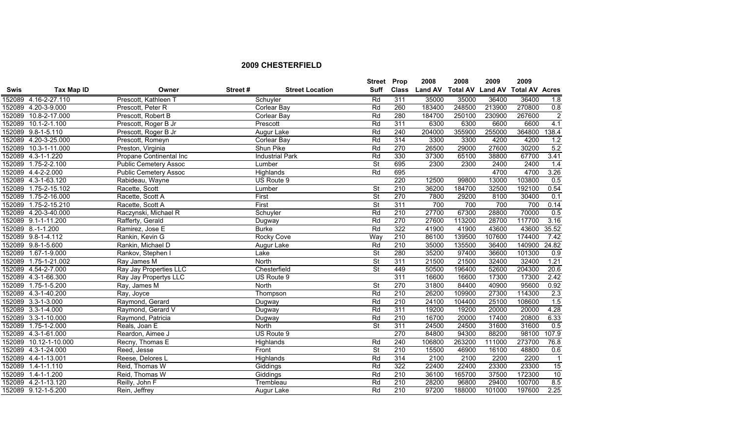## 2009 CHESTERFIELD

| Swis | Tax Map ID | Owner | Street # | Street Location | Street Suff | Prop Class | 2008 Land AV | 2008 Total AV | 2009 Land AV | 2009 Total AV | Acres |
|---|---|---|---|---|---|---|---|---|---|---|---|
| 152089 | 4.16-2-27.110 | Prescott, Kathleen T | | Schuyler | Rd | 311 | 35000 | 35000 | 36400 | 36400 | 1.8 |
| 152089 | 4.20-3-9.000 | Prescott, Peter R | | Corlear Bay | Rd | 260 | 183400 | 248500 | 213900 | 270800 | 0.8 |
| 152089 | 10.8-2-17.000 | Prescott, Robert B | | Corlear Bay | Rd | 280 | 184700 | 250100 | 230900 | 267600 | 2 |
| 152089 | 10.1-2-1.100 | Prescott, Roger B Jr | | Prescott | Rd | 311 | 6300 | 6300 | 6600 | 6600 | 4.1 |
| 152089 | 9.8-1-5.110 | Prescott, Roger B Jr | | Augur Lake | Rd | 240 | 204000 | 355900 | 255000 | 364800 | 138.4 |
| 152089 | 4.20-3-25.000 | Prescott, Romeyn | | Corlear Bay | Rd | 314 | 3300 | 3300 | 4200 | 4200 | 1.2 |
| 152089 | 10.3-1-11.000 | Preston, Virginia | | Shun Pike | Rd | 270 | 26500 | 29000 | 27600 | 30200 | 5.2 |
| 152089 | 4.3-1-1.220 | Propane Continental Inc | | Industrial Park | Rd | 330 | 37300 | 65100 | 38800 | 67700 | 3.41 |
| 152089 | 1.75-2-2.100 | Public Cemetery Assoc | | Lumber | St | 695 | 2300 | 2300 | 2400 | 2400 | 1.4 |
| 152089 | 4.4-2-2.000 | Public Cemetery Assoc | | Highlands | Rd | 695 | | | 4700 | 4700 | 3.26 |
| 152089 | 4.3-1-63.120 | Rabideau, Wayne | | US Route 9 | | 220 | 12500 | 99800 | 13000 | 103800 | 0.5 |
| 152089 | 1.75-2-15.102 | Racette, Scott | | Lumber | St | 210 | 36200 | 184700 | 32500 | 192100 | 0.54 |
| 152089 | 1.75-2-16.000 | Racette, Scott A | | First | St | 270 | 7800 | 29200 | 8100 | 30400 | 0.1 |
| 152089 | 1.75-2-15.210 | Racette, Scott A | | First | St | 311 | 700 | 700 | 700 | 700 | 0.14 |
| 152089 | 4.20-3-40.000 | Raczynski, Michael R | | Schuyler | Rd | 210 | 27700 | 67300 | 28800 | 70000 | 0.5 |
| 152089 | 9.1-1-11.200 | Rafferty, Gerald | | Dugway | Rd | 270 | 27600 | 113200 | 28700 | 117700 | 3.16 |
| 152089 | 8.-1-1.200 | Ramirez, Jose E | | Burke | Rd | 322 | 41900 | 41900 | 43600 | 43600 | 35.52 |
| 152089 | 9.8-1-4.112 | Rankin, Kevin G | | Rocky Cove | Way | 210 | 86100 | 139500 | 107600 | 174400 | 7.42 |
| 152089 | 9.8-1-5.600 | Rankin, Michael D | | Augur Lake | Rd | 210 | 35000 | 135500 | 36400 | 140900 | 24.82 |
| 152089 | 1.67-1-9.000 | Rankov, Stephen I | | Lake | St | 280 | 35200 | 97400 | 36600 | 101300 | 0.9 |
| 152089 | 1.75-1-21.002 | Ray James M | | North | St | 311 | 21500 | 21500 | 32400 | 32400 | 1.21 |
| 152089 | 4.54-2-7.000 | Ray Jay Properties LLC | | Chesterfield | St | 449 | 50500 | 196400 | 52600 | 204300 | 20.6 |
| 152089 | 4.3-1-66.300 | Ray Jay Propertys LLC | | US Route 9 | | 311 | 16600 | 16600 | 17300 | 17300 | 2.42 |
| 152089 | 1.75-1-5.200 | Ray, James M | | North | St | 270 | 31800 | 84400 | 40900 | 95600 | 0.92 |
| 152089 | 4.3-1-40.200 | Ray, Joyce | | Thompson | Rd | 210 | 26200 | 109900 | 27300 | 114300 | 2.3 |
| 152089 | 3.3-1-3.000 | Raymond, Gerard | | Dugway | Rd | 210 | 24100 | 104400 | 25100 | 108600 | 1.5 |
| 152089 | 3.3-1-4.000 | Raymond, Gerard V | | Dugway | Rd | 311 | 19200 | 19200 | 20000 | 20000 | 4.28 |
| 152089 | 3.3-1-10.000 | Raymond, Patricia | | Dugway | Rd | 210 | 16700 | 20000 | 17400 | 20800 | 6.33 |
| 152089 | 1.75-1-2.000 | Reals, Joan E | | North | St | 311 | 24500 | 24500 | 31600 | 31600 | 0.5 |
| 152089 | 4.3-1-61.000 | Reardon, Aimee J | | US Route 9 | | 270 | 84800 | 94300 | 88200 | 98100 | 107.9 |
| 152089 | 10.12-1-10.000 | Recny, Thomas E | | Highlands | Rd | 240 | 106800 | 263200 | 111000 | 273700 | 76.8 |
| 152089 | 4.3-1-24.000 | Reed, Jesse | | Front | St | 210 | 15500 | 46900 | 16100 | 48800 | 0.6 |
| 152089 | 4.4-1-13.001 | Reese, Delores L | | Highlands | Rd | 314 | 2100 | 2100 | 2200 | 2200 | 1 |
| 152089 | 1.4-1-1.110 | Reid, Thomas W | | Giddings | Rd | 322 | 22400 | 22400 | 23300 | 23300 | 15 |
| 152089 | 1.4-1-1.200 | Reid, Thomas W | | Giddings | Rd | 210 | 36100 | 165700 | 37500 | 172300 | 10 |
| 152089 | 4.2-1-13.120 | Reilly, John F | | Trembleau | Rd | 210 | 28200 | 96800 | 29400 | 100700 | 8.5 |
| 152089 | 9.12-1-5.200 | Rein, Jeffrey | | Augur Lake | Rd | 210 | 97200 | 188000 | 101000 | 197600 | 2.25 |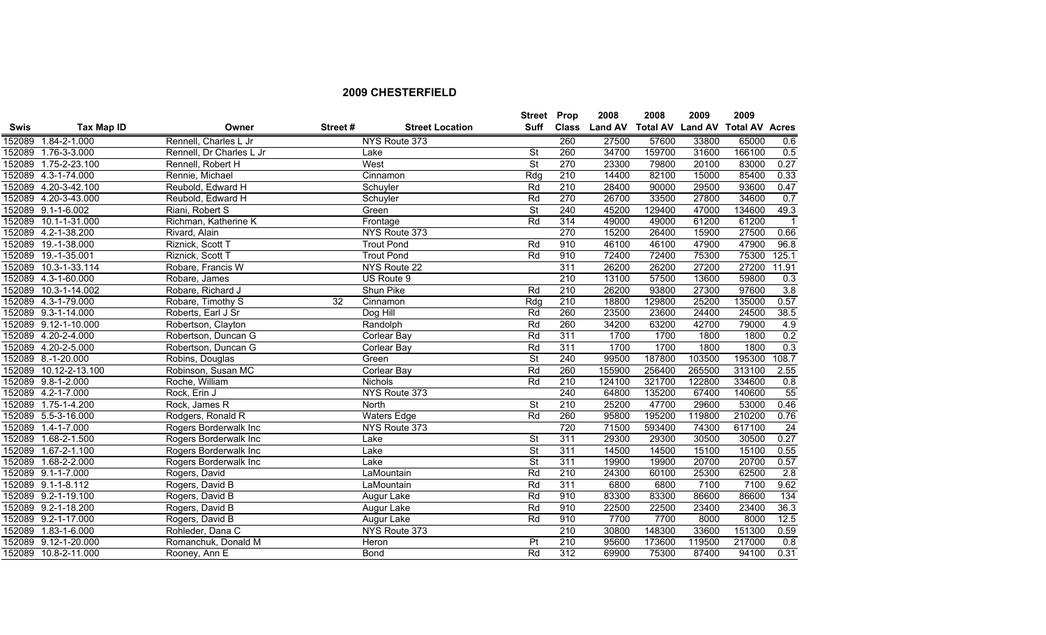## 2009 CHESTERFIELD

| Swis | Tax Map ID | Owner | Street # | Street Location | Street Suff | Prop Class | 2008 Land AV | 2008 Total AV | 2009 Land AV | 2009 Total AV | Acres |
|---|---|---|---|---|---|---|---|---|---|---|---|
| 152089 | 1.84-2-1.000 | Rennell, Charles L Jr | | NYS Route 373 | | 260 | 27500 | 57600 | 33800 | 65000 | 0.6 |
| 152089 | 1.76-3-3.000 | Rennell, Dr Charles L Jr | | Lake | St | 260 | 34700 | 159700 | 31600 | 166100 | 0.5 |
| 152089 | 1.75-2-23.100 | Rennell, Robert H | | West | St | 270 | 23300 | 79800 | 20100 | 83000 | 0.27 |
| 152089 | 4.3-1-74.000 | Rennie, Michael | | Cinnamon | Rdg | 210 | 14400 | 82100 | 15000 | 85400 | 0.33 |
| 152089 | 4.20-3-42.100 | Reubold, Edward H | | Schuyler | Rd | 210 | 28400 | 90000 | 29500 | 93600 | 0.47 |
| 152089 | 4.20-3-43.000 | Reubold, Edward H | | Schuyler | Rd | 270 | 26700 | 33500 | 27800 | 34600 | 0.7 |
| 152089 | 9.1-1-6.002 | Riani, Robert S | | Green | St | 240 | 45200 | 129400 | 47000 | 134600 | 49.3 |
| 152089 | 10.1-1-31.000 | Richman, Katherine K | | Frontage | Rd | 314 | 49000 | 49000 | 61200 | 61200 | 1 |
| 152089 | 4.2-1-38.200 | Rivard, Alain | | NYS Route 373 | | 270 | 15200 | 26400 | 15900 | 27500 | 0.66 |
| 152089 | 19.-1-38.000 | Riznick, Scott T | | Trout Pond | Rd | 910 | 46100 | 46100 | 47900 | 47900 | 96.8 |
| 152089 | 19.-1-35.001 | Riznick, Scott T | | Trout Pond | Rd | 910 | 72400 | 72400 | 75300 | 75300 | 125.1 |
| 152089 | 10.3-1-33.114 | Robare, Francis W | | NYS Route 22 | | 311 | 26200 | 26200 | 27200 | 27200 | 11.91 |
| 152089 | 4.3-1-60.000 | Robare, James | | US Route 9 | | 210 | 13100 | 57500 | 13600 | 59800 | 0.3 |
| 152089 | 10.3-1-14.002 | Robare, Richard J | | Shun Pike | Rd | 210 | 26200 | 93800 | 27300 | 97600 | 3.8 |
| 152089 | 4.3-1-79.000 | Robare, Timothy S | 32 | Cinnamon | Rdg | 210 | 18800 | 129800 | 25200 | 135000 | 0.57 |
| 152089 | 9.3-1-14.000 | Roberts, Earl J Sr | | Dog Hill | Rd | 260 | 23500 | 23600 | 24400 | 24500 | 38.5 |
| 152089 | 9.12-1-10.000 | Robertson, Clayton | | Randolph | Rd | 260 | 34200 | 63200 | 42700 | 79000 | 4.9 |
| 152089 | 4.20-2-4.000 | Robertson, Duncan G | | Corlear Bay | Rd | 311 | 1700 | 1700 | 1800 | 1800 | 0.2 |
| 152089 | 4.20-2-5.000 | Robertson, Duncan G | | Corlear Bay | Rd | 311 | 1700 | 1700 | 1800 | 1800 | 0.3 |
| 152089 | 8.-1-20.000 | Robins, Douglas | | Green | St | 240 | 99500 | 187800 | 103500 | 195300 | 108.7 |
| 152089 | 10.12-2-13.100 | Robinson, Susan MC | | Corlear Bay | Rd | 260 | 155900 | 256400 | 265500 | 313100 | 2.55 |
| 152089 | 9.8-1-2.000 | Roche, William | | Nichols | Rd | 210 | 124100 | 321700 | 122800 | 334600 | 0.8 |
| 152089 | 4.2-1-7.000 | Rock, Erin J | | NYS Route 373 | | 240 | 64800 | 135200 | 67400 | 140600 | 55 |
| 152089 | 1.75-1-4.200 | Rock, James R | | North | St | 210 | 25200 | 47700 | 29600 | 53000 | 0.46 |
| 152089 | 5.5-3-16.000 | Rodgers, Ronald R | | Waters Edge | Rd | 260 | 95800 | 195200 | 119800 | 210200 | 0.76 |
| 152089 | 1.4-1-7.000 | Rogers Borderwalk Inc | | NYS Route 373 | | 720 | 71500 | 593400 | 74300 | 617100 | 24 |
| 152089 | 1.68-2-1.500 | Rogers Borderwalk Inc | | Lake | St | 311 | 29300 | 29300 | 30500 | 30500 | 0.27 |
| 152089 | 1.67-2-1.100 | Rogers Borderwalk Inc | | Lake | St | 311 | 14500 | 14500 | 15100 | 15100 | 0.55 |
| 152089 | 1.68-2-2.000 | Rogers Borderwalk Inc | | Lake | St | 311 | 19900 | 19900 | 20700 | 20700 | 0.57 |
| 152089 | 9.1-1-7.000 | Rogers, David | | LaMountain | Rd | 210 | 24300 | 60100 | 25300 | 62500 | 2.8 |
| 152089 | 9.1-1-8.112 | Rogers, David B | | LaMountain | Rd | 311 | 6800 | 6800 | 7100 | 7100 | 9.62 |
| 152089 | 9.2-1-19.100 | Rogers, David B | | Augur Lake | Rd | 910 | 83300 | 83300 | 86600 | 86600 | 134 |
| 152089 | 9.2-1-18.200 | Rogers, David B | | Augur Lake | Rd | 910 | 22500 | 22500 | 23400 | 23400 | 36.3 |
| 152089 | 9.2-1-17.000 | Rogers, David B | | Augur Lake | Rd | 910 | 7700 | 7700 | 8000 | 8000 | 12.5 |
| 152089 | 1.83-1-6.000 | Rohleder, Dana C | | NYS Route 373 | | 210 | 30800 | 148300 | 33600 | 151300 | 0.59 |
| 152089 | 9.12-1-20.000 | Romanchuk, Donald M | | Heron | Pt | 210 | 95600 | 173600 | 119500 | 217000 | 0.8 |
| 152089 | 10.8-2-11.000 | Rooney, Ann E | | Bond | Rd | 312 | 69900 | 75300 | 87400 | 94100 | 0.31 |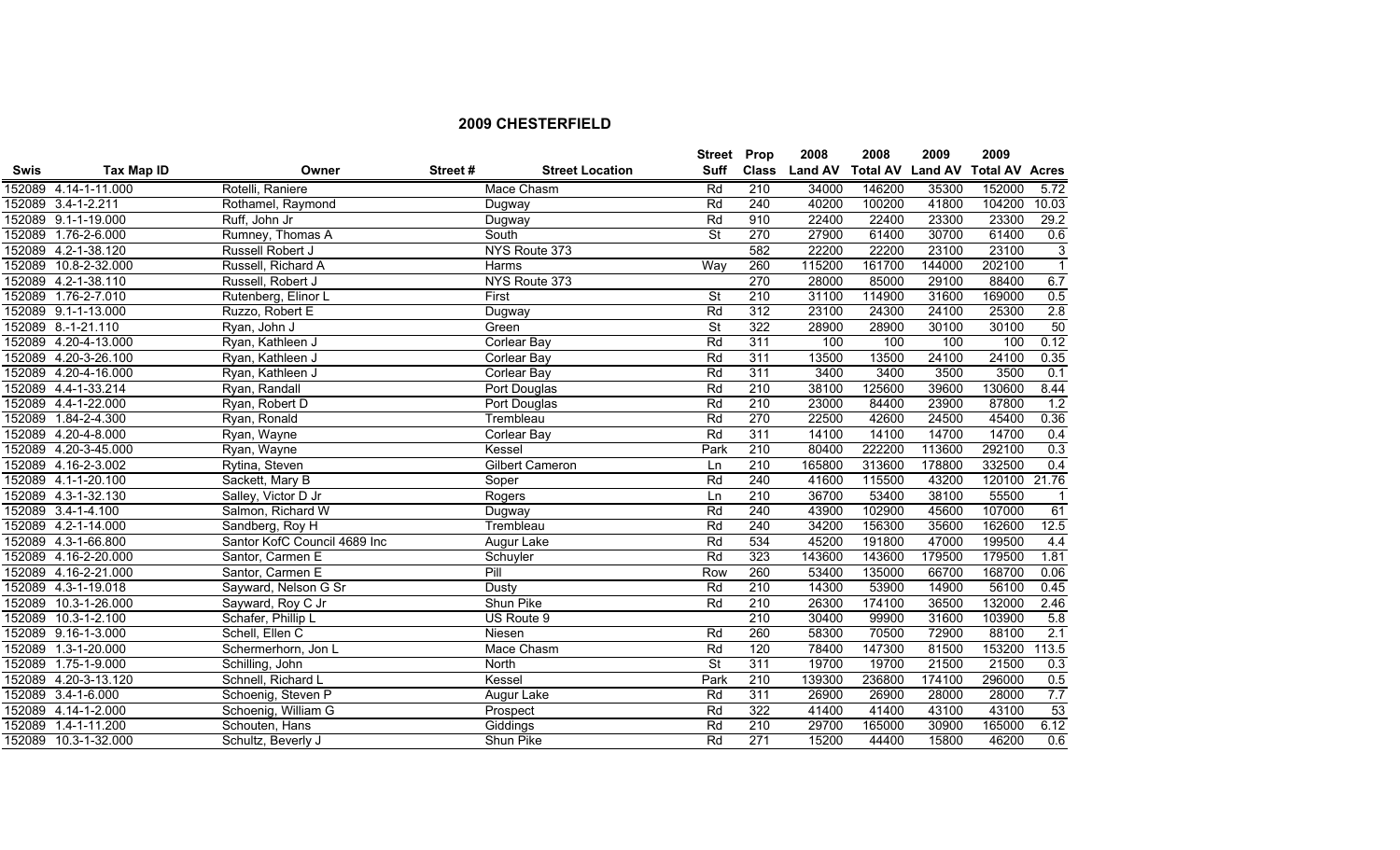## 2009 CHESTERFIELD

| Swis | Tax Map ID | Owner | Street # | Street Location | Street Suff | Prop Class | 2008 Land AV | 2008 Total AV | 2009 Land AV | 2009 Total AV | Acres |
|---|---|---|---|---|---|---|---|---|---|---|---|
| 152089 | 4.14-1-11.000 | Rotelli, Raniere | | Mace Chasm | Rd | 210 | 34000 | 146200 | 35300 | 152000 | 5.72 |
| 152089 | 3.4-1-2.211 | Rothamel, Raymond | | Dugway | Rd | 240 | 40200 | 100200 | 41800 | 104200 | 10.03 |
| 152089 | 9.1-1-19.000 | Ruff, John Jr | | Dugway | Rd | 910 | 22400 | 22400 | 23300 | 23300 | 29.2 |
| 152089 | 1.76-2-6.000 | Rumney, Thomas A | | South | St | 270 | 27900 | 61400 | 30700 | 61400 | 0.6 |
| 152089 | 4.2-1-38.120 | Russell Robert J | | NYS Route 373 | | 582 | 22200 | 22200 | 23100 | 23100 | 3 |
| 152089 | 10.8-2-32.000 | Russell, Richard A | | Harms | Way | 260 | 115200 | 161700 | 144000 | 202100 | 1 |
| 152089 | 4.2-1-38.110 | Russell, Robert J | | NYS Route 373 | | 270 | 28000 | 85000 | 29100 | 88400 | 6.7 |
| 152089 | 1.76-2-7.010 | Rutenberg, Elinor L | | First | St | 210 | 31100 | 114900 | 31600 | 169000 | 0.5 |
| 152089 | 9.1-1-13.000 | Ruzzo, Robert E | | Dugway | Rd | 312 | 23100 | 24300 | 24100 | 25300 | 2.8 |
| 152089 | 8.-1-21.110 | Ryan, John J | | Green | St | 322 | 28900 | 28900 | 30100 | 30100 | 50 |
| 152089 | 4.20-4-13.000 | Ryan, Kathleen J | | Corlear Bay | Rd | 311 | 100 | 100 | 100 | 100 | 0.12 |
| 152089 | 4.20-3-26.100 | Ryan, Kathleen J | | Corlear Bay | Rd | 311 | 13500 | 13500 | 24100 | 24100 | 0.35 |
| 152089 | 4.20-4-16.000 | Ryan, Kathleen J | | Corlear Bay | Rd | 311 | 3400 | 3400 | 3500 | 3500 | 0.1 |
| 152089 | 4.4-1-33.214 | Ryan, Randall | | Port Douglas | Rd | 210 | 38100 | 125600 | 39600 | 130600 | 8.44 |
| 152089 | 4.4-1-22.000 | Ryan, Robert D | | Port Douglas | Rd | 210 | 23000 | 84400 | 23900 | 87800 | 1.2 |
| 152089 | 1.84-2-4.300 | Ryan, Ronald | | Trembleau | Rd | 270 | 22500 | 42600 | 24500 | 45400 | 0.36 |
| 152089 | 4.20-4-8.000 | Ryan, Wayne | | Corlear Bay | Rd | 311 | 14100 | 14100 | 14700 | 14700 | 0.4 |
| 152089 | 4.20-3-45.000 | Ryan, Wayne | | Kessel | Park | 210 | 80400 | 222200 | 113600 | 292100 | 0.3 |
| 152089 | 4.16-2-3.002 | Rytina, Steven | | Gilbert Cameron | Ln | 210 | 165800 | 313600 | 178800 | 332500 | 0.4 |
| 152089 | 4.1-1-20.100 | Sackett, Mary B | | Soper | Rd | 240 | 41600 | 115500 | 43200 | 120100 | 21.76 |
| 152089 | 4.3-1-32.130 | Salley, Victor D Jr | | Rogers | Ln | 210 | 36700 | 53400 | 38100 | 55500 | 1 |
| 152089 | 3.4-1-4.100 | Salmon, Richard W | | Dugway | Rd | 240 | 43900 | 102900 | 45600 | 107000 | 61 |
| 152089 | 4.2-1-14.000 | Sandberg, Roy H | | Trembleau | Rd | 240 | 34200 | 156300 | 35600 | 162600 | 12.5 |
| 152089 | 4.3-1-66.800 | Santor KofC Council 4689 Inc | | Augur Lake | Rd | 534 | 45200 | 191800 | 47000 | 199500 | 4.4 |
| 152089 | 4.16-2-20.000 | Santor, Carmen E | | Schuyler | Rd | 323 | 143600 | 143600 | 179500 | 179500 | 1.81 |
| 152089 | 4.16-2-21.000 | Santor, Carmen E | | Pill | Row | 260 | 53400 | 135000 | 66700 | 168700 | 0.06 |
| 152089 | 4.3-1-19.018 | Sayward, Nelson G Sr | | Dusty | Rd | 210 | 14300 | 53900 | 14900 | 56100 | 0.45 |
| 152089 | 10.3-1-26.000 | Sayward, Roy C Jr | | Shun Pike | Rd | 210 | 26300 | 174100 | 36500 | 132000 | 2.46 |
| 152089 | 10.3-1-2.100 | Schafer, Phillip L | | US Route 9 | | 210 | 30400 | 99900 | 31600 | 103900 | 5.8 |
| 152089 | 9.16-1-3.000 | Schell, Ellen C | | Niesen | Rd | 260 | 58300 | 70500 | 72900 | 88100 | 2.1 |
| 152089 | 1.3-1-20.000 | Schermerhorn, Jon L | | Mace Chasm | Rd | 120 | 78400 | 147300 | 81500 | 153200 | 113.5 |
| 152089 | 1.75-1-9.000 | Schilling, John | | North | St | 311 | 19700 | 19700 | 21500 | 21500 | 0.3 |
| 152089 | 4.20-3-13.120 | Schnell, Richard L | | Kessel | Park | 210 | 139300 | 236800 | 174100 | 296000 | 0.5 |
| 152089 | 3.4-1-6.000 | Schoenig, Steven P | | Augur Lake | Rd | 311 | 26900 | 26900 | 28000 | 28000 | 7.7 |
| 152089 | 4.14-1-2.000 | Schoenig, William G | | Prospect | Rd | 322 | 41400 | 41400 | 43100 | 43100 | 53 |
| 152089 | 1.4-1-11.200 | Schouten, Hans | | Giddings | Rd | 210 | 29700 | 165000 | 30900 | 165000 | 6.12 |
| 152089 | 10.3-1-32.000 | Schultz, Beverly J | | Shun Pike | Rd | 271 | 15200 | 44400 | 15800 | 46200 | 0.6 |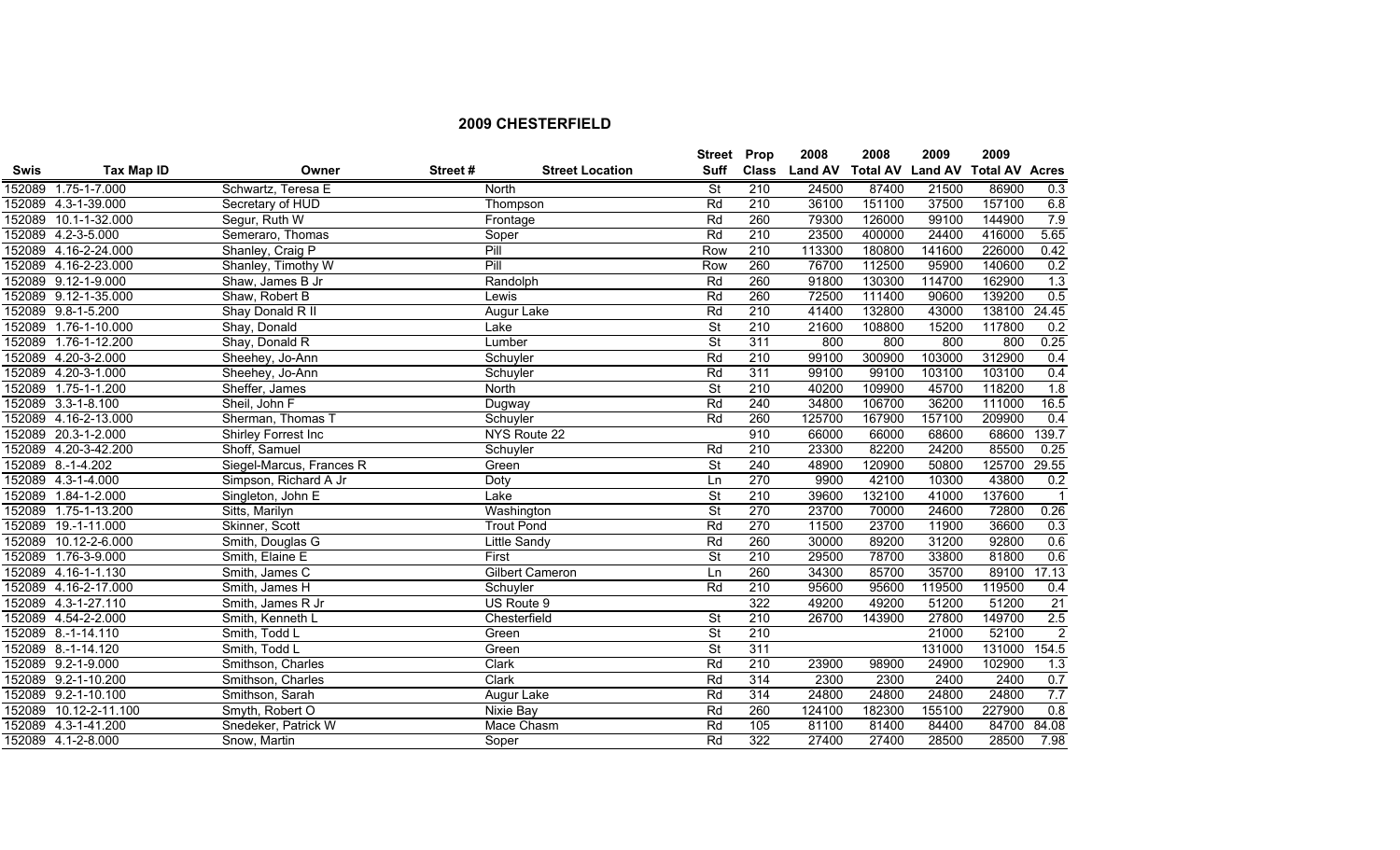## 2009 CHESTERFIELD

| Swis | Tax Map ID | Owner | Street # | Street Location | Street Suff | Prop Class | 2008 Land AV | 2008 Total AV | 2009 Land AV | 2009 Total AV | Acres |
|---|---|---|---|---|---|---|---|---|---|---|---|
| 152089 | 1.75-1-7.000 | Schwartz, Teresa E | | North | St | 210 | 24500 | 87400 | 21500 | 86900 | 0.3 |
| 152089 | 4.3-1-39.000 | Secretary of HUD | | Thompson | Rd | 210 | 36100 | 151100 | 37500 | 157100 | 6.8 |
| 152089 | 10.1-1-32.000 | Segur, Ruth W | | Frontage | Rd | 260 | 79300 | 126000 | 99100 | 144900 | 7.9 |
| 152089 | 4.2-3-5.000 | Semeraro, Thomas | | Soper | Rd | 210 | 23500 | 400000 | 24400 | 416000 | 5.65 |
| 152089 | 4.16-2-24.000 | Shanley, Craig P | | Pill | Row | 210 | 113300 | 180800 | 141600 | 226000 | 0.42 |
| 152089 | 4.16-2-23.000 | Shanley, Timothy W | | Pill | Row | 260 | 76700 | 112500 | 95900 | 140600 | 0.2 |
| 152089 | 9.12-1-9.000 | Shaw, James B Jr | | Randolph | Rd | 260 | 91800 | 130300 | 114700 | 162900 | 1.3 |
| 152089 | 9.12-1-35.000 | Shaw, Robert B | | Lewis | Rd | 260 | 72500 | 111400 | 90600 | 139200 | 0.5 |
| 152089 | 9.8-1-5.200 | Shay Donald R II | | Augur Lake | Rd | 210 | 41400 | 132800 | 43000 | 138100 | 24.45 |
| 152089 | 1.76-1-10.000 | Shay, Donald | | Lake | St | 210 | 21600 | 108800 | 15200 | 117800 | 0.2 |
| 152089 | 1.76-1-12.200 | Shay, Donald R | | Lumber | St | 311 | 800 | 800 | 800 | 800 | 0.25 |
| 152089 | 4.20-3-2.000 | Sheehey, Jo-Ann | | Schuyler | Rd | 210 | 99100 | 300900 | 103000 | 312900 | 0.4 |
| 152089 | 4.20-3-1.000 | Sheehey, Jo-Ann | | Schuyler | Rd | 311 | 99100 | 99100 | 103100 | 103100 | 0.4 |
| 152089 | 1.75-1-1.200 | Sheffer, James | | North | St | 210 | 40200 | 109900 | 45700 | 118200 | 1.8 |
| 152089 | 3.3-1-8.100 | Sheil, John F | | Dugway | Rd | 240 | 34800 | 106700 | 36200 | 111000 | 16.5 |
| 152089 | 4.16-2-13.000 | Sherman, Thomas T | | Schuyler | Rd | 260 | 125700 | 167900 | 157100 | 209900 | 0.4 |
| 152089 | 20.3-1-2.000 | Shirley Forrest Inc | | NYS Route 22 | | 910 | 66000 | 66000 | 68600 | 68600 | 139.7 |
| 152089 | 4.20-3-42.200 | Shoff, Samuel | | Schuyler | Rd | 210 | 23300 | 82200 | 24200 | 85500 | 0.25 |
| 152089 | 8.-1-4.202 | Siegel-Marcus, Frances R | | Green | St | 240 | 48900 | 120900 | 50800 | 125700 | 29.55 |
| 152089 | 4.3-1-4.000 | Simpson, Richard A Jr | | Doty | Ln | 270 | 9900 | 42100 | 10300 | 43800 | 0.2 |
| 152089 | 1.84-1-2.000 | Singleton, John E | | Lake | St | 210 | 39600 | 132100 | 41000 | 137600 | 1 |
| 152089 | 1.75-1-13.200 | Sitts, Marilyn | | Washington | St | 270 | 23700 | 70000 | 24600 | 72800 | 0.26 |
| 152089 | 19.-1-11.000 | Skinner, Scott | | Trout Pond | Rd | 270 | 11500 | 23700 | 11900 | 36600 | 0.3 |
| 152089 | 10.12-2-6.000 | Smith, Douglas G | | Little Sandy | Rd | 260 | 30000 | 89200 | 31200 | 92800 | 0.6 |
| 152089 | 1.76-3-9.000 | Smith, Elaine E | | First | St | 210 | 29500 | 78700 | 33800 | 81800 | 0.6 |
| 152089 | 4.16-1-1.130 | Smith, James C | | Gilbert Cameron | Ln | 260 | 34300 | 85700 | 35700 | 89100 | 17.13 |
| 152089 | 4.16-2-17.000 | Smith, James H | | Schuyler | Rd | 210 | 95600 | 95600 | 119500 | 119500 | 0.4 |
| 152089 | 4.3-1-27.110 | Smith, James R Jr | | US Route 9 | | 322 | 49200 | 49200 | 51200 | 51200 | 21 |
| 152089 | 4.54-2-2.000 | Smith, Kenneth L | | Chesterfield | St | 210 | 26700 | 143900 | 27800 | 149700 | 2.5 |
| 152089 | 8.-1-14.110 | Smith, Todd L | | Green | St | 210 | | | 21000 | 52100 | 2 |
| 152089 | 8.-1-14.120 | Smith, Todd L | | Green | St | 311 | | | 131000 | 131000 | 154.5 |
| 152089 | 9.2-1-9.000 | Smithson, Charles | | Clark | Rd | 210 | 23900 | 98900 | 24900 | 102900 | 1.3 |
| 152089 | 9.2-1-10.200 | Smithson, Charles | | Clark | Rd | 314 | 2300 | 2300 | 2400 | 2400 | 0.7 |
| 152089 | 9.2-1-10.100 | Smithson, Sarah | | Augur Lake | Rd | 314 | 24800 | 24800 | 24800 | 24800 | 7.7 |
| 152089 | 10.12-2-11.100 | Smyth, Robert O | | Nixie Bay | Rd | 260 | 124100 | 182300 | 155100 | 227900 | 0.8 |
| 152089 | 4.3-1-41.200 | Snedeker, Patrick W | | Mace Chasm | Rd | 105 | 81100 | 81400 | 84400 | 84700 | 84.08 |
| 152089 | 4.1-2-8.000 | Snow, Martin | | Soper | Rd | 322 | 27400 | 27400 | 28500 | 28500 | 7.98 |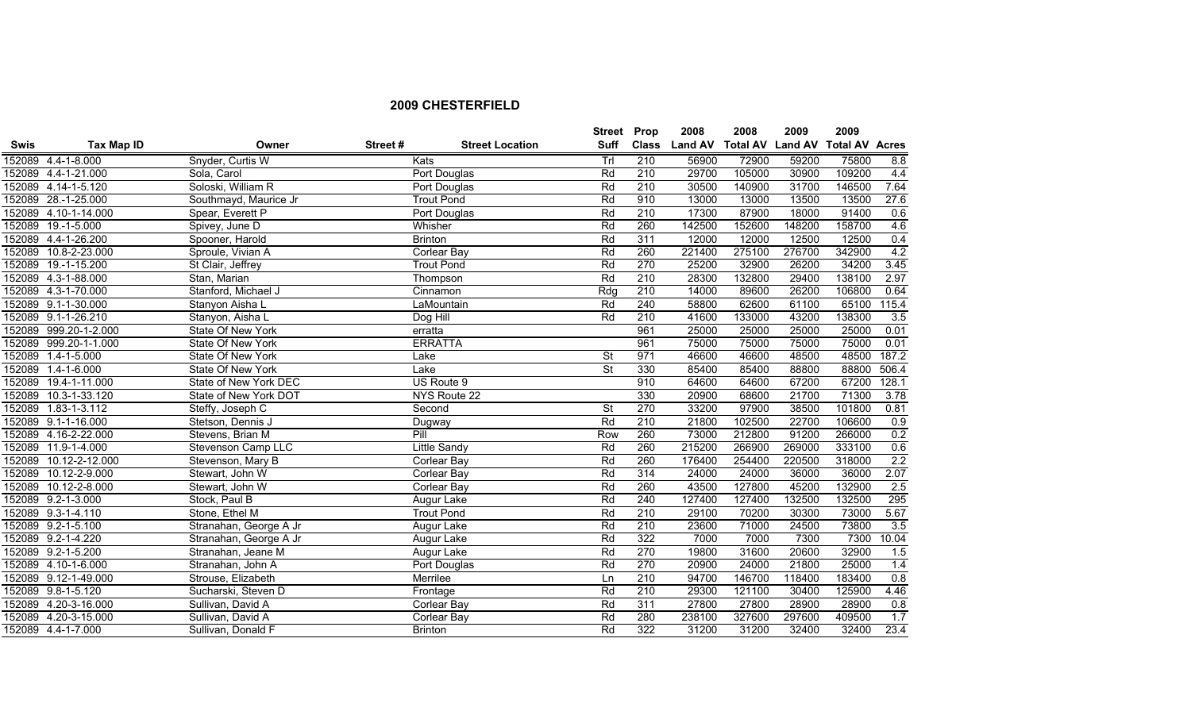## 2009 CHESTERFIELD

| Swis | Tax Map ID | Owner | Street # | Street Location | Street Suff | Prop Class | 2008 Land AV | 2008 Total AV | 2009 Land AV | 2009 Total AV | Acres |
|---|---|---|---|---|---|---|---|---|---|---|---|
| 152089 | 4.4-1-8.000 | Snyder, Curtis W | | Kats | Trl | 210 | 56900 | 72900 | 59200 | 75800 | 8.8 |
| 152089 | 4.4-1-21.000 | Sola, Carol | | Port Douglas | Rd | 210 | 29700 | 105000 | 30900 | 109200 | 4.4 |
| 152089 | 4.14-1-5.120 | Soloski, William R | | Port Douglas | Rd | 210 | 30500 | 140900 | 31700 | 146500 | 7.64 |
| 152089 | 28.-1-25.000 | Southmayd, Maurice Jr | | Trout Pond | Rd | 910 | 13000 | 13000 | 13500 | 13500 | 27.6 |
| 152089 | 4.10-1-14.000 | Spear, Everett P | | Port Douglas | Rd | 210 | 17300 | 87900 | 18000 | 91400 | 0.6 |
| 152089 | 19.-1-5.000 | Spivey, June D | | Whisher | Rd | 260 | 142500 | 152600 | 148200 | 158700 | 4.6 |
| 152089 | 4.4-1-26.200 | Spooner, Harold | | Brinton | Rd | 311 | 12000 | 12000 | 12500 | 12500 | 0.4 |
| 152089 | 10.8-2-23.000 | Sproule, Vivian A | | Corlear Bay | Rd | 260 | 221400 | 275100 | 276700 | 342900 | 4.2 |
| 152089 | 19.-1-15.200 | St Clair, Jeffrey | | Trout Pond | Rd | 270 | 25200 | 32900 | 26200 | 34200 | 3.45 |
| 152089 | 4.3-1-88.000 | Stan, Marian | | Thompson | Rd | 210 | 28300 | 132800 | 29400 | 138100 | 2.97 |
| 152089 | 4.3-1-70.000 | Stanford, Michael J | | Cinnamon | Rdg | 210 | 14000 | 89600 | 26200 | 106800 | 0.64 |
| 152089 | 9.1-1-30.000 | Stanyon Aisha L | | LaMountain | Rd | 240 | 58800 | 62600 | 61100 | 65100 | 115.4 |
| 152089 | 9.1-1-26.210 | Stanyon, Aisha L | | Dog Hill | Rd | 210 | 41600 | 133000 | 43200 | 138300 | 3.5 |
| 152089 | 999.20-1-2.000 | State Of New York | | erratta | | 961 | 25000 | 25000 | 25000 | 25000 | 0.01 |
| 152089 | 999.20-1-1.000 | State Of New York | | ERRATTA | | 961 | 75000 | 75000 | 75000 | 75000 | 0.01 |
| 152089 | 1.4-1-5.000 | State Of New York | | Lake | St | 971 | 46600 | 46600 | 48500 | 48500 | 187.2 |
| 152089 | 1.4-1-6.000 | State Of New York | | Lake | St | 330 | 85400 | 85400 | 88800 | 88800 | 506.4 |
| 152089 | 19.4-1-11.000 | State of New York DEC | | US Route 9 | | 910 | 64600 | 64600 | 67200 | 67200 | 128.1 |
| 152089 | 10.3-1-33.120 | State of New York DOT | | NYS Route 22 | | 330 | 20900 | 68600 | 21700 | 71300 | 3.78 |
| 152089 | 1.83-1-3.112 | Steffy, Joseph C | | Second | St | 270 | 33200 | 97900 | 38500 | 101800 | 0.81 |
| 152089 | 9.1-1-16.000 | Stetson, Dennis J | | Dugway | Rd | 210 | 21800 | 102500 | 22700 | 106600 | 0.9 |
| 152089 | 4.16-2-22.000 | Stevens, Brian M | | Pill | Row | 260 | 73000 | 212800 | 91200 | 266000 | 0.2 |
| 152089 | 11.9-1-4.000 | Stevenson Camp LLC | | Little Sandy | Rd | 260 | 215200 | 266900 | 269000 | 333100 | 0.6 |
| 152089 | 10.12-2-12.000 | Stevenson, Mary B | | Corlear Bay | Rd | 260 | 176400 | 254400 | 220500 | 318000 | 2.2 |
| 152089 | 10.12-2-9.000 | Stewart, John W | | Corlear Bay | Rd | 314 | 24000 | 24000 | 36000 | 36000 | 2.07 |
| 152089 | 10.12-2-8.000 | Stewart, John W | | Corlear Bay | Rd | 260 | 43500 | 127800 | 45200 | 132900 | 2.5 |
| 152089 | 9.2-1-3.000 | Stock, Paul B | | Augur Lake | Rd | 240 | 127400 | 127400 | 132500 | 132500 | 295 |
| 152089 | 9.3-1-4.110 | Stone, Ethel M | | Trout Pond | Rd | 210 | 29100 | 70200 | 30300 | 73000 | 5.67 |
| 152089 | 9.2-1-5.100 | Stranahan, George A Jr | | Augur Lake | Rd | 210 | 23600 | 71000 | 24500 | 73800 | 3.5 |
| 152089 | 9.2-1-4.220 | Stranahan, George A Jr | | Augur Lake | Rd | 322 | 7000 | 7000 | 7300 | 7300 | 10.04 |
| 152089 | 9.2-1-5.200 | Stranahan, Jeane M | | Augur Lake | Rd | 270 | 19800 | 31600 | 20600 | 32900 | 1.5 |
| 152089 | 4.10-1-6.000 | Stranahan, John A | | Port Douglas | Rd | 270 | 20900 | 24000 | 21800 | 25000 | 1.4 |
| 152089 | 9.12-1-49.000 | Strouse, Elizabeth | | Merrilee | Ln | 210 | 94700 | 146700 | 118400 | 183400 | 0.8 |
| 152089 | 9.8-1-5.120 | Sucharski, Steven D | | Frontage | Rd | 210 | 29300 | 121100 | 30400 | 125900 | 4.46 |
| 152089 | 4.20-3-16.000 | Sullivan, David A | | Corlear Bay | Rd | 311 | 27800 | 27800 | 28900 | 28900 | 0.8 |
| 152089 | 4.20-3-15.000 | Sullivan, David A | | Corlear Bay | Rd | 280 | 238100 | 327600 | 297600 | 409500 | 1.7 |
| 152089 | 4.4-1-7.000 | Sullivan, Donald F | | Brinton | Rd | 322 | 31200 | 31200 | 32400 | 32400 | 23.4 |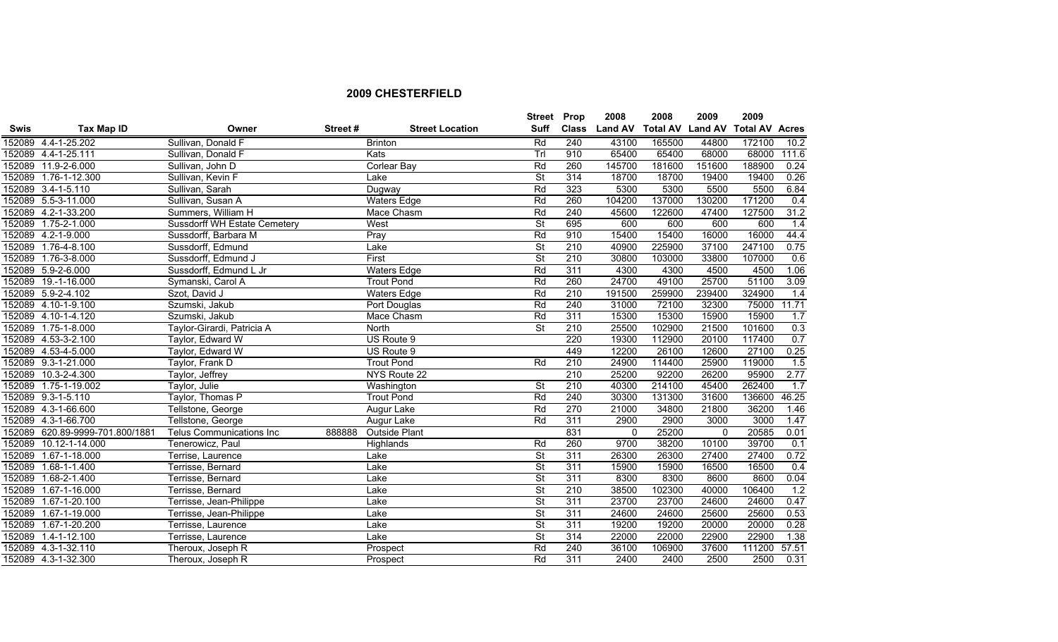## 2009 CHESTERFIELD

| Swis | Tax Map ID | Owner | Street # | Street Location | Street Suff | Prop Class | 2008 Land AV | 2008 Total AV | 2009 Land AV | 2009 Total AV | Acres |
|---|---|---|---|---|---|---|---|---|---|---|---|
| 152089 | 4.4-1-25.202 | Sullivan, Donald F | | Brinton | Rd | 240 | 43100 | 165500 | 44800 | 172100 | 10.2 |
| 152089 | 4.4-1-25.111 | Sullivan, Donald F | | Kats | Trl | 910 | 65400 | 65400 | 68000 | 68000 | 111.6 |
| 152089 | 11.9-2-6.000 | Sullivan, John D | | Corlear Bay | Rd | 260 | 145700 | 181600 | 151600 | 188900 | 0.24 |
| 152089 | 1.76-1-12.300 | Sullivan, Kevin F | | Lake | St | 314 | 18700 | 18700 | 19400 | 19400 | 0.26 |
| 152089 | 3.4-1-5.110 | Sullivan, Sarah | | Dugway | Rd | 323 | 5300 | 5300 | 5500 | 5500 | 6.84 |
| 152089 | 5.5-3-11.000 | Sullivan, Susan A | | Waters Edge | Rd | 260 | 104200 | 137000 | 130200 | 171200 | 0.4 |
| 152089 | 4.2-1-33.200 | Summers, William H | | Mace Chasm | Rd | 240 | 45600 | 122600 | 47400 | 127500 | 31.2 |
| 152089 | 1.75-2-1.000 | Sussdorff WH Estate Cemetery | | West | St | 695 | 600 | 600 | 600 | 600 | 1.4 |
| 152089 | 4.2-1-9.000 | Sussdorff, Barbara M | | Pray | Rd | 910 | 15400 | 15400 | 16000 | 16000 | 44.4 |
| 152089 | 1.76-4-8.100 | Sussdorff, Edmund | | Lake | St | 210 | 40900 | 225900 | 37100 | 247100 | 0.75 |
| 152089 | 1.76-3-8.000 | Sussdorff, Edmund J | | First | St | 210 | 30800 | 103000 | 33800 | 107000 | 0.6 |
| 152089 | 5.9-2-6.000 | Sussdorff, Edmund L Jr | | Waters Edge | Rd | 311 | 4300 | 4300 | 4500 | 4500 | 1.06 |
| 152089 | 19.-1-16.000 | Symanski, Carol A | | Trout Pond | Rd | 260 | 24700 | 49100 | 25700 | 51100 | 3.09 |
| 152089 | 5.9-2-4.102 | Szot, David J | | Waters Edge | Rd | 210 | 191500 | 259900 | 239400 | 324900 | 1.4 |
| 152089 | 4.10-1-9.100 | Szumski, Jakub | | Port Douglas | Rd | 240 | 31000 | 72100 | 32300 | 75000 | 11.71 |
| 152089 | 4.10-1-4.120 | Szumski, Jakub | | Mace Chasm | Rd | 311 | 15300 | 15300 | 15900 | 15900 | 1.7 |
| 152089 | 1.75-1-8.000 | Taylor-Girardi, Patricia A | | North | St | 210 | 25500 | 102900 | 21500 | 101600 | 0.3 |
| 152089 | 4.53-3-2.100 | Taylor, Edward W | | US Route 9 | | 220 | 19300 | 112900 | 20100 | 117400 | 0.7 |
| 152089 | 4.53-4-5.000 | Taylor, Edward W | | US Route 9 | | 449 | 12200 | 26100 | 12600 | 27100 | 0.25 |
| 152089 | 9.3-1-21.000 | Taylor, Frank D | | Trout Pond | Rd | 210 | 24900 | 114400 | 25900 | 119000 | 1.5 |
| 152089 | 10.3-2-4.300 | Taylor, Jeffrey | | NYS Route 22 | | 210 | 25200 | 92200 | 26200 | 95900 | 2.77 |
| 152089 | 1.75-1-19.002 | Taylor, Julie | | Washington | St | 210 | 40300 | 214100 | 45400 | 262400 | 1.7 |
| 152089 | 9.3-1-5.110 | Taylor, Thomas P | | Trout Pond | Rd | 240 | 30300 | 131300 | 31600 | 136600 | 46.25 |
| 152089 | 4.3-1-66.600 | Tellstone, George | | Augur Lake | Rd | 270 | 21000 | 34800 | 21800 | 36200 | 1.46 |
| 152089 | 4.3-1-66.700 | Tellstone, George | | Augur Lake | Rd | 311 | 2900 | 2900 | 3000 | 3000 | 1.47 |
| 152089 | 620.89-9999-701.800/1881 | Telus Communications Inc | 888888 | Outside Plant | | 831 | 0 | 25200 | 0 | 20585 | 0.01 |
| 152089 | 10.12-1-14.000 | Tenerowicz, Paul | | Highlands | Rd | 260 | 9700 | 38200 | 10100 | 39700 | 0.1 |
| 152089 | 1.67-1-18.000 | Terrise, Laurence | | Lake | St | 311 | 26300 | 26300 | 27400 | 27400 | 0.72 |
| 152089 | 1.68-1-1.400 | Terrisse, Bernard | | Lake | St | 311 | 15900 | 15900 | 16500 | 16500 | 0.4 |
| 152089 | 1.68-2-1.400 | Terrisse, Bernard | | Lake | St | 311 | 8300 | 8300 | 8600 | 8600 | 0.04 |
| 152089 | 1.67-1-16.000 | Terrisse, Bernard | | Lake | St | 210 | 38500 | 102300 | 40000 | 106400 | 1.2 |
| 152089 | 1.67-1-20.100 | Terrisse, Jean-Philippe | | Lake | St | 311 | 23700 | 23700 | 24600 | 24600 | 0.47 |
| 152089 | 1.67-1-19.000 | Terrisse, Jean-Philippe | | Lake | St | 311 | 24600 | 24600 | 25600 | 25600 | 0.53 |
| 152089 | 1.67-1-20.200 | Terrisse, Laurence | | Lake | St | 311 | 19200 | 19200 | 20000 | 20000 | 0.28 |
| 152089 | 1.4-1-12.100 | Terrisse, Laurence | | Lake | St | 314 | 22000 | 22000 | 22900 | 22900 | 1.38 |
| 152089 | 4.3-1-32.110 | Theroux, Joseph R | | Prospect | Rd | 240 | 36100 | 106900 | 37600 | 111200 | 57.51 |
| 152089 | 4.3-1-32.300 | Theroux, Joseph R | | Prospect | Rd | 311 | 2400 | 2400 | 2500 | 2500 | 0.31 |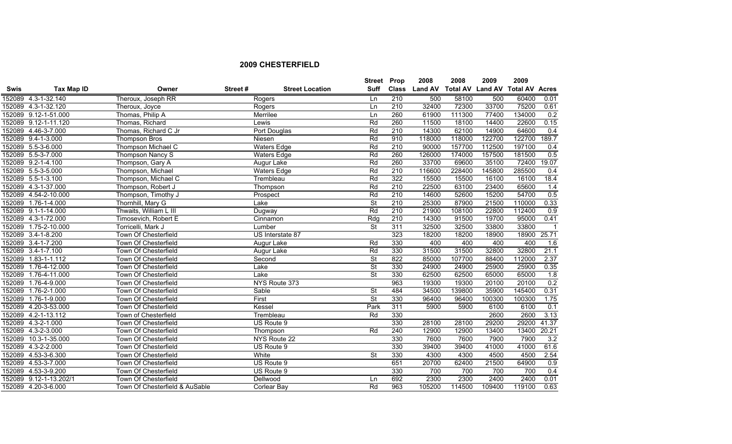## 2009 CHESTERFIELD

| Swis | Tax Map ID | Owner | Street # | Street Location | Street Suff | Prop Class | 2008 Land AV | 2008 Total AV | 2009 Land AV | 2009 Total AV | Acres |
|---|---|---|---|---|---|---|---|---|---|---|---|
| 152089 | 4.3-1-32.140 | Theroux, Joseph RR | | Rogers | Ln | 210 | 500 | 58100 | 500 | 60400 | 0.01 |
| 152089 | 4.3-1-32.120 | Theroux, Joyce | | Rogers | Ln | 210 | 32400 | 72300 | 33700 | 75200 | 0.61 |
| 152089 | 9.12-1-51.000 | Thomas, Philip A | | Merrilee | Ln | 260 | 61900 | 111300 | 77400 | 134000 | 0.2 |
| 152089 | 9.12-1-11.120 | Thomas, Richard | | Lewis | Rd | 260 | 11500 | 18100 | 14400 | 22600 | 0.15 |
| 152089 | 4.46-3-7.000 | Thomas, Richard C Jr | | Port Douglas | Rd | 210 | 14300 | 62100 | 14900 | 64600 | 0.4 |
| 152089 | 9.4-1-3.000 | Thompson Bros | | Niesen | Rd | 910 | 118000 | 118000 | 122700 | 122700 | 189.7 |
| 152089 | 5.5-3-6.000 | Thompson Michael C | | Waters Edge | Rd | 210 | 90000 | 157700 | 112500 | 197100 | 0.4 |
| 152089 | 5.5-3-7.000 | Thompson Nancy S | | Waters Edge | Rd | 260 | 126000 | 174000 | 157500 | 181500 | 0.5 |
| 152089 | 9.2-1-4.100 | Thompson, Gary A | | Augur Lake | Rd | 260 | 33700 | 69600 | 35100 | 72400 | 19.07 |
| 152089 | 5.5-3-5.000 | Thompson, Michael | | Waters Edge | Rd | 210 | 116600 | 228400 | 145800 | 285500 | 0.4 |
| 152089 | 5.5-1-3.100 | Thompson, Michael C | | Trembleau | Rd | 322 | 15500 | 15500 | 16100 | 16100 | 18.4 |
| 152089 | 4.3-1-37.000 | Thompson, Robert J | | Thompson | Rd | 210 | 22500 | 63100 | 23400 | 65600 | 1.4 |
| 152089 | 4.54-2-10.000 | Thompson, Timothy J | | Prospect | Rd | 210 | 14600 | 52600 | 15200 | 54700 | 0.5 |
| 152089 | 1.76-1-4.000 | Thornhill, Mary G | | Lake | St | 210 | 25300 | 87900 | 21500 | 110000 | 0.33 |
| 152089 | 9.1-1-14.000 | Thwaits, William L III | | Dugway | Rd | 210 | 21900 | 108100 | 22800 | 112400 | 0.9 |
| 152089 | 4.3-1-72.000 | Timosevich, Robert E | | Cinnamon | Rdg | 210 | 14300 | 91500 | 19700 | 95000 | 0.41 |
| 152089 | 1.75-2-10.000 | Torricelli, Mark J | | Lumber | St | 311 | 32500 | 32500 | 33800 | 33800 | 1 |
| 152089 | 3.4-1-8.200 | Town Of Chesterfield | | US Interstate 87 | | 323 | 18200 | 18200 | 18900 | 18900 | 25.71 |
| 152089 | 3.4-1-7.200 | Town Of Chesterfield | | Augur Lake | Rd | 330 | 400 | 400 | 400 | 400 | 1.6 |
| 152089 | 3.4-1-7.100 | Town Of Chesterfield | | Augur Lake | Rd | 330 | 31500 | 31500 | 32800 | 32800 | 21.1 |
| 152089 | 1.83-1-1.112 | Town Of Chesterfield | | Second | St | 822 | 85000 | 107700 | 88400 | 112000 | 2.37 |
| 152089 | 1.76-4-12.000 | Town Of Chesterfield | | Lake | St | 330 | 24900 | 24900 | 25900 | 25900 | 0.35 |
| 152089 | 1.76-4-11.000 | Town Of Chesterfield | | Lake | St | 330 | 62500 | 62500 | 65000 | 65000 | 1.8 |
| 152089 | 1.76-4-9.000 | Town Of Chesterfield | | NYS Route 373 | | 963 | 19300 | 19300 | 20100 | 20100 | 0.2 |
| 152089 | 1.76-2-1.000 | Town Of Chesterfield | | Sable | St | 484 | 34500 | 139800 | 35900 | 145400 | 0.31 |
| 152089 | 1.76-1-9.000 | Town Of Chesterfield | | First | St | 330 | 96400 | 96400 | 100300 | 100300 | 1.75 |
| 152089 | 4.20-3-53.000 | Town Of Chesterfield | | Kessel | Park | 311 | 5900 | 5900 | 6100 | 6100 | 0.1 |
| 152089 | 4.2-1-13.112 | Town of Chesterfield | | Trembleau | Rd | 330 | | | 2600 | 2600 | 3.13 |
| 152089 | 4.3-2-1.000 | Town Of Chesterfield | | US Route 9 | | 330 | 28100 | 28100 | 29200 | 29200 | 41.37 |
| 152089 | 4.3-2-3.000 | Town Of Chesterfield | | Thompson | Rd | 240 | 12900 | 12900 | 13400 | 13400 | 20.21 |
| 152089 | 10.3-1-35.000 | Town Of Chesterfield | | NYS Route 22 | | 330 | 7600 | 7600 | 7900 | 7900 | 3.2 |
| 152089 | 4.3-2-2.000 | Town Of Chesterfield | | US Route 9 | | 330 | 39400 | 39400 | 41000 | 41000 | 61.6 |
| 152089 | 4.53-3-6.300 | Town Of Chesterfield | | White | St | 330 | 4300 | 4300 | 4500 | 4500 | 2.54 |
| 152089 | 4.53-3-7.000 | Town Of Chesterfield | | US Route 9 | | 651 | 20700 | 62400 | 21500 | 64900 | 0.9 |
| 152089 | 4.53-3-9.200 | Town Of Chesterfield | | US Route 9 | | 330 | 700 | 700 | 700 | 700 | 0.4 |
| 152089 | 9.12-1-13.202/1 | Town Of Chesterfield | | Dellwood | Ln | 692 | 2300 | 2300 | 2400 | 2400 | 0.01 |
| 152089 | 4.20-3-6.000 | Town Of Chesterfield & AuSable | | Corlear Bay | Rd | 963 | 105200 | 114500 | 109400 | 119100 | 0.63 |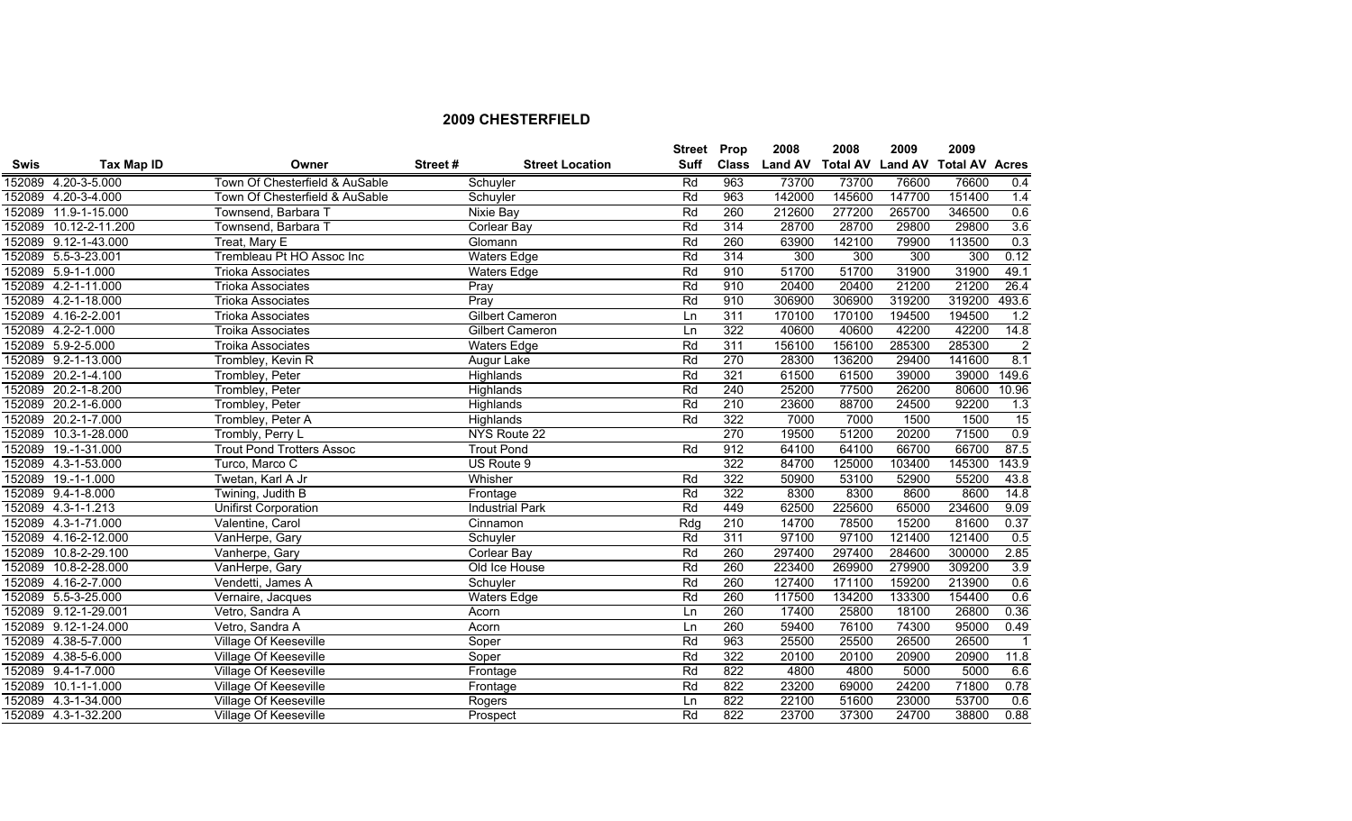## 2009 CHESTERFIELD

| Swis | Tax Map ID | Owner | Street # | Street Location | Street Suff | Prop Class | 2008 Land AV | 2008 Total AV | 2009 Land AV | 2009 Total AV | Acres |
|---|---|---|---|---|---|---|---|---|---|---|---|
| 152089 | 4.20-3-5.000 | Town Of Chesterfield & AuSable | | Schuyler | Rd | 963 | 73700 | 73700 | 76600 | 76600 | 0.4 |
| 152089 | 4.20-3-4.000 | Town Of Chesterfield & AuSable | | Schuyler | Rd | 963 | 142000 | 145600 | 147700 | 151400 | 1.4 |
| 152089 | 11.9-1-15.000 | Townsend, Barbara T | | Nixie Bay | Rd | 260 | 212600 | 277200 | 265700 | 346500 | 0.6 |
| 152089 | 10.12-2-11.200 | Townsend, Barbara T | | Corlear Bay | Rd | 314 | 28700 | 28700 | 29800 | 29800 | 3.6 |
| 152089 | 9.12-1-43.000 | Treat, Mary E | | Glomann | Rd | 260 | 63900 | 142100 | 79900 | 113500 | 0.3 |
| 152089 | 5.5-3-23.001 | Trembleau Pt HO Assoc Inc | | Waters Edge | Rd | 314 | 300 | 300 | 300 | 300 | 0.12 |
| 152089 | 5.9-1-1.000 | Trioka Associates | | Waters Edge | Rd | 910 | 51700 | 51700 | 31900 | 31900 | 49.1 |
| 152089 | 4.2-1-11.000 | Trioka Associates | | Pray | Rd | 910 | 20400 | 20400 | 21200 | 21200 | 26.4 |
| 152089 | 4.2-1-18.000 | Trioka Associates | | Pray | Rd | 910 | 306900 | 306900 | 319200 | 319200 | 493.6 |
| 152089 | 4.16-2-2.001 | Trioka Associates | | Gilbert Cameron | Ln | 311 | 170100 | 170100 | 194500 | 194500 | 1.2 |
| 152089 | 4.2-2-1.000 | Troika Associates | | Gilbert Cameron | Ln | 322 | 40600 | 40600 | 42200 | 42200 | 14.8 |
| 152089 | 5.9-2-5.000 | Troika Associates | | Waters Edge | Rd | 311 | 156100 | 156100 | 285300 | 285300 | 2 |
| 152089 | 9.2-1-13.000 | Trombley, Kevin R | | Augur Lake | Rd | 270 | 28300 | 136200 | 29400 | 141600 | 8.1 |
| 152089 | 20.2-1-4.100 | Trombley, Peter | | Highlands | Rd | 321 | 61500 | 61500 | 39000 | 39000 | 149.6 |
| 152089 | 20.2-1-8.200 | Trombley, Peter | | Highlands | Rd | 240 | 25200 | 77500 | 26200 | 80600 | 10.96 |
| 152089 | 20.2-1-6.000 | Trombley, Peter | | Highlands | Rd | 210 | 23600 | 88700 | 24500 | 92200 | 1.3 |
| 152089 | 20.2-1-7.000 | Trombley, Peter A | | Highlands | Rd | 322 | 7000 | 7000 | 1500 | 1500 | 15 |
| 152089 | 10.3-1-28.000 | Trombly, Perry L | | NYS Route 22 | | 270 | 19500 | 51200 | 20200 | 71500 | 0.9 |
| 152089 | 19.-1-31.000 | Trout Pond Trotters Assoc | | Trout Pond | Rd | 912 | 64100 | 64100 | 66700 | 66700 | 87.5 |
| 152089 | 4.3-1-53.000 | Turco, Marco C | | US Route 9 | | 322 | 84700 | 125000 | 103400 | 145300 | 143.9 |
| 152089 | 19.-1-1.000 | Twetan, Karl A Jr | | Whisher | Rd | 322 | 50900 | 53100 | 52900 | 55200 | 43.8 |
| 152089 | 9.4-1-8.000 | Twining, Judith B | | Frontage | Rd | 322 | 8300 | 8300 | 8600 | 8600 | 14.8 |
| 152089 | 4.3-1-1.213 | Unifirst Corporation | | Industrial Park | Rd | 449 | 62500 | 225600 | 65000 | 234600 | 9.09 |
| 152089 | 4.3-1-71.000 | Valentine, Carol | | Cinnamon | Rdg | 210 | 14700 | 78500 | 15200 | 81600 | 0.37 |
| 152089 | 4.16-2-12.000 | VanHerpe, Gary | | Schuyler | Rd | 311 | 97100 | 97100 | 121400 | 121400 | 0.5 |
| 152089 | 10.8-2-29.100 | Vanherpe, Gary | | Corlear Bay | Rd | 260 | 297400 | 297400 | 284600 | 300000 | 2.85 |
| 152089 | 10.8-2-28.000 | VanHerpe, Gary | | Old Ice House | Rd | 260 | 223400 | 269900 | 279900 | 309200 | 3.9 |
| 152089 | 4.16-2-7.000 | Vendetti, James A | | Schuyler | Rd | 260 | 127400 | 171100 | 159200 | 213900 | 0.6 |
| 152089 | 5.5-3-25.000 | Vernaire, Jacques | | Waters Edge | Rd | 260 | 117500 | 134200 | 133300 | 154400 | 0.6 |
| 152089 | 9.12-1-29.001 | Vetro, Sandra A | | Acorn | Ln | 260 | 17400 | 25800 | 18100 | 26800 | 0.36 |
| 152089 | 9.12-1-24.000 | Vetro, Sandra A | | Acorn | Ln | 260 | 59400 | 76100 | 74300 | 95000 | 0.49 |
| 152089 | 4.38-5-7.000 | Village Of Keeseville | | Soper | Rd | 963 | 25500 | 25500 | 26500 | 26500 | 1 |
| 152089 | 4.38-5-6.000 | Village Of Keeseville | | Soper | Rd | 322 | 20100 | 20100 | 20900 | 20900 | 11.8 |
| 152089 | 9.4-1-7.000 | Village Of Keeseville | | Frontage | Rd | 822 | 4800 | 4800 | 5000 | 5000 | 6.6 |
| 152089 | 10.1-1-1.000 | Village Of Keeseville | | Frontage | Rd | 822 | 23200 | 69000 | 24200 | 71800 | 0.78 |
| 152089 | 4.3-1-34.000 | Village Of Keeseville | | Rogers | Ln | 822 | 22100 | 51600 | 23000 | 53700 | 0.6 |
| 152089 | 4.3-1-32.200 | Village Of Keeseville | | Prospect | Rd | 822 | 23700 | 37300 | 24700 | 38800 | 0.88 |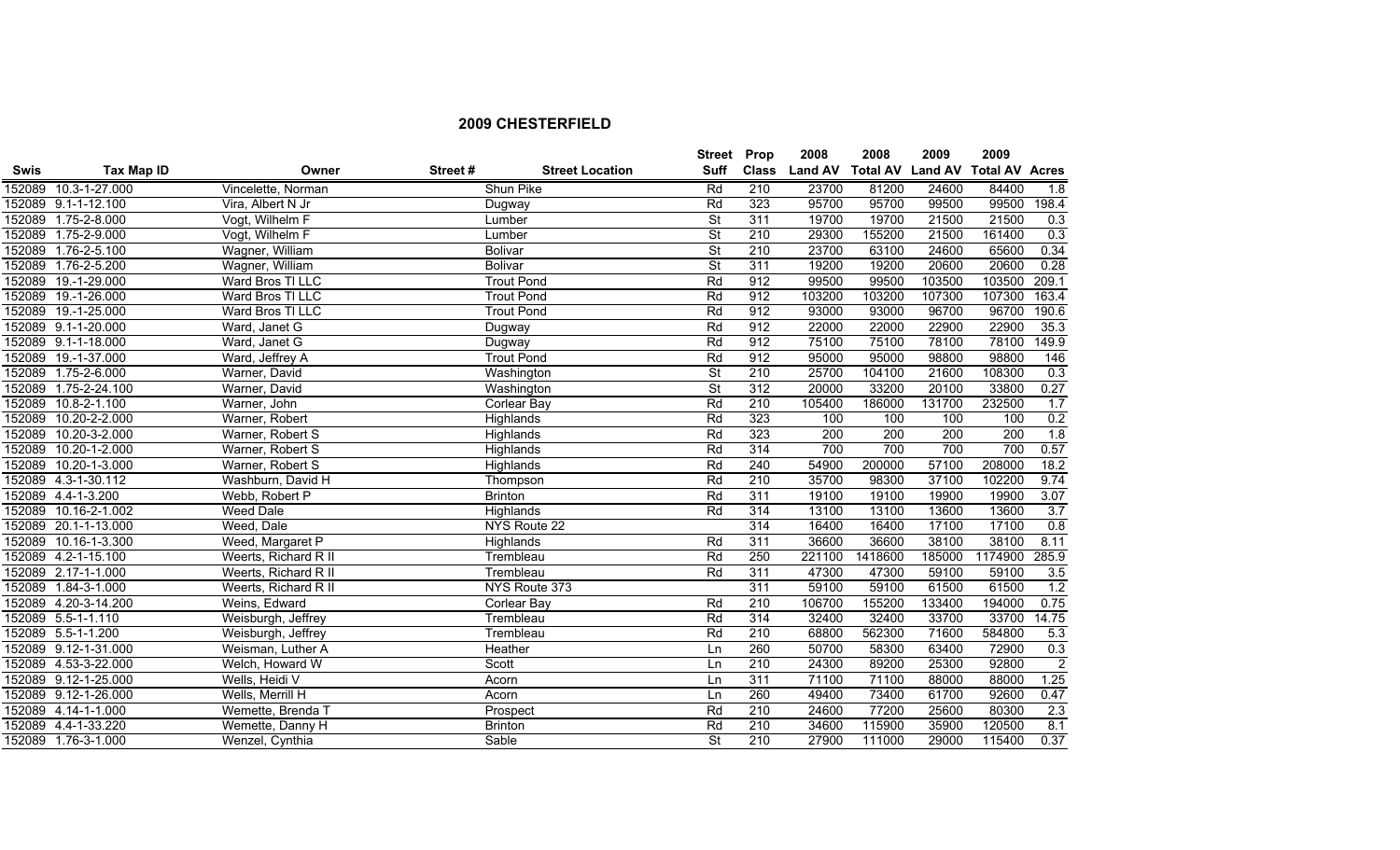## 2009 CHESTERFIELD

| Swis | Tax Map ID | Owner | Street # | Street Location | Street Suff | Prop Class | 2008 Land AV | 2008 Total AV | 2009 Land AV | 2009 Total AV | Acres |
|---|---|---|---|---|---|---|---|---|---|---|---|
| 152089 | 10.3-1-27.000 | Vincelette, Norman | | Shun Pike | Rd | 210 | 23700 | 81200 | 24600 | 84400 | 1.8 |
| 152089 | 9.1-1-12.100 | Vira, Albert N Jr | | Dugway | Rd | 323 | 95700 | 95700 | 99500 | 99500 | 198.4 |
| 152089 | 1.75-2-8.000 | Vogt, Wilhelm F | | Lumber | St | 311 | 19700 | 19700 | 21500 | 21500 | 0.3 |
| 152089 | 1.75-2-9.000 | Vogt, Wilhelm F | | Lumber | St | 210 | 29300 | 155200 | 21500 | 161400 | 0.3 |
| 152089 | 1.76-2-5.100 | Wagner, William | | Bolivar | St | 210 | 23700 | 63100 | 24600 | 65600 | 0.34 |
| 152089 | 1.76-2-5.200 | Wagner, William | | Bolivar | St | 311 | 19200 | 19200 | 20600 | 20600 | 0.28 |
| 152089 | 19.-1-29.000 | Ward Bros TI LLC | | Trout Pond | Rd | 912 | 99500 | 99500 | 103500 | 103500 | 209.1 |
| 152089 | 19.-1-26.000 | Ward Bros TI LLC | | Trout Pond | Rd | 912 | 103200 | 103200 | 107300 | 107300 | 163.4 |
| 152089 | 19.-1-25.000 | Ward Bros TI LLC | | Trout Pond | Rd | 912 | 93000 | 93000 | 96700 | 96700 | 190.6 |
| 152089 | 9.1-1-20.000 | Ward, Janet G | | Dugway | Rd | 912 | 22000 | 22000 | 22900 | 22900 | 35.3 |
| 152089 | 9.1-1-18.000 | Ward, Janet G | | Dugway | Rd | 912 | 75100 | 75100 | 78100 | 78100 | 149.9 |
| 152089 | 19.-1-37.000 | Ward, Jeffrey A | | Trout Pond | Rd | 912 | 95000 | 95000 | 98800 | 98800 | 146 |
| 152089 | 1.75-2-6.000 | Warner, David | | Washington | St | 210 | 25700 | 104100 | 21600 | 108300 | 0.3 |
| 152089 | 1.75-2-24.100 | Warner, David | | Washington | St | 312 | 20000 | 33200 | 20100 | 33800 | 0.27 |
| 152089 | 10.8-2-1.100 | Warner, John | | Corlear Bay | Rd | 210 | 105400 | 186000 | 131700 | 232500 | 1.7 |
| 152089 | 10.20-2-2.000 | Warner, Robert | | Highlands | Rd | 323 | 100 | 100 | 100 | 100 | 0.2 |
| 152089 | 10.20-3-2.000 | Warner, Robert S | | Highlands | Rd | 323 | 200 | 200 | 200 | 200 | 1.8 |
| 152089 | 10.20-1-2.000 | Warner, Robert S | | Highlands | Rd | 314 | 700 | 700 | 700 | 700 | 0.57 |
| 152089 | 10.20-1-3.000 | Warner, Robert S | | Highlands | Rd | 240 | 54900 | 200000 | 57100 | 208000 | 18.2 |
| 152089 | 4.3-1-30.112 | Washburn, David H | | Thompson | Rd | 210 | 35700 | 98300 | 37100 | 102200 | 9.74 |
| 152089 | 4.4-1-3.200 | Webb, Robert P | | Brinton | Rd | 311 | 19100 | 19100 | 19900 | 19900 | 3.07 |
| 152089 | 10.16-2-1.002 | Weed Dale | | Highlands | Rd | 314 | 13100 | 13100 | 13600 | 13600 | 3.7 |
| 152089 | 20.1-1-13.000 | Weed, Dale | | NYS Route 22 | | 314 | 16400 | 16400 | 17100 | 17100 | 0.8 |
| 152089 | 10.16-1-3.300 | Weed, Margaret P | | Highlands | Rd | 311 | 36600 | 36600 | 38100 | 38100 | 8.11 |
| 152089 | 4.2-1-15.100 | Weerts, Richard R II | | Trembleau | Rd | 250 | 221100 | 1418600 | 185000 | 1174900 | 285.9 |
| 152089 | 2.17-1-1.000 | Weerts, Richard R II | | Trembleau | Rd | 311 | 47300 | 47300 | 59100 | 59100 | 3.5 |
| 152089 | 1.84-3-1.000 | Weerts, Richard R II | | NYS Route 373 | | 311 | 59100 | 59100 | 61500 | 61500 | 1.2 |
| 152089 | 4.20-3-14.200 | Weins, Edward | | Corlear Bay | Rd | 210 | 106700 | 155200 | 133400 | 194000 | 0.75 |
| 152089 | 5.5-1-1.110 | Weisburgh, Jeffrey | | Trembleau | Rd | 314 | 32400 | 32400 | 33700 | 33700 | 14.75 |
| 152089 | 5.5-1-1.200 | Weisburgh, Jeffrey | | Trembleau | Rd | 210 | 68800 | 562300 | 71600 | 584800 | 5.3 |
| 152089 | 9.12-1-31.000 | Weisman, Luther A | | Heather | Ln | 260 | 50700 | 58300 | 63400 | 72900 | 0.3 |
| 152089 | 4.53-3-22.000 | Welch, Howard W | | Scott | Ln | 210 | 24300 | 89200 | 25300 | 92800 | 2 |
| 152089 | 9.12-1-25.000 | Wells, Heidi V | | Acorn | Ln | 311 | 71100 | 71100 | 88000 | 88000 | 1.25 |
| 152089 | 9.12-1-26.000 | Wells, Merrill H | | Acorn | Ln | 260 | 49400 | 73400 | 61700 | 92600 | 0.47 |
| 152089 | 4.14-1-1.000 | Wemette, Brenda T | | Prospect | Rd | 210 | 24600 | 77200 | 25600 | 80300 | 2.3 |
| 152089 | 4.4-1-33.220 | Wemette, Danny H | | Brinton | Rd | 210 | 34600 | 115900 | 35900 | 120500 | 8.1 |
| 152089 | 1.76-3-1.000 | Wenzel, Cynthia | | Sable | St | 210 | 27900 | 111000 | 29000 | 115400 | 0.37 |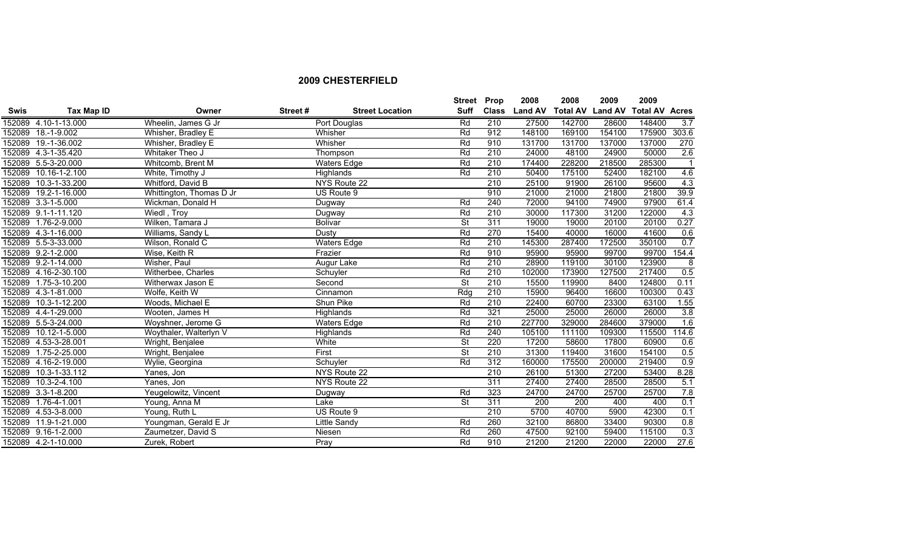## 2009 CHESTERFIELD

| Swis | Tax Map ID | Owner | Street # | Street Location | Street Suff | Prop Class | 2008 Land AV | 2008 Total AV | 2009 Land AV | 2009 Total AV | Acres |
|---|---|---|---|---|---|---|---|---|---|---|---|
| 152089 | 4.10-1-13.000 | Wheelin, James G Jr | | Port Douglas | Rd | 210 | 27500 | 142700 | 28600 | 148400 | 3.7 |
| 152089 | 18.-1-9.002 | Whisher, Bradley E | | Whisher | Rd | 912 | 148100 | 169100 | 154100 | 175900 | 303.6 |
| 152089 | 19.-1-36.002 | Whisher, Bradley E | | Whisher | Rd | 910 | 131700 | 131700 | 137000 | 137000 | 270 |
| 152089 | 4.3-1-35.420 | Whitaker Theo J | | Thompson | Rd | 210 | 24000 | 48100 | 24900 | 50000 | 2.6 |
| 152089 | 5.5-3-20.000 | Whitcomb, Brent M | | Waters Edge | Rd | 210 | 174400 | 228200 | 218500 | 285300 | 1 |
| 152089 | 10.16-1-2.100 | White, Timothy J | | Highlands | Rd | 210 | 50400 | 175100 | 52400 | 182100 | 4.6 |
| 152089 | 10.3-1-33.200 | Whitford, David B | | NYS Route 22 | | 210 | 25100 | 91900 | 26100 | 95600 | 4.3 |
| 152089 | 19.2-1-16.000 | Whittington, Thomas D Jr | | US Route 9 | | 910 | 21000 | 21000 | 21800 | 21800 | 39.9 |
| 152089 | 3.3-1-5.000 | Wickman, Donald H | | Dugway | Rd | 240 | 72000 | 94100 | 74900 | 97900 | 61.4 |
| 152089 | 9.1-1-11.120 | Wiedl , Troy | | Dugway | Rd | 210 | 30000 | 117300 | 31200 | 122000 | 4.3 |
| 152089 | 1.76-2-9.000 | Wilken, Tamara J | | Bolivar | St | 311 | 19000 | 19000 | 20100 | 20100 | 0.27 |
| 152089 | 4.3-1-16.000 | Williams, Sandy L | | Dusty | Rd | 270 | 15400 | 40000 | 16000 | 41600 | 0.6 |
| 152089 | 5.5-3-33.000 | Wilson, Ronald C | | Waters Edge | Rd | 210 | 145300 | 287400 | 172500 | 350100 | 0.7 |
| 152089 | 9.2-1-2.000 | Wise, Keith R | | Frazier | Rd | 910 | 95900 | 95900 | 99700 | 99700 | 154.4 |
| 152089 | 9.2-1-14.000 | Wisher, Paul | | Augur Lake | Rd | 210 | 28900 | 119100 | 30100 | 123900 | 8 |
| 152089 | 4.16-2-30.100 | Witherbee, Charles | | Schuyler | Rd | 210 | 102000 | 173900 | 127500 | 217400 | 0.5 |
| 152089 | 1.75-3-10.200 | Witherwax Jason E | | Second | St | 210 | 15500 | 119900 | 8400 | 124800 | 0.11 |
| 152089 | 4.3-1-81.000 | Wolfe, Keith W | | Cinnamon | Rdg | 210 | 15900 | 96400 | 16600 | 100300 | 0.43 |
| 152089 | 10.3-1-12.200 | Woods, Michael E | | Shun Pike | Rd | 210 | 22400 | 60700 | 23300 | 63100 | 1.55 |
| 152089 | 4.4-1-29.000 | Wooten, James H | | Highlands | Rd | 321 | 25000 | 25000 | 26000 | 26000 | 3.8 |
| 152089 | 5.5-3-24.000 | Woyshner, Jerome G | | Waters Edge | Rd | 210 | 227700 | 329000 | 284600 | 379000 | 1.6 |
| 152089 | 10.12-1-5.000 | Woythaler, Walterlyn V | | Highlands | Rd | 240 | 105100 | 111100 | 109300 | 115500 | 114.6 |
| 152089 | 4.53-3-28.001 | Wright, Benjalee | | White | St | 220 | 17200 | 58600 | 17800 | 60900 | 0.6 |
| 152089 | 1.75-2-25.000 | Wright, Benjalee | | First | St | 210 | 31300 | 119400 | 31600 | 154100 | 0.5 |
| 152089 | 4.16-2-19.000 | Wylie, Georgina | | Schuyler | Rd | 312 | 160000 | 175500 | 200000 | 219400 | 0.9 |
| 152089 | 10.3-1-33.112 | Yanes, Jon | | NYS Route 22 | | 210 | 26100 | 51300 | 27200 | 53400 | 8.28 |
| 152089 | 10.3-2-4.100 | Yanes, Jon | | NYS Route 22 | | 311 | 27400 | 27400 | 28500 | 28500 | 5.1 |
| 152089 | 3.3-1-8.200 | Yeugelowitz, Vincent | | Dugway | Rd | 323 | 24700 | 24700 | 25700 | 25700 | 7.8 |
| 152089 | 1.76-4-1.001 | Young, Anna M | | Lake | St | 311 | 200 | 200 | 400 | 400 | 0.1 |
| 152089 | 4.53-3-8.000 | Young, Ruth L | | US Route 9 | | 210 | 5700 | 40700 | 5900 | 42300 | 0.1 |
| 152089 | 11.9-1-21.000 | Youngman, Gerald E Jr | | Little Sandy | Rd | 260 | 32100 | 86800 | 33400 | 90300 | 0.8 |
| 152089 | 9.16-1-2.000 | Zaumetzer, David S | | Niesen | Rd | 260 | 47500 | 92100 | 59400 | 115100 | 0.3 |
| 152089 | 4.2-1-10.000 | Zurek, Robert | | Pray | Rd | 910 | 21200 | 21200 | 22000 | 22000 | 27.6 |